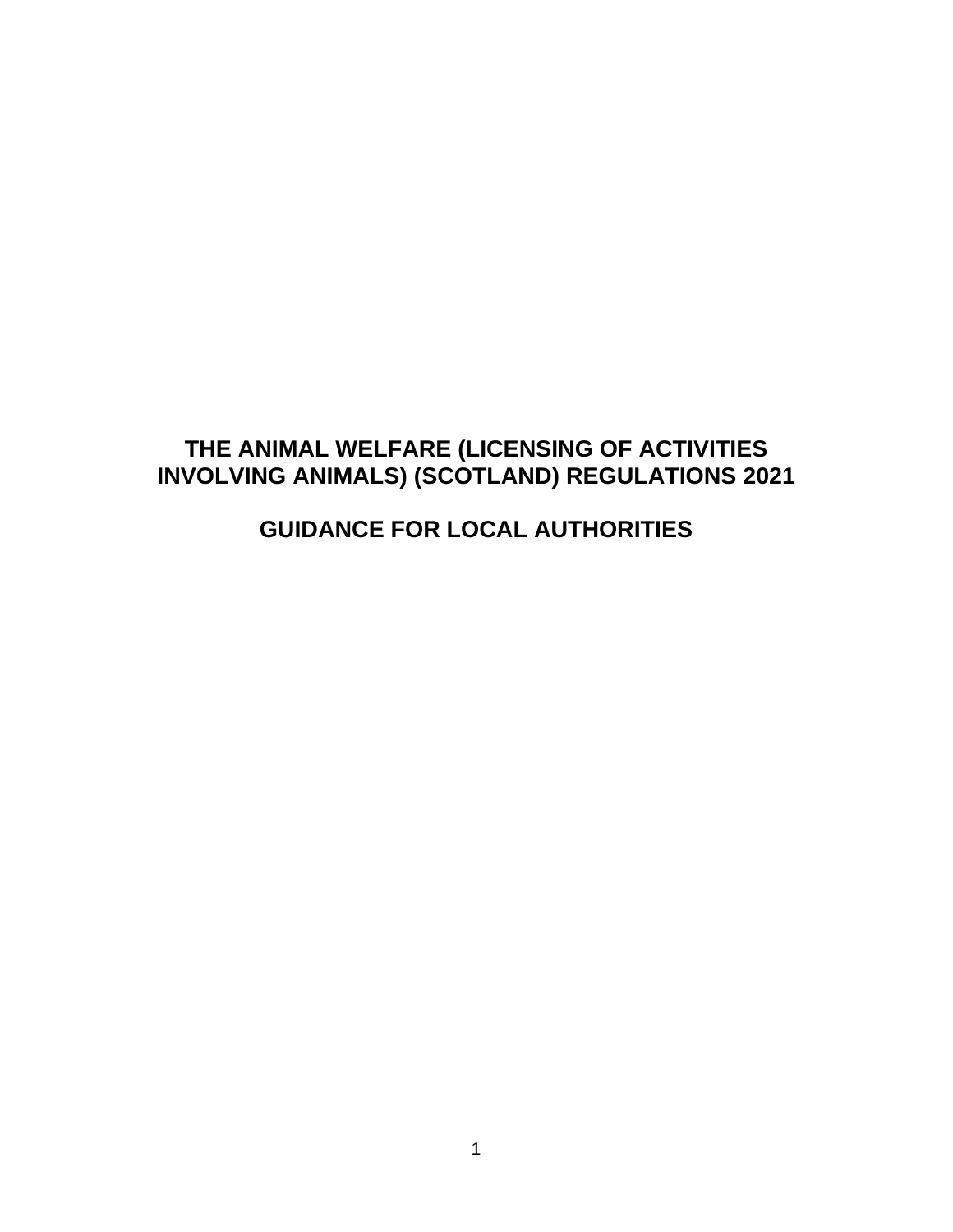# THE ANIMAL WELFARE (LICENSING OF ACTIVITIES INVOLVING ANIMALS) (SCOTLAND) REGULATIONS 2021

## GUIDANCE FOR LOCAL AUTHORITIES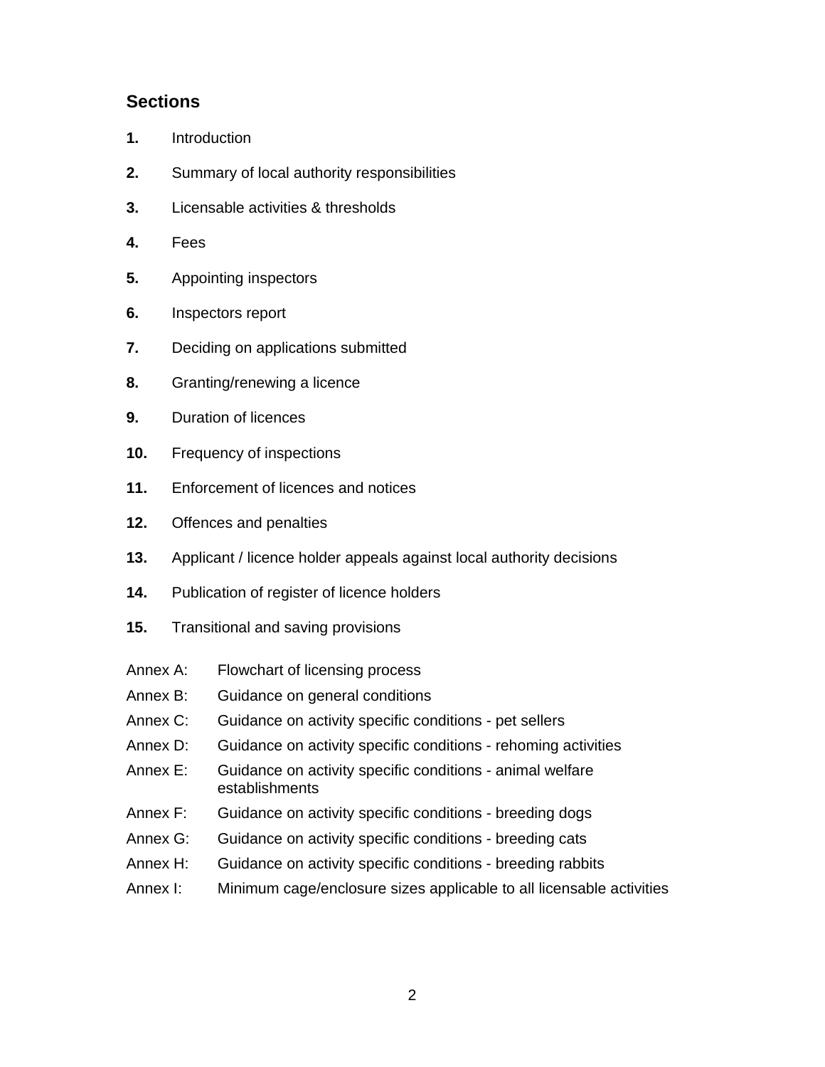## Sections

**1.** Introduction

**2.** Summary of local authority responsibilities

**3.** Licensable activities & thresholds

**4.** Fees

**5.** Appointing inspectors

**6.** Inspectors report

**7.** Deciding on applications submitted

**8.** Granting/renewing a licence

**9.** Duration of licences

**10.** Frequency of inspections

**11.** Enforcement of licences and notices

**12.** Offences and penalties

**13.** Applicant / licence holder appeals against local authority decisions

**14.** Publication of register of licence holders

**15.** Transitional and saving provisions

Annex A: Flowchart of licensing process

Annex B: Guidance on general conditions

Annex C: Guidance on activity specific conditions - pet sellers

Annex D: Guidance on activity specific conditions - rehoming activities

Annex E: Guidance on activity specific conditions - animal welfare establishments

Annex F: Guidance on activity specific conditions - breeding dogs

Annex G: Guidance on activity specific conditions - breeding cats

Annex H: Guidance on activity specific conditions - breeding rabbits

Annex I: Minimum cage/enclosure sizes applicable to all licensable activities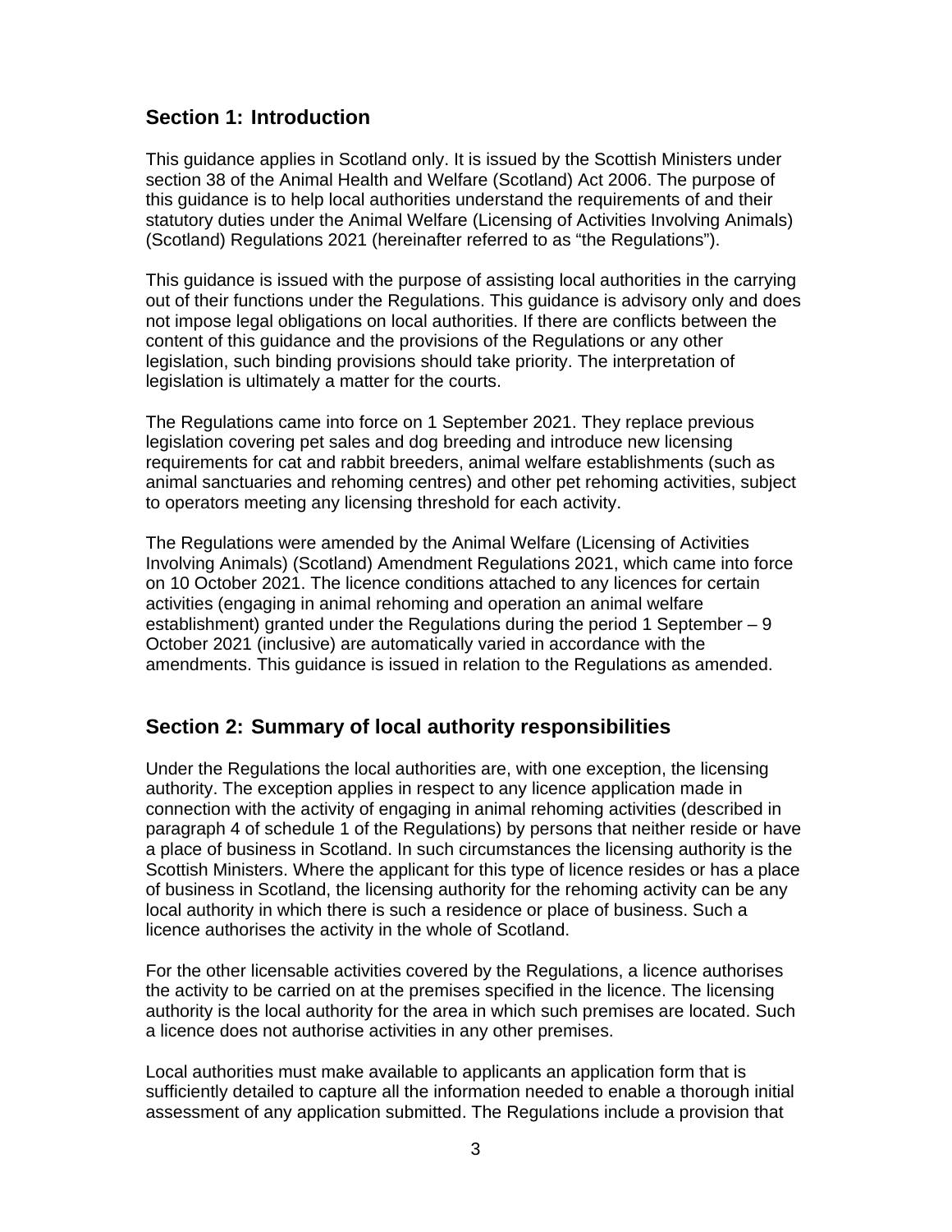## Section 1: Introduction

This guidance applies in Scotland only. It is issued by the Scottish Ministers under section 38 of the Animal Health and Welfare (Scotland) Act 2006. The purpose of this guidance is to help local authorities understand the requirements of and their statutory duties under the Animal Welfare (Licensing of Activities Involving Animals) (Scotland) Regulations 2021 (hereinafter referred to as "the Regulations").

This guidance is issued with the purpose of assisting local authorities in the carrying out of their functions under the Regulations. This guidance is advisory only and does not impose legal obligations on local authorities. If there are conflicts between the content of this guidance and the provisions of the Regulations or any other legislation, such binding provisions should take priority. The interpretation of legislation is ultimately a matter for the courts.

The Regulations came into force on 1 September 2021. They replace previous legislation covering pet sales and dog breeding and introduce new licensing requirements for cat and rabbit breeders, animal welfare establishments (such as animal sanctuaries and rehoming centres) and other pet rehoming activities, subject to operators meeting any licensing threshold for each activity.

The Regulations were amended by the Animal Welfare (Licensing of Activities Involving Animals) (Scotland) Amendment Regulations 2021, which came into force on 10 October 2021. The licence conditions attached to any licences for certain activities (engaging in animal rehoming and operation an animal welfare establishment) granted under the Regulations during the period 1 September – 9 October 2021 (inclusive) are automatically varied in accordance with the amendments. This guidance is issued in relation to the Regulations as amended.

## Section 2: Summary of local authority responsibilities

Under the Regulations the local authorities are, with one exception, the licensing authority. The exception applies in respect to any licence application made in connection with the activity of engaging in animal rehoming activities (described in paragraph 4 of schedule 1 of the Regulations) by persons that neither reside or have a place of business in Scotland. In such circumstances the licensing authority is the Scottish Ministers. Where the applicant for this type of licence resides or has a place of business in Scotland, the licensing authority for the rehoming activity can be any local authority in which there is such a residence or place of business. Such a licence authorises the activity in the whole of Scotland.

For the other licensable activities covered by the Regulations, a licence authorises the activity to be carried on at the premises specified in the licence. The licensing authority is the local authority for the area in which such premises are located. Such a licence does not authorise activities in any other premises.

Local authorities must make available to applicants an application form that is sufficiently detailed to capture all the information needed to enable a thorough initial assessment of any application submitted. The Regulations include a provision that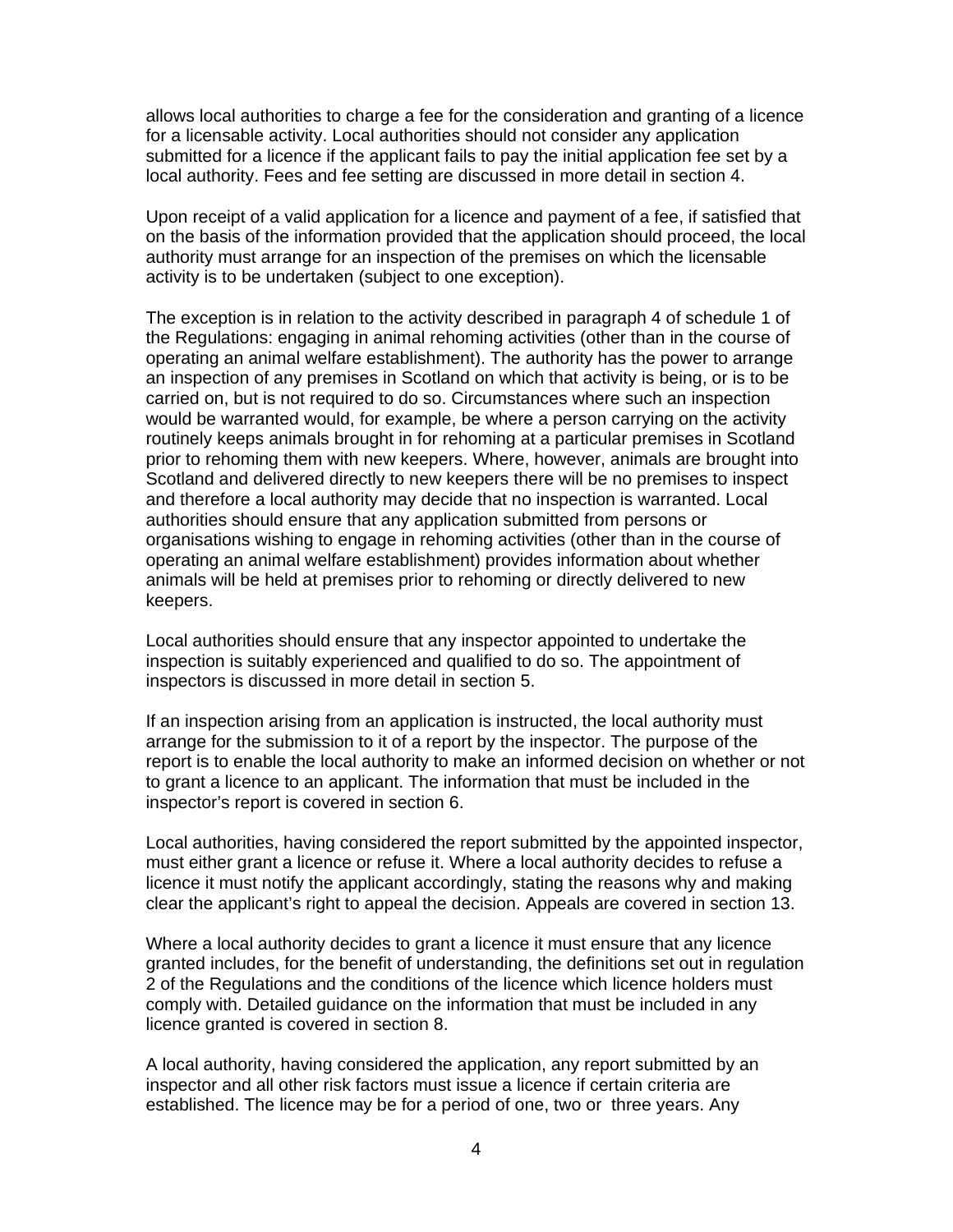allows local authorities to charge a fee for the consideration and granting of a licence for a licensable activity. Local authorities should not consider any application submitted for a licence if the applicant fails to pay the initial application fee set by a local authority. Fees and fee setting are discussed in more detail in section 4.

Upon receipt of a valid application for a licence and payment of a fee, if satisfied that on the basis of the information provided that the application should proceed, the local authority must arrange for an inspection of the premises on which the licensable activity is to be undertaken (subject to one exception).

The exception is in relation to the activity described in paragraph 4 of schedule 1 of the Regulations: engaging in animal rehoming activities (other than in the course of operating an animal welfare establishment). The authority has the power to arrange an inspection of any premises in Scotland on which that activity is being, or is to be carried on, but is not required to do so. Circumstances where such an inspection would be warranted would, for example, be where a person carrying on the activity routinely keeps animals brought in for rehoming at a particular premises in Scotland prior to rehoming them with new keepers. Where, however, animals are brought into Scotland and delivered directly to new keepers there will be no premises to inspect and therefore a local authority may decide that no inspection is warranted. Local authorities should ensure that any application submitted from persons or organisations wishing to engage in rehoming activities (other than in the course of operating an animal welfare establishment) provides information about whether animals will be held at premises prior to rehoming or directly delivered to new keepers.

Local authorities should ensure that any inspector appointed to undertake the inspection is suitably experienced and qualified to do so. The appointment of inspectors is discussed in more detail in section 5.

If an inspection arising from an application is instructed, the local authority must arrange for the submission to it of a report by the inspector. The purpose of the report is to enable the local authority to make an informed decision on whether or not to grant a licence to an applicant. The information that must be included in the inspector's report is covered in section 6.

Local authorities, having considered the report submitted by the appointed inspector, must either grant a licence or refuse it. Where a local authority decides to refuse a licence it must notify the applicant accordingly, stating the reasons why and making clear the applicant's right to appeal the decision. Appeals are covered in section 13.

Where a local authority decides to grant a licence it must ensure that any licence granted includes, for the benefit of understanding, the definitions set out in regulation 2 of the Regulations and the conditions of the licence which licence holders must comply with. Detailed guidance on the information that must be included in any licence granted is covered in section 8.

A local authority, having considered the application, any report submitted by an inspector and all other risk factors must issue a licence if certain criteria are established. The licence may be for a period of one, two or three years. Any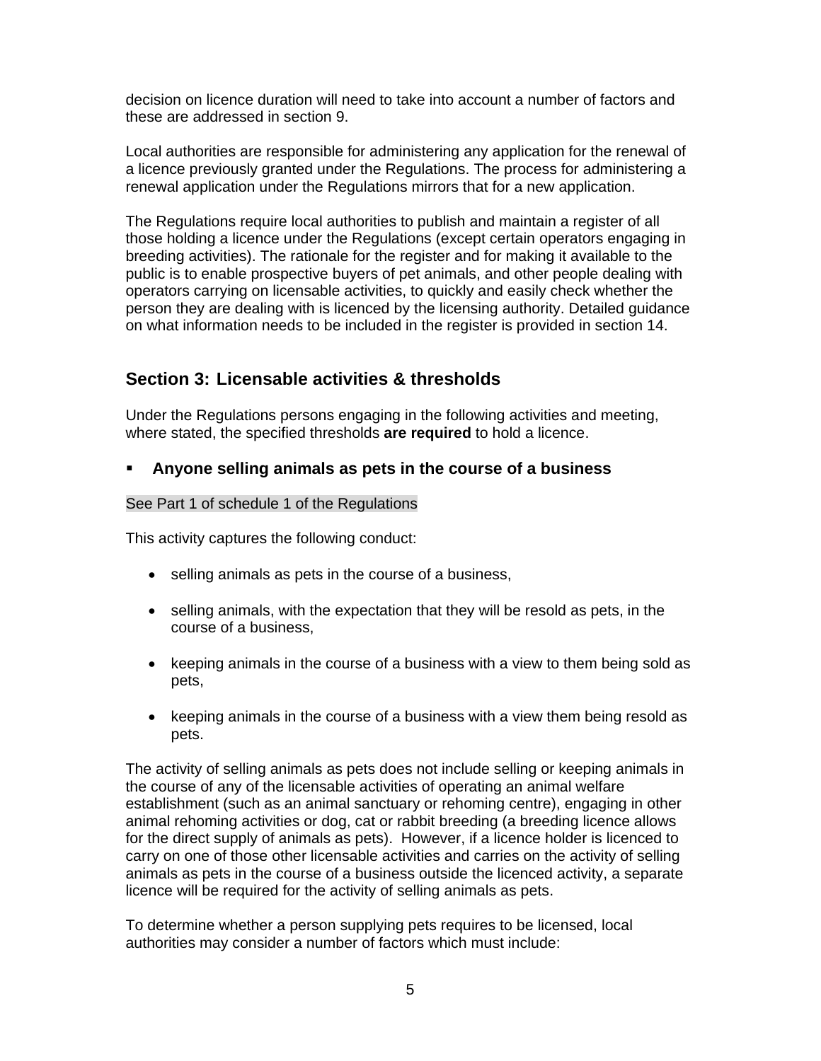decision on licence duration will need to take into account a number of factors and these are addressed in section 9.

Local authorities are responsible for administering any application for the renewal of a licence previously granted under the Regulations. The process for administering a renewal application under the Regulations mirrors that for a new application.

The Regulations require local authorities to publish and maintain a register of all those holding a licence under the Regulations (except certain operators engaging in breeding activities). The rationale for the register and for making it available to the public is to enable prospective buyers of pet animals, and other people dealing with operators carrying on licensable activities, to quickly and easily check whether the person they are dealing with is licenced by the licensing authority. Detailed guidance on what information needs to be included in the register is provided in section 14.

## Section 3: Licensable activities & thresholds

Under the Regulations persons engaging in the following activities and meeting, where stated, the specified thresholds **are required** to hold a licence.

### ▪ Anyone selling animals as pets in the course of a business

See Part 1 of schedule 1 of the Regulations

This activity captures the following conduct:

- selling animals as pets in the course of a business,
- selling animals, with the expectation that they will be resold as pets, in the course of a business,
- keeping animals in the course of a business with a view to them being sold as pets,
- keeping animals in the course of a business with a view them being resold as pets.

The activity of selling animals as pets does not include selling or keeping animals in the course of any of the licensable activities of operating an animal welfare establishment (such as an animal sanctuary or rehoming centre), engaging in other animal rehoming activities or dog, cat or rabbit breeding (a breeding licence allows for the direct supply of animals as pets). However, if a licence holder is licenced to carry on one of those other licensable activities and carries on the activity of selling animals as pets in the course of a business outside the licenced activity, a separate licence will be required for the activity of selling animals as pets.

To determine whether a person supplying pets requires to be licensed, local authorities may consider a number of factors which must include: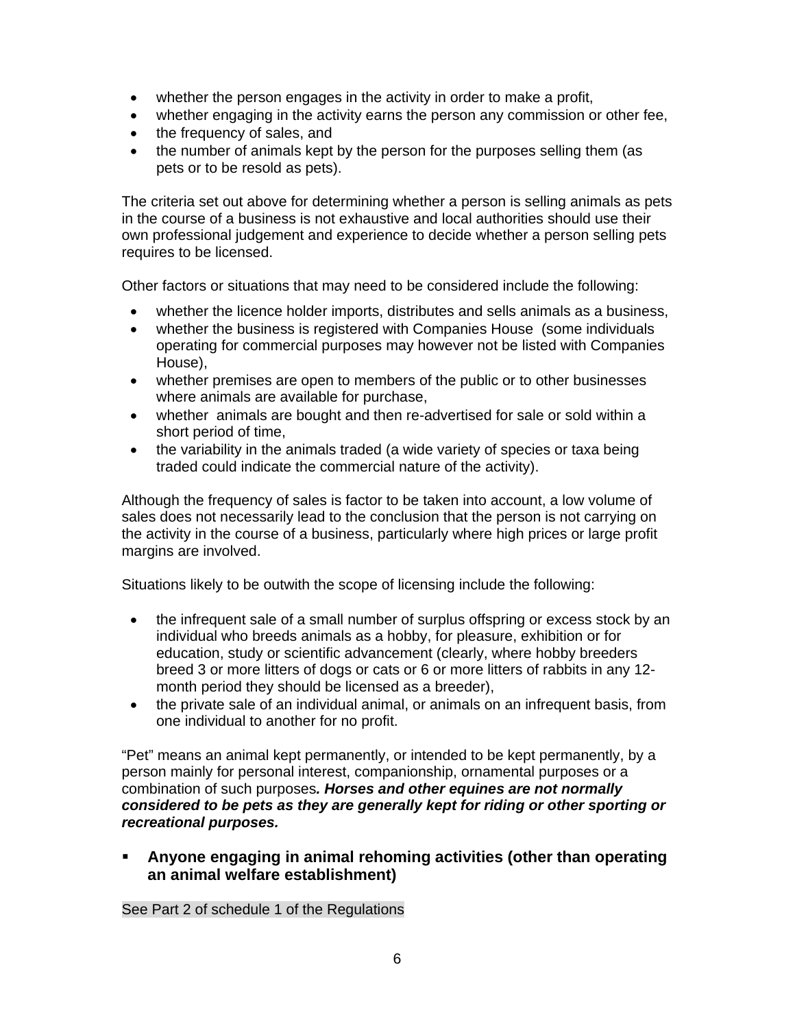- whether the person engages in the activity in order to make a profit,
- whether engaging in the activity earns the person any commission or other fee,
- the frequency of sales, and
- the number of animals kept by the person for the purposes selling them (as pets or to be resold as pets).

The criteria set out above for determining whether a person is selling animals as pets in the course of a business is not exhaustive and local authorities should use their own professional judgement and experience to decide whether a person selling pets requires to be licensed.

Other factors or situations that may need to be considered include the following:

- whether the licence holder imports, distributes and sells animals as a business,
- whether the business is registered with Companies House (some individuals operating for commercial purposes may however not be listed with Companies House),
- whether premises are open to members of the public or to other businesses where animals are available for purchase,
- whether animals are bought and then re-advertised for sale or sold within a short period of time,
- the variability in the animals traded (a wide variety of species or taxa being traded could indicate the commercial nature of the activity).

Although the frequency of sales is factor to be taken into account, a low volume of sales does not necessarily lead to the conclusion that the person is not carrying on the activity in the course of a business, particularly where high prices or large profit margins are involved.

Situations likely to be outwith the scope of licensing include the following:

- the infrequent sale of a small number of surplus offspring or excess stock by an individual who breeds animals as a hobby, for pleasure, exhibition or for education, study or scientific advancement (clearly, where hobby breeders breed 3 or more litters of dogs or cats or 6 or more litters of rabbits in any 12-month period they should be licensed as a breeder),
- the private sale of an individual animal, or animals on an infrequent basis, from one individual to another for no profit.

"Pet" means an animal kept permanently, or intended to be kept permanently, by a person mainly for personal interest, companionship, ornamental purposes or a combination of such purposes***. Horses and other equines are not normally considered to be pets as they are generally kept for riding or other sporting or recreational purposes.***

- **Anyone engaging in animal rehoming activities (other than operating an animal welfare establishment)**

See Part 2 of schedule 1 of the Regulations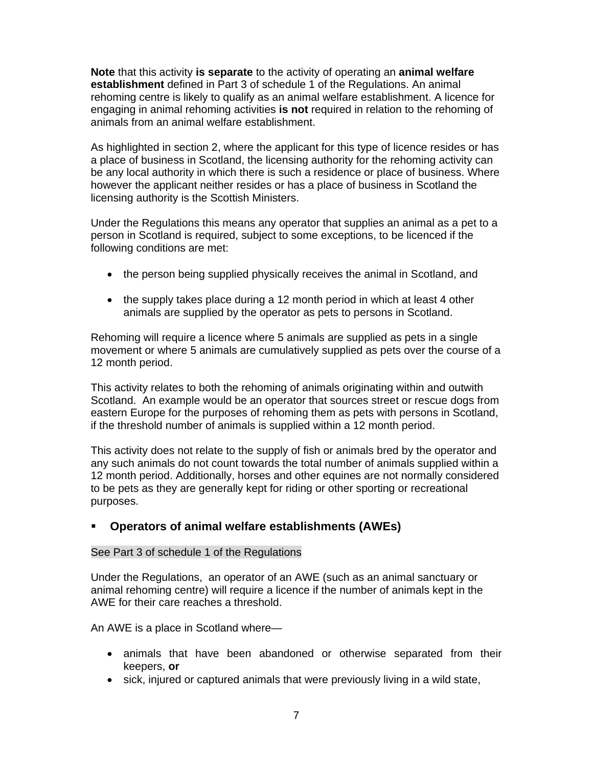**Note** that this activity **is separate** to the activity of operating an **animal welfare establishment** defined in Part 3 of schedule 1 of the Regulations. An animal rehoming centre is likely to qualify as an animal welfare establishment. A licence for engaging in animal rehoming activities **is not** required in relation to the rehoming of animals from an animal welfare establishment.

As highlighted in section 2, where the applicant for this type of licence resides or has a place of business in Scotland, the licensing authority for the rehoming activity can be any local authority in which there is such a residence or place of business. Where however the applicant neither resides or has a place of business in Scotland the licensing authority is the Scottish Ministers.

Under the Regulations this means any operator that supplies an animal as a pet to a person in Scotland is required, subject to some exceptions, to be licenced if the following conditions are met:

- the person being supplied physically receives the animal in Scotland, and
- the supply takes place during a 12 month period in which at least 4 other animals are supplied by the operator as pets to persons in Scotland.

Rehoming will require a licence where 5 animals are supplied as pets in a single movement or where 5 animals are cumulatively supplied as pets over the course of a 12 month period.

This activity relates to both the rehoming of animals originating within and outwith Scotland. An example would be an operator that sources street or rescue dogs from eastern Europe for the purposes of rehoming them as pets with persons in Scotland, if the threshold number of animals is supplied within a 12 month period.

This activity does not relate to the supply of fish or animals bred by the operator and any such animals do not count towards the total number of animals supplied within a 12 month period. Additionally, horses and other equines are not normally considered to be pets as they are generally kept for riding or other sporting or recreational purposes.

- **Operators of animal welfare establishments (AWEs)**

See Part 3 of schedule 1 of the Regulations

Under the Regulations, an operator of an AWE (such as an animal sanctuary or animal rehoming centre) will require a licence if the number of animals kept in the AWE for their care reaches a threshold.

An AWE is a place in Scotland where—

- animals that have been abandoned or otherwise separated from their keepers, **or**
- sick, injured or captured animals that were previously living in a wild state,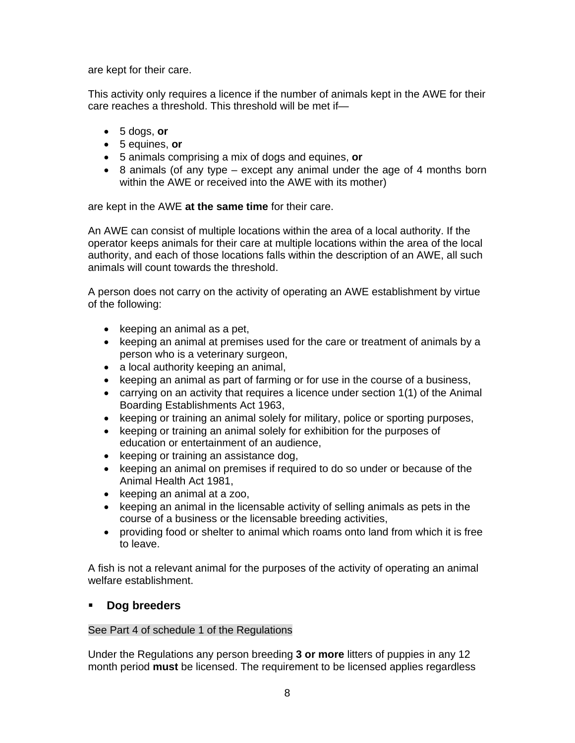are kept for their care.

This activity only requires a licence if the number of animals kept in the AWE for their care reaches a threshold. This threshold will be met if—

- 5 dogs, **or**
- 5 equines, **or**
- 5 animals comprising a mix of dogs and equines, **or**
- 8 animals (of any type – except any animal under the age of 4 months born within the AWE or received into the AWE with its mother)

are kept in the AWE **at the same time** for their care.

An AWE can consist of multiple locations within the area of a local authority. If the operator keeps animals for their care at multiple locations within the area of the local authority, and each of those locations falls within the description of an AWE, all such animals will count towards the threshold.

A person does not carry on the activity of operating an AWE establishment by virtue of the following:

- keeping an animal as a pet,
- keeping an animal at premises used for the care or treatment of animals by a person who is a veterinary surgeon,
- a local authority keeping an animal,
- keeping an animal as part of farming or for use in the course of a business,
- carrying on an activity that requires a licence under section 1(1) of the Animal Boarding Establishments Act 1963,
- keeping or training an animal solely for military, police or sporting purposes,
- keeping or training an animal solely for exhibition for the purposes of education or entertainment of an audience,
- keeping or training an assistance dog,
- keeping an animal on premises if required to do so under or because of the Animal Health Act 1981,
- keeping an animal at a zoo,
- keeping an animal in the licensable activity of selling animals as pets in the course of a business or the licensable breeding activities,
- providing food or shelter to animal which roams onto land from which it is free to leave.

A fish is not a relevant animal for the purposes of the activity of operating an animal welfare establishment.

- **Dog breeders**

See Part 4 of schedule 1 of the Regulations

Under the Regulations any person breeding **3 or more** litters of puppies in any 12 month period **must** be licensed. The requirement to be licensed applies regardless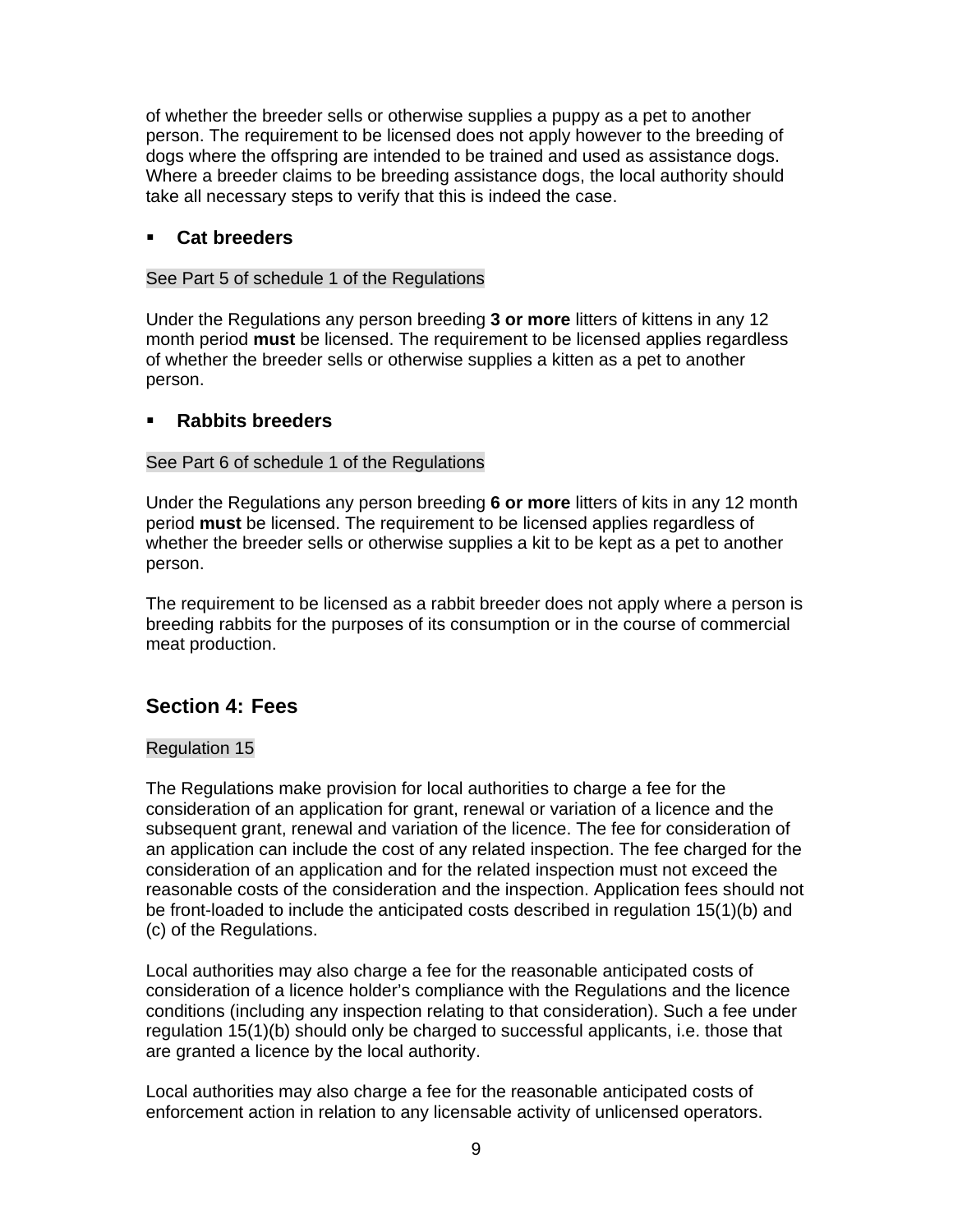of whether the breeder sells or otherwise supplies a puppy as a pet to another person. The requirement to be licensed does not apply however to the breeding of dogs where the offspring are intended to be trained and used as assistance dogs. Where a breeder claims to be breeding assistance dogs, the local authority should take all necessary steps to verify that this is indeed the case.

- **Cat breeders**

See Part 5 of schedule 1 of the Regulations

Under the Regulations any person breeding **3 or more** litters of kittens in any 12 month period **must** be licensed. The requirement to be licensed applies regardless of whether the breeder sells or otherwise supplies a kitten as a pet to another person.

- **Rabbits breeders**

See Part 6 of schedule 1 of the Regulations

Under the Regulations any person breeding **6 or more** litters of kits in any 12 month period **must** be licensed. The requirement to be licensed applies regardless of whether the breeder sells or otherwise supplies a kit to be kept as a pet to another person.

The requirement to be licensed as a rabbit breeder does not apply where a person is breeding rabbits for the purposes of its consumption or in the course of commercial meat production.

## Section 4: Fees

Regulation 15

The Regulations make provision for local authorities to charge a fee for the consideration of an application for grant, renewal or variation of a licence and the subsequent grant, renewal and variation of the licence. The fee for consideration of an application can include the cost of any related inspection. The fee charged for the consideration of an application and for the related inspection must not exceed the reasonable costs of the consideration and the inspection. Application fees should not be front-loaded to include the anticipated costs described in regulation 15(1)(b) and (c) of the Regulations.

Local authorities may also charge a fee for the reasonable anticipated costs of consideration of a licence holder's compliance with the Regulations and the licence conditions (including any inspection relating to that consideration). Such a fee under regulation 15(1)(b) should only be charged to successful applicants, i.e. those that are granted a licence by the local authority.

Local authorities may also charge a fee for the reasonable anticipated costs of enforcement action in relation to any licensable activity of unlicensed operators.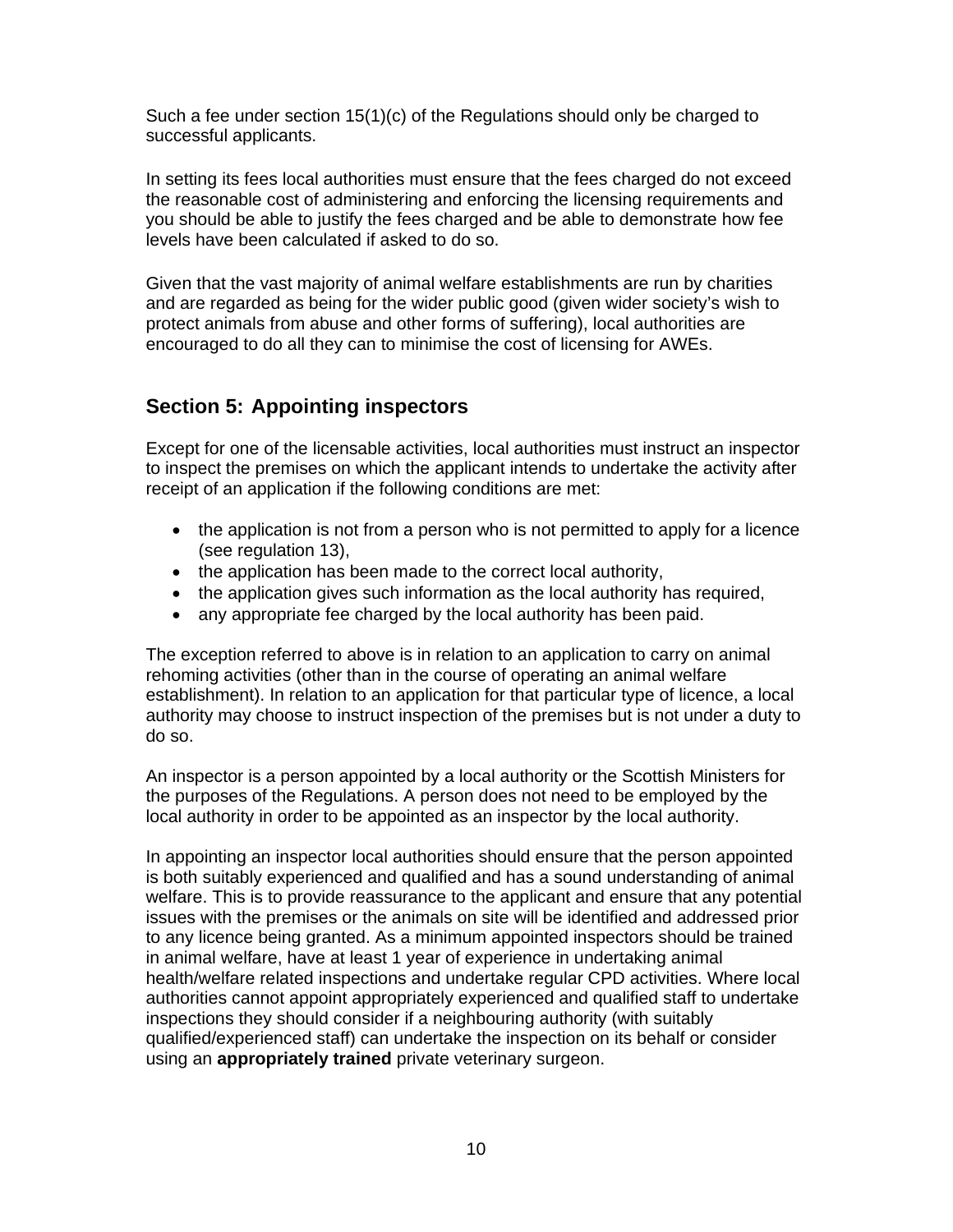Such a fee under section 15(1)(c) of the Regulations should only be charged to successful applicants.

In setting its fees local authorities must ensure that the fees charged do not exceed the reasonable cost of administering and enforcing the licensing requirements and you should be able to justify the fees charged and be able to demonstrate how fee levels have been calculated if asked to do so.

Given that the vast majority of animal welfare establishments are run by charities and are regarded as being for the wider public good (given wider society's wish to protect animals from abuse and other forms of suffering), local authorities are encouraged to do all they can to minimise the cost of licensing for AWEs.

## Section 5: Appointing inspectors

Except for one of the licensable activities, local authorities must instruct an inspector to inspect the premises on which the applicant intends to undertake the activity after receipt of an application if the following conditions are met:

- the application is not from a person who is not permitted to apply for a licence (see regulation 13),
- the application has been made to the correct local authority,
- the application gives such information as the local authority has required,
- any appropriate fee charged by the local authority has been paid.

The exception referred to above is in relation to an application to carry on animal rehoming activities (other than in the course of operating an animal welfare establishment). In relation to an application for that particular type of licence, a local authority may choose to instruct inspection of the premises but is not under a duty to do so.

An inspector is a person appointed by a local authority or the Scottish Ministers for the purposes of the Regulations. A person does not need to be employed by the local authority in order to be appointed as an inspector by the local authority.

In appointing an inspector local authorities should ensure that the person appointed is both suitably experienced and qualified and has a sound understanding of animal welfare. This is to provide reassurance to the applicant and ensure that any potential issues with the premises or the animals on site will be identified and addressed prior to any licence being granted. As a minimum appointed inspectors should be trained in animal welfare, have at least 1 year of experience in undertaking animal health/welfare related inspections and undertake regular CPD activities. Where local authorities cannot appoint appropriately experienced and qualified staff to undertake inspections they should consider if a neighbouring authority (with suitably qualified/experienced staff) can undertake the inspection on its behalf or consider using an **appropriately trained** private veterinary surgeon.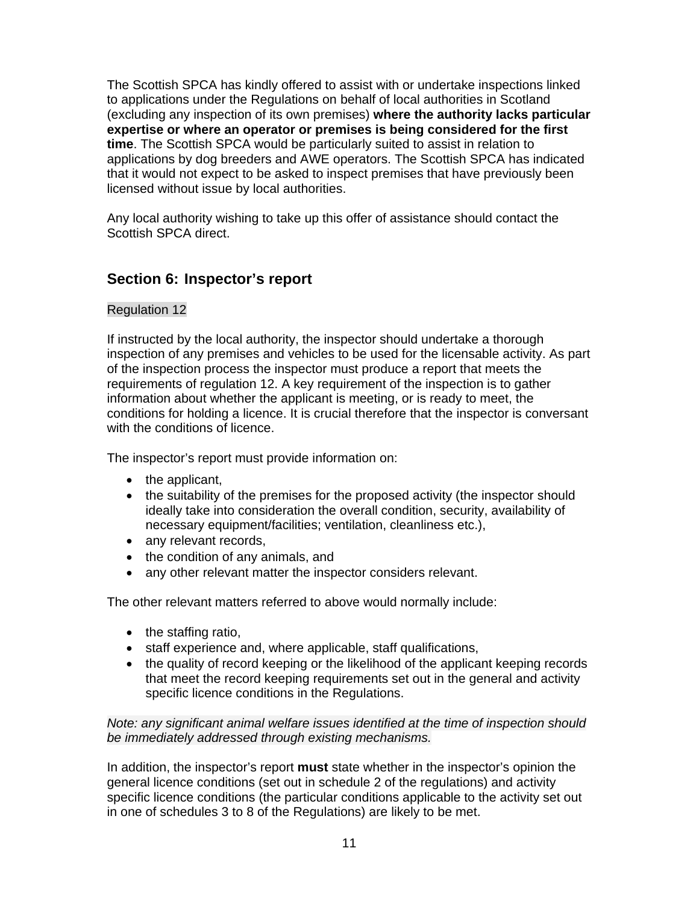The Scottish SPCA has kindly offered to assist with or undertake inspections linked to applications under the Regulations on behalf of local authorities in Scotland (excluding any inspection of its own premises) **where the authority lacks particular expertise or where an operator or premises is being considered for the first time**. The Scottish SPCA would be particularly suited to assist in relation to applications by dog breeders and AWE operators. The Scottish SPCA has indicated that it would not expect to be asked to inspect premises that have previously been licensed without issue by local authorities.

Any local authority wishing to take up this offer of assistance should contact the Scottish SPCA direct.

## Section 6: Inspector's report

Regulation 12

If instructed by the local authority, the inspector should undertake a thorough inspection of any premises and vehicles to be used for the licensable activity. As part of the inspection process the inspector must produce a report that meets the requirements of regulation 12. A key requirement of the inspection is to gather information about whether the applicant is meeting, or is ready to meet, the conditions for holding a licence. It is crucial therefore that the inspector is conversant with the conditions of licence.

The inspector's report must provide information on:

- the applicant,
- the suitability of the premises for the proposed activity (the inspector should ideally take into consideration the overall condition, security, availability of necessary equipment/facilities; ventilation, cleanliness etc.),
- any relevant records,
- the condition of any animals, and
- any other relevant matter the inspector considers relevant.

The other relevant matters referred to above would normally include:

- the staffing ratio,
- staff experience and, where applicable, staff qualifications,
- the quality of record keeping or the likelihood of the applicant keeping records that meet the record keeping requirements set out in the general and activity specific licence conditions in the Regulations.

*Note: any significant animal welfare issues identified at the time of inspection should be immediately addressed through existing mechanisms.*

In addition, the inspector's report **must** state whether in the inspector's opinion the general licence conditions (set out in schedule 2 of the regulations) and activity specific licence conditions (the particular conditions applicable to the activity set out in one of schedules 3 to 8 of the Regulations) are likely to be met.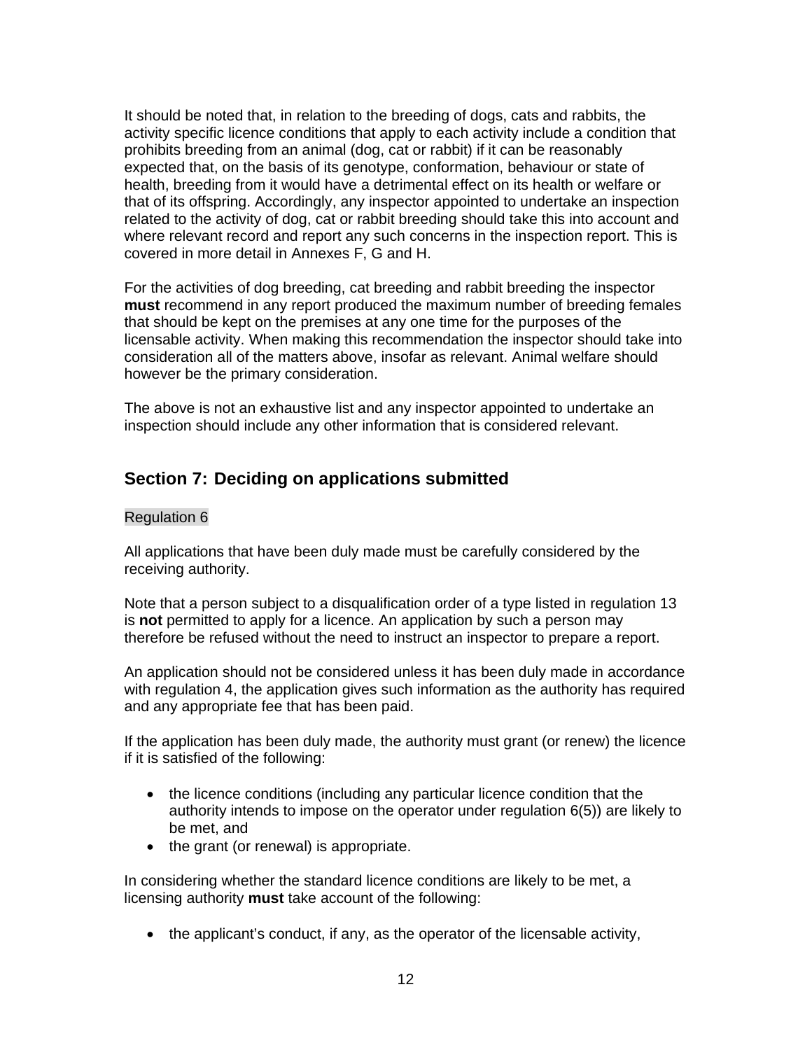It should be noted that, in relation to the breeding of dogs, cats and rabbits, the activity specific licence conditions that apply to each activity include a condition that prohibits breeding from an animal (dog, cat or rabbit) if it can be reasonably expected that, on the basis of its genotype, conformation, behaviour or state of health, breeding from it would have a detrimental effect on its health or welfare or that of its offspring. Accordingly, any inspector appointed to undertake an inspection related to the activity of dog, cat or rabbit breeding should take this into account and where relevant record and report any such concerns in the inspection report. This is covered in more detail in Annexes F, G and H.

For the activities of dog breeding, cat breeding and rabbit breeding the inspector **must** recommend in any report produced the maximum number of breeding females that should be kept on the premises at any one time for the purposes of the licensable activity. When making this recommendation the inspector should take into consideration all of the matters above, insofar as relevant. Animal welfare should however be the primary consideration.

The above is not an exhaustive list and any inspector appointed to undertake an inspection should include any other information that is considered relevant.

## Section 7: Deciding on applications submitted

Regulation 6

All applications that have been duly made must be carefully considered by the receiving authority.

Note that a person subject to a disqualification order of a type listed in regulation 13 is **not** permitted to apply for a licence. An application by such a person may therefore be refused without the need to instruct an inspector to prepare a report.

An application should not be considered unless it has been duly made in accordance with regulation 4, the application gives such information as the authority has required and any appropriate fee that has been paid.

If the application has been duly made, the authority must grant (or renew) the licence if it is satisfied of the following:

- the licence conditions (including any particular licence condition that the authority intends to impose on the operator under regulation 6(5)) are likely to be met, and
- the grant (or renewal) is appropriate.

In considering whether the standard licence conditions are likely to be met, a licensing authority **must** take account of the following:

- the applicant's conduct, if any, as the operator of the licensable activity,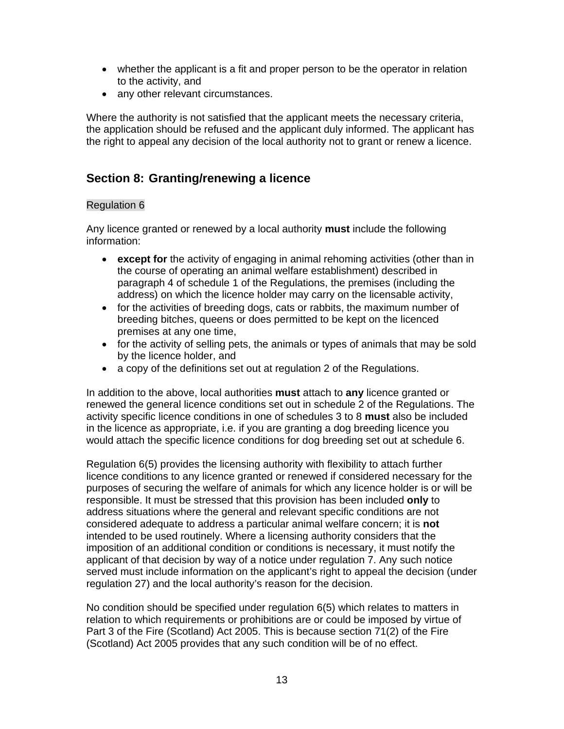- whether the applicant is a fit and proper person to be the operator in relation to the activity, and
- any other relevant circumstances.

Where the authority is not satisfied that the applicant meets the necessary criteria, the application should be refused and the applicant duly informed. The applicant has the right to appeal any decision of the local authority not to grant or renew a licence.

## Section 8: Granting/renewing a licence

Regulation 6

Any licence granted or renewed by a local authority **must** include the following information:

- **except for** the activity of engaging in animal rehoming activities (other than in the course of operating an animal welfare establishment) described in paragraph 4 of schedule 1 of the Regulations, the premises (including the address) on which the licence holder may carry on the licensable activity,
- for the activities of breeding dogs, cats or rabbits, the maximum number of breeding bitches, queens or does permitted to be kept on the licenced premises at any one time,
- for the activity of selling pets, the animals or types of animals that may be sold by the licence holder, and
- a copy of the definitions set out at regulation 2 of the Regulations.

In addition to the above, local authorities **must** attach to **any** licence granted or renewed the general licence conditions set out in schedule 2 of the Regulations. The activity specific licence conditions in one of schedules 3 to 8 **must** also be included in the licence as appropriate, i.e. if you are granting a dog breeding licence you would attach the specific licence conditions for dog breeding set out at schedule 6.

Regulation 6(5) provides the licensing authority with flexibility to attach further licence conditions to any licence granted or renewed if considered necessary for the purposes of securing the welfare of animals for which any licence holder is or will be responsible. It must be stressed that this provision has been included **only** to address situations where the general and relevant specific conditions are not considered adequate to address a particular animal welfare concern; it is **not** intended to be used routinely. Where a licensing authority considers that the imposition of an additional condition or conditions is necessary, it must notify the applicant of that decision by way of a notice under regulation 7. Any such notice served must include information on the applicant's right to appeal the decision (under regulation 27) and the local authority's reason for the decision.

No condition should be specified under regulation 6(5) which relates to matters in relation to which requirements or prohibitions are or could be imposed by virtue of Part 3 of the Fire (Scotland) Act 2005. This is because section 71(2) of the Fire (Scotland) Act 2005 provides that any such condition will be of no effect.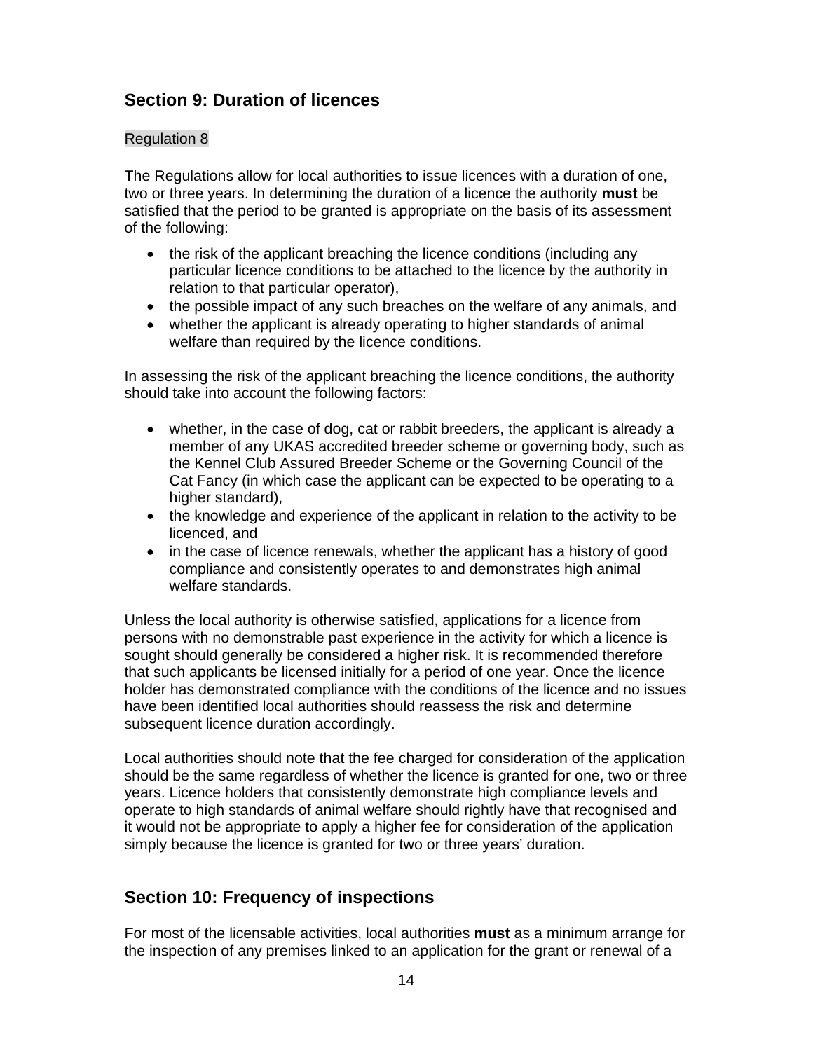## Section 9: Duration of licences

Regulation 8

The Regulations allow for local authorities to issue licences with a duration of one, two or three years. In determining the duration of a licence the authority **must** be satisfied that the period to be granted is appropriate on the basis of its assessment of the following:

- the risk of the applicant breaching the licence conditions (including any particular licence conditions to be attached to the licence by the authority in relation to that particular operator),
- the possible impact of any such breaches on the welfare of any animals, and
- whether the applicant is already operating to higher standards of animal welfare than required by the licence conditions.

In assessing the risk of the applicant breaching the licence conditions, the authority should take into account the following factors:

- whether, in the case of dog, cat or rabbit breeders, the applicant is already a member of any UKAS accredited breeder scheme or governing body, such as the Kennel Club Assured Breeder Scheme or the Governing Council of the Cat Fancy (in which case the applicant can be expected to be operating to a higher standard),
- the knowledge and experience of the applicant in relation to the activity to be licenced, and
- in the case of licence renewals, whether the applicant has a history of good compliance and consistently operates to and demonstrates high animal welfare standards.

Unless the local authority is otherwise satisfied, applications for a licence from persons with no demonstrable past experience in the activity for which a licence is sought should generally be considered a higher risk. It is recommended therefore that such applicants be licensed initially for a period of one year. Once the licence holder has demonstrated compliance with the conditions of the licence and no issues have been identified local authorities should reassess the risk and determine subsequent licence duration accordingly.

Local authorities should note that the fee charged for consideration of the application should be the same regardless of whether the licence is granted for one, two or three years. Licence holders that consistently demonstrate high compliance levels and operate to high standards of animal welfare should rightly have that recognised and it would not be appropriate to apply a higher fee for consideration of the application simply because the licence is granted for two or three years' duration.

## Section 10: Frequency of inspections

For most of the licensable activities, local authorities **must** as a minimum arrange for the inspection of any premises linked to an application for the grant or renewal of a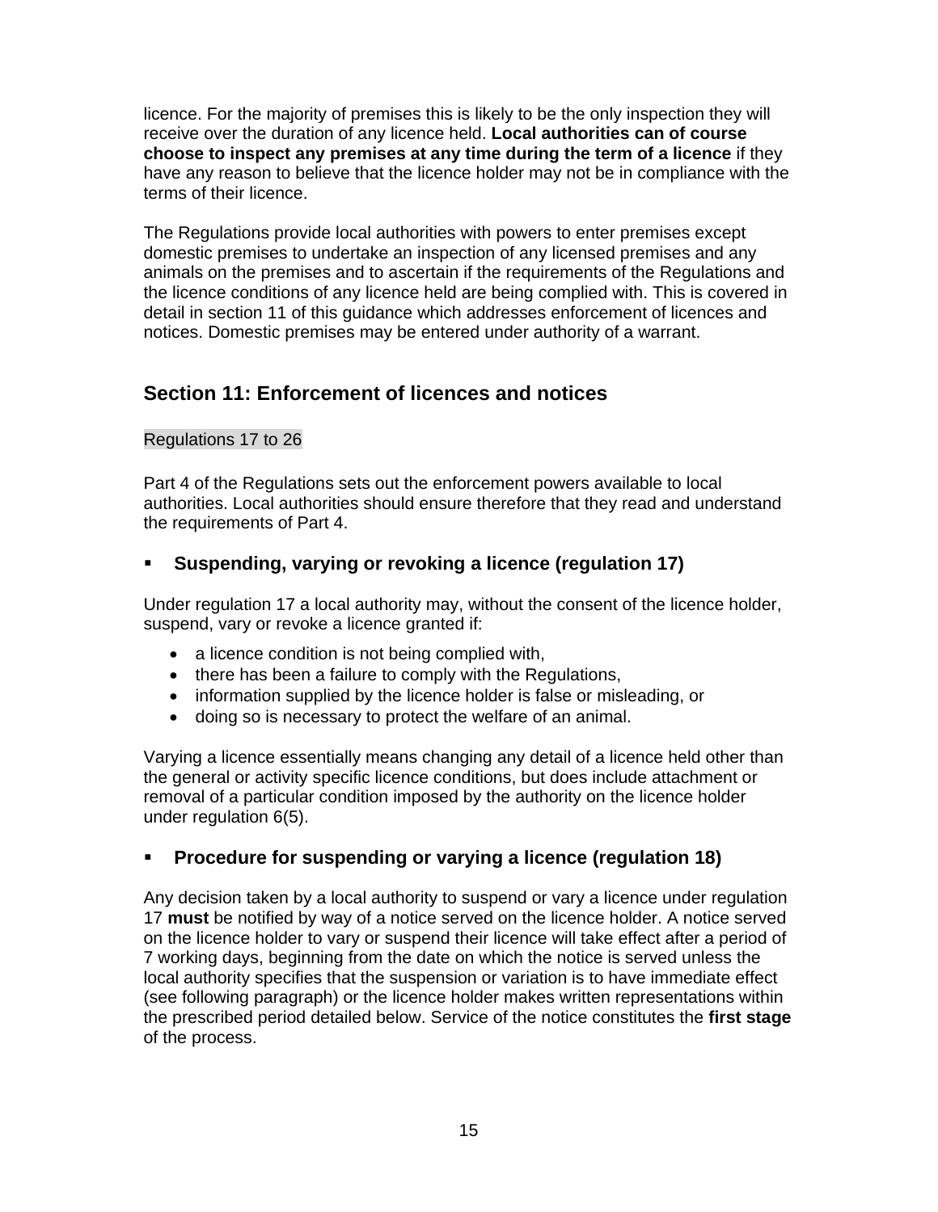licence. For the majority of premises this is likely to be the only inspection they will receive over the duration of any licence held. **Local authorities can of course choose to inspect any premises at any time during the term of a licence** if they have any reason to believe that the licence holder may not be in compliance with the terms of their licence.

The Regulations provide local authorities with powers to enter premises except domestic premises to undertake an inspection of any licensed premises and any animals on the premises and to ascertain if the requirements of the Regulations and the licence conditions of any licence held are being complied with. This is covered in detail in section 11 of this guidance which addresses enforcement of licences and notices. Domestic premises may be entered under authority of a warrant.

## Section 11: Enforcement of licences and notices

Regulations 17 to 26

Part 4 of the Regulations sets out the enforcement powers available to local authorities. Local authorities should ensure therefore that they read and understand the requirements of Part 4.

### ▪ Suspending, varying or revoking a licence (regulation 17)

Under regulation 17 a local authority may, without the consent of the licence holder, suspend, vary or revoke a licence granted if:

- a licence condition is not being complied with,
- there has been a failure to comply with the Regulations,
- information supplied by the licence holder is false or misleading, or
- doing so is necessary to protect the welfare of an animal.

Varying a licence essentially means changing any detail of a licence held other than the general or activity specific licence conditions, but does include attachment or removal of a particular condition imposed by the authority on the licence holder under regulation 6(5).

### ▪ Procedure for suspending or varying a licence (regulation 18)

Any decision taken by a local authority to suspend or vary a licence under regulation 17 **must** be notified by way of a notice served on the licence holder. A notice served on the licence holder to vary or suspend their licence will take effect after a period of 7 working days, beginning from the date on which the notice is served unless the local authority specifies that the suspension or variation is to have immediate effect (see following paragraph) or the licence holder makes written representations within the prescribed period detailed below. Service of the notice constitutes the **first stage** of the process.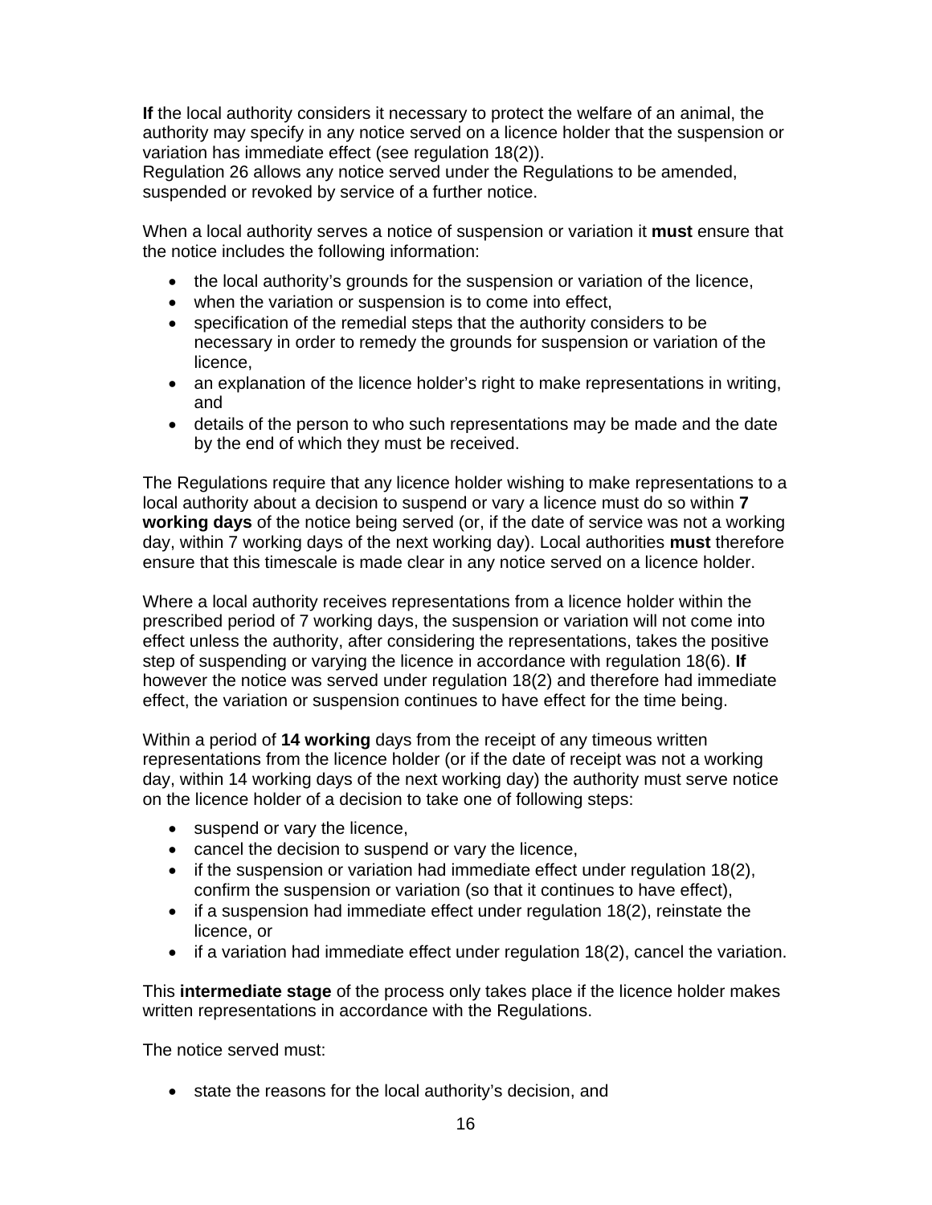**If** the local authority considers it necessary to protect the welfare of an animal, the authority may specify in any notice served on a licence holder that the suspension or variation has immediate effect (see regulation 18(2)).
Regulation 26 allows any notice served under the Regulations to be amended, suspended or revoked by service of a further notice.

When a local authority serves a notice of suspension or variation it **must** ensure that the notice includes the following information:

- the local authority's grounds for the suspension or variation of the licence,
- when the variation or suspension is to come into effect,
- specification of the remedial steps that the authority considers to be necessary in order to remedy the grounds for suspension or variation of the licence,
- an explanation of the licence holder's right to make representations in writing, and
- details of the person to who such representations may be made and the date by the end of which they must be received.

The Regulations require that any licence holder wishing to make representations to a local authority about a decision to suspend or vary a licence must do so within **7 working days** of the notice being served (or, if the date of service was not a working day, within 7 working days of the next working day). Local authorities **must** therefore ensure that this timescale is made clear in any notice served on a licence holder.

Where a local authority receives representations from a licence holder within the prescribed period of 7 working days, the suspension or variation will not come into effect unless the authority, after considering the representations, takes the positive step of suspending or varying the licence in accordance with regulation 18(6). **If** however the notice was served under regulation 18(2) and therefore had immediate effect, the variation or suspension continues to have effect for the time being.

Within a period of **14 working** days from the receipt of any timeous written representations from the licence holder (or if the date of receipt was not a working day, within 14 working days of the next working day) the authority must serve notice on the licence holder of a decision to take one of following steps:

- suspend or vary the licence,
- cancel the decision to suspend or vary the licence,
- if the suspension or variation had immediate effect under regulation 18(2), confirm the suspension or variation (so that it continues to have effect),
- if a suspension had immediate effect under regulation 18(2), reinstate the licence, or
- if a variation had immediate effect under regulation 18(2), cancel the variation.

This **intermediate stage** of the process only takes place if the licence holder makes written representations in accordance with the Regulations.

The notice served must:

- state the reasons for the local authority's decision, and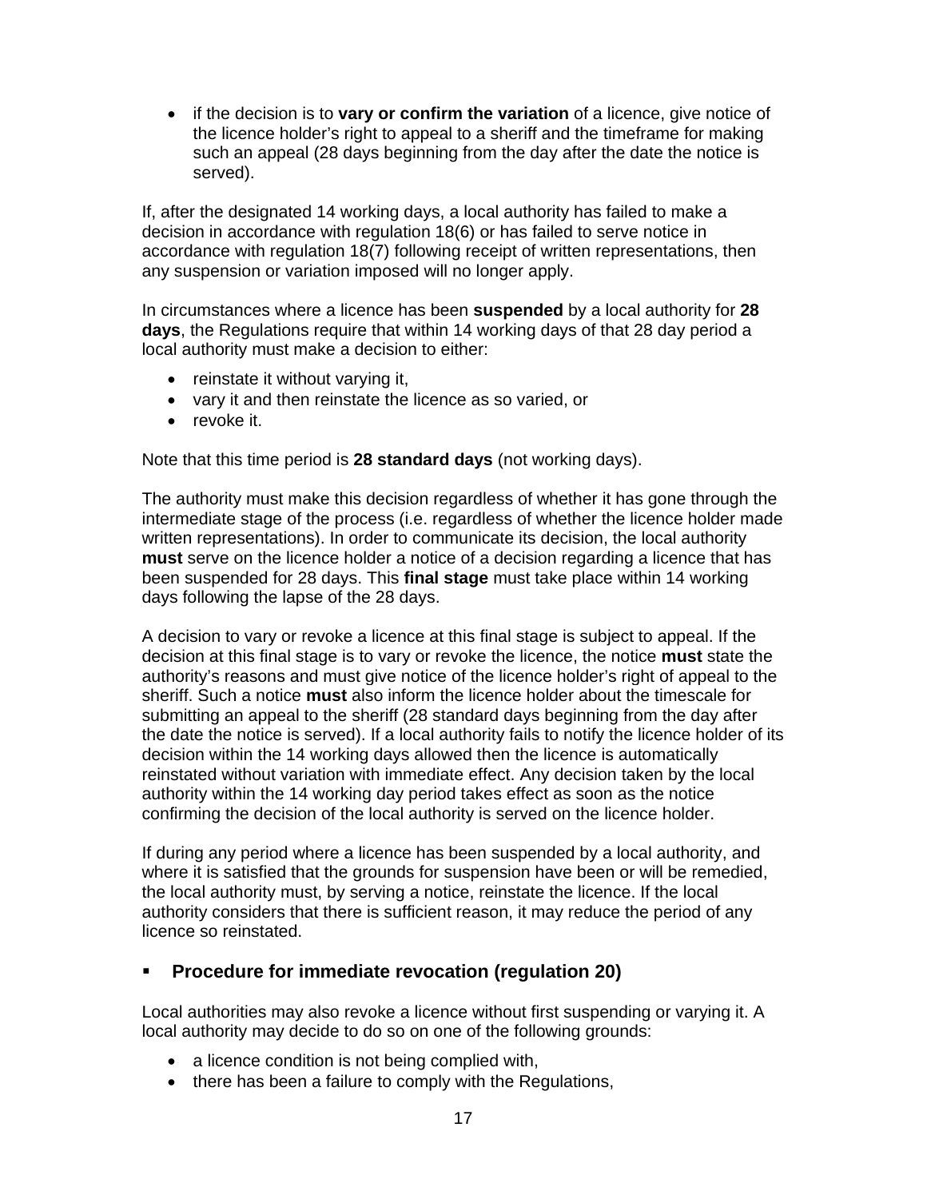- if the decision is to **vary or confirm the variation** of a licence, give notice of the licence holder's right to appeal to a sheriff and the timeframe for making such an appeal (28 days beginning from the day after the date the notice is served).

If, after the designated 14 working days, a local authority has failed to make a decision in accordance with regulation 18(6) or has failed to serve notice in accordance with regulation 18(7) following receipt of written representations, then any suspension or variation imposed will no longer apply.

In circumstances where a licence has been **suspended** by a local authority for **28 days**, the Regulations require that within 14 working days of that 28 day period a local authority must make a decision to either:

- reinstate it without varying it,
- vary it and then reinstate the licence as so varied, or
- revoke it.

Note that this time period is **28 standard days** (not working days).

The authority must make this decision regardless of whether it has gone through the intermediate stage of the process (i.e. regardless of whether the licence holder made written representations). In order to communicate its decision, the local authority **must** serve on the licence holder a notice of a decision regarding a licence that has been suspended for 28 days. This **final stage** must take place within 14 working days following the lapse of the 28 days.

A decision to vary or revoke a licence at this final stage is subject to appeal. If the decision at this final stage is to vary or revoke the licence, the notice **must** state the authority's reasons and must give notice of the licence holder's right of appeal to the sheriff. Such a notice **must** also inform the licence holder about the timescale for submitting an appeal to the sheriff (28 standard days beginning from the day after the date the notice is served). If a local authority fails to notify the licence holder of its decision within the 14 working days allowed then the licence is automatically reinstated without variation with immediate effect. Any decision taken by the local authority within the 14 working day period takes effect as soon as the notice confirming the decision of the local authority is served on the licence holder.

If during any period where a licence has been suspended by a local authority, and where it is satisfied that the grounds for suspension have been or will be remedied, the local authority must, by serving a notice, reinstate the licence. If the local authority considers that there is sufficient reason, it may reduce the period of any licence so reinstated.

### Procedure for immediate revocation (regulation 20)

Local authorities may also revoke a licence without first suspending or varying it. A local authority may decide to do so on one of the following grounds:

- a licence condition is not being complied with,
- there has been a failure to comply with the Regulations,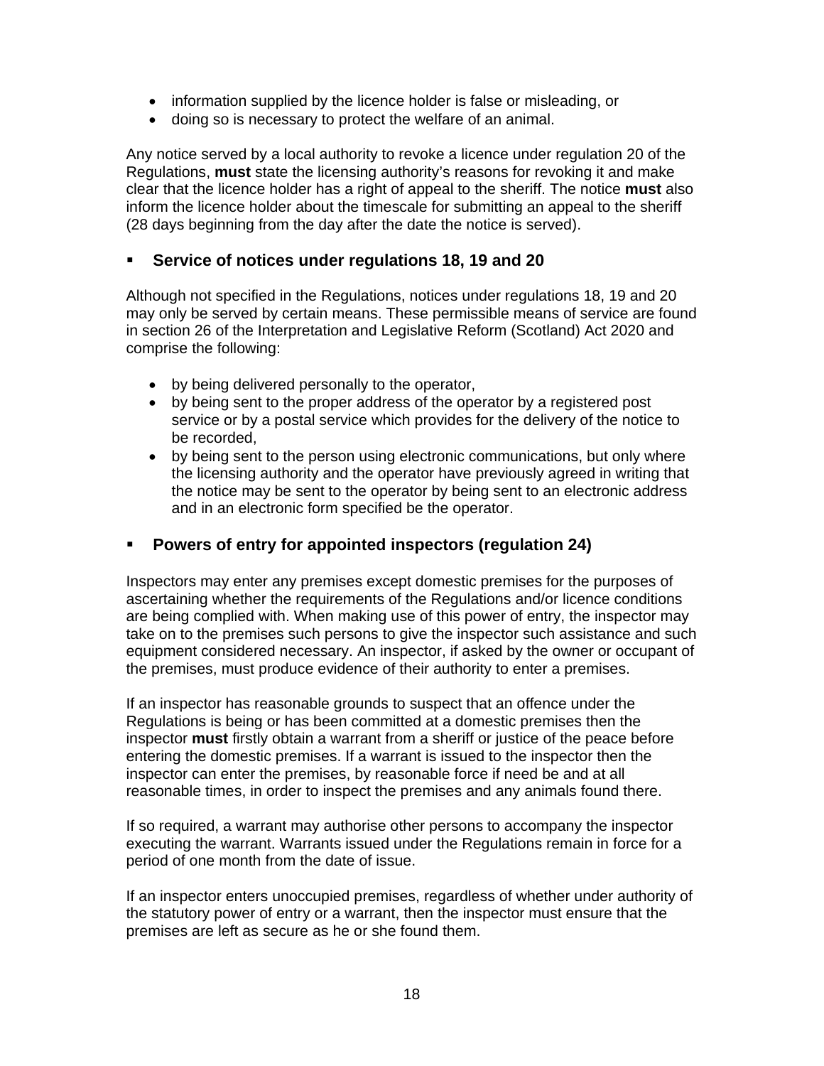- information supplied by the licence holder is false or misleading, or
- doing so is necessary to protect the welfare of an animal.

Any notice served by a local authority to revoke a licence under regulation 20 of the Regulations, **must** state the licensing authority's reasons for revoking it and make clear that the licence holder has a right of appeal to the sheriff. The notice **must** also inform the licence holder about the timescale for submitting an appeal to the sheriff (28 days beginning from the day after the date the notice is served).

## Service of notices under regulations 18, 19 and 20

Although not specified in the Regulations, notices under regulations 18, 19 and 20 may only be served by certain means. These permissible means of service are found in section 26 of the Interpretation and Legislative Reform (Scotland) Act 2020 and comprise the following:

- by being delivered personally to the operator,
- by being sent to the proper address of the operator by a registered post service or by a postal service which provides for the delivery of the notice to be recorded,
- by being sent to the person using electronic communications, but only where the licensing authority and the operator have previously agreed in writing that the notice may be sent to the operator by being sent to an electronic address and in an electronic form specified be the operator.

## Powers of entry for appointed inspectors (regulation 24)

Inspectors may enter any premises except domestic premises for the purposes of ascertaining whether the requirements of the Regulations and/or licence conditions are being complied with. When making use of this power of entry, the inspector may take on to the premises such persons to give the inspector such assistance and such equipment considered necessary. An inspector, if asked by the owner or occupant of the premises, must produce evidence of their authority to enter a premises.

If an inspector has reasonable grounds to suspect that an offence under the Regulations is being or has been committed at a domestic premises then the inspector **must** firstly obtain a warrant from a sheriff or justice of the peace before entering the domestic premises. If a warrant is issued to the inspector then the inspector can enter the premises, by reasonable force if need be and at all reasonable times, in order to inspect the premises and any animals found there.

If so required, a warrant may authorise other persons to accompany the inspector executing the warrant. Warrants issued under the Regulations remain in force for a period of one month from the date of issue.

If an inspector enters unoccupied premises, regardless of whether under authority of the statutory power of entry or a warrant, then the inspector must ensure that the premises are left as secure as he or she found them.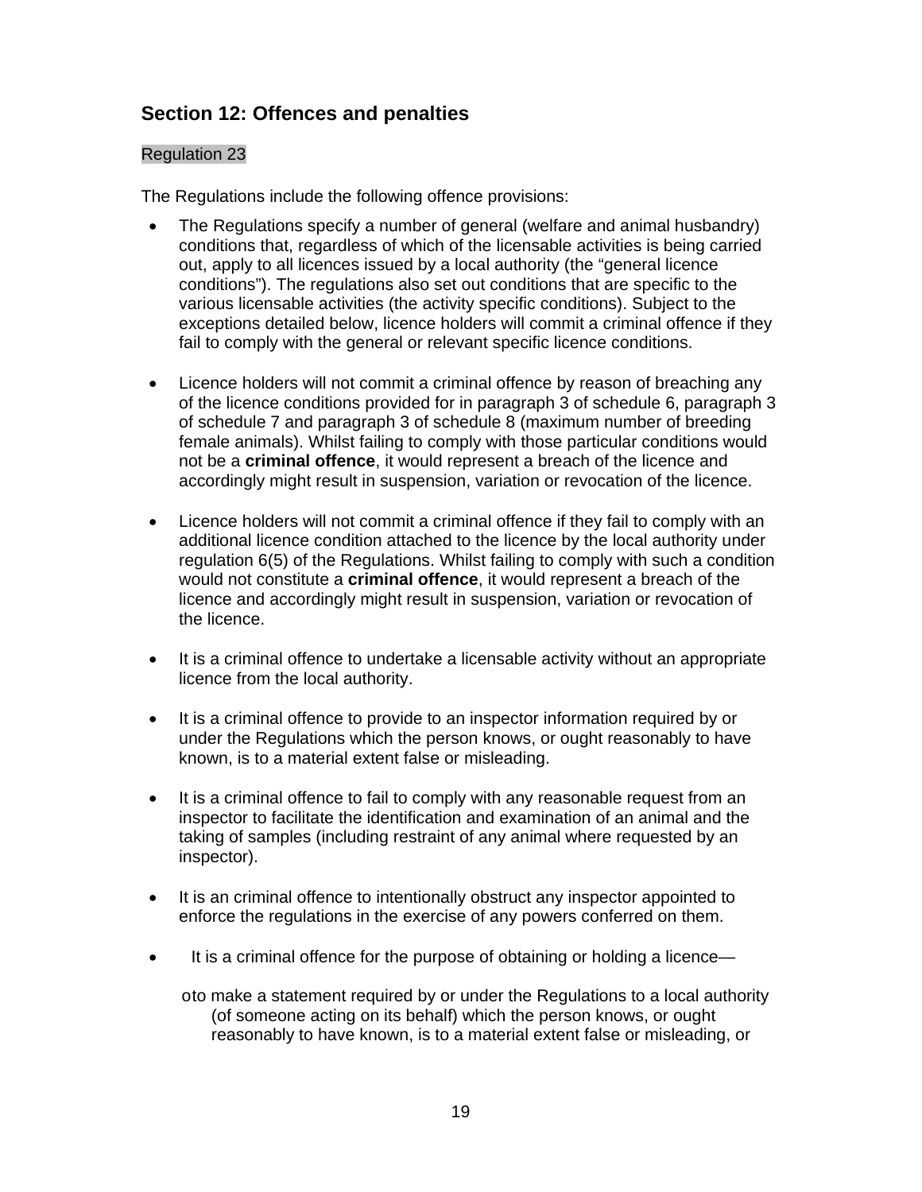## Section 12: Offences and penalties

Regulation 23

The Regulations include the following offence provisions:

- The Regulations specify a number of general (welfare and animal husbandry) conditions that, regardless of which of the licensable activities is being carried out, apply to all licences issued by a local authority (the "general licence conditions"). The regulations also set out conditions that are specific to the various licensable activities (the activity specific conditions). Subject to the exceptions detailed below, licence holders will commit a criminal offence if they fail to comply with the general or relevant specific licence conditions.

- Licence holders will not commit a criminal offence by reason of breaching any of the licence conditions provided for in paragraph 3 of schedule 6, paragraph 3 of schedule 7 and paragraph 3 of schedule 8 (maximum number of breeding female animals). Whilst failing to comply with those particular conditions would not be a **criminal offence**, it would represent a breach of the licence and accordingly might result in suspension, variation or revocation of the licence.

- Licence holders will not commit a criminal offence if they fail to comply with an additional licence condition attached to the licence by the local authority under regulation 6(5) of the Regulations. Whilst failing to comply with such a condition would not constitute a **criminal offence**, it would represent a breach of the licence and accordingly might result in suspension, variation or revocation of the licence.

- It is a criminal offence to undertake a licensable activity without an appropriate licence from the local authority.

- It is a criminal offence to provide to an inspector information required by or under the Regulations which the person knows, or ought reasonably to have known, is to a material extent false or misleading.

- It is a criminal offence to fail to comply with any reasonable request from an inspector to facilitate the identification and examination of an animal and the taking of samples (including restraint of any animal where requested by an inspector).

- It is an criminal offence to intentionally obstruct any inspector appointed to enforce the regulations in the exercise of any powers conferred on them.

- It is a criminal offence for the purpose of obtaining or holding a licence—
  - to make a statement required by or under the Regulations to a local authority (of someone acting on its behalf) which the person knows, or ought reasonably to have known, is to a material extent false or misleading, or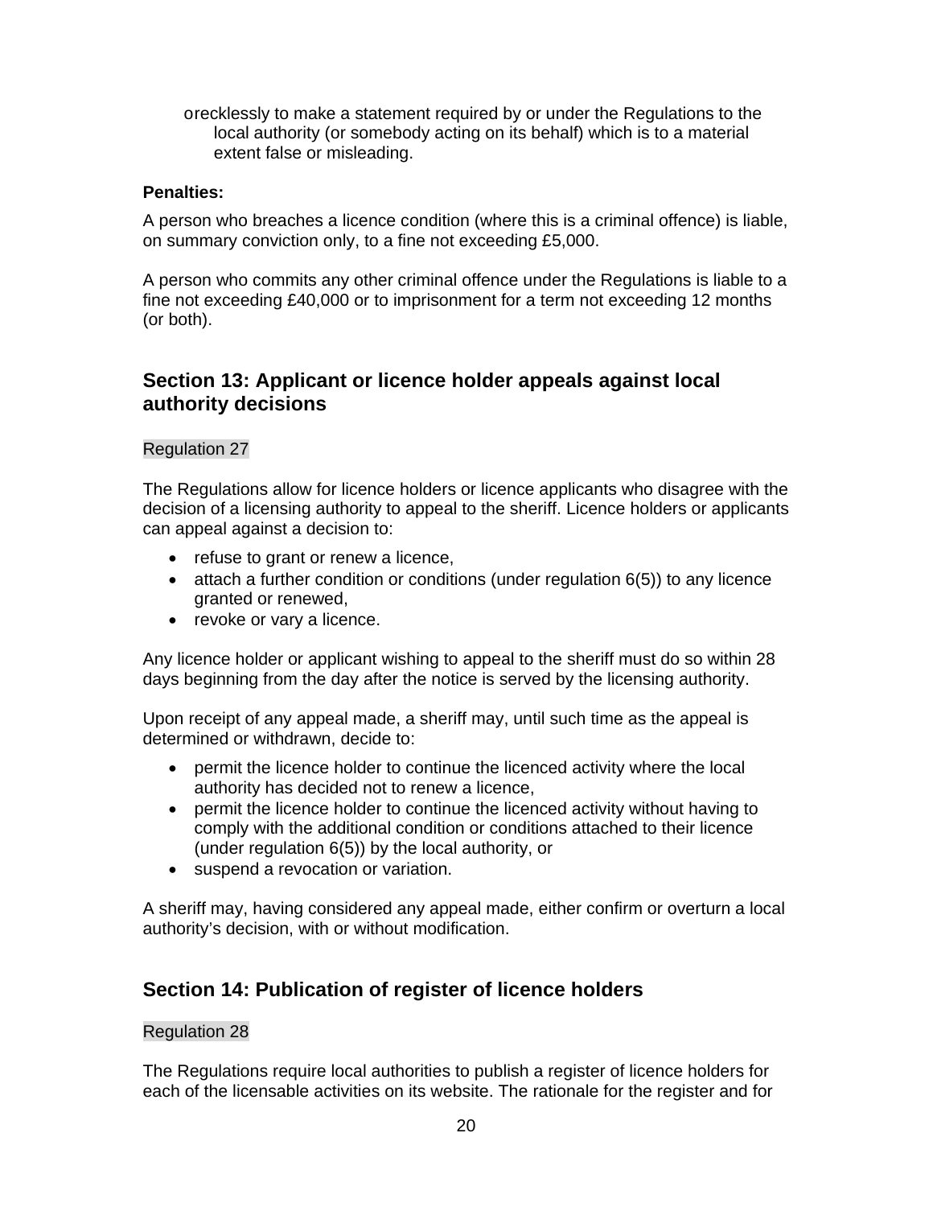- recklessly to make a statement required by or under the Regulations to the local authority (or somebody acting on its behalf) which is to a material extent false or misleading.

**Penalties:**

A person who breaches a licence condition (where this is a criminal offence) is liable, on summary conviction only, to a fine not exceeding £5,000.

A person who commits any other criminal offence under the Regulations is liable to a fine not exceeding £40,000 or to imprisonment for a term not exceeding 12 months (or both).

## Section 13: Applicant or licence holder appeals against local authority decisions

Regulation 27

The Regulations allow for licence holders or licence applicants who disagree with the decision of a licensing authority to appeal to the sheriff. Licence holders or applicants can appeal against a decision to:

- refuse to grant or renew a licence,
- attach a further condition or conditions (under regulation 6(5)) to any licence granted or renewed,
- revoke or vary a licence.

Any licence holder or applicant wishing to appeal to the sheriff must do so within 28 days beginning from the day after the notice is served by the licensing authority.

Upon receipt of any appeal made, a sheriff may, until such time as the appeal is determined or withdrawn, decide to:

- permit the licence holder to continue the licenced activity where the local authority has decided not to renew a licence,
- permit the licence holder to continue the licenced activity without having to comply with the additional condition or conditions attached to their licence (under regulation 6(5)) by the local authority, or
- suspend a revocation or variation.

A sheriff may, having considered any appeal made, either confirm or overturn a local authority's decision, with or without modification.

## Section 14: Publication of register of licence holders

Regulation 28

The Regulations require local authorities to publish a register of licence holders for each of the licensable activities on its website. The rationale for the register and for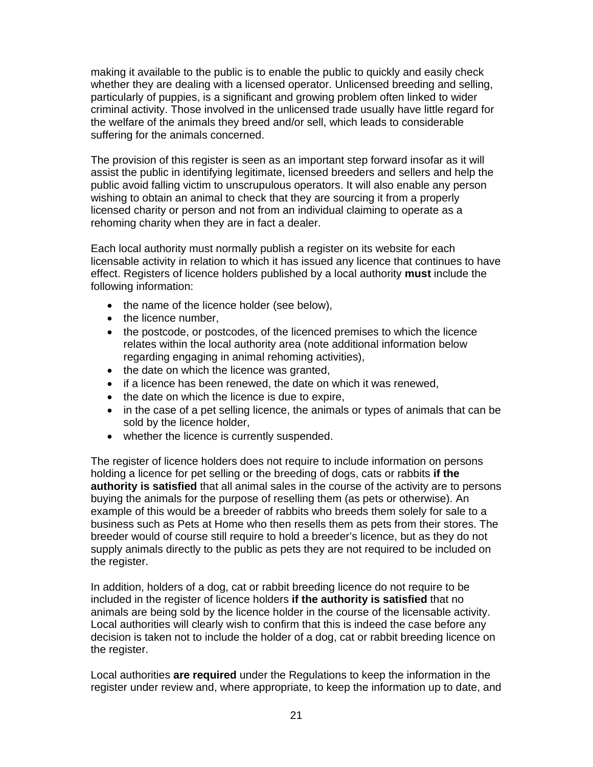making it available to the public is to enable the public to quickly and easily check whether they are dealing with a licensed operator. Unlicensed breeding and selling, particularly of puppies, is a significant and growing problem often linked to wider criminal activity. Those involved in the unlicensed trade usually have little regard for the welfare of the animals they breed and/or sell, which leads to considerable suffering for the animals concerned.

The provision of this register is seen as an important step forward insofar as it will assist the public in identifying legitimate, licensed breeders and sellers and help the public avoid falling victim to unscrupulous operators. It will also enable any person wishing to obtain an animal to check that they are sourcing it from a properly licensed charity or person and not from an individual claiming to operate as a rehoming charity when they are in fact a dealer.

Each local authority must normally publish a register on its website for each licensable activity in relation to which it has issued any licence that continues to have effect. Registers of licence holders published by a local authority **must** include the following information:

- the name of the licence holder (see below),
- the licence number,
- the postcode, or postcodes, of the licenced premises to which the licence relates within the local authority area (note additional information below regarding engaging in animal rehoming activities),
- the date on which the licence was granted,
- if a licence has been renewed, the date on which it was renewed,
- the date on which the licence is due to expire,
- in the case of a pet selling licence, the animals or types of animals that can be sold by the licence holder,
- whether the licence is currently suspended.

The register of licence holders does not require to include information on persons holding a licence for pet selling or the breeding of dogs, cats or rabbits **if the authority is satisfied** that all animal sales in the course of the activity are to persons buying the animals for the purpose of reselling them (as pets or otherwise). An example of this would be a breeder of rabbits who breeds them solely for sale to a business such as Pets at Home who then resells them as pets from their stores. The breeder would of course still require to hold a breeder's licence, but as they do not supply animals directly to the public as pets they are not required to be included on the register.

In addition, holders of a dog, cat or rabbit breeding licence do not require to be included in the register of licence holders **if the authority is satisfied** that no animals are being sold by the licence holder in the course of the licensable activity. Local authorities will clearly wish to confirm that this is indeed the case before any decision is taken not to include the holder of a dog, cat or rabbit breeding licence on the register.

Local authorities **are required** under the Regulations to keep the information in the register under review and, where appropriate, to keep the information up to date, and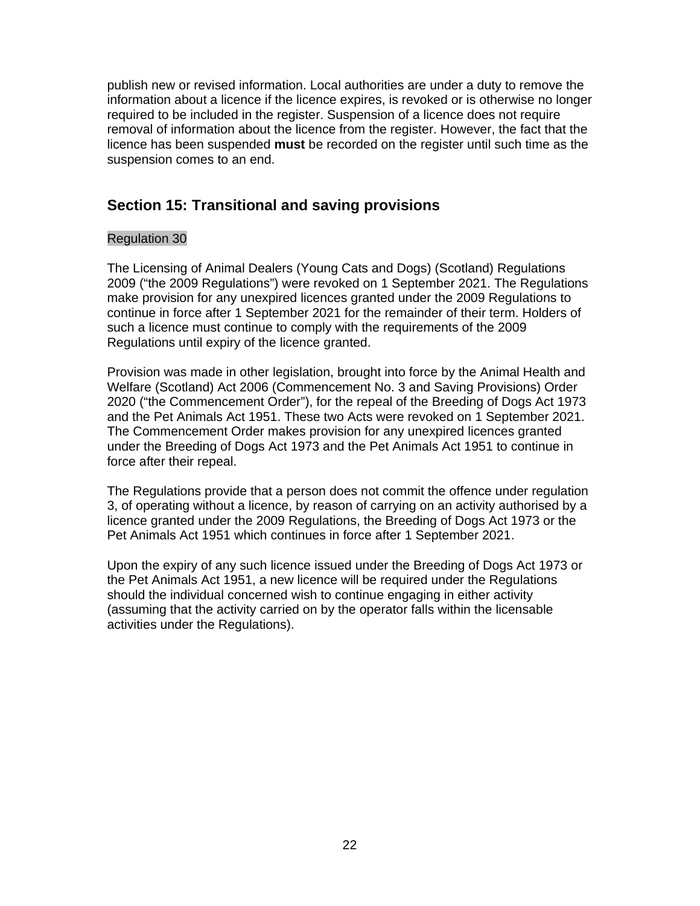publish new or revised information. Local authorities are under a duty to remove the information about a licence if the licence expires, is revoked or is otherwise no longer required to be included in the register. Suspension of a licence does not require removal of information about the licence from the register. However, the fact that the licence has been suspended **must** be recorded on the register until such time as the suspension comes to an end.

## Section 15: Transitional and saving provisions

Regulation 30

The Licensing of Animal Dealers (Young Cats and Dogs) (Scotland) Regulations 2009 ("the 2009 Regulations") were revoked on 1 September 2021. The Regulations make provision for any unexpired licences granted under the 2009 Regulations to continue in force after 1 September 2021 for the remainder of their term. Holders of such a licence must continue to comply with the requirements of the 2009 Regulations until expiry of the licence granted.

Provision was made in other legislation, brought into force by the Animal Health and Welfare (Scotland) Act 2006 (Commencement No. 3 and Saving Provisions) Order 2020 ("the Commencement Order"), for the repeal of the Breeding of Dogs Act 1973 and the Pet Animals Act 1951. These two Acts were revoked on 1 September 2021. The Commencement Order makes provision for any unexpired licences granted under the Breeding of Dogs Act 1973 and the Pet Animals Act 1951 to continue in force after their repeal.

The Regulations provide that a person does not commit the offence under regulation 3, of operating without a licence, by reason of carrying on an activity authorised by a licence granted under the 2009 Regulations, the Breeding of Dogs Act 1973 or the Pet Animals Act 1951 which continues in force after 1 September 2021.

Upon the expiry of any such licence issued under the Breeding of Dogs Act 1973 or the Pet Animals Act 1951, a new licence will be required under the Regulations should the individual concerned wish to continue engaging in either activity (assuming that the activity carried on by the operator falls within the licensable activities under the Regulations).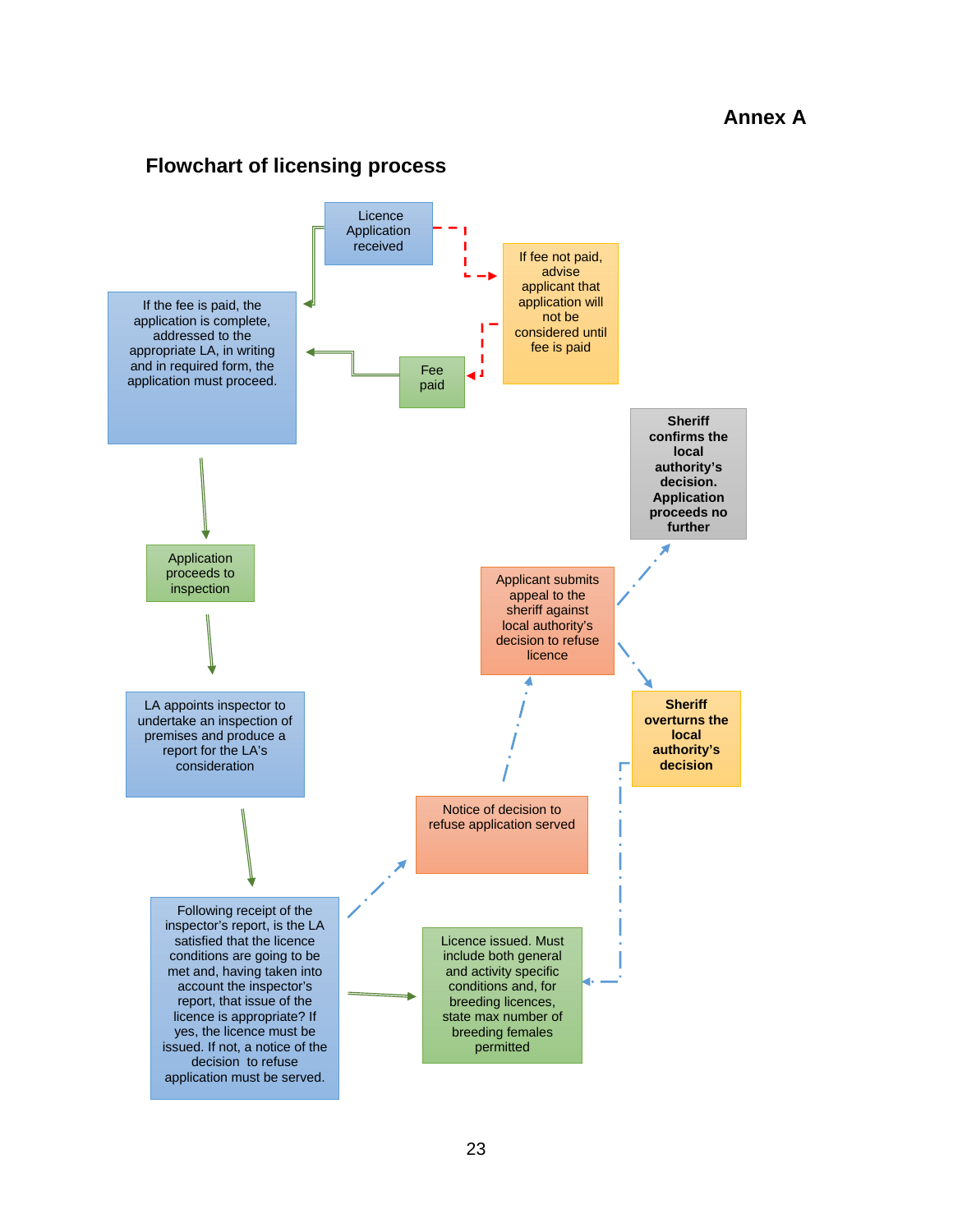**Annex A**

## Flowchart of licensing process

Licence Application received

If fee not paid, advise applicant that application will not be considered until fee is paid

Fee paid

If the fee is paid, the application is complete, addressed to the appropriate LA, in writing and in required form, the application must proceed.

Application proceeds to inspection

LA appoints inspector to undertake an inspection of premises and produce a report for the LA's consideration

Following receipt of the inspector's report, is the LA satisfied that the licence conditions are going to be met and, having taken into account the inspector's report, that issue of the licence is appropriate? If yes, the licence must be issued. If not, a notice of the decision to refuse application must be served.

Licence issued. Must include both general and activity specific conditions and, for breeding licences, state max number of breeding females permitted

Notice of decision to refuse application served

Applicant submits appeal to the sheriff against local authority's decision to refuse licence

**Sheriff confirms the local authority's decision. Application proceeds no further**

**Sheriff overturns the local authority's decision**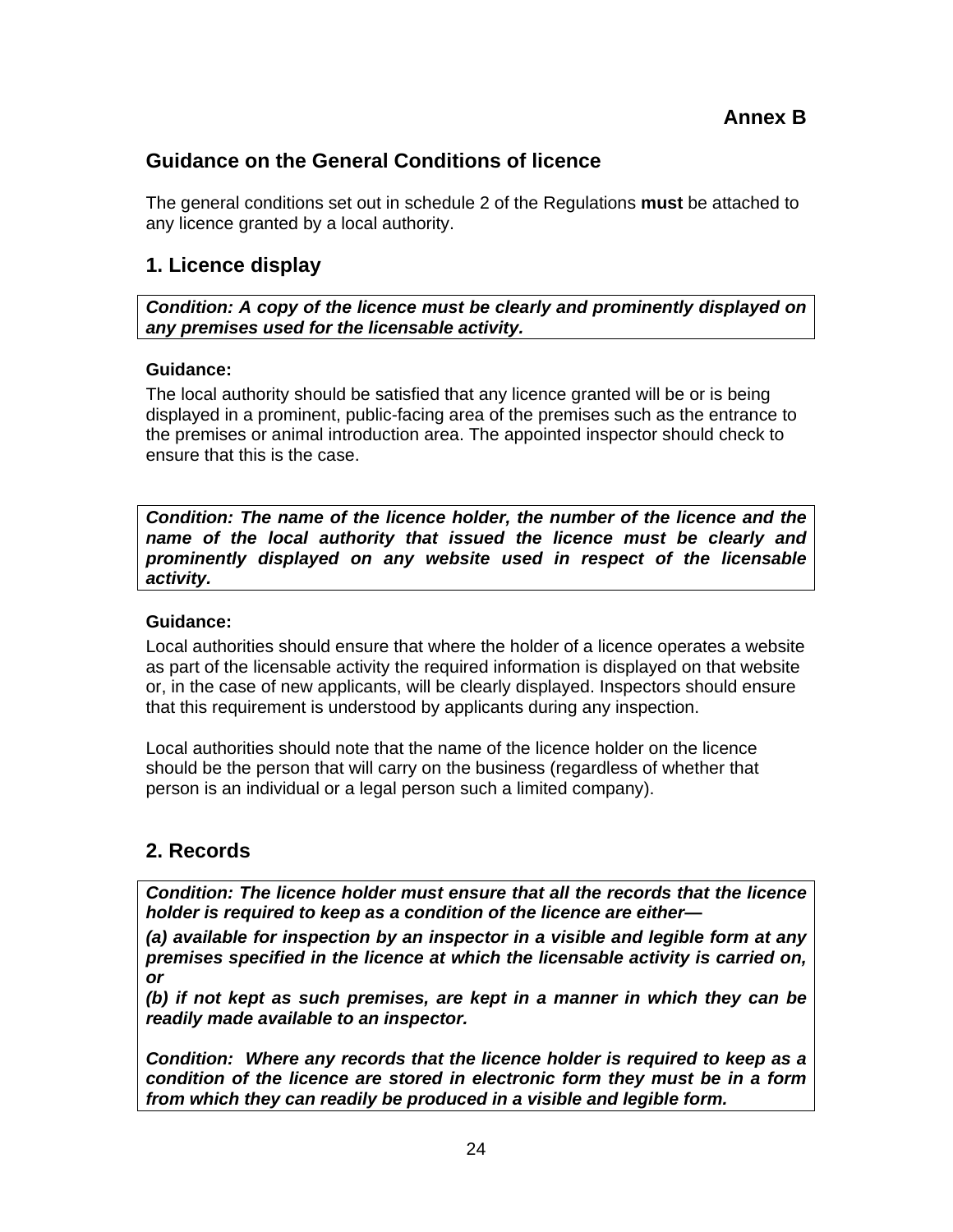**Annex B**

## Guidance on the General Conditions of licence

The general conditions set out in schedule 2 of the Regulations **must** be attached to any licence granted by a local authority.

## 1. Licence display

***Condition: A copy of the licence must be clearly and prominently displayed on any premises used for the licensable activity.***

**Guidance:**

The local authority should be satisfied that any licence granted will be or is being displayed in a prominent, public-facing area of the premises such as the entrance to the premises or animal introduction area. The appointed inspector should check to ensure that this is the case.

***Condition: The name of the licence holder, the number of the licence and the name of the local authority that issued the licence must be clearly and prominently displayed on any website used in respect of the licensable activity.***

**Guidance:**

Local authorities should ensure that where the holder of a licence operates a website as part of the licensable activity the required information is displayed on that website or, in the case of new applicants, will be clearly displayed. Inspectors should ensure that this requirement is understood by applicants during any inspection.

Local authorities should note that the name of the licence holder on the licence should be the person that will carry on the business (regardless of whether that person is an individual or a legal person such a limited company).

## 2. Records

***Condition: The licence holder must ensure that all the records that the licence holder is required to keep as a condition of the licence are either—***

***(a) available for inspection by an inspector in a visible and legible form at any premises specified in the licence at which the licensable activity is carried on, or***

***(b) if not kept as such premises, are kept in a manner in which they can be readily made available to an inspector.***

***Condition: Where any records that the licence holder is required to keep as a condition of the licence are stored in electronic form they must be in a form from which they can readily be produced in a visible and legible form.***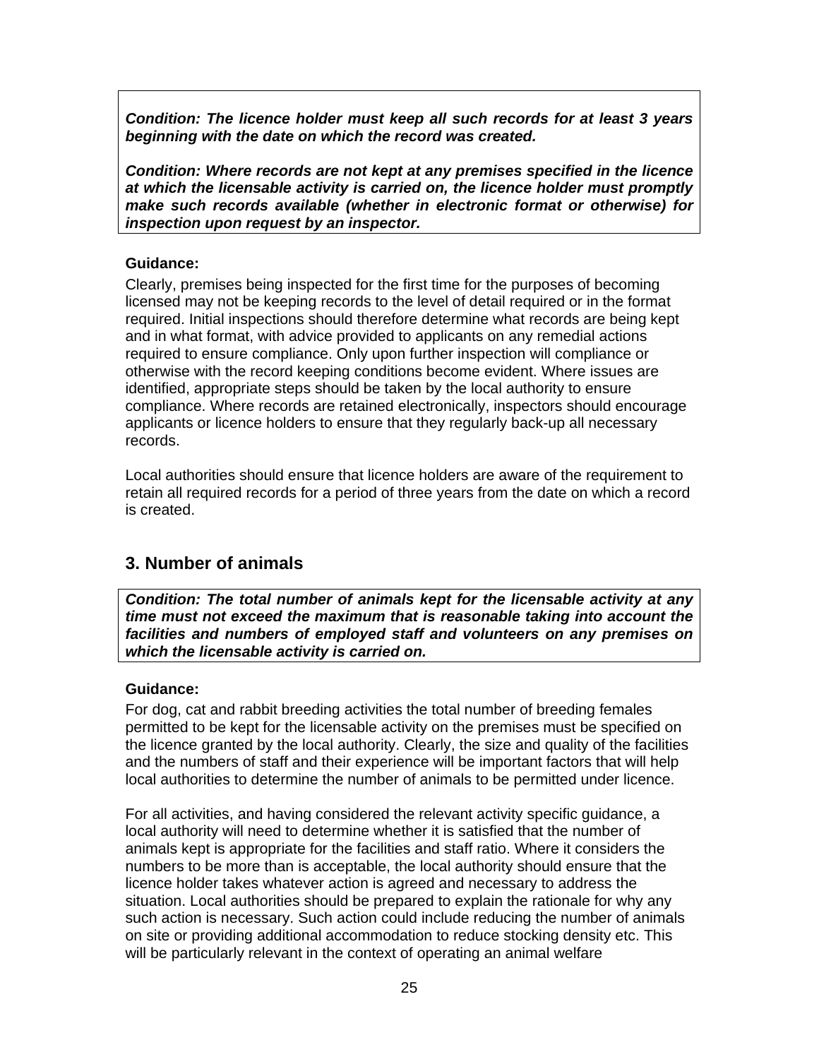***Condition: The licence holder must keep all such records for at least 3 years beginning with the date on which the record was created.***

***Condition: Where records are not kept at any premises specified in the licence at which the licensable activity is carried on, the licence holder must promptly make such records available (whether in electronic format or otherwise) for inspection upon request by an inspector.***

**Guidance:**

Clearly, premises being inspected for the first time for the purposes of becoming licensed may not be keeping records to the level of detail required or in the format required. Initial inspections should therefore determine what records are being kept and in what format, with advice provided to applicants on any remedial actions required to ensure compliance. Only upon further inspection will compliance or otherwise with the record keeping conditions become evident. Where issues are identified, appropriate steps should be taken by the local authority to ensure compliance. Where records are retained electronically, inspectors should encourage applicants or licence holders to ensure that they regularly back-up all necessary records.

Local authorities should ensure that licence holders are aware of the requirement to retain all required records for a period of three years from the date on which a record is created.

## 3. Number of animals

***Condition: The total number of animals kept for the licensable activity at any time must not exceed the maximum that is reasonable taking into account the facilities and numbers of employed staff and volunteers on any premises on which the licensable activity is carried on.***

**Guidance:**

For dog, cat and rabbit breeding activities the total number of breeding females permitted to be kept for the licensable activity on the premises must be specified on the licence granted by the local authority. Clearly, the size and quality of the facilities and the numbers of staff and their experience will be important factors that will help local authorities to determine the number of animals to be permitted under licence.

For all activities, and having considered the relevant activity specific guidance, a local authority will need to determine whether it is satisfied that the number of animals kept is appropriate for the facilities and staff ratio. Where it considers the numbers to be more than is acceptable, the local authority should ensure that the licence holder takes whatever action is agreed and necessary to address the situation. Local authorities should be prepared to explain the rationale for why any such action is necessary. Such action could include reducing the number of animals on site or providing additional accommodation to reduce stocking density etc. This will be particularly relevant in the context of operating an animal welfare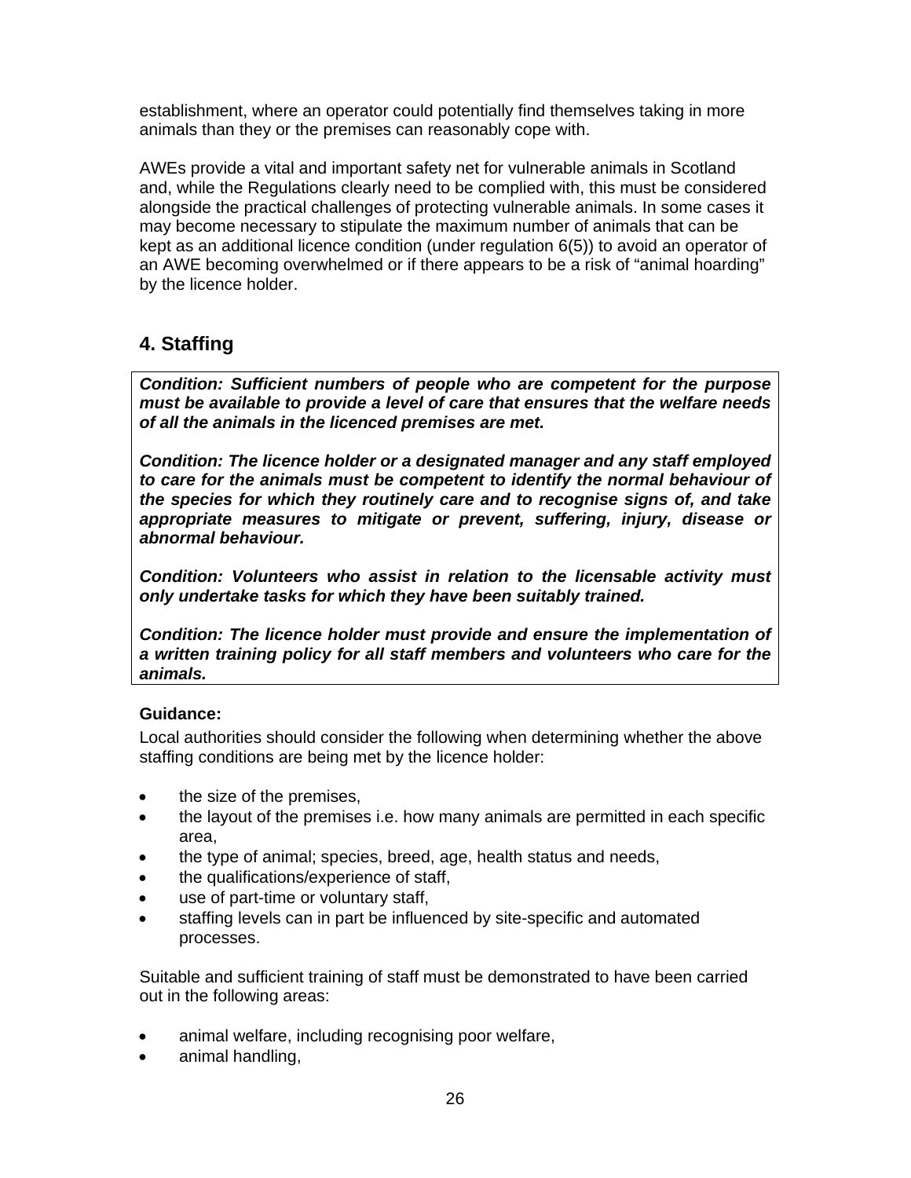establishment, where an operator could potentially find themselves taking in more animals than they or the premises can reasonably cope with.

AWEs provide a vital and important safety net for vulnerable animals in Scotland and, while the Regulations clearly need to be complied with, this must be considered alongside the practical challenges of protecting vulnerable animals. In some cases it may become necessary to stipulate the maximum number of animals that can be kept as an additional licence condition (under regulation 6(5)) to avoid an operator of an AWE becoming overwhelmed or if there appears to be a risk of "animal hoarding" by the licence holder.

## 4. Staffing

***Condition: Sufficient numbers of people who are competent for the purpose must be available to provide a level of care that ensures that the welfare needs of all the animals in the licenced premises are met.***

***Condition: The licence holder or a designated manager and any staff employed to care for the animals must be competent to identify the normal behaviour of the species for which they routinely care and to recognise signs of, and take appropriate measures to mitigate or prevent, suffering, injury, disease or abnormal behaviour.***

***Condition: Volunteers who assist in relation to the licensable activity must only undertake tasks for which they have been suitably trained.***

***Condition: The licence holder must provide and ensure the implementation of a written training policy for all staff members and volunteers who care for the animals.***

**Guidance:**

Local authorities should consider the following when determining whether the above staffing conditions are being met by the licence holder:

- the size of the premises,
- the layout of the premises i.e. how many animals are permitted in each specific area,
- the type of animal; species, breed, age, health status and needs,
- the qualifications/experience of staff,
- use of part-time or voluntary staff,
- staffing levels can in part be influenced by site-specific and automated processes.

Suitable and sufficient training of staff must be demonstrated to have been carried out in the following areas:

- animal welfare, including recognising poor welfare,
- animal handling,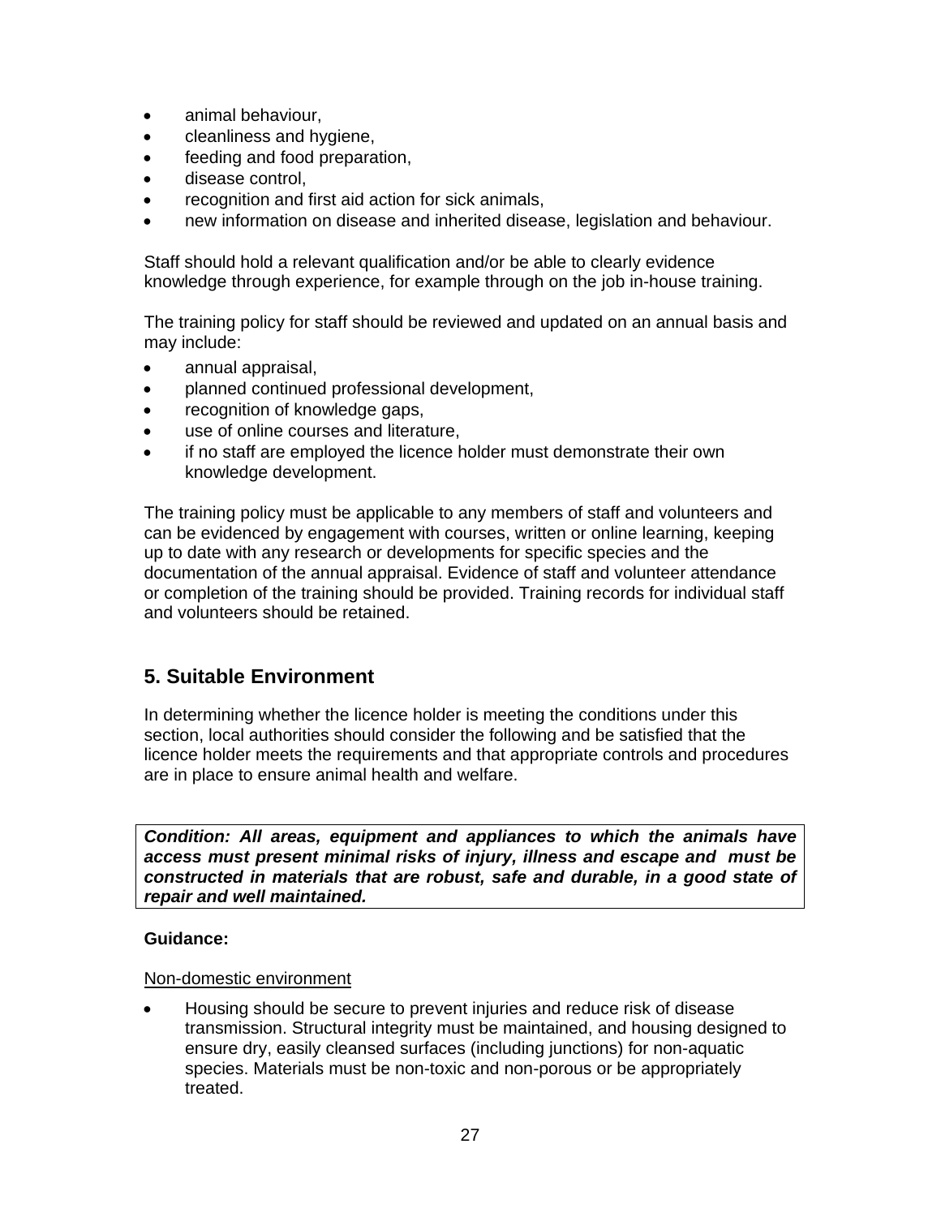- animal behaviour,
- cleanliness and hygiene,
- feeding and food preparation,
- disease control,
- recognition and first aid action for sick animals,
- new information on disease and inherited disease, legislation and behaviour.

Staff should hold a relevant qualification and/or be able to clearly evidence knowledge through experience, for example through on the job in-house training.

The training policy for staff should be reviewed and updated on an annual basis and may include:

- annual appraisal,
- planned continued professional development,
- recognition of knowledge gaps,
- use of online courses and literature,
- if no staff are employed the licence holder must demonstrate their own knowledge development.

The training policy must be applicable to any members of staff and volunteers and can be evidenced by engagement with courses, written or online learning, keeping up to date with any research or developments for specific species and the documentation of the annual appraisal. Evidence of staff and volunteer attendance or completion of the training should be provided. Training records for individual staff and volunteers should be retained.

## 5. Suitable Environment

In determining whether the licence holder is meeting the conditions under this section, local authorities should consider the following and be satisfied that the licence holder meets the requirements and that appropriate controls and procedures are in place to ensure animal health and welfare.

***Condition: All areas, equipment and appliances to which the animals have access must present minimal risks of injury, illness and escape and must be constructed in materials that are robust, safe and durable, in a good state of repair and well maintained.***

**Guidance:**

Non-domestic environment

- Housing should be secure to prevent injuries and reduce risk of disease transmission. Structural integrity must be maintained, and housing designed to ensure dry, easily cleansed surfaces (including junctions) for non-aquatic species. Materials must be non-toxic and non-porous or be appropriately treated.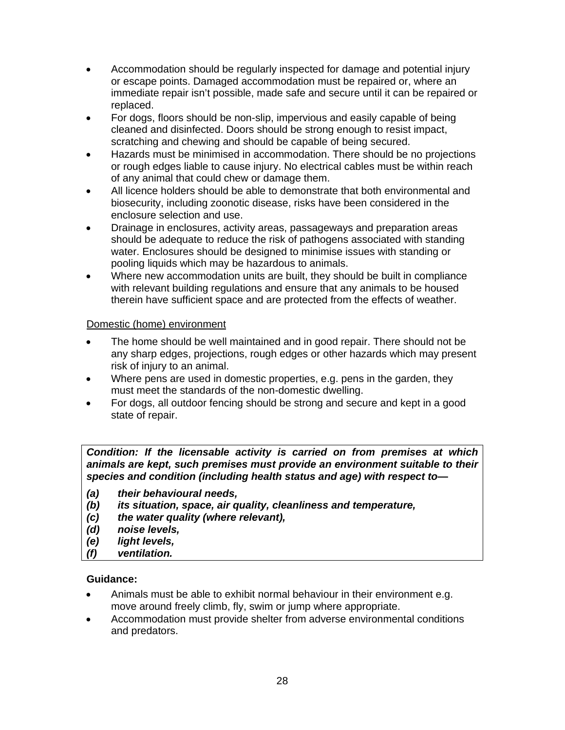- Accommodation should be regularly inspected for damage and potential injury or escape points. Damaged accommodation must be repaired or, where an immediate repair isn't possible, made safe and secure until it can be repaired or replaced.
- For dogs, floors should be non-slip, impervious and easily capable of being cleaned and disinfected. Doors should be strong enough to resist impact, scratching and chewing and should be capable of being secured.
- Hazards must be minimised in accommodation. There should be no projections or rough edges liable to cause injury. No electrical cables must be within reach of any animal that could chew or damage them.
- All licence holders should be able to demonstrate that both environmental and biosecurity, including zoonotic disease, risks have been considered in the enclosure selection and use.
- Drainage in enclosures, activity areas, passageways and preparation areas should be adequate to reduce the risk of pathogens associated with standing water. Enclosures should be designed to minimise issues with standing or pooling liquids which may be hazardous to animals.
- Where new accommodation units are built, they should be built in compliance with relevant building regulations and ensure that any animals to be housed therein have sufficient space and are protected from the effects of weather.

Domestic (home) environment

- The home should be well maintained and in good repair. There should not be any sharp edges, projections, rough edges or other hazards which may present risk of injury to an animal.
- Where pens are used in domestic properties, e.g. pens in the garden, they must meet the standards of the non-domestic dwelling.
- For dogs, all outdoor fencing should be strong and secure and kept in a good state of repair.

***Condition: If the licensable activity is carried on from premises at which animals are kept, such premises must provide an environment suitable to their species and condition (including health status and age) with respect to—***

***(a) their behavioural needs,***
***(b) its situation, space, air quality, cleanliness and temperature,***
***(c) the water quality (where relevant),***
***(d) noise levels,***
***(e) light levels,***
***(f) ventilation.***

**Guidance:**

- Animals must be able to exhibit normal behaviour in their environment e.g. move around freely climb, fly, swim or jump where appropriate.
- Accommodation must provide shelter from adverse environmental conditions and predators.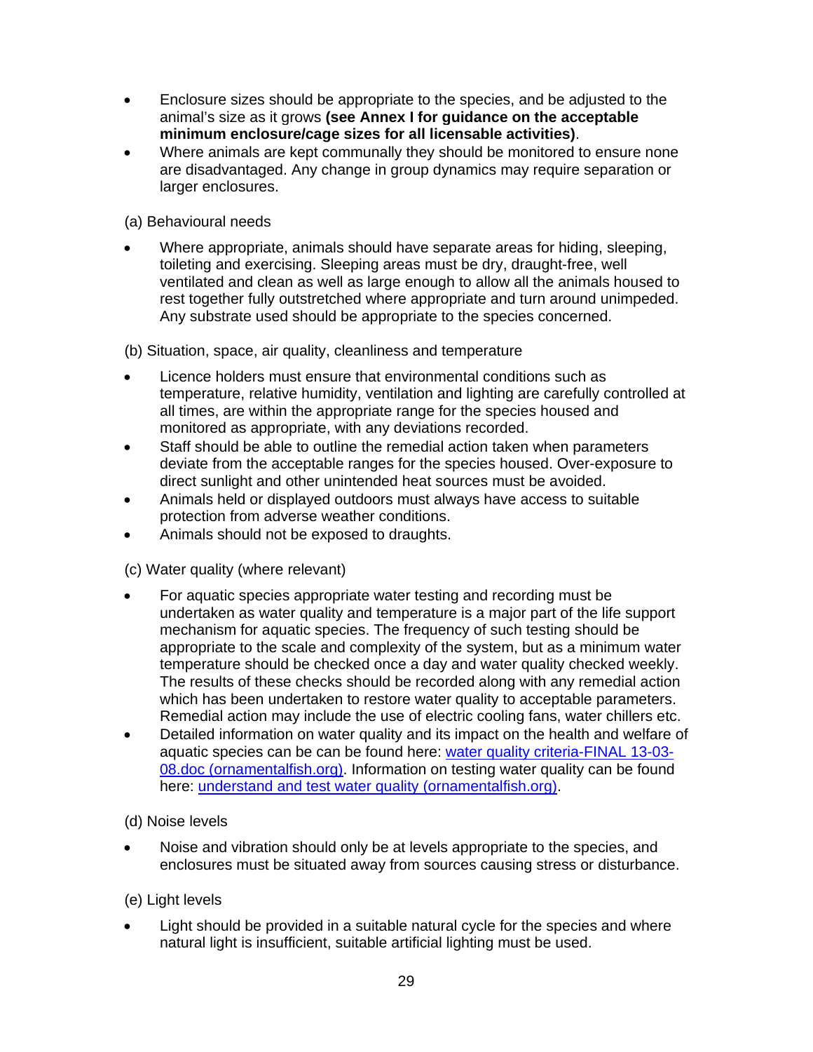- Enclosure sizes should be appropriate to the species, and be adjusted to the animal's size as it grows **(see Annex I for guidance on the acceptable minimum enclosure/cage sizes for all licensable activities)**.
- Where animals are kept communally they should be monitored to ensure none are disadvantaged. Any change in group dynamics may require separation or larger enclosures.

(a) Behavioural needs

- Where appropriate, animals should have separate areas for hiding, sleeping, toileting and exercising. Sleeping areas must be dry, draught-free, well ventilated and clean as well as large enough to allow all the animals housed to rest together fully outstretched where appropriate and turn around unimpeded. Any substrate used should be appropriate to the species concerned.

(b) Situation, space, air quality, cleanliness and temperature

- Licence holders must ensure that environmental conditions such as temperature, relative humidity, ventilation and lighting are carefully controlled at all times, are within the appropriate range for the species housed and monitored as appropriate, with any deviations recorded.
- Staff should be able to outline the remedial action taken when parameters deviate from the acceptable ranges for the species housed. Over-exposure to direct sunlight and other unintended heat sources must be avoided.
- Animals held or displayed outdoors must always have access to suitable protection from adverse weather conditions.
- Animals should not be exposed to draughts.

(c) Water quality (where relevant)

- For aquatic species appropriate water testing and recording must be undertaken as water quality and temperature is a major part of the life support mechanism for aquatic species. The frequency of such testing should be appropriate to the scale and complexity of the system, but as a minimum water temperature should be checked once a day and water quality checked weekly. The results of these checks should be recorded along with any remedial action which has been undertaken to restore water quality to acceptable parameters. Remedial action may include the use of electric cooling fans, water chillers etc.
- Detailed information on water quality and its impact on the health and welfare of aquatic species can be can be found here: water quality criteria-FINAL 13-03-08.doc (ornamentalfish.org). Information on testing water quality can be found here: understand and test water quality (ornamentalfish.org).

(d) Noise levels

- Noise and vibration should only be at levels appropriate to the species, and enclosures must be situated away from sources causing stress or disturbance.

(e) Light levels

- Light should be provided in a suitable natural cycle for the species and where natural light is insufficient, suitable artificial lighting must be used.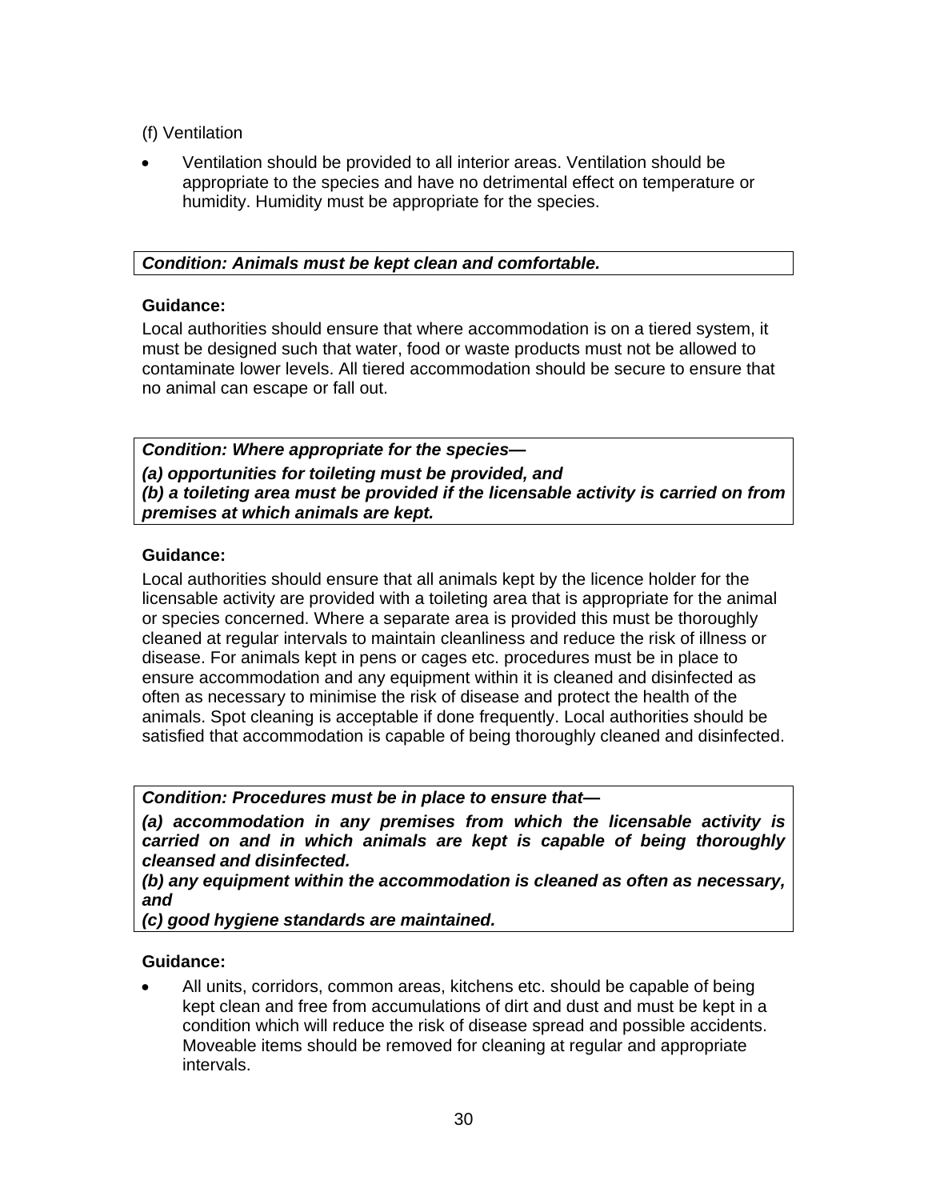(f) Ventilation

- Ventilation should be provided to all interior areas. Ventilation should be appropriate to the species and have no detrimental effect on temperature or humidity. Humidity must be appropriate for the species.

***Condition: Animals must be kept clean and comfortable.***

**Guidance:**

Local authorities should ensure that where accommodation is on a tiered system, it must be designed such that water, food or waste products must not be allowed to contaminate lower levels. All tiered accommodation should be secure to ensure that no animal can escape or fall out.

***Condition: Where appropriate for the species—***

***(a) opportunities for toileting must be provided, and***
***(b) a toileting area must be provided if the licensable activity is carried on from premises at which animals are kept.***

**Guidance:**

Local authorities should ensure that all animals kept by the licence holder for the licensable activity are provided with a toileting area that is appropriate for the animal or species concerned. Where a separate area is provided this must be thoroughly cleaned at regular intervals to maintain cleanliness and reduce the risk of illness or disease. For animals kept in pens or cages etc. procedures must be in place to ensure accommodation and any equipment within it is cleaned and disinfected as often as necessary to minimise the risk of disease and protect the health of the animals. Spot cleaning is acceptable if done frequently. Local authorities should be satisfied that accommodation is capable of being thoroughly cleaned and disinfected.

***Condition: Procedures must be in place to ensure that—***

***(a) accommodation in any premises from which the licensable activity is carried on and in which animals are kept is capable of being thoroughly cleansed and disinfected.***
***(b) any equipment within the accommodation is cleaned as often as necessary, and***
***(c) good hygiene standards are maintained.***

**Guidance:**

- All units, corridors, common areas, kitchens etc. should be capable of being kept clean and free from accumulations of dirt and dust and must be kept in a condition which will reduce the risk of disease spread and possible accidents. Moveable items should be removed for cleaning at regular and appropriate intervals.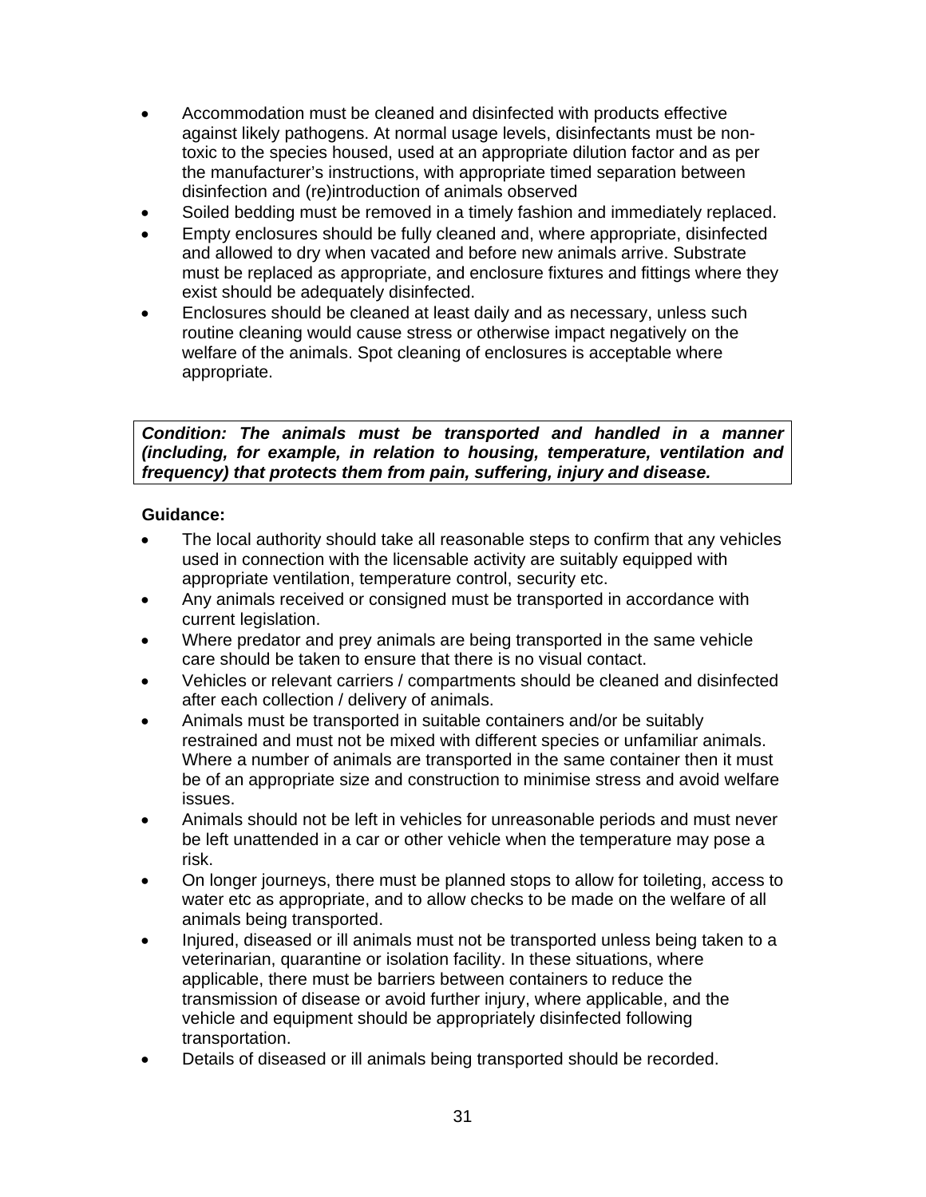- Accommodation must be cleaned and disinfected with products effective against likely pathogens. At normal usage levels, disinfectants must be non-toxic to the species housed, used at an appropriate dilution factor and as per the manufacturer's instructions, with appropriate timed separation between disinfection and (re)introduction of animals observed
- Soiled bedding must be removed in a timely fashion and immediately replaced.
- Empty enclosures should be fully cleaned and, where appropriate, disinfected and allowed to dry when vacated and before new animals arrive. Substrate must be replaced as appropriate, and enclosure fixtures and fittings where they exist should be adequately disinfected.
- Enclosures should be cleaned at least daily and as necessary, unless such routine cleaning would cause stress or otherwise impact negatively on the welfare of the animals. Spot cleaning of enclosures is acceptable where appropriate.

***Condition: The animals must be transported and handled in a manner (including, for example, in relation to housing, temperature, ventilation and frequency) that protects them from pain, suffering, injury and disease.***

**Guidance:**

- The local authority should take all reasonable steps to confirm that any vehicles used in connection with the licensable activity are suitably equipped with appropriate ventilation, temperature control, security etc.
- Any animals received or consigned must be transported in accordance with current legislation.
- Where predator and prey animals are being transported in the same vehicle care should be taken to ensure that there is no visual contact.
- Vehicles or relevant carriers / compartments should be cleaned and disinfected after each collection / delivery of animals.
- Animals must be transported in suitable containers and/or be suitably restrained and must not be mixed with different species or unfamiliar animals. Where a number of animals are transported in the same container then it must be of an appropriate size and construction to minimise stress and avoid welfare issues.
- Animals should not be left in vehicles for unreasonable periods and must never be left unattended in a car or other vehicle when the temperature may pose a risk.
- On longer journeys, there must be planned stops to allow for toileting, access to water etc as appropriate, and to allow checks to be made on the welfare of all animals being transported.
- Injured, diseased or ill animals must not be transported unless being taken to a veterinarian, quarantine or isolation facility. In these situations, where applicable, there must be barriers between containers to reduce the transmission of disease or avoid further injury, where applicable, and the vehicle and equipment should be appropriately disinfected following transportation.
- Details of diseased or ill animals being transported should be recorded.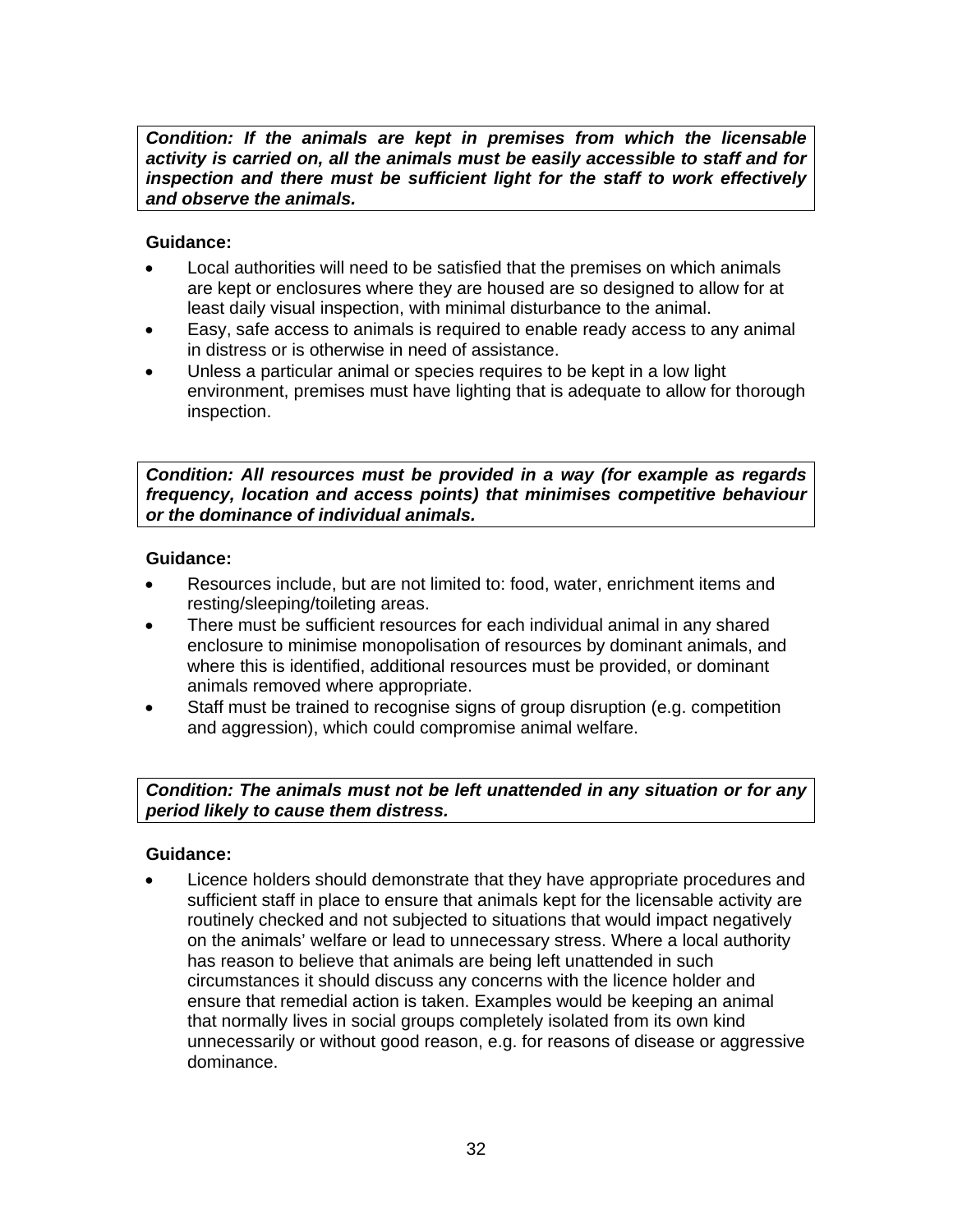***Condition: If the animals are kept in premises from which the licensable activity is carried on, all the animals must be easily accessible to staff and for inspection and there must be sufficient light for the staff to work effectively and observe the animals.***

**Guidance:**

- Local authorities will need to be satisfied that the premises on which animals are kept or enclosures where they are housed are so designed to allow for at least daily visual inspection, with minimal disturbance to the animal.
- Easy, safe access to animals is required to enable ready access to any animal in distress or is otherwise in need of assistance.
- Unless a particular animal or species requires to be kept in a low light environment, premises must have lighting that is adequate to allow for thorough inspection.

***Condition: All resources must be provided in a way (for example as regards frequency, location and access points) that minimises competitive behaviour or the dominance of individual animals.***

**Guidance:**

- Resources include, but are not limited to: food, water, enrichment items and resting/sleeping/toileting areas.
- There must be sufficient resources for each individual animal in any shared enclosure to minimise monopolisation of resources by dominant animals, and where this is identified, additional resources must be provided, or dominant animals removed where appropriate.
- Staff must be trained to recognise signs of group disruption (e.g. competition and aggression), which could compromise animal welfare.

***Condition: The animals must not be left unattended in any situation or for any period likely to cause them distress.***

**Guidance:**

- Licence holders should demonstrate that they have appropriate procedures and sufficient staff in place to ensure that animals kept for the licensable activity are routinely checked and not subjected to situations that would impact negatively on the animals' welfare or lead to unnecessary stress. Where a local authority has reason to believe that animals are being left unattended in such circumstances it should discuss any concerns with the licence holder and ensure that remedial action is taken. Examples would be keeping an animal that normally lives in social groups completely isolated from its own kind unnecessarily or without good reason, e.g. for reasons of disease or aggressive dominance.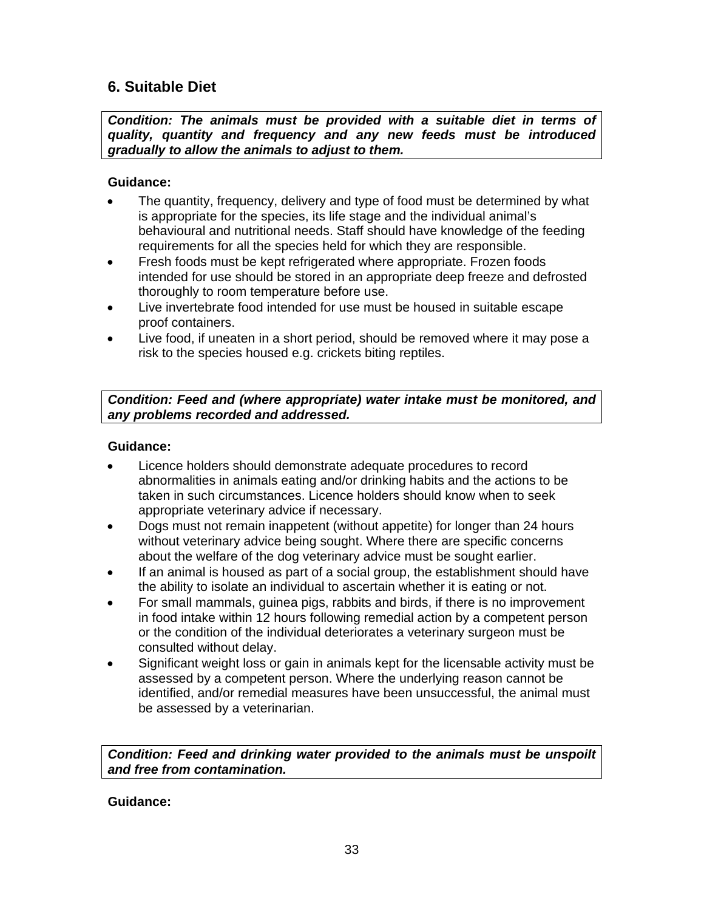## 6. Suitable Diet

***Condition: The animals must be provided with a suitable diet in terms of quality, quantity and frequency and any new feeds must be introduced gradually to allow the animals to adjust to them.***

**Guidance:**

- The quantity, frequency, delivery and type of food must be determined by what is appropriate for the species, its life stage and the individual animal's behavioural and nutritional needs. Staff should have knowledge of the feeding requirements for all the species held for which they are responsible.
- Fresh foods must be kept refrigerated where appropriate. Frozen foods intended for use should be stored in an appropriate deep freeze and defrosted thoroughly to room temperature before use.
- Live invertebrate food intended for use must be housed in suitable escape proof containers.
- Live food, if uneaten in a short period, should be removed where it may pose a risk to the species housed e.g. crickets biting reptiles.

***Condition: Feed and (where appropriate) water intake must be monitored, and any problems recorded and addressed.***

**Guidance:**

- Licence holders should demonstrate adequate procedures to record abnormalities in animals eating and/or drinking habits and the actions to be taken in such circumstances. Licence holders should know when to seek appropriate veterinary advice if necessary.
- Dogs must not remain inappetent (without appetite) for longer than 24 hours without veterinary advice being sought. Where there are specific concerns about the welfare of the dog veterinary advice must be sought earlier.
- If an animal is housed as part of a social group, the establishment should have the ability to isolate an individual to ascertain whether it is eating or not.
- For small mammals, guinea pigs, rabbits and birds, if there is no improvement in food intake within 12 hours following remedial action by a competent person or the condition of the individual deteriorates a veterinary surgeon must be consulted without delay.
- Significant weight loss or gain in animals kept for the licensable activity must be assessed by a competent person. Where the underlying reason cannot be identified, and/or remedial measures have been unsuccessful, the animal must be assessed by a veterinarian.

***Condition: Feed and drinking water provided to the animals must be unspoilt and free from contamination.***

**Guidance:**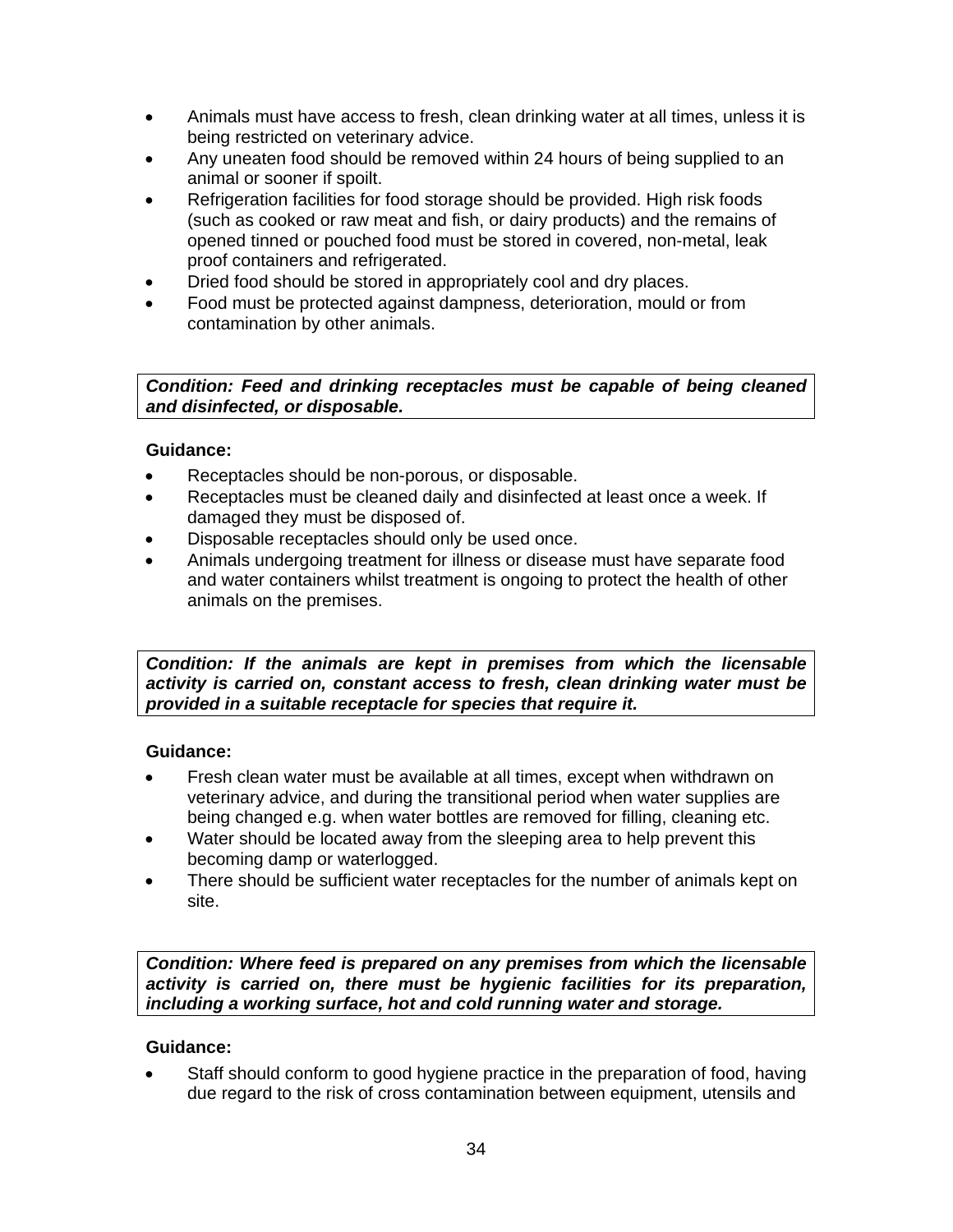- Animals must have access to fresh, clean drinking water at all times, unless it is being restricted on veterinary advice.
- Any uneaten food should be removed within 24 hours of being supplied to an animal or sooner if spoilt.
- Refrigeration facilities for food storage should be provided. High risk foods (such as cooked or raw meat and fish, or dairy products) and the remains of opened tinned or pouched food must be stored in covered, non-metal, leak proof containers and refrigerated.
- Dried food should be stored in appropriately cool and dry places.
- Food must be protected against dampness, deterioration, mould or from contamination by other animals.

***Condition: Feed and drinking receptacles must be capable of being cleaned and disinfected, or disposable.***

**Guidance:**

- Receptacles should be non-porous, or disposable.
- Receptacles must be cleaned daily and disinfected at least once a week. If damaged they must be disposed of.
- Disposable receptacles should only be used once.
- Animals undergoing treatment for illness or disease must have separate food and water containers whilst treatment is ongoing to protect the health of other animals on the premises.

***Condition: If the animals are kept in premises from which the licensable activity is carried on, constant access to fresh, clean drinking water must be provided in a suitable receptacle for species that require it.***

**Guidance:**

- Fresh clean water must be available at all times, except when withdrawn on veterinary advice, and during the transitional period when water supplies are being changed e.g. when water bottles are removed for filling, cleaning etc.
- Water should be located away from the sleeping area to help prevent this becoming damp or waterlogged.
- There should be sufficient water receptacles for the number of animals kept on site.

***Condition: Where feed is prepared on any premises from which the licensable activity is carried on, there must be hygienic facilities for its preparation, including a working surface, hot and cold running water and storage.***

**Guidance:**

- Staff should conform to good hygiene practice in the preparation of food, having due regard to the risk of cross contamination between equipment, utensils and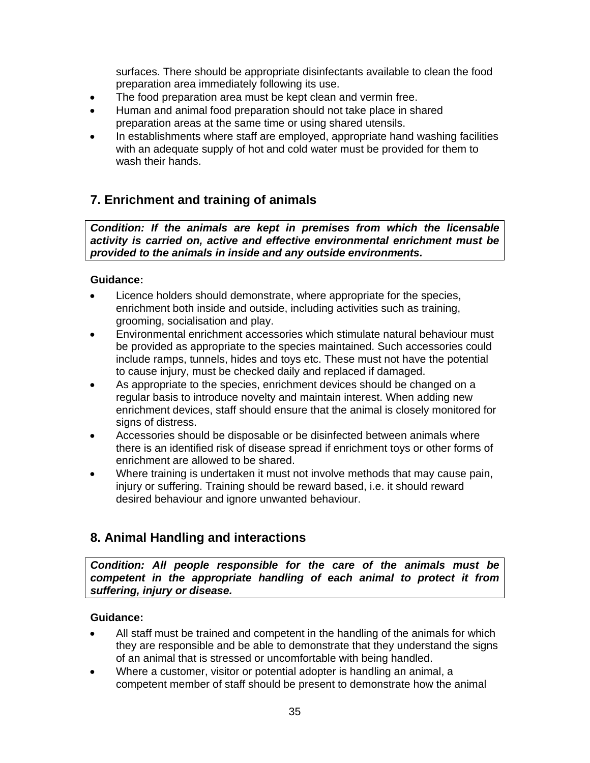surfaces. There should be appropriate disinfectants available to clean the food preparation area immediately following its use.

- The food preparation area must be kept clean and vermin free.
- Human and animal food preparation should not take place in shared preparation areas at the same time or using shared utensils.
- In establishments where staff are employed, appropriate hand washing facilities with an adequate supply of hot and cold water must be provided for them to wash their hands.

## 7. Enrichment and training of animals

***Condition: If the animals are kept in premises from which the licensable activity is carried on, active and effective environmental enrichment must be provided to the animals in inside and any outside environments.***

**Guidance:**

- Licence holders should demonstrate, where appropriate for the species, enrichment both inside and outside, including activities such as training, grooming, socialisation and play.
- Environmental enrichment accessories which stimulate natural behaviour must be provided as appropriate to the species maintained. Such accessories could include ramps, tunnels, hides and toys etc. These must not have the potential to cause injury, must be checked daily and replaced if damaged.
- As appropriate to the species, enrichment devices should be changed on a regular basis to introduce novelty and maintain interest. When adding new enrichment devices, staff should ensure that the animal is closely monitored for signs of distress.
- Accessories should be disposable or be disinfected between animals where there is an identified risk of disease spread if enrichment toys or other forms of enrichment are allowed to be shared.
- Where training is undertaken it must not involve methods that may cause pain, injury or suffering. Training should be reward based, i.e. it should reward desired behaviour and ignore unwanted behaviour.

## 8. Animal Handling and interactions

***Condition: All people responsible for the care of the animals must be competent in the appropriate handling of each animal to protect it from suffering, injury or disease.***

**Guidance:**

- All staff must be trained and competent in the handling of the animals for which they are responsible and be able to demonstrate that they understand the signs of an animal that is stressed or uncomfortable with being handled.
- Where a customer, visitor or potential adopter is handling an animal, a competent member of staff should be present to demonstrate how the animal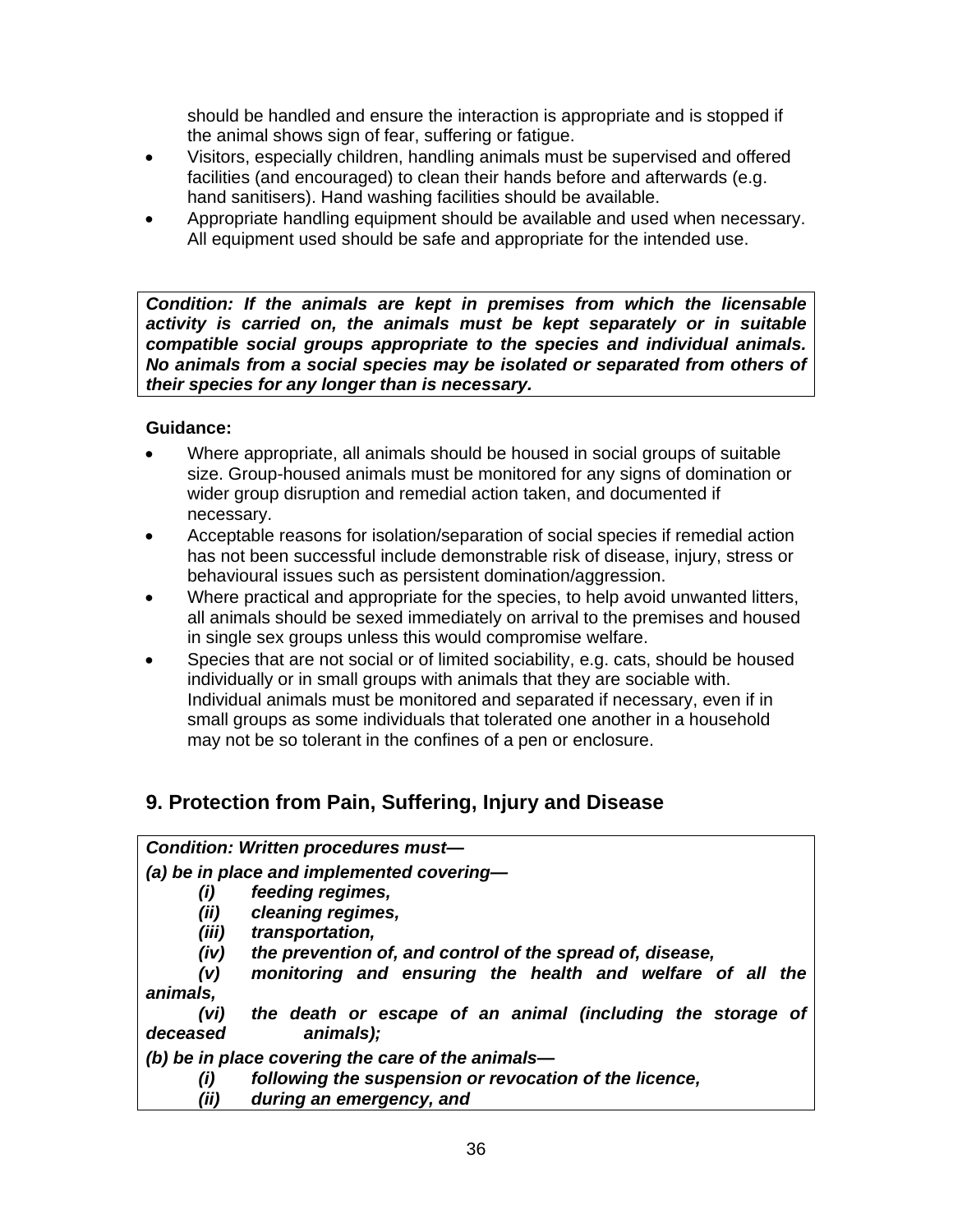should be handled and ensure the interaction is appropriate and is stopped if the animal shows sign of fear, suffering or fatigue.

- Visitors, especially children, handling animals must be supervised and offered facilities (and encouraged) to clean their hands before and afterwards (e.g. hand sanitisers). Hand washing facilities should be available.
- Appropriate handling equipment should be available and used when necessary. All equipment used should be safe and appropriate for the intended use.

***Condition: If the animals are kept in premises from which the licensable activity is carried on, the animals must be kept separately or in suitable compatible social groups appropriate to the species and individual animals. No animals from a social species may be isolated or separated from others of their species for any longer than is necessary.***

**Guidance:**

- Where appropriate, all animals should be housed in social groups of suitable size. Group-housed animals must be monitored for any signs of domination or wider group disruption and remedial action taken, and documented if necessary.
- Acceptable reasons for isolation/separation of social species if remedial action has not been successful include demonstrable risk of disease, injury, stress or behavioural issues such as persistent domination/aggression.
- Where practical and appropriate for the species, to help avoid unwanted litters, all animals should be sexed immediately on arrival to the premises and housed in single sex groups unless this would compromise welfare.
- Species that are not social or of limited sociability, e.g. cats, should be housed individually or in small groups with animals that they are sociable with. Individual animals must be monitored and separated if necessary, even if in small groups as some individuals that tolerated one another in a household may not be so tolerant in the confines of a pen or enclosure.

## 9. Protection from Pain, Suffering, Injury and Disease

***Condition: Written procedures must—***

***(a) be in place and implemented covering—***

- ***(i) feeding regimes,***
- ***(ii) cleaning regimes,***
- ***(iii) transportation,***
- ***(iv) the prevention of, and control of the spread of, disease,***
- ***(v) monitoring and ensuring the health and welfare of all the animals,***
- ***(vi) the death or escape of an animal (including the storage of deceased animals);***

***(b) be in place covering the care of the animals—***

- ***(i) following the suspension or revocation of the licence,***
- ***(ii) during an emergency, and***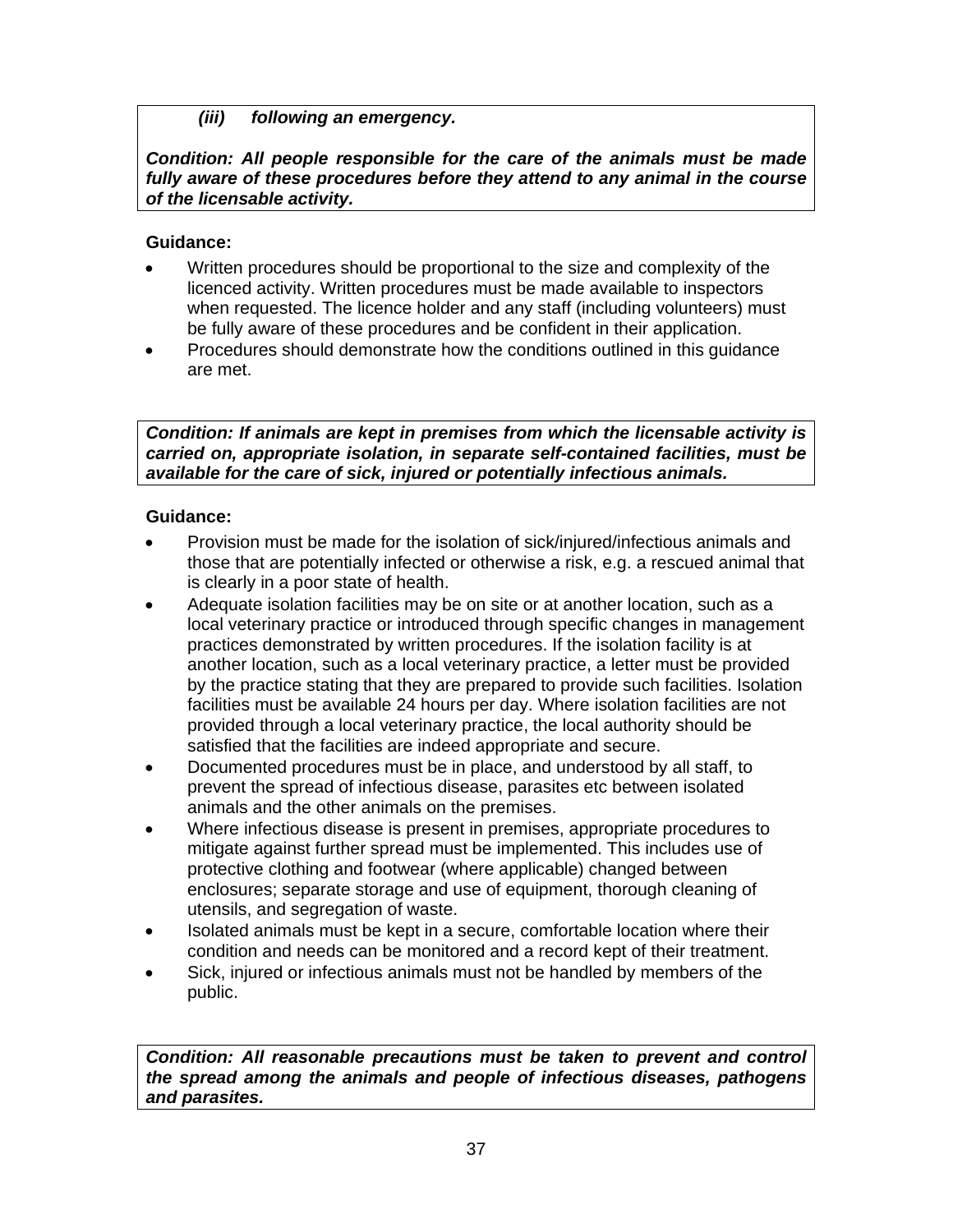***(iii) following an emergency.***

***Condition: All people responsible for the care of the animals must be made fully aware of these procedures before they attend to any animal in the course of the licensable activity.***

**Guidance:**

- Written procedures should be proportional to the size and complexity of the licenced activity. Written procedures must be made available to inspectors when requested. The licence holder and any staff (including volunteers) must be fully aware of these procedures and be confident in their application.
- Procedures should demonstrate how the conditions outlined in this guidance are met.

***Condition: If animals are kept in premises from which the licensable activity is carried on, appropriate isolation, in separate self-contained facilities, must be available for the care of sick, injured or potentially infectious animals.***

**Guidance:**

- Provision must be made for the isolation of sick/injured/infectious animals and those that are potentially infected or otherwise a risk, e.g. a rescued animal that is clearly in a poor state of health.
- Adequate isolation facilities may be on site or at another location, such as a local veterinary practice or introduced through specific changes in management practices demonstrated by written procedures. If the isolation facility is at another location, such as a local veterinary practice, a letter must be provided by the practice stating that they are prepared to provide such facilities. Isolation facilities must be available 24 hours per day. Where isolation facilities are not provided through a local veterinary practice, the local authority should be satisfied that the facilities are indeed appropriate and secure.
- Documented procedures must be in place, and understood by all staff, to prevent the spread of infectious disease, parasites etc between isolated animals and the other animals on the premises.
- Where infectious disease is present in premises, appropriate procedures to mitigate against further spread must be implemented. This includes use of protective clothing and footwear (where applicable) changed between enclosures; separate storage and use of equipment, thorough cleaning of utensils, and segregation of waste.
- Isolated animals must be kept in a secure, comfortable location where their condition and needs can be monitored and a record kept of their treatment.
- Sick, injured or infectious animals must not be handled by members of the public.

***Condition: All reasonable precautions must be taken to prevent and control the spread among the animals and people of infectious diseases, pathogens and parasites.***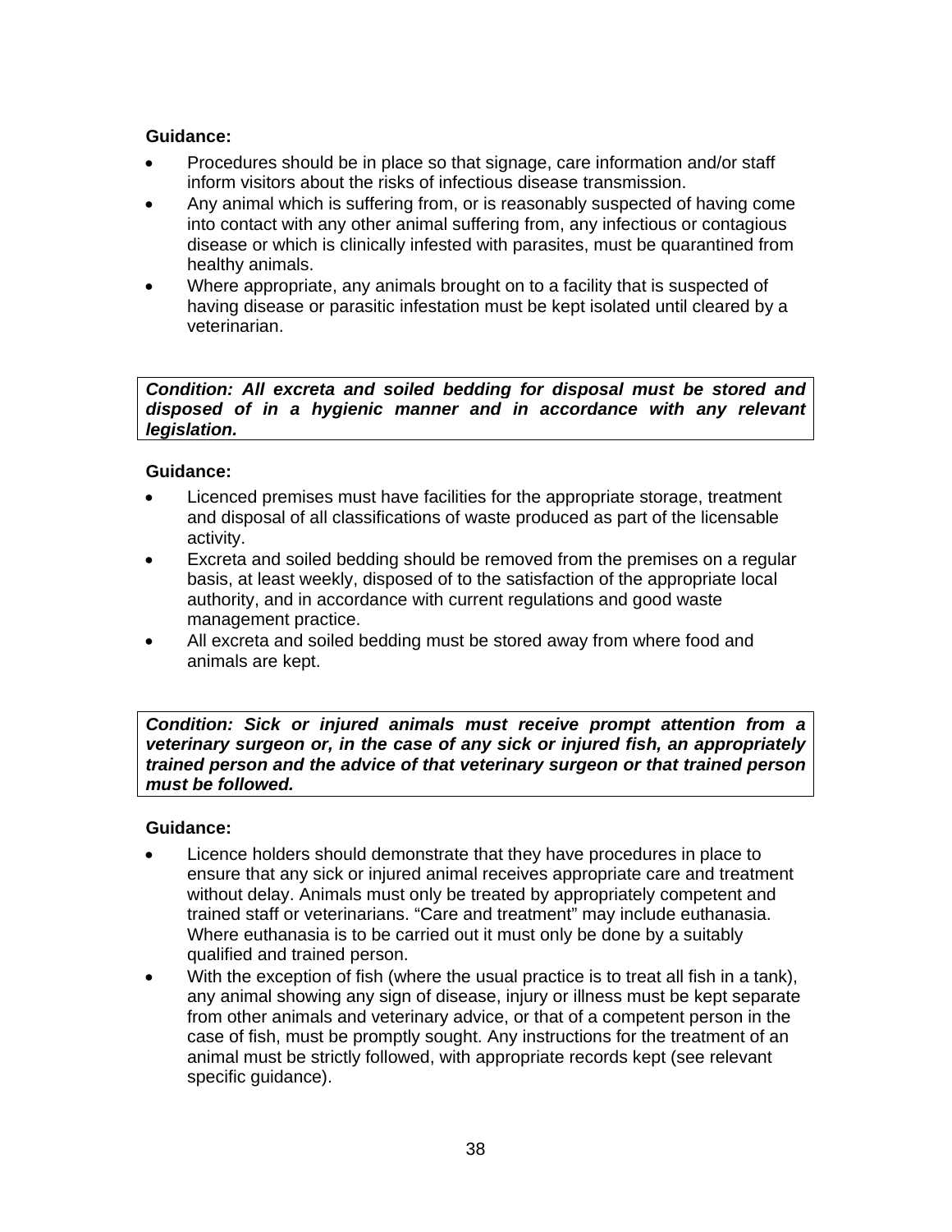**Guidance:**

- Procedures should be in place so that signage, care information and/or staff inform visitors about the risks of infectious disease transmission.
- Any animal which is suffering from, or is reasonably suspected of having come into contact with any other animal suffering from, any infectious or contagious disease or which is clinically infested with parasites, must be quarantined from healthy animals.
- Where appropriate, any animals brought on to a facility that is suspected of having disease or parasitic infestation must be kept isolated until cleared by a veterinarian.

***Condition: All excreta and soiled bedding for disposal must be stored and disposed of in a hygienic manner and in accordance with any relevant legislation.***

**Guidance:**

- Licenced premises must have facilities for the appropriate storage, treatment and disposal of all classifications of waste produced as part of the licensable activity.
- Excreta and soiled bedding should be removed from the premises on a regular basis, at least weekly, disposed of to the satisfaction of the appropriate local authority, and in accordance with current regulations and good waste management practice.
- All excreta and soiled bedding must be stored away from where food and animals are kept.

***Condition: Sick or injured animals must receive prompt attention from a veterinary surgeon or, in the case of any sick or injured fish, an appropriately trained person and the advice of that veterinary surgeon or that trained person must be followed.***

**Guidance:**

- Licence holders should demonstrate that they have procedures in place to ensure that any sick or injured animal receives appropriate care and treatment without delay. Animals must only be treated by appropriately competent and trained staff or veterinarians. "Care and treatment" may include euthanasia. Where euthanasia is to be carried out it must only be done by a suitably qualified and trained person.
- With the exception of fish (where the usual practice is to treat all fish in a tank), any animal showing any sign of disease, injury or illness must be kept separate from other animals and veterinary advice, or that of a competent person in the case of fish, must be promptly sought. Any instructions for the treatment of an animal must be strictly followed, with appropriate records kept (see relevant specific guidance).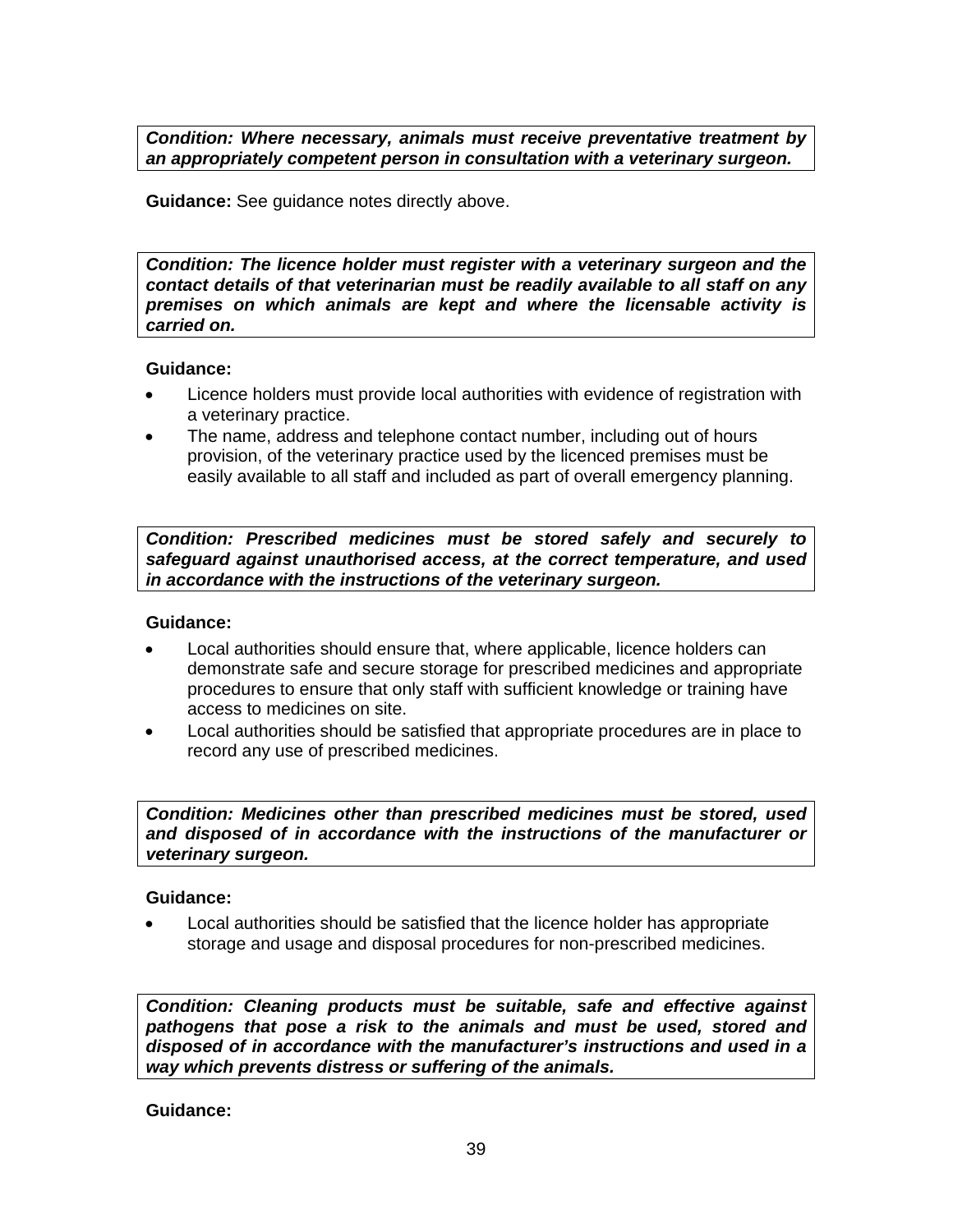***Condition: Where necessary, animals must receive preventative treatment by an appropriately competent person in consultation with a veterinary surgeon.***

**Guidance:** See guidance notes directly above.

***Condition: The licence holder must register with a veterinary surgeon and the contact details of that veterinarian must be readily available to all staff on any premises on which animals are kept and where the licensable activity is carried on.***

**Guidance:**

- Licence holders must provide local authorities with evidence of registration with a veterinary practice.
- The name, address and telephone contact number, including out of hours provision, of the veterinary practice used by the licenced premises must be easily available to all staff and included as part of overall emergency planning.

***Condition: Prescribed medicines must be stored safely and securely to safeguard against unauthorised access, at the correct temperature, and used in accordance with the instructions of the veterinary surgeon.***

**Guidance:**

- Local authorities should ensure that, where applicable, licence holders can demonstrate safe and secure storage for prescribed medicines and appropriate procedures to ensure that only staff with sufficient knowledge or training have access to medicines on site.
- Local authorities should be satisfied that appropriate procedures are in place to record any use of prescribed medicines.

***Condition: Medicines other than prescribed medicines must be stored, used and disposed of in accordance with the instructions of the manufacturer or veterinary surgeon.***

**Guidance:**

- Local authorities should be satisfied that the licence holder has appropriate storage and usage and disposal procedures for non-prescribed medicines.

***Condition: Cleaning products must be suitable, safe and effective against pathogens that pose a risk to the animals and must be used, stored and disposed of in accordance with the manufacturer's instructions and used in a way which prevents distress or suffering of the animals.***

**Guidance:**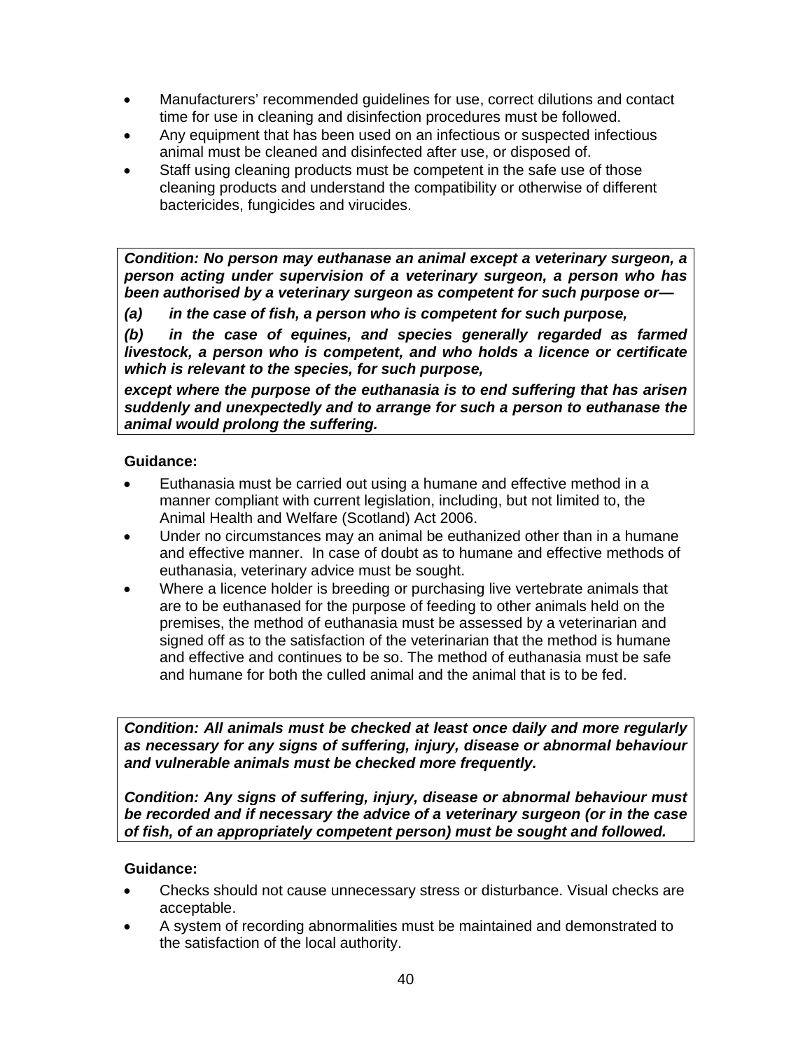- Manufacturers' recommended guidelines for use, correct dilutions and contact time for use in cleaning and disinfection procedures must be followed.
- Any equipment that has been used on an infectious or suspected infectious animal must be cleaned and disinfected after use, or disposed of.
- Staff using cleaning products must be competent in the safe use of those cleaning products and understand the compatibility or otherwise of different bactericides, fungicides and virucides.

***Condition: No person may euthanase an animal except a veterinary surgeon, a person acting under supervision of a veterinary surgeon, a person who has been authorised by a veterinary surgeon as competent for such purpose or—***

***(a) in the case of fish, a person who is competent for such purpose,***

***(b) in the case of equines, and species generally regarded as farmed livestock, a person who is competent, and who holds a licence or certificate which is relevant to the species, for such purpose,***

***except where the purpose of the euthanasia is to end suffering that has arisen suddenly and unexpectedly and to arrange for such a person to euthanase the animal would prolong the suffering.***

**Guidance:**

- Euthanasia must be carried out using a humane and effective method in a manner compliant with current legislation, including, but not limited to, the Animal Health and Welfare (Scotland) Act 2006.
- Under no circumstances may an animal be euthanized other than in a humane and effective manner. In case of doubt as to humane and effective methods of euthanasia, veterinary advice must be sought.
- Where a licence holder is breeding or purchasing live vertebrate animals that are to be euthanased for the purpose of feeding to other animals held on the premises, the method of euthanasia must be assessed by a veterinarian and signed off as to the satisfaction of the veterinarian that the method is humane and effective and continues to be so. The method of euthanasia must be safe and humane for both the culled animal and the animal that is to be fed.

***Condition: All animals must be checked at least once daily and more regularly as necessary for any signs of suffering, injury, disease or abnormal behaviour and vulnerable animals must be checked more frequently.***

***Condition: Any signs of suffering, injury, disease or abnormal behaviour must be recorded and if necessary the advice of a veterinary surgeon (or in the case of fish, of an appropriately competent person) must be sought and followed.***

**Guidance:**

- Checks should not cause unnecessary stress or disturbance. Visual checks are acceptable.
- A system of recording abnormalities must be maintained and demonstrated to the satisfaction of the local authority.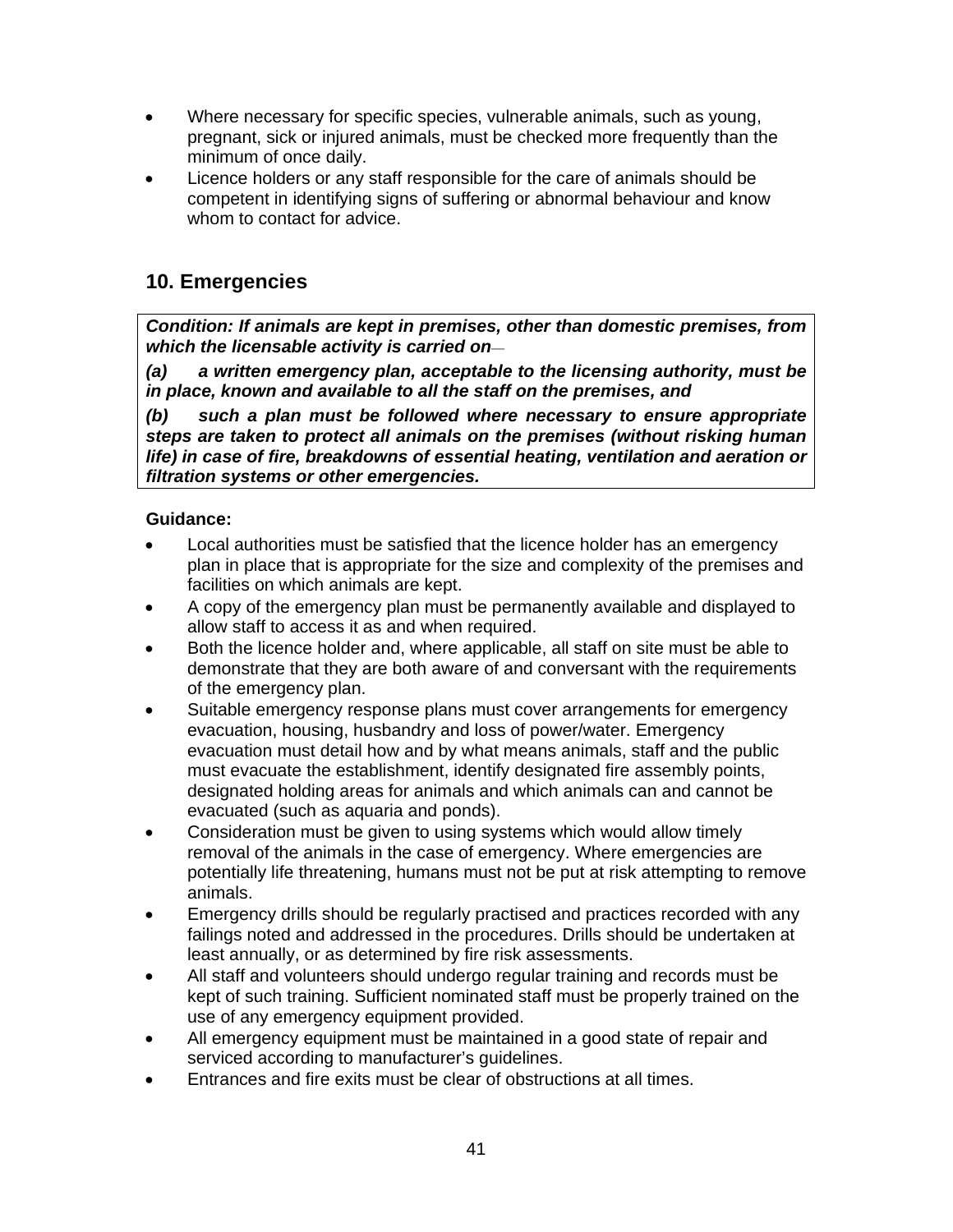- Where necessary for specific species, vulnerable animals, such as young, pregnant, sick or injured animals, must be checked more frequently than the minimum of once daily.
- Licence holders or any staff responsible for the care of animals should be competent in identifying signs of suffering or abnormal behaviour and know whom to contact for advice.

## 10. Emergencies

***Condition: If animals are kept in premises, other than domestic premises, from which the licensable activity is carried on—***

***(a) a written emergency plan, acceptable to the licensing authority, must be in place, known and available to all the staff on the premises, and***

***(b) such a plan must be followed where necessary to ensure appropriate steps are taken to protect all animals on the premises (without risking human life) in case of fire, breakdowns of essential heating, ventilation and aeration or filtration systems or other emergencies.***

**Guidance:**

- Local authorities must be satisfied that the licence holder has an emergency plan in place that is appropriate for the size and complexity of the premises and facilities on which animals are kept.
- A copy of the emergency plan must be permanently available and displayed to allow staff to access it as and when required.
- Both the licence holder and, where applicable, all staff on site must be able to demonstrate that they are both aware of and conversant with the requirements of the emergency plan.
- Suitable emergency response plans must cover arrangements for emergency evacuation, housing, husbandry and loss of power/water. Emergency evacuation must detail how and by what means animals, staff and the public must evacuate the establishment, identify designated fire assembly points, designated holding areas for animals and which animals can and cannot be evacuated (such as aquaria and ponds).
- Consideration must be given to using systems which would allow timely removal of the animals in the case of emergency. Where emergencies are potentially life threatening, humans must not be put at risk attempting to remove animals.
- Emergency drills should be regularly practised and practices recorded with any failings noted and addressed in the procedures. Drills should be undertaken at least annually, or as determined by fire risk assessments.
- All staff and volunteers should undergo regular training and records must be kept of such training. Sufficient nominated staff must be properly trained on the use of any emergency equipment provided.
- All emergency equipment must be maintained in a good state of repair and serviced according to manufacturer's guidelines.
- Entrances and fire exits must be clear of obstructions at all times.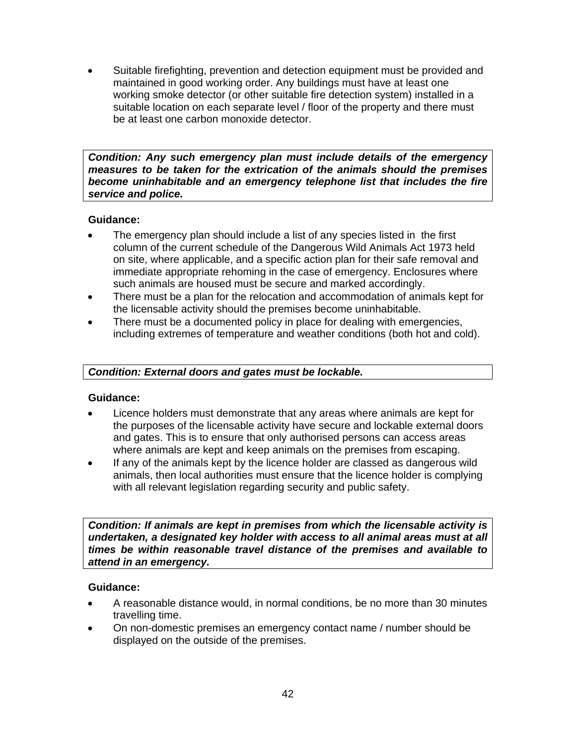- Suitable firefighting, prevention and detection equipment must be provided and maintained in good working order. Any buildings must have at least one working smoke detector (or other suitable fire detection system) installed in a suitable location on each separate level / floor of the property and there must be at least one carbon monoxide detector.

***Condition: Any such emergency plan must include details of the emergency measures to be taken for the extrication of the animals should the premises become uninhabitable and an emergency telephone list that includes the fire service and police.***

**Guidance:**

- The emergency plan should include a list of any species listed in the first column of the current schedule of the Dangerous Wild Animals Act 1973 held on site, where applicable, and a specific action plan for their safe removal and immediate appropriate rehoming in the case of emergency. Enclosures where such animals are housed must be secure and marked accordingly.
- There must be a plan for the relocation and accommodation of animals kept for the licensable activity should the premises become uninhabitable.
- There must be a documented policy in place for dealing with emergencies, including extremes of temperature and weather conditions (both hot and cold).

***Condition: External doors and gates must be lockable.***

**Guidance:**

- Licence holders must demonstrate that any areas where animals are kept for the purposes of the licensable activity have secure and lockable external doors and gates. This is to ensure that only authorised persons can access areas where animals are kept and keep animals on the premises from escaping.
- If any of the animals kept by the licence holder are classed as dangerous wild animals, then local authorities must ensure that the licence holder is complying with all relevant legislation regarding security and public safety.

***Condition: If animals are kept in premises from which the licensable activity is undertaken, a designated key holder with access to all animal areas must at all times be within reasonable travel distance of the premises and available to attend in an emergency.***

**Guidance:**

- A reasonable distance would, in normal conditions, be no more than 30 minutes travelling time.
- On non-domestic premises an emergency contact name / number should be displayed on the outside of the premises.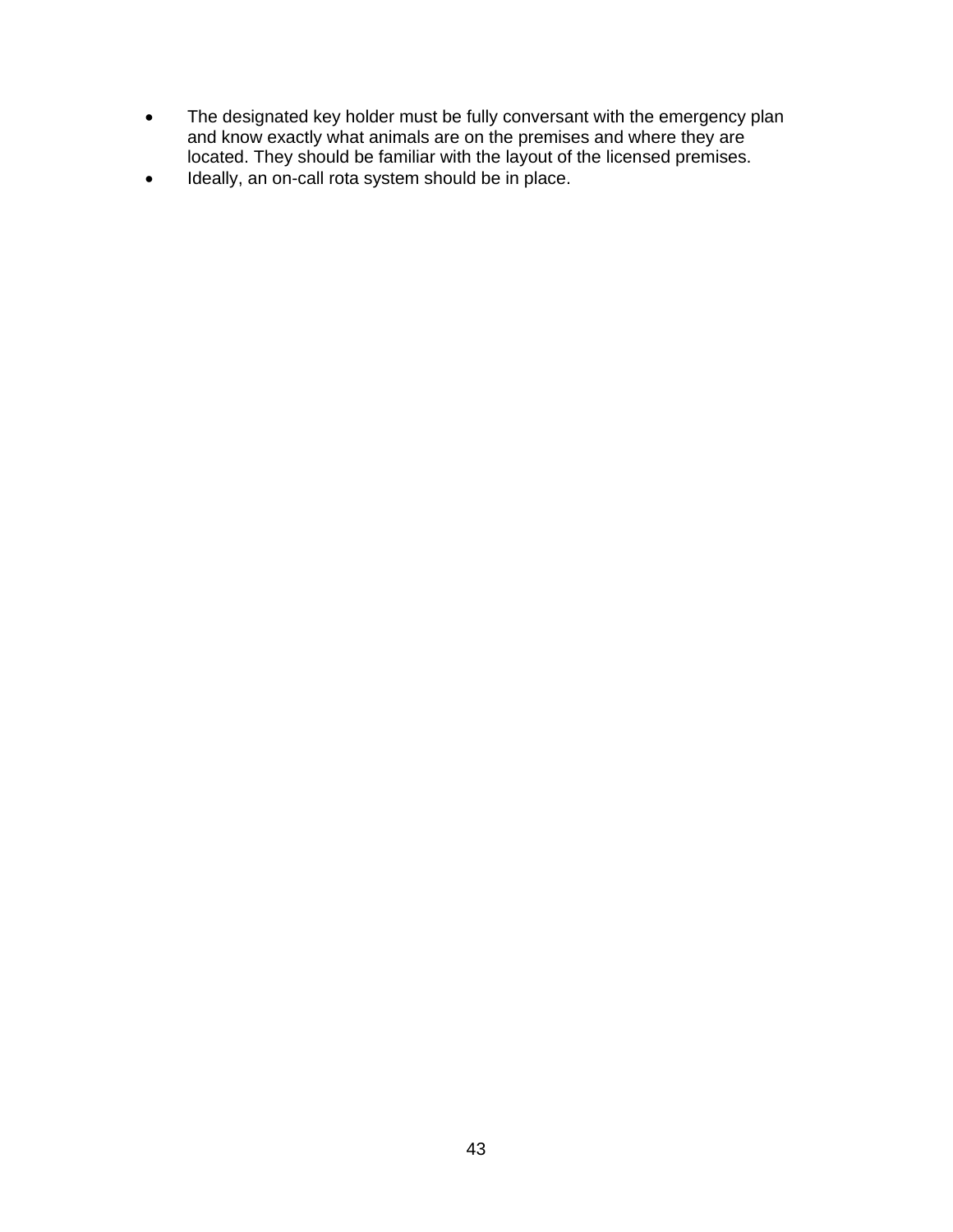- The designated key holder must be fully conversant with the emergency plan and know exactly what animals are on the premises and where they are located. They should be familiar with the layout of the licensed premises.
- Ideally, an on-call rota system should be in place.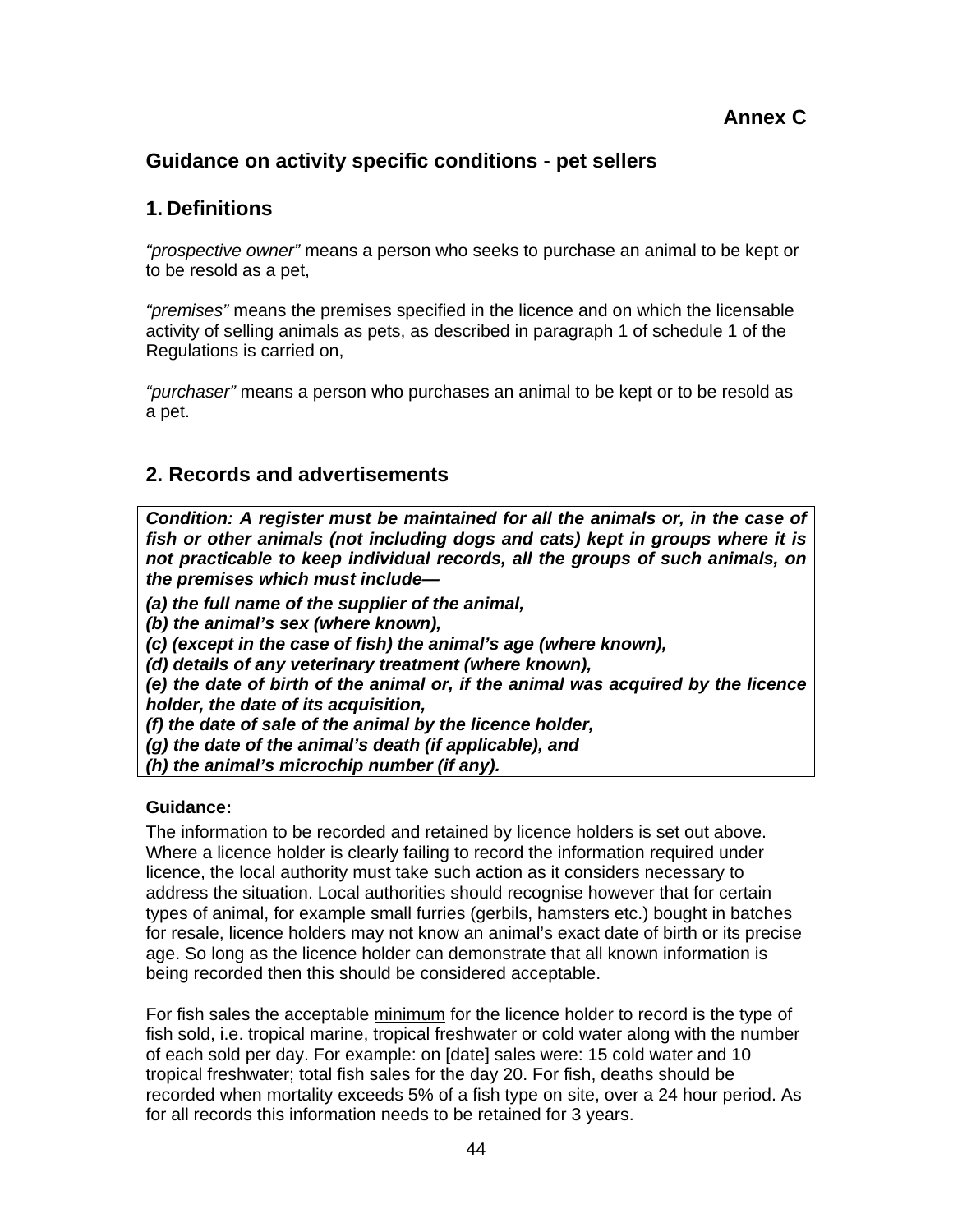**Annex C**

## Guidance on activity specific conditions - pet sellers

## 1. Definitions

*"prospective owner"* means a person who seeks to purchase an animal to be kept or to be resold as a pet,

*"premises"* means the premises specified in the licence and on which the licensable activity of selling animals as pets, as described in paragraph 1 of schedule 1 of the Regulations is carried on,

*"purchaser"* means a person who purchases an animal to be kept or to be resold as a pet.

## 2. Records and advertisements

***Condition: A register must be maintained for all the animals or, in the case of fish or other animals (not including dogs and cats) kept in groups where it is not practicable to keep individual records, all the groups of such animals, on the premises which must include—***

***(a) the full name of the supplier of the animal,***
***(b) the animal's sex (where known),***
***(c) (except in the case of fish) the animal's age (where known),***
***(d) details of any veterinary treatment (where known),***
***(e) the date of birth of the animal or, if the animal was acquired by the licence holder, the date of its acquisition,***
***(f) the date of sale of the animal by the licence holder,***
***(g) the date of the animal's death (if applicable), and***
***(h) the animal's microchip number (if any).***

**Guidance:**

The information to be recorded and retained by licence holders is set out above. Where a licence holder is clearly failing to record the information required under licence, the local authority must take such action as it considers necessary to address the situation. Local authorities should recognise however that for certain types of animal, for example small furries (gerbils, hamsters etc.) bought in batches for resale, licence holders may not know an animal's exact date of birth or its precise age. So long as the licence holder can demonstrate that all known information is being recorded then this should be considered acceptable.

For fish sales the acceptable <u>minimum</u> for the licence holder to record is the type of fish sold, i.e. tropical marine, tropical freshwater or cold water along with the number of each sold per day. For example: on [date] sales were: 15 cold water and 10 tropical freshwater; total fish sales for the day 20. For fish, deaths should be recorded when mortality exceeds 5% of a fish type on site, over a 24 hour period. As for all records this information needs to be retained for 3 years.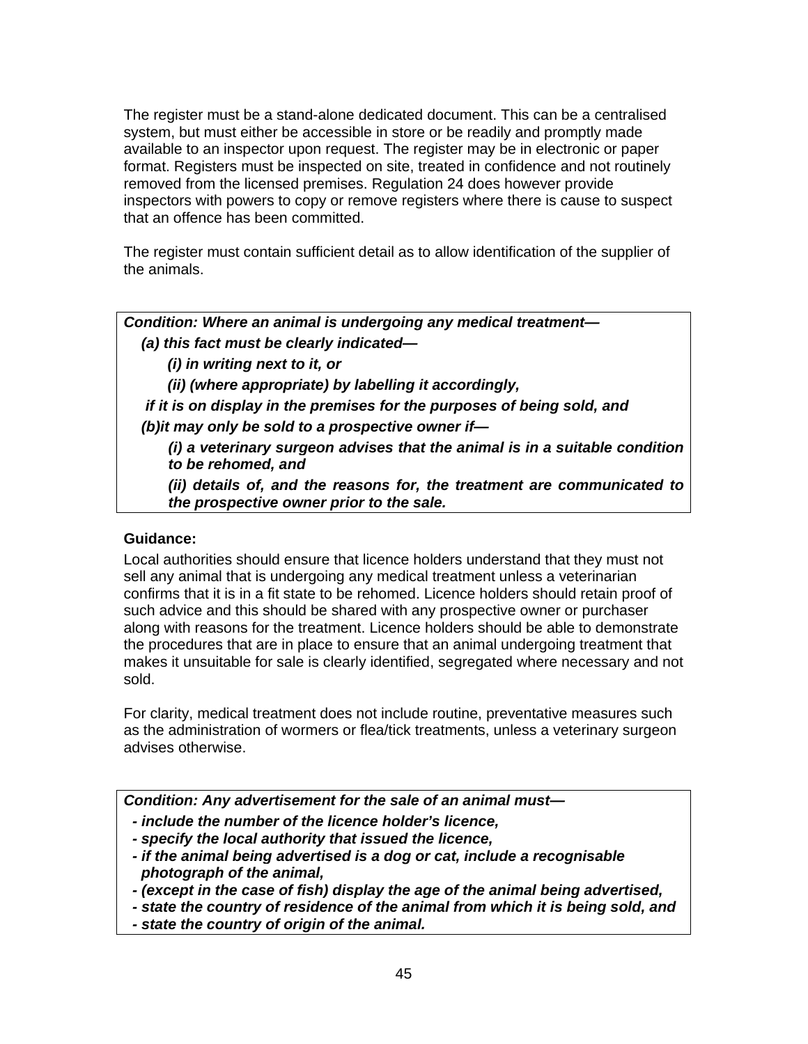The register must be a stand-alone dedicated document. This can be a centralised system, but must either be accessible in store or be readily and promptly made available to an inspector upon request. The register may be in electronic or paper format. Registers must be inspected on site, treated in confidence and not routinely removed from the licensed premises. Regulation 24 does however provide inspectors with powers to copy or remove registers where there is cause to suspect that an offence has been committed.

The register must contain sufficient detail as to allow identification of the supplier of the animals.

***Condition: Where an animal is undergoing any medical treatment—***

***(a) this fact must be clearly indicated—***

***(i) in writing next to it, or***

***(ii) (where appropriate) by labelling it accordingly,***

***if it is on display in the premises for the purposes of being sold, and***

***(b)it may only be sold to a prospective owner if—***

***(i) a veterinary surgeon advises that the animal is in a suitable condition to be rehomed, and***

***(ii) details of, and the reasons for, the treatment are communicated to the prospective owner prior to the sale.***

**Guidance:**

Local authorities should ensure that licence holders understand that they must not sell any animal that is undergoing any medical treatment unless a veterinarian confirms that it is in a fit state to be rehomed. Licence holders should retain proof of such advice and this should be shared with any prospective owner or purchaser along with reasons for the treatment. Licence holders should be able to demonstrate the procedures that are in place to ensure that an animal undergoing treatment that makes it unsuitable for sale is clearly identified, segregated where necessary and not sold.

For clarity, medical treatment does not include routine, preventative measures such as the administration of wormers or flea/tick treatments, unless a veterinary surgeon advises otherwise.

***Condition: Any advertisement for the sale of an animal must—***

- ***include the number of the licence holder's licence,***
- ***specify the local authority that issued the licence,***
- ***if the animal being advertised is a dog or cat, include a recognisable photograph of the animal,***
- ***(except in the case of fish) display the age of the animal being advertised,***
- ***state the country of residence of the animal from which it is being sold, and***
- ***state the country of origin of the animal.***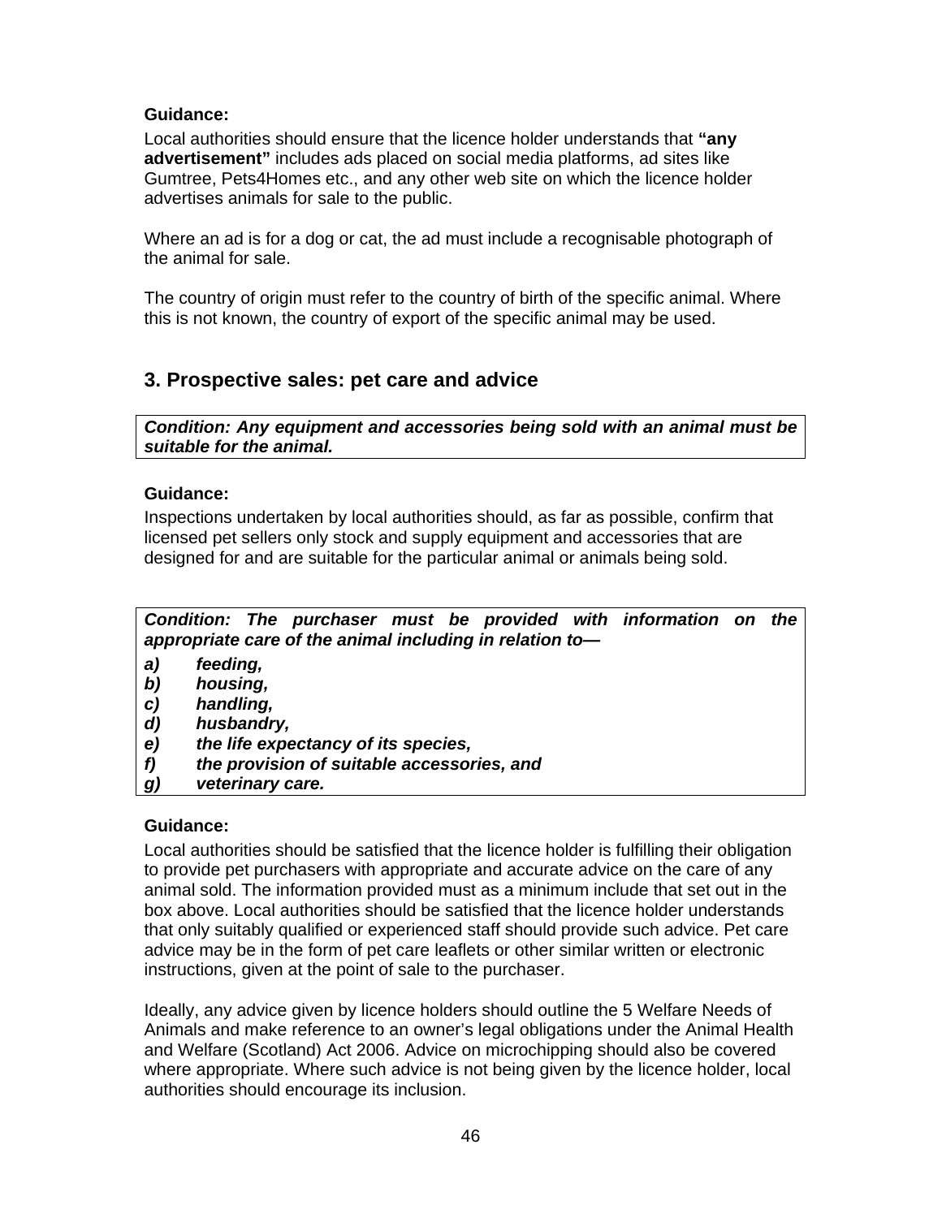**Guidance:**

Local authorities should ensure that the licence holder understands that **"any advertisement"** includes ads placed on social media platforms, ad sites like Gumtree, Pets4Homes etc., and any other web site on which the licence holder advertises animals for sale to the public.

Where an ad is for a dog or cat, the ad must include a recognisable photograph of the animal for sale.

The country of origin must refer to the country of birth of the specific animal. Where this is not known, the country of export of the specific animal may be used.

## 3. Prospective sales: pet care and advice

***Condition: Any equipment and accessories being sold with an animal must be suitable for the animal.***

**Guidance:**

Inspections undertaken by local authorities should, as far as possible, confirm that licensed pet sellers only stock and supply equipment and accessories that are designed for and are suitable for the particular animal or animals being sold.

***Condition: The purchaser must be provided with information on the appropriate care of the animal including in relation to—***

***a) feeding,***
***b) housing,***
***c) handling,***
***d) husbandry,***
***e) the life expectancy of its species,***
***f) the provision of suitable accessories, and***
***g) veterinary care.***

**Guidance:**

Local authorities should be satisfied that the licence holder is fulfilling their obligation to provide pet purchasers with appropriate and accurate advice on the care of any animal sold. The information provided must as a minimum include that set out in the box above. Local authorities should be satisfied that the licence holder understands that only suitably qualified or experienced staff should provide such advice. Pet care advice may be in the form of pet care leaflets or other similar written or electronic instructions, given at the point of sale to the purchaser.

Ideally, any advice given by licence holders should outline the 5 Welfare Needs of Animals and make reference to an owner's legal obligations under the Animal Health and Welfare (Scotland) Act 2006. Advice on microchipping should also be covered where appropriate. Where such advice is not being given by the licence holder, local authorities should encourage its inclusion.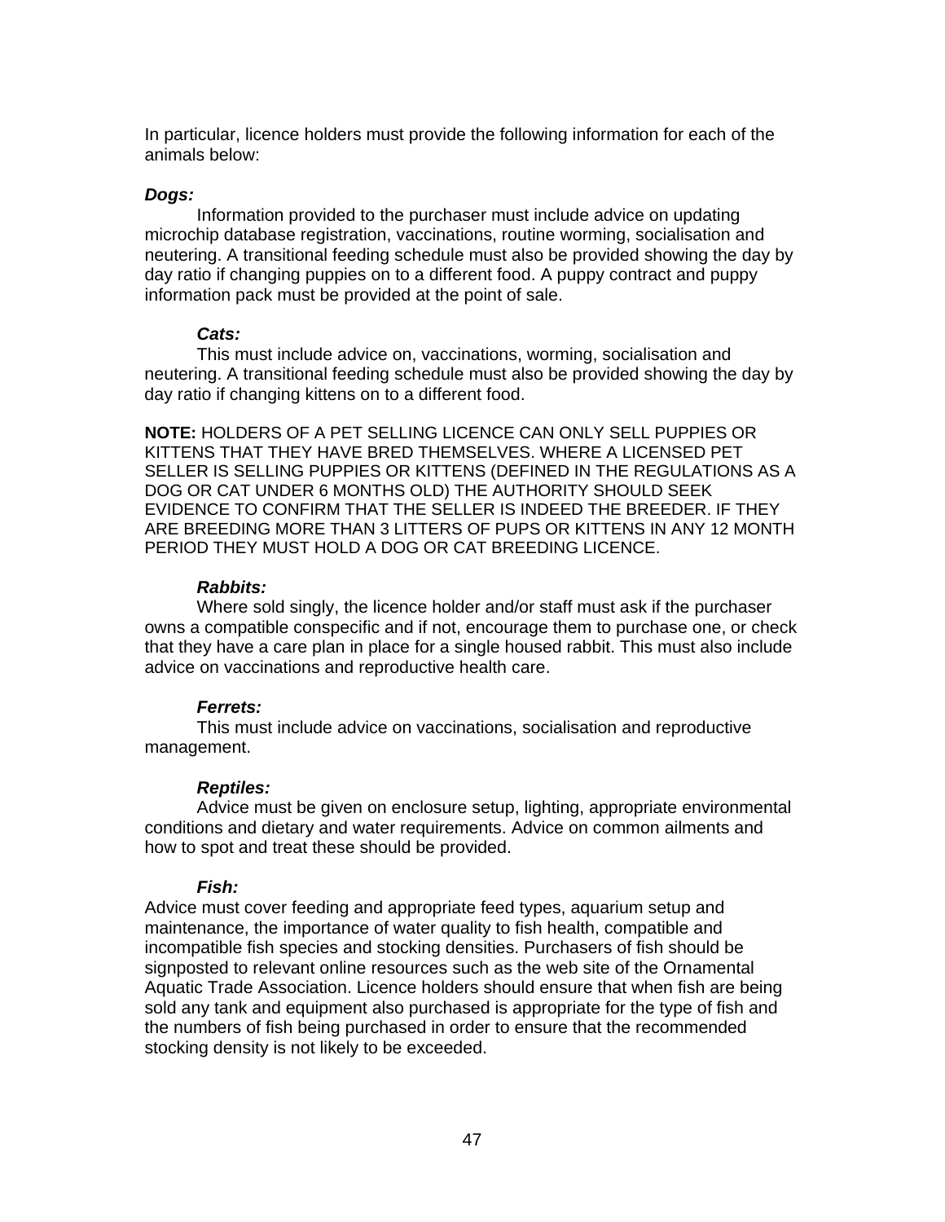In particular, licence holders must provide the following information for each of the animals below:

***Dogs:***

Information provided to the purchaser must include advice on updating microchip database registration, vaccinations, routine worming, socialisation and neutering. A transitional feeding schedule must also be provided showing the day by day ratio if changing puppies on to a different food. A puppy contract and puppy information pack must be provided at the point of sale.

***Cats:***

This must include advice on, vaccinations, worming, socialisation and neutering. A transitional feeding schedule must also be provided showing the day by day ratio if changing kittens on to a different food.

**NOTE:** HOLDERS OF A PET SELLING LICENCE CAN ONLY SELL PUPPIES OR KITTENS THAT THEY HAVE BRED THEMSELVES. WHERE A LICENSED PET SELLER IS SELLING PUPPIES OR KITTENS (DEFINED IN THE REGULATIONS AS A DOG OR CAT UNDER 6 MONTHS OLD) THE AUTHORITY SHOULD SEEK EVIDENCE TO CONFIRM THAT THE SELLER IS INDEED THE BREEDER. IF THEY ARE BREEDING MORE THAN 3 LITTERS OF PUPS OR KITTENS IN ANY 12 MONTH PERIOD THEY MUST HOLD A DOG OR CAT BREEDING LICENCE.

***Rabbits:***

Where sold singly, the licence holder and/or staff must ask if the purchaser owns a compatible conspecific and if not, encourage them to purchase one, or check that they have a care plan in place for a single housed rabbit. This must also include advice on vaccinations and reproductive health care.

***Ferrets:***

This must include advice on vaccinations, socialisation and reproductive management.

***Reptiles:***

Advice must be given on enclosure setup, lighting, appropriate environmental conditions and dietary and water requirements. Advice on common ailments and how to spot and treat these should be provided.

***Fish:***

Advice must cover feeding and appropriate feed types, aquarium setup and maintenance, the importance of water quality to fish health, compatible and incompatible fish species and stocking densities. Purchasers of fish should be signposted to relevant online resources such as the web site of the Ornamental Aquatic Trade Association. Licence holders should ensure that when fish are being sold any tank and equipment also purchased is appropriate for the type of fish and the numbers of fish being purchased in order to ensure that the recommended stocking density is not likely to be exceeded.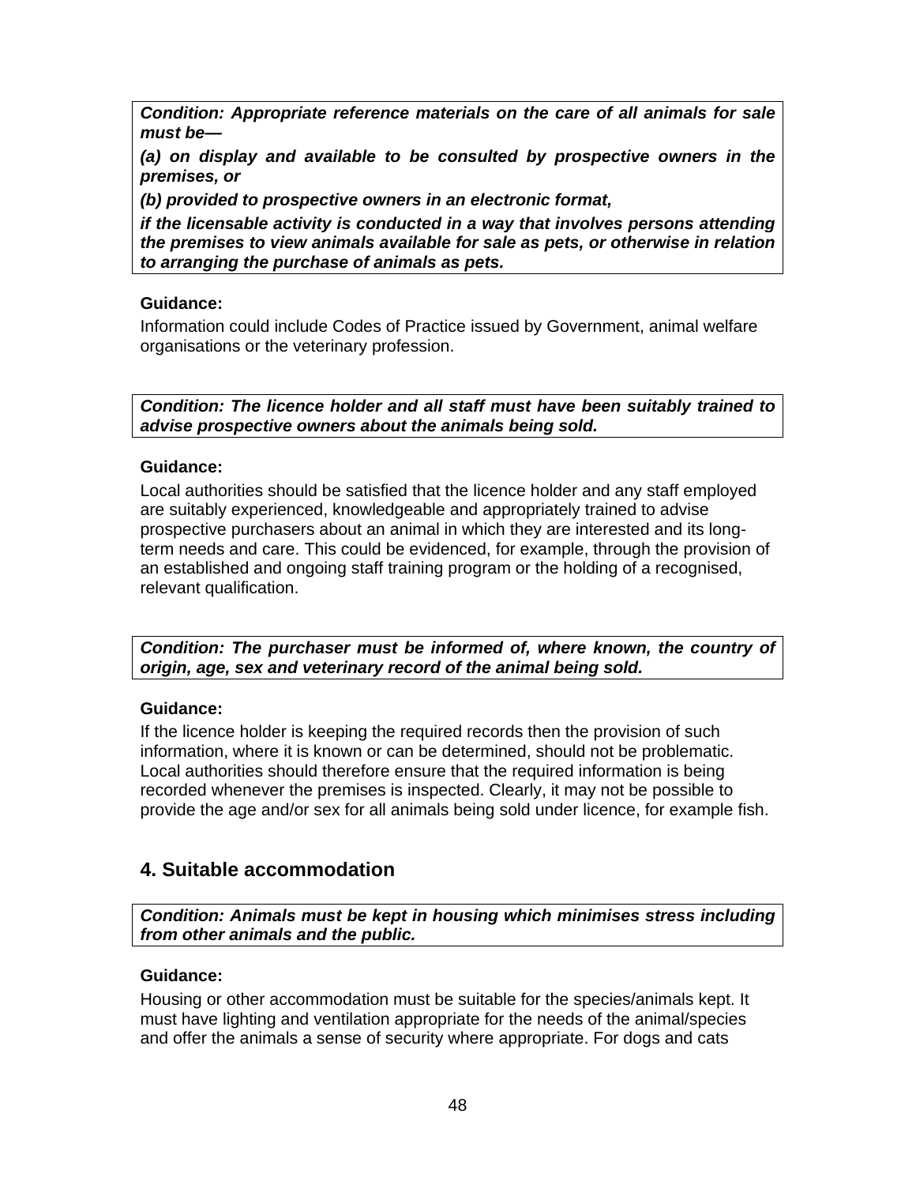***Condition: Appropriate reference materials on the care of all animals for sale must be—***

***(a) on display and available to be consulted by prospective owners in the premises, or***

***(b) provided to prospective owners in an electronic format,***

***if the licensable activity is conducted in a way that involves persons attending the premises to view animals available for sale as pets, or otherwise in relation to arranging the purchase of animals as pets.***

**Guidance:**

Information could include Codes of Practice issued by Government, animal welfare organisations or the veterinary profession.

***Condition: The licence holder and all staff must have been suitably trained to advise prospective owners about the animals being sold.***

**Guidance:**

Local authorities should be satisfied that the licence holder and any staff employed are suitably experienced, knowledgeable and appropriately trained to advise prospective purchasers about an animal in which they are interested and its long-term needs and care. This could be evidenced, for example, through the provision of an established and ongoing staff training program or the holding of a recognised, relevant qualification.

***Condition: The purchaser must be informed of, where known, the country of origin, age, sex and veterinary record of the animal being sold.***

**Guidance:**

If the licence holder is keeping the required records then the provision of such information, where it is known or can be determined, should not be problematic. Local authorities should therefore ensure that the required information is being recorded whenever the premises is inspected. Clearly, it may not be possible to provide the age and/or sex for all animals being sold under licence, for example fish.

## 4. Suitable accommodation

***Condition: Animals must be kept in housing which minimises stress including from other animals and the public.***

**Guidance:**

Housing or other accommodation must be suitable for the species/animals kept. It must have lighting and ventilation appropriate for the needs of the animal/species and offer the animals a sense of security where appropriate. For dogs and cats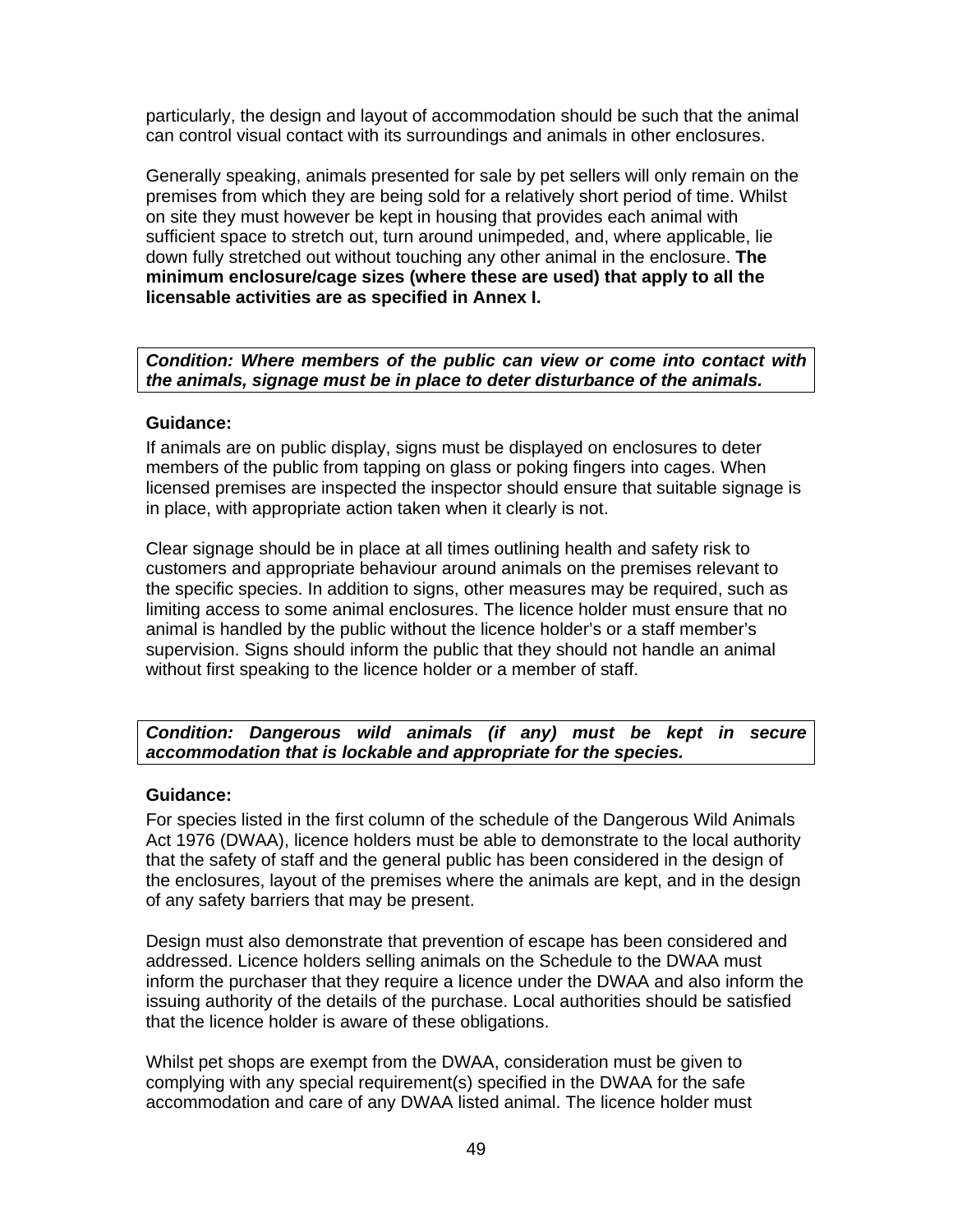particularly, the design and layout of accommodation should be such that the animal can control visual contact with its surroundings and animals in other enclosures.

Generally speaking, animals presented for sale by pet sellers will only remain on the premises from which they are being sold for a relatively short period of time. Whilst on site they must however be kept in housing that provides each animal with sufficient space to stretch out, turn around unimpeded, and, where applicable, lie down fully stretched out without touching any other animal in the enclosure. **The minimum enclosure/cage sizes (where these are used) that apply to all the licensable activities are as specified in Annex I.**

***Condition: Where members of the public can view or come into contact with the animals, signage must be in place to deter disturbance of the animals.***

**Guidance:**

If animals are on public display, signs must be displayed on enclosures to deter members of the public from tapping on glass or poking fingers into cages. When licensed premises are inspected the inspector should ensure that suitable signage is in place, with appropriate action taken when it clearly is not.

Clear signage should be in place at all times outlining health and safety risk to customers and appropriate behaviour around animals on the premises relevant to the specific species. In addition to signs, other measures may be required, such as limiting access to some animal enclosures. The licence holder must ensure that no animal is handled by the public without the licence holder's or a staff member's supervision. Signs should inform the public that they should not handle an animal without first speaking to the licence holder or a member of staff.

***Condition: Dangerous wild animals (if any) must be kept in secure accommodation that is lockable and appropriate for the species.***

**Guidance:**

For species listed in the first column of the schedule of the Dangerous Wild Animals Act 1976 (DWAA), licence holders must be able to demonstrate to the local authority that the safety of staff and the general public has been considered in the design of the enclosures, layout of the premises where the animals are kept, and in the design of any safety barriers that may be present.

Design must also demonstrate that prevention of escape has been considered and addressed. Licence holders selling animals on the Schedule to the DWAA must inform the purchaser that they require a licence under the DWAA and also inform the issuing authority of the details of the purchase. Local authorities should be satisfied that the licence holder is aware of these obligations.

Whilst pet shops are exempt from the DWAA, consideration must be given to complying with any special requirement(s) specified in the DWAA for the safe accommodation and care of any DWAA listed animal. The licence holder must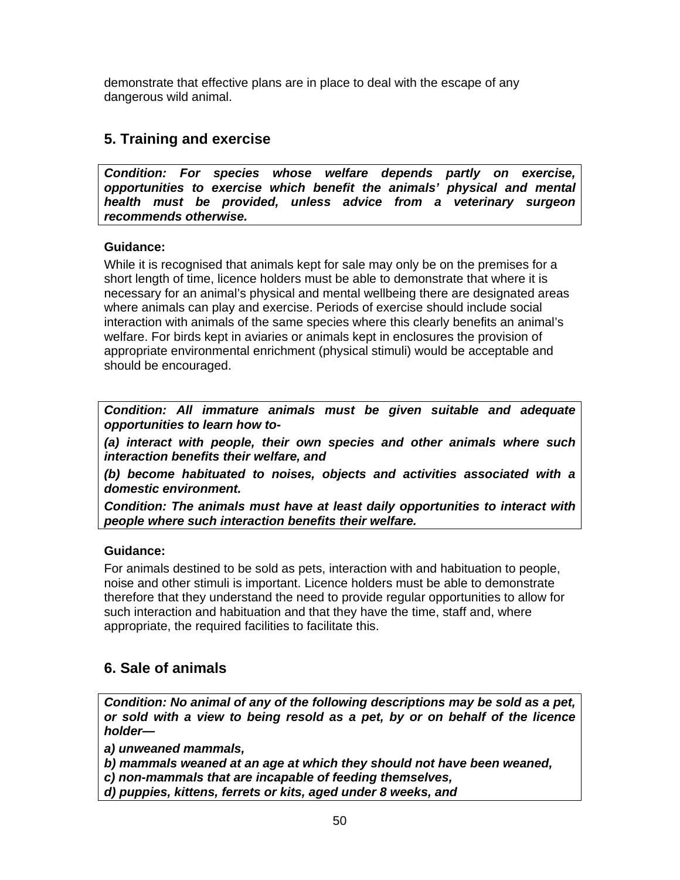demonstrate that effective plans are in place to deal with the escape of any dangerous wild animal.

## 5. Training and exercise

***Condition: For species whose welfare depends partly on exercise, opportunities to exercise which benefit the animals' physical and mental health must be provided, unless advice from a veterinary surgeon recommends otherwise.***

**Guidance:**

While it is recognised that animals kept for sale may only be on the premises for a short length of time, licence holders must be able to demonstrate that where it is necessary for an animal's physical and mental wellbeing there are designated areas where animals can play and exercise. Periods of exercise should include social interaction with animals of the same species where this clearly benefits an animal's welfare. For birds kept in aviaries or animals kept in enclosures the provision of appropriate environmental enrichment (physical stimuli) would be acceptable and should be encouraged.

***Condition: All immature animals must be given suitable and adequate opportunities to learn how to-***

***(a) interact with people, their own species and other animals where such interaction benefits their welfare, and***

***(b) become habituated to noises, objects and activities associated with a domestic environment.***

***Condition: The animals must have at least daily opportunities to interact with people where such interaction benefits their welfare.***

**Guidance:**

For animals destined to be sold as pets, interaction with and habituation to people, noise and other stimuli is important. Licence holders must be able to demonstrate therefore that they understand the need to provide regular opportunities to allow for such interaction and habituation and that they have the time, staff and, where appropriate, the required facilities to facilitate this.

## 6. Sale of animals

***Condition: No animal of any of the following descriptions may be sold as a pet, or sold with a view to being resold as a pet, by or on behalf of the licence holder—***

***a) unweaned mammals,***
***b) mammals weaned at an age at which they should not have been weaned,***
***c) non-mammals that are incapable of feeding themselves,***
***d) puppies, kittens, ferrets or kits, aged under 8 weeks, and***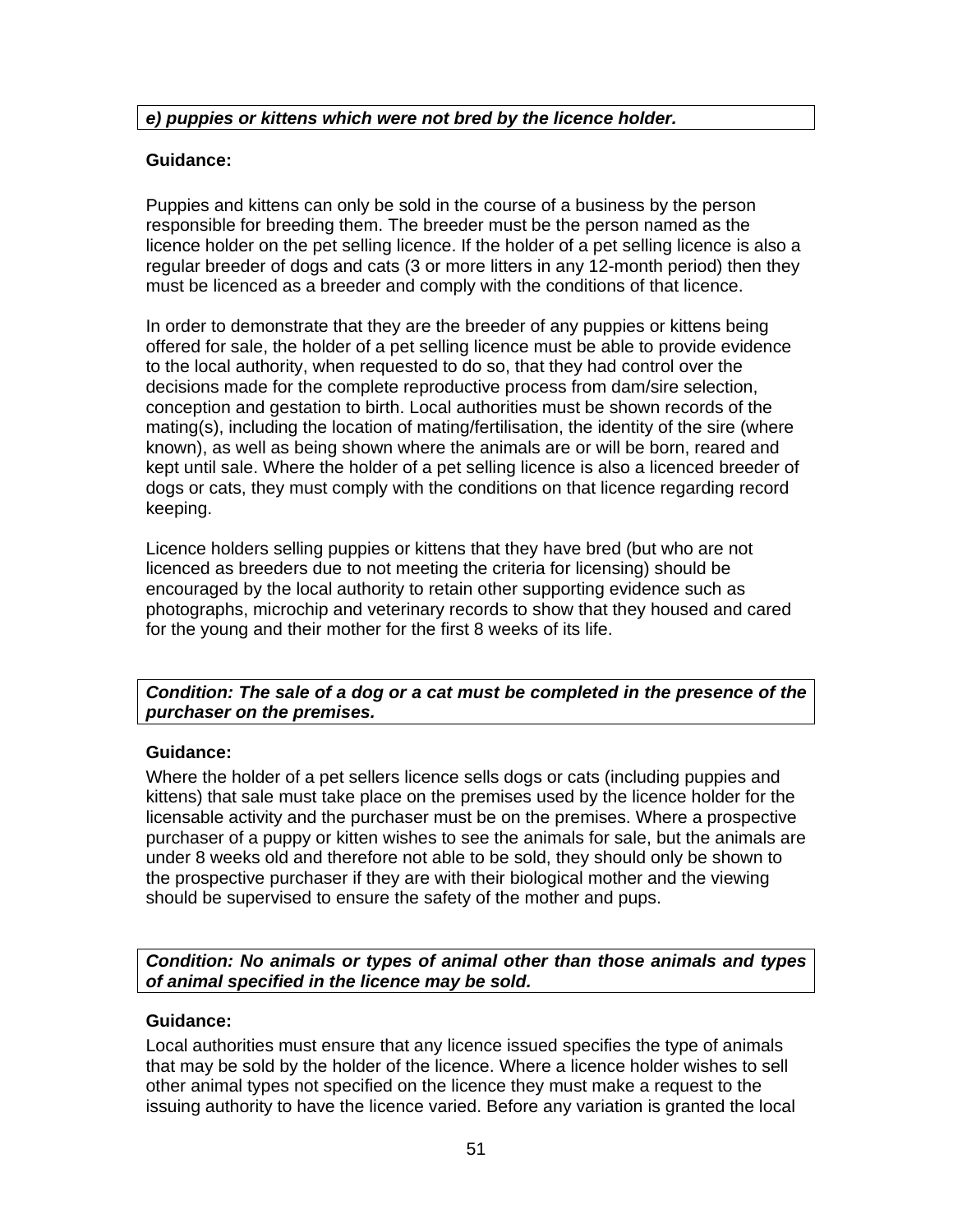***e) puppies or kittens which were not bred by the licence holder.***

**Guidance:**

Puppies and kittens can only be sold in the course of a business by the person responsible for breeding them. The breeder must be the person named as the licence holder on the pet selling licence. If the holder of a pet selling licence is also a regular breeder of dogs and cats (3 or more litters in any 12-month period) then they must be licenced as a breeder and comply with the conditions of that licence.

In order to demonstrate that they are the breeder of any puppies or kittens being offered for sale, the holder of a pet selling licence must be able to provide evidence to the local authority, when requested to do so, that they had control over the decisions made for the complete reproductive process from dam/sire selection, conception and gestation to birth. Local authorities must be shown records of the mating(s), including the location of mating/fertilisation, the identity of the sire (where known), as well as being shown where the animals are or will be born, reared and kept until sale. Where the holder of a pet selling licence is also a licenced breeder of dogs or cats, they must comply with the conditions on that licence regarding record keeping.

Licence holders selling puppies or kittens that they have bred (but who are not licenced as breeders due to not meeting the criteria for licensing) should be encouraged by the local authority to retain other supporting evidence such as photographs, microchip and veterinary records to show that they housed and cared for the young and their mother for the first 8 weeks of its life.

***Condition: The sale of a dog or a cat must be completed in the presence of the purchaser on the premises.***

**Guidance:**

Where the holder of a pet sellers licence sells dogs or cats (including puppies and kittens) that sale must take place on the premises used by the licence holder for the licensable activity and the purchaser must be on the premises. Where a prospective purchaser of a puppy or kitten wishes to see the animals for sale, but the animals are under 8 weeks old and therefore not able to be sold, they should only be shown to the prospective purchaser if they are with their biological mother and the viewing should be supervised to ensure the safety of the mother and pups.

***Condition: No animals or types of animal other than those animals and types of animal specified in the licence may be sold.***

**Guidance:**

Local authorities must ensure that any licence issued specifies the type of animals that may be sold by the holder of the licence. Where a licence holder wishes to sell other animal types not specified on the licence they must make a request to the issuing authority to have the licence varied. Before any variation is granted the local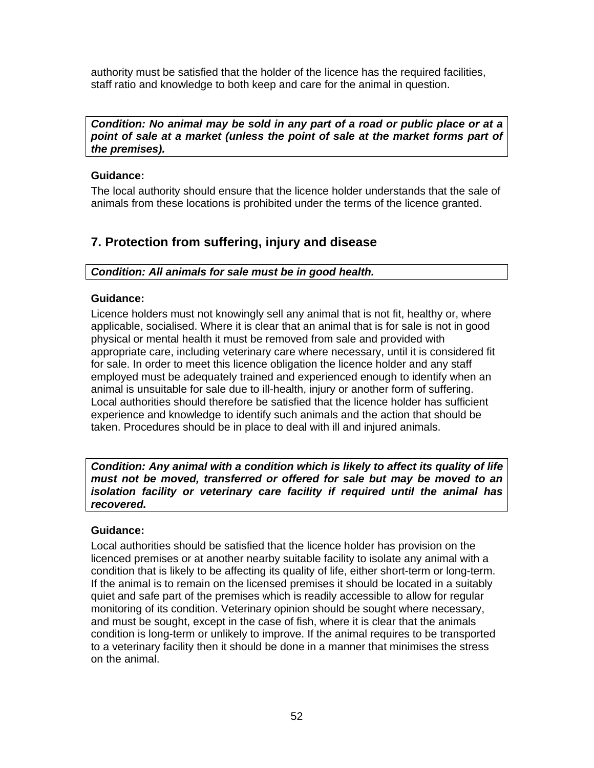authority must be satisfied that the holder of the licence has the required facilities, staff ratio and knowledge to both keep and care for the animal in question.

***Condition: No animal may be sold in any part of a road or public place or at a point of sale at a market (unless the point of sale at the market forms part of the premises).***

**Guidance:**

The local authority should ensure that the licence holder understands that the sale of animals from these locations is prohibited under the terms of the licence granted.

## 7. Protection from suffering, injury and disease

***Condition: All animals for sale must be in good health.***

**Guidance:**

Licence holders must not knowingly sell any animal that is not fit, healthy or, where applicable, socialised. Where it is clear that an animal that is for sale is not in good physical or mental health it must be removed from sale and provided with appropriate care, including veterinary care where necessary, until it is considered fit for sale. In order to meet this licence obligation the licence holder and any staff employed must be adequately trained and experienced enough to identify when an animal is unsuitable for sale due to ill-health, injury or another form of suffering. Local authorities should therefore be satisfied that the licence holder has sufficient experience and knowledge to identify such animals and the action that should be taken. Procedures should be in place to deal with ill and injured animals.

***Condition: Any animal with a condition which is likely to affect its quality of life must not be moved, transferred or offered for sale but may be moved to an isolation facility or veterinary care facility if required until the animal has recovered.***

**Guidance:**

Local authorities should be satisfied that the licence holder has provision on the licenced premises or at another nearby suitable facility to isolate any animal with a condition that is likely to be affecting its quality of life, either short-term or long-term. If the animal is to remain on the licensed premises it should be located in a suitably quiet and safe part of the premises which is readily accessible to allow for regular monitoring of its condition. Veterinary opinion should be sought where necessary, and must be sought, except in the case of fish, where it is clear that the animals condition is long-term or unlikely to improve. If the animal requires to be transported to a veterinary facility then it should be done in a manner that minimises the stress on the animal.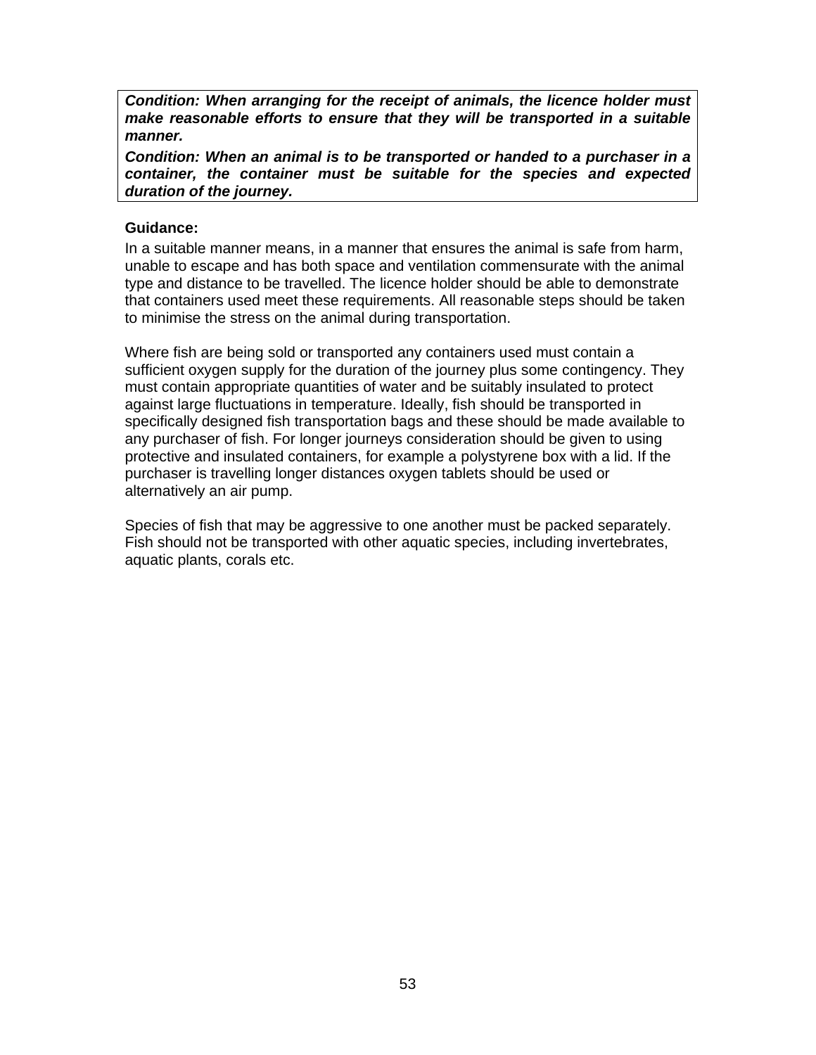***Condition: When arranging for the receipt of animals, the licence holder must make reasonable efforts to ensure that they will be transported in a suitable manner.***

***Condition: When an animal is to be transported or handed to a purchaser in a container, the container must be suitable for the species and expected duration of the journey.***

**Guidance:**

In a suitable manner means, in a manner that ensures the animal is safe from harm, unable to escape and has both space and ventilation commensurate with the animal type and distance to be travelled. The licence holder should be able to demonstrate that containers used meet these requirements. All reasonable steps should be taken to minimise the stress on the animal during transportation.

Where fish are being sold or transported any containers used must contain a sufficient oxygen supply for the duration of the journey plus some contingency. They must contain appropriate quantities of water and be suitably insulated to protect against large fluctuations in temperature. Ideally, fish should be transported in specifically designed fish transportation bags and these should be made available to any purchaser of fish. For longer journeys consideration should be given to using protective and insulated containers, for example a polystyrene box with a lid. If the purchaser is travelling longer distances oxygen tablets should be used or alternatively an air pump.

Species of fish that may be aggressive to one another must be packed separately. Fish should not be transported with other aquatic species, including invertebrates, aquatic plants, corals etc.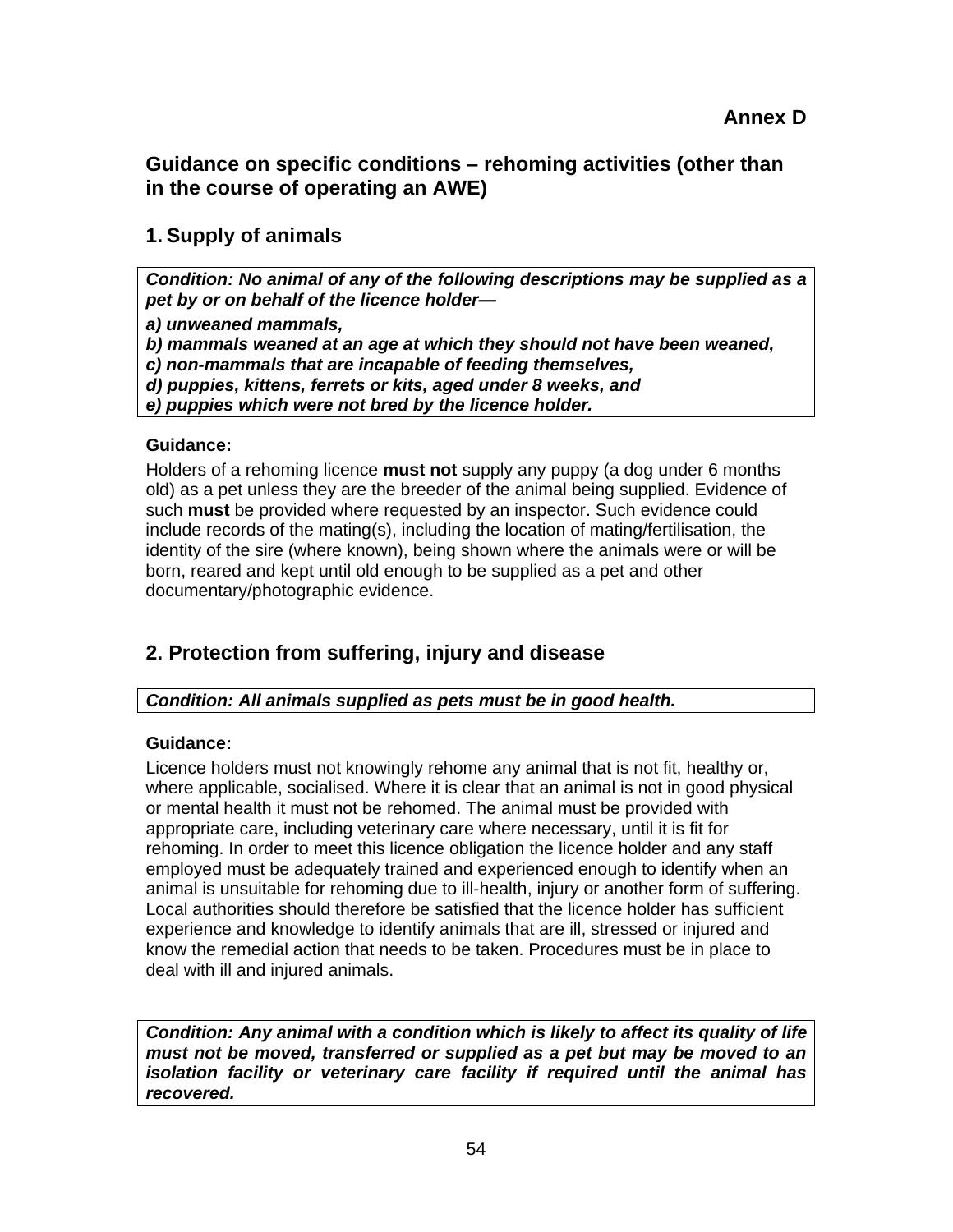**Annex D**

## Guidance on specific conditions – rehoming activities (other than in the course of operating an AWE)

### 1. Supply of animals

***Condition: No animal of any of the following descriptions may be supplied as a pet by or on behalf of the licence holder—***

***a) unweaned mammals,***
***b) mammals weaned at an age at which they should not have been weaned,***
***c) non-mammals that are incapable of feeding themselves,***
***d) puppies, kittens, ferrets or kits, aged under 8 weeks, and***
***e) puppies which were not bred by the licence holder.***

**Guidance:**

Holders of a rehoming licence **must not** supply any puppy (a dog under 6 months old) as a pet unless they are the breeder of the animal being supplied. Evidence of such **must** be provided where requested by an inspector. Such evidence could include records of the mating(s), including the location of mating/fertilisation, the identity of the sire (where known), being shown where the animals were or will be born, reared and kept until old enough to be supplied as a pet and other documentary/photographic evidence.

### 2. Protection from suffering, injury and disease

***Condition: All animals supplied as pets must be in good health.***

**Guidance:**

Licence holders must not knowingly rehome any animal that is not fit, healthy or, where applicable, socialised. Where it is clear that an animal is not in good physical or mental health it must not be rehomed. The animal must be provided with appropriate care, including veterinary care where necessary, until it is fit for rehoming. In order to meet this licence obligation the licence holder and any staff employed must be adequately trained and experienced enough to identify when an animal is unsuitable for rehoming due to ill-health, injury or another form of suffering. Local authorities should therefore be satisfied that the licence holder has sufficient experience and knowledge to identify animals that are ill, stressed or injured and know the remedial action that needs to be taken. Procedures must be in place to deal with ill and injured animals.

***Condition: Any animal with a condition which is likely to affect its quality of life must not be moved, transferred or supplied as a pet but may be moved to an isolation facility or veterinary care facility if required until the animal has recovered.***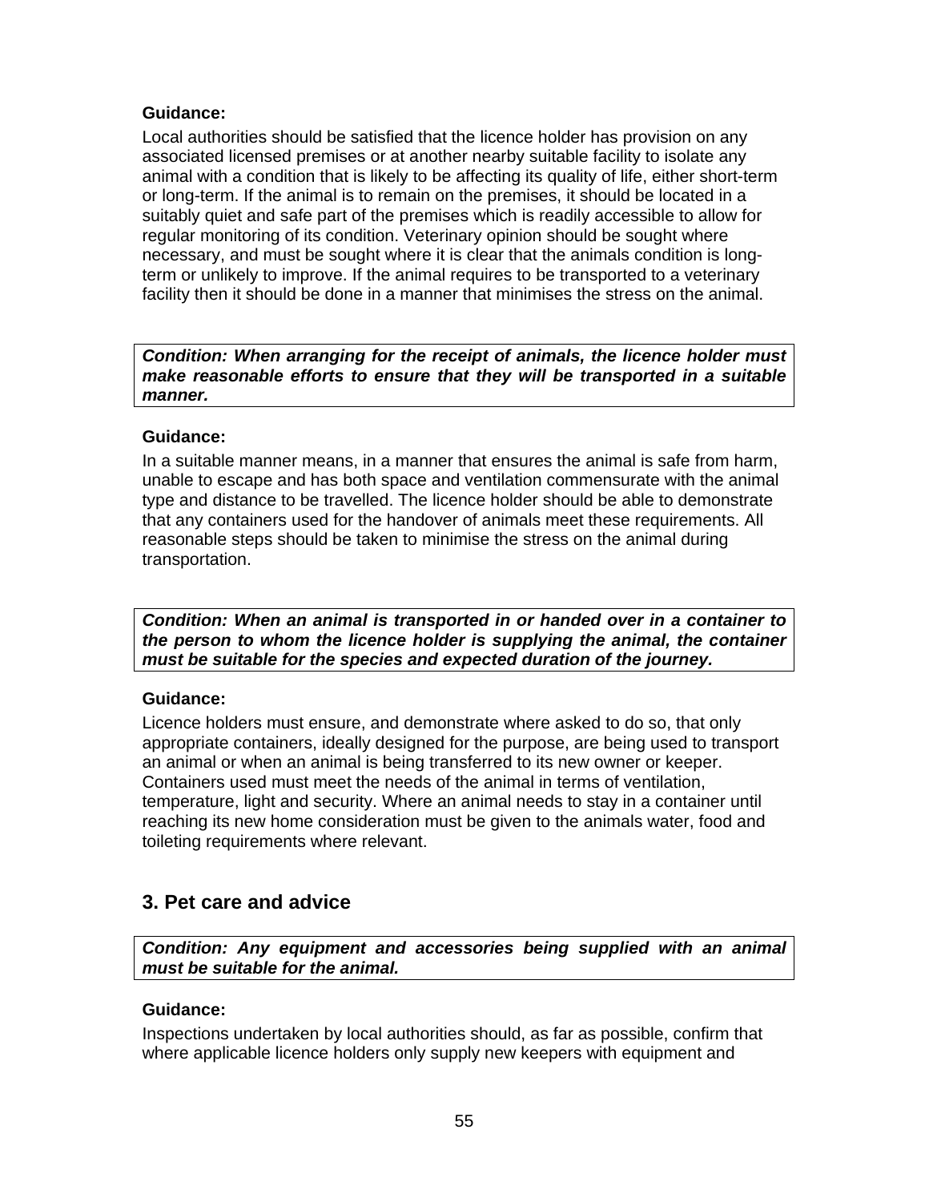**Guidance:**

Local authorities should be satisfied that the licence holder has provision on any associated licensed premises or at another nearby suitable facility to isolate any animal with a condition that is likely to be affecting its quality of life, either short-term or long-term. If the animal is to remain on the premises, it should be located in a suitably quiet and safe part of the premises which is readily accessible to allow for regular monitoring of its condition. Veterinary opinion should be sought where necessary, and must be sought where it is clear that the animals condition is long-term or unlikely to improve. If the animal requires to be transported to a veterinary facility then it should be done in a manner that minimises the stress on the animal.

***Condition: When arranging for the receipt of animals, the licence holder must make reasonable efforts to ensure that they will be transported in a suitable manner.***

**Guidance:**

In a suitable manner means, in a manner that ensures the animal is safe from harm, unable to escape and has both space and ventilation commensurate with the animal type and distance to be travelled. The licence holder should be able to demonstrate that any containers used for the handover of animals meet these requirements. All reasonable steps should be taken to minimise the stress on the animal during transportation.

***Condition: When an animal is transported in or handed over in a container to the person to whom the licence holder is supplying the animal, the container must be suitable for the species and expected duration of the journey.***

**Guidance:**

Licence holders must ensure, and demonstrate where asked to do so, that only appropriate containers, ideally designed for the purpose, are being used to transport an animal or when an animal is being transferred to its new owner or keeper. Containers used must meet the needs of the animal in terms of ventilation, temperature, light and security. Where an animal needs to stay in a container until reaching its new home consideration must be given to the animals water, food and toileting requirements where relevant.

## 3. Pet care and advice

***Condition: Any equipment and accessories being supplied with an animal must be suitable for the animal.***

**Guidance:**

Inspections undertaken by local authorities should, as far as possible, confirm that where applicable licence holders only supply new keepers with equipment and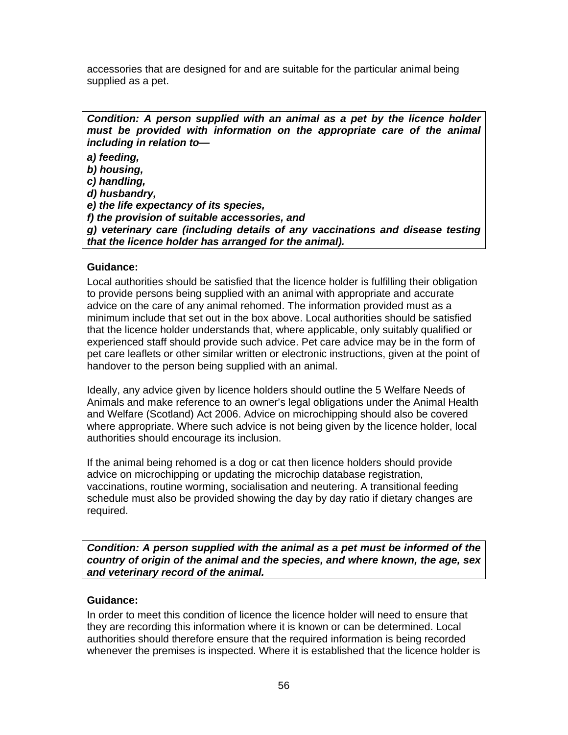accessories that are designed for and are suitable for the particular animal being supplied as a pet.

***Condition: A person supplied with an animal as a pet by the licence holder must be provided with information on the appropriate care of the animal including in relation to—***

***a) feeding,***
***b) housing,***
***c) handling,***
***d) husbandry,***
***e) the life expectancy of its species,***
***f) the provision of suitable accessories, and***
***g) veterinary care (including details of any vaccinations and disease testing that the licence holder has arranged for the animal).***

**Guidance:**

Local authorities should be satisfied that the licence holder is fulfilling their obligation to provide persons being supplied with an animal with appropriate and accurate advice on the care of any animal rehomed. The information provided must as a minimum include that set out in the box above. Local authorities should be satisfied that the licence holder understands that, where applicable, only suitably qualified or experienced staff should provide such advice. Pet care advice may be in the form of pet care leaflets or other similar written or electronic instructions, given at the point of handover to the person being supplied with an animal.

Ideally, any advice given by licence holders should outline the 5 Welfare Needs of Animals and make reference to an owner's legal obligations under the Animal Health and Welfare (Scotland) Act 2006. Advice on microchipping should also be covered where appropriate. Where such advice is not being given by the licence holder, local authorities should encourage its inclusion.

If the animal being rehomed is a dog or cat then licence holders should provide advice on microchipping or updating the microchip database registration, vaccinations, routine worming, socialisation and neutering. A transitional feeding schedule must also be provided showing the day by day ratio if dietary changes are required.

***Condition: A person supplied with the animal as a pet must be informed of the country of origin of the animal and the species, and where known, the age, sex and veterinary record of the animal.***

**Guidance:**

In order to meet this condition of licence the licence holder will need to ensure that they are recording this information where it is known or can be determined. Local authorities should therefore ensure that the required information is being recorded whenever the premises is inspected. Where it is established that the licence holder is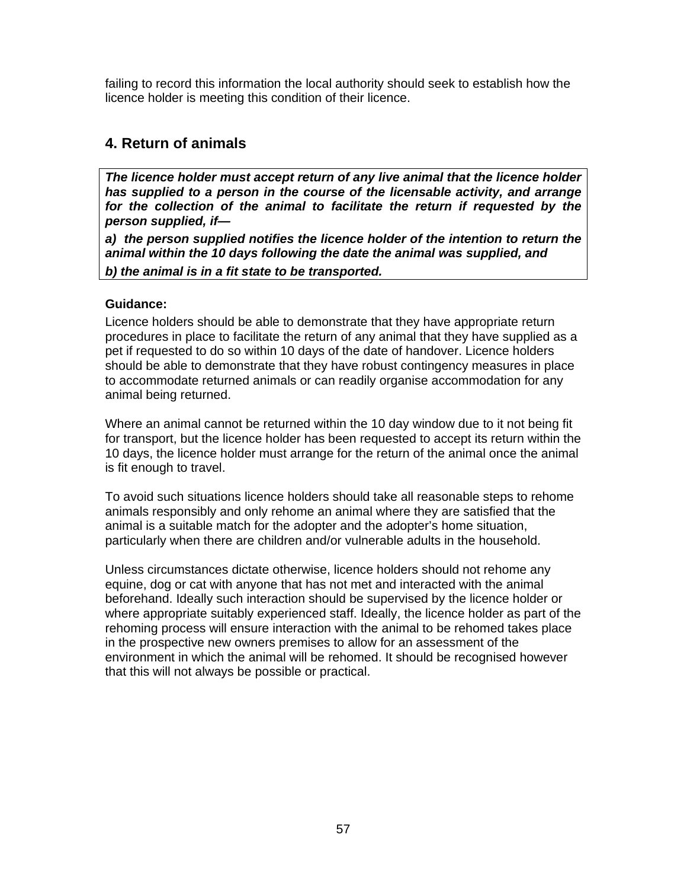failing to record this information the local authority should seek to establish how the licence holder is meeting this condition of their licence.

## 4. Return of animals

***The licence holder must accept return of any live animal that the licence holder has supplied to a person in the course of the licensable activity, and arrange for the collection of the animal to facilitate the return if requested by the person supplied, if—***

***a) the person supplied notifies the licence holder of the intention to return the animal within the 10 days following the date the animal was supplied, and***

***b) the animal is in a fit state to be transported.***

**Guidance:**

Licence holders should be able to demonstrate that they have appropriate return procedures in place to facilitate the return of any animal that they have supplied as a pet if requested to do so within 10 days of the date of handover. Licence holders should be able to demonstrate that they have robust contingency measures in place to accommodate returned animals or can readily organise accommodation for any animal being returned.

Where an animal cannot be returned within the 10 day window due to it not being fit for transport, but the licence holder has been requested to accept its return within the 10 days, the licence holder must arrange for the return of the animal once the animal is fit enough to travel.

To avoid such situations licence holders should take all reasonable steps to rehome animals responsibly and only rehome an animal where they are satisfied that the animal is a suitable match for the adopter and the adopter's home situation, particularly when there are children and/or vulnerable adults in the household.

Unless circumstances dictate otherwise, licence holders should not rehome any equine, dog or cat with anyone that has not met and interacted with the animal beforehand. Ideally such interaction should be supervised by the licence holder or where appropriate suitably experienced staff. Ideally, the licence holder as part of the rehoming process will ensure interaction with the animal to be rehomed takes place in the prospective new owners premises to allow for an assessment of the environment in which the animal will be rehomed. It should be recognised however that this will not always be possible or practical.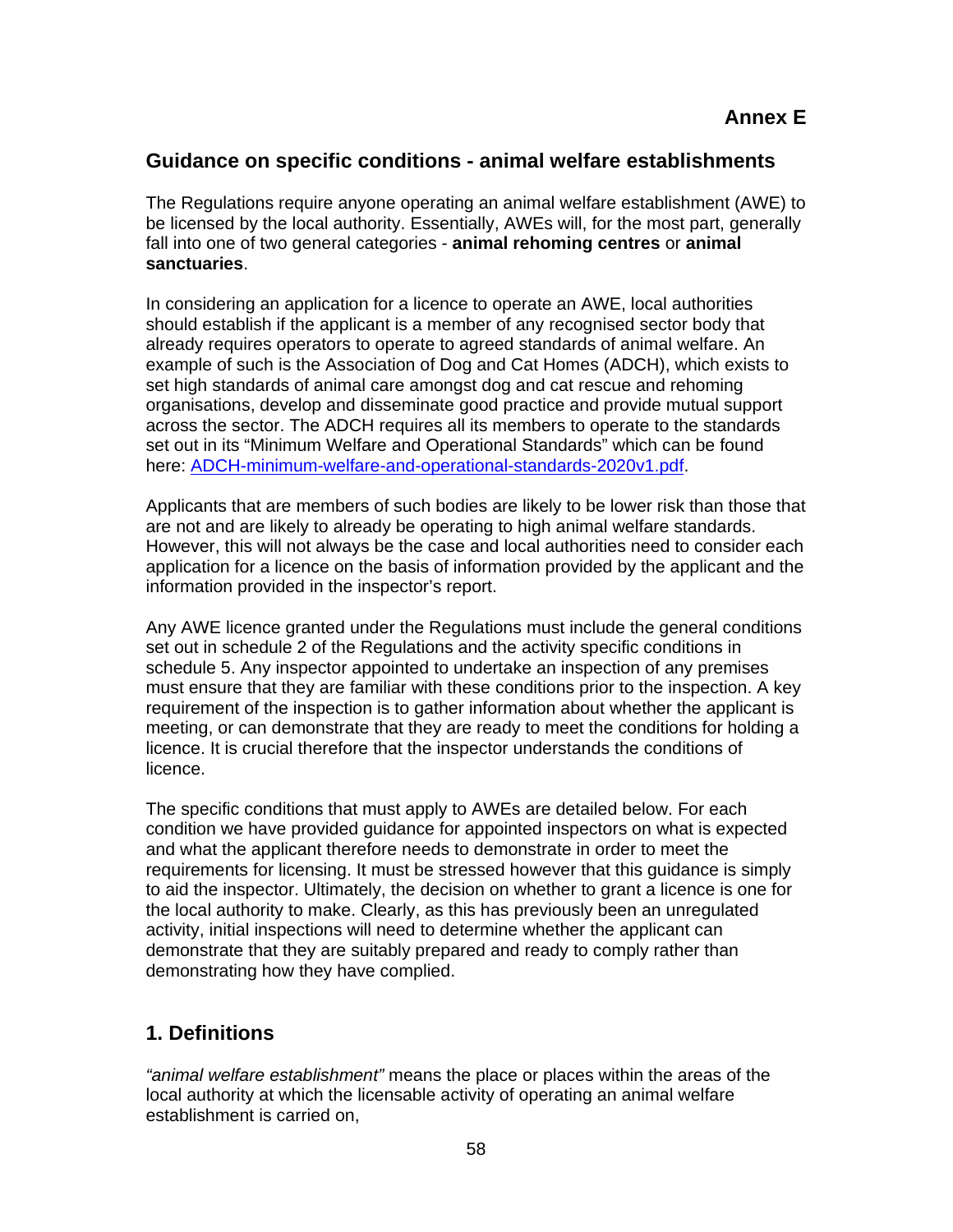**Annex E**

## Guidance on specific conditions - animal welfare establishments

The Regulations require anyone operating an animal welfare establishment (AWE) to be licensed by the local authority. Essentially, AWEs will, for the most part, generally fall into one of two general categories - **animal rehoming centres** or **animal sanctuaries**.

In considering an application for a licence to operate an AWE, local authorities should establish if the applicant is a member of any recognised sector body that already requires operators to operate to agreed standards of animal welfare. An example of such is the Association of Dog and Cat Homes (ADCH), which exists to set high standards of animal care amongst dog and cat rescue and rehoming organisations, develop and disseminate good practice and provide mutual support across the sector. The ADCH requires all its members to operate to the standards set out in its "Minimum Welfare and Operational Standards" which can be found here: ADCH-minimum-welfare-and-operational-standards-2020v1.pdf.

Applicants that are members of such bodies are likely to be lower risk than those that are not and are likely to already be operating to high animal welfare standards. However, this will not always be the case and local authorities need to consider each application for a licence on the basis of information provided by the applicant and the information provided in the inspector's report.

Any AWE licence granted under the Regulations must include the general conditions set out in schedule 2 of the Regulations and the activity specific conditions in schedule 5. Any inspector appointed to undertake an inspection of any premises must ensure that they are familiar with these conditions prior to the inspection. A key requirement of the inspection is to gather information about whether the applicant is meeting, or can demonstrate that they are ready to meet the conditions for holding a licence. It is crucial therefore that the inspector understands the conditions of licence.

The specific conditions that must apply to AWEs are detailed below. For each condition we have provided guidance for appointed inspectors on what is expected and what the applicant therefore needs to demonstrate in order to meet the requirements for licensing. It must be stressed however that this guidance is simply to aid the inspector. Ultimately, the decision on whether to grant a licence is one for the local authority to make. Clearly, as this has previously been an unregulated activity, initial inspections will need to determine whether the applicant can demonstrate that they are suitably prepared and ready to comply rather than demonstrating how they have complied.

## 1. Definitions

*"animal welfare establishment"* means the place or places within the areas of the local authority at which the licensable activity of operating an animal welfare establishment is carried on,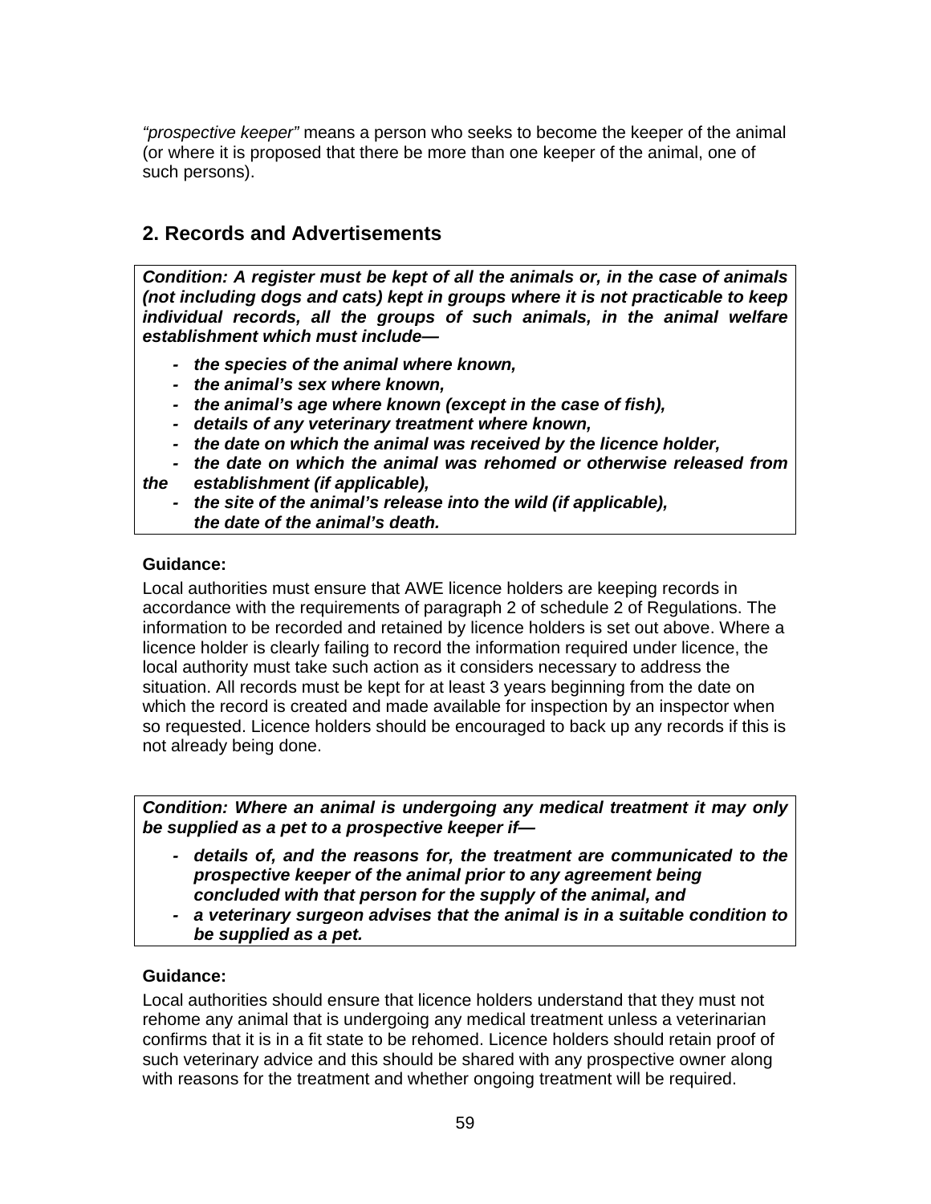*"prospective keeper"* means a person who seeks to become the keeper of the animal (or where it is proposed that there be more than one keeper of the animal, one of such persons).

## 2. Records and Advertisements

***Condition: A register must be kept of all the animals or, in the case of animals (not including dogs and cats) kept in groups where it is not practicable to keep individual records, all the groups of such animals, in the animal welfare establishment which must include—***

- ***the species of the animal where known,***
- ***the animal's sex where known,***
- ***the animal's age where known (except in the case of fish),***
- ***details of any veterinary treatment where known,***
- ***the date on which the animal was received by the licence holder,***
- ***the date on which the animal was rehomed or otherwise released from the establishment (if applicable),***
- ***the site of the animal's release into the wild (if applicable),***
  ***the date of the animal's death.***

**Guidance:**

Local authorities must ensure that AWE licence holders are keeping records in accordance with the requirements of paragraph 2 of schedule 2 of Regulations. The information to be recorded and retained by licence holders is set out above. Where a licence holder is clearly failing to record the information required under licence, the local authority must take such action as it considers necessary to address the situation. All records must be kept for at least 3 years beginning from the date on which the record is created and made available for inspection by an inspector when so requested. Licence holders should be encouraged to back up any records if this is not already being done.

***Condition: Where an animal is undergoing any medical treatment it may only be supplied as a pet to a prospective keeper if—***

- ***details of, and the reasons for, the treatment are communicated to the prospective keeper of the animal prior to any agreement being concluded with that person for the supply of the animal, and***
- ***a veterinary surgeon advises that the animal is in a suitable condition to be supplied as a pet.***

**Guidance:**

Local authorities should ensure that licence holders understand that they must not rehome any animal that is undergoing any medical treatment unless a veterinarian confirms that it is in a fit state to be rehomed. Licence holders should retain proof of such veterinary advice and this should be shared with any prospective owner along with reasons for the treatment and whether ongoing treatment will be required.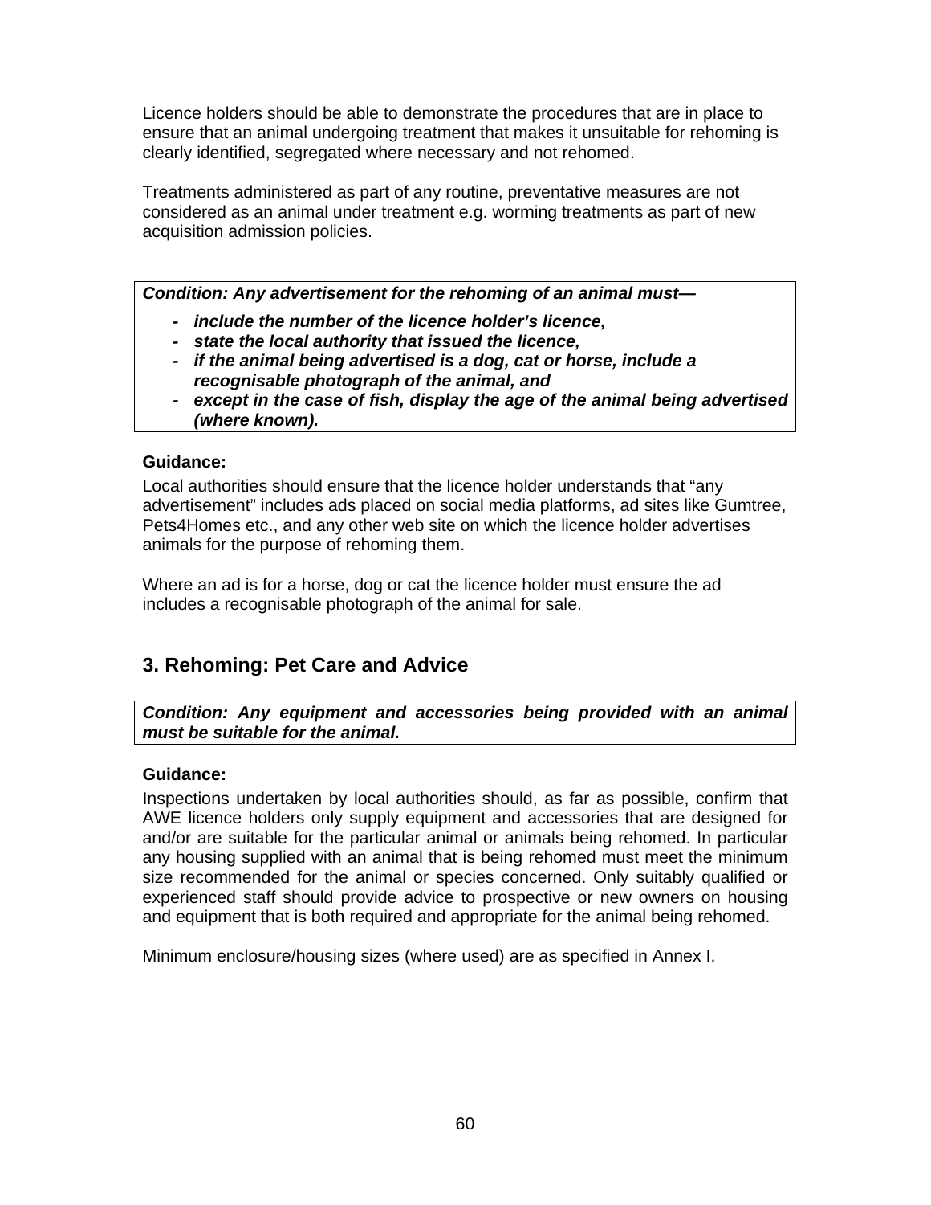Licence holders should be able to demonstrate the procedures that are in place to ensure that an animal undergoing treatment that makes it unsuitable for rehoming is clearly identified, segregated where necessary and not rehomed.

Treatments administered as part of any routine, preventative measures are not considered as an animal under treatment e.g. worming treatments as part of new acquisition admission policies.

***Condition: Any advertisement for the rehoming of an animal must—***

- ***include the number of the licence holder's licence,***
- ***state the local authority that issued the licence,***
- ***if the animal being advertised is a dog, cat or horse, include a recognisable photograph of the animal, and***
- ***except in the case of fish, display the age of the animal being advertised (where known).***

**Guidance:**

Local authorities should ensure that the licence holder understands that "any advertisement" includes ads placed on social media platforms, ad sites like Gumtree, Pets4Homes etc., and any other web site on which the licence holder advertises animals for the purpose of rehoming them.

Where an ad is for a horse, dog or cat the licence holder must ensure the ad includes a recognisable photograph of the animal for sale.

## 3. Rehoming: Pet Care and Advice

***Condition: Any equipment and accessories being provided with an animal must be suitable for the animal.***

**Guidance:**

Inspections undertaken by local authorities should, as far as possible, confirm that AWE licence holders only supply equipment and accessories that are designed for and/or are suitable for the particular animal or animals being rehomed. In particular any housing supplied with an animal that is being rehomed must meet the minimum size recommended for the animal or species concerned. Only suitably qualified or experienced staff should provide advice to prospective or new owners on housing and equipment that is both required and appropriate for the animal being rehomed.

Minimum enclosure/housing sizes (where used) are as specified in Annex I.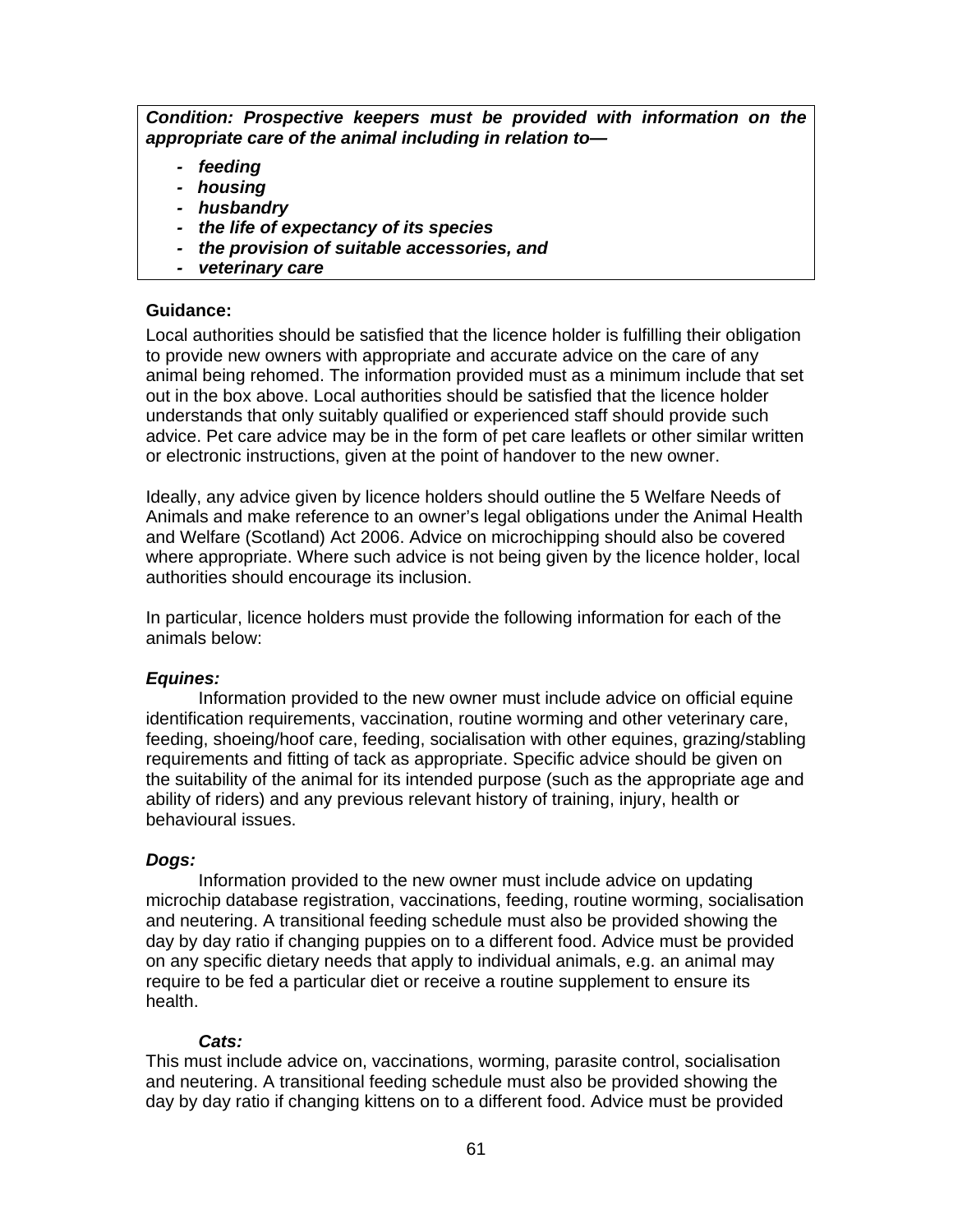***Condition: Prospective keepers must be provided with information on the appropriate care of the animal including in relation to—***

- ***feeding***
- ***housing***
- ***husbandry***
- ***the life of expectancy of its species***
- ***the provision of suitable accessories, and***
- ***veterinary care***

**Guidance:**

Local authorities should be satisfied that the licence holder is fulfilling their obligation to provide new owners with appropriate and accurate advice on the care of any animal being rehomed. The information provided must as a minimum include that set out in the box above. Local authorities should be satisfied that the licence holder understands that only suitably qualified or experienced staff should provide such advice. Pet care advice may be in the form of pet care leaflets or other similar written or electronic instructions, given at the point of handover to the new owner.

Ideally, any advice given by licence holders should outline the 5 Welfare Needs of Animals and make reference to an owner's legal obligations under the Animal Health and Welfare (Scotland) Act 2006. Advice on microchipping should also be covered where appropriate. Where such advice is not being given by the licence holder, local authorities should encourage its inclusion.

In particular, licence holders must provide the following information for each of the animals below:

***Equines:***

Information provided to the new owner must include advice on official equine identification requirements, vaccination, routine worming and other veterinary care, feeding, shoeing/hoof care, feeding, socialisation with other equines, grazing/stabling requirements and fitting of tack as appropriate. Specific advice should be given on the suitability of the animal for its intended purpose (such as the appropriate age and ability of riders) and any previous relevant history of training, injury, health or behavioural issues.

***Dogs:***

Information provided to the new owner must include advice on updating microchip database registration, vaccinations, feeding, routine worming, socialisation and neutering. A transitional feeding schedule must also be provided showing the day by day ratio if changing puppies on to a different food. Advice must be provided on any specific dietary needs that apply to individual animals, e.g. an animal may require to be fed a particular diet or receive a routine supplement to ensure its health.

***Cats:***

This must include advice on, vaccinations, worming, parasite control, socialisation and neutering. A transitional feeding schedule must also be provided showing the day by day ratio if changing kittens on to a different food. Advice must be provided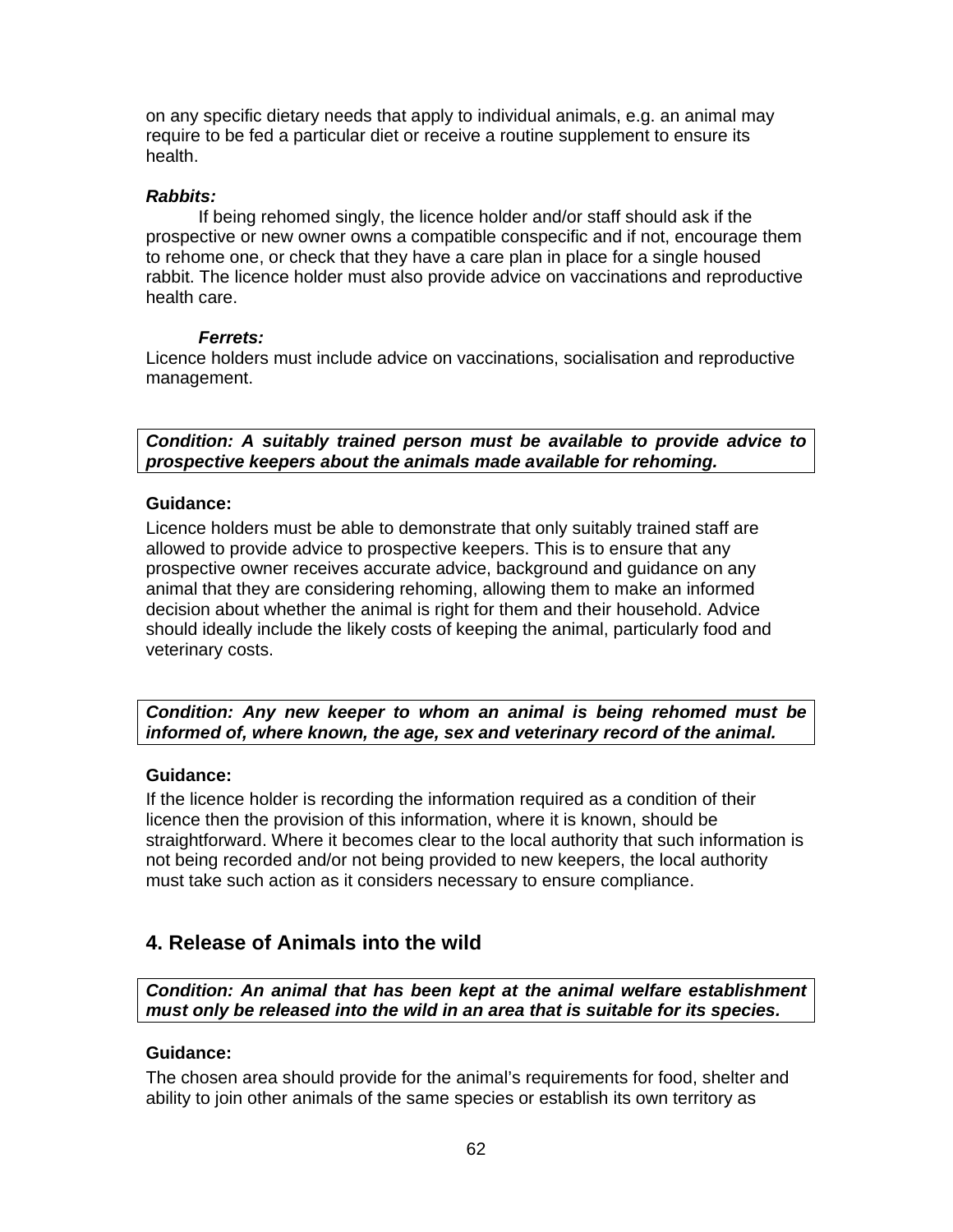on any specific dietary needs that apply to individual animals, e.g. an animal may require to be fed a particular diet or receive a routine supplement to ensure its health.

***Rabbits:***

If being rehomed singly, the licence holder and/or staff should ask if the prospective or new owner owns a compatible conspecific and if not, encourage them to rehome one, or check that they have a care plan in place for a single housed rabbit. The licence holder must also provide advice on vaccinations and reproductive health care.

***Ferrets:***

Licence holders must include advice on vaccinations, socialisation and reproductive management.

***Condition: A suitably trained person must be available to provide advice to prospective keepers about the animals made available for rehoming.***

**Guidance:**

Licence holders must be able to demonstrate that only suitably trained staff are allowed to provide advice to prospective keepers. This is to ensure that any prospective owner receives accurate advice, background and guidance on any animal that they are considering rehoming, allowing them to make an informed decision about whether the animal is right for them and their household. Advice should ideally include the likely costs of keeping the animal, particularly food and veterinary costs.

***Condition: Any new keeper to whom an animal is being rehomed must be informed of, where known, the age, sex and veterinary record of the animal.***

**Guidance:**

If the licence holder is recording the information required as a condition of their licence then the provision of this information, where it is known, should be straightforward. Where it becomes clear to the local authority that such information is not being recorded and/or not being provided to new keepers, the local authority must take such action as it considers necessary to ensure compliance.

## 4. Release of Animals into the wild

***Condition: An animal that has been kept at the animal welfare establishment must only be released into the wild in an area that is suitable for its species.***

**Guidance:**

The chosen area should provide for the animal's requirements for food, shelter and ability to join other animals of the same species or establish its own territory as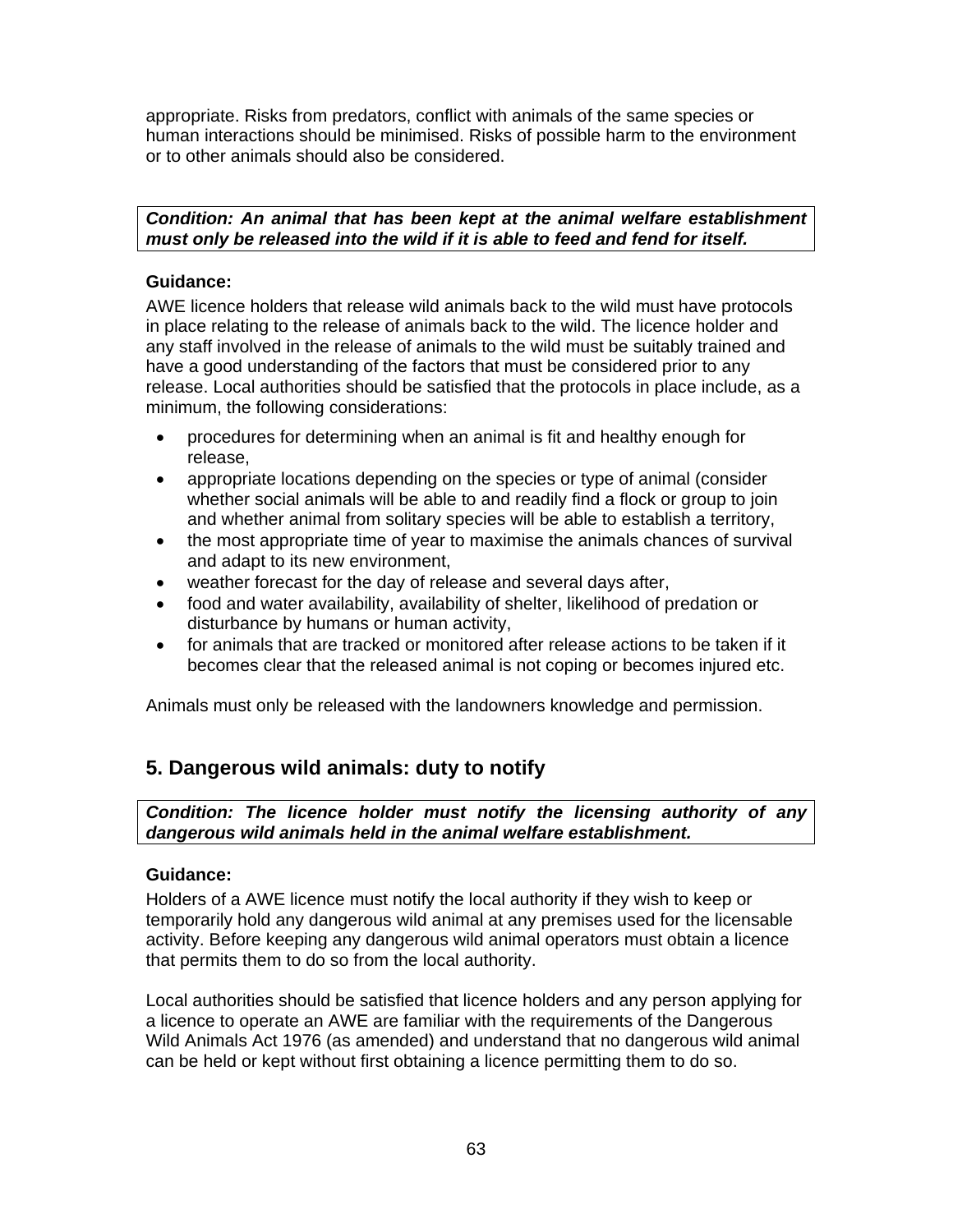appropriate. Risks from predators, conflict with animals of the same species or human interactions should be minimised. Risks of possible harm to the environment or to other animals should also be considered.

***Condition: An animal that has been kept at the animal welfare establishment must only be released into the wild if it is able to feed and fend for itself.***

**Guidance:**

AWE licence holders that release wild animals back to the wild must have protocols in place relating to the release of animals back to the wild. The licence holder and any staff involved in the release of animals to the wild must be suitably trained and have a good understanding of the factors that must be considered prior to any release. Local authorities should be satisfied that the protocols in place include, as a minimum, the following considerations:

- procedures for determining when an animal is fit and healthy enough for release,
- appropriate locations depending on the species or type of animal (consider whether social animals will be able to and readily find a flock or group to join and whether animal from solitary species will be able to establish a territory,
- the most appropriate time of year to maximise the animals chances of survival and adapt to its new environment,
- weather forecast for the day of release and several days after,
- food and water availability, availability of shelter, likelihood of predation or disturbance by humans or human activity,
- for animals that are tracked or monitored after release actions to be taken if it becomes clear that the released animal is not coping or becomes injured etc.

Animals must only be released with the landowners knowledge and permission.

## 5. Dangerous wild animals: duty to notify

***Condition: The licence holder must notify the licensing authority of any dangerous wild animals held in the animal welfare establishment.***

**Guidance:**

Holders of a AWE licence must notify the local authority if they wish to keep or temporarily hold any dangerous wild animal at any premises used for the licensable activity. Before keeping any dangerous wild animal operators must obtain a licence that permits them to do so from the local authority.

Local authorities should be satisfied that licence holders and any person applying for a licence to operate an AWE are familiar with the requirements of the Dangerous Wild Animals Act 1976 (as amended) and understand that no dangerous wild animal can be held or kept without first obtaining a licence permitting them to do so.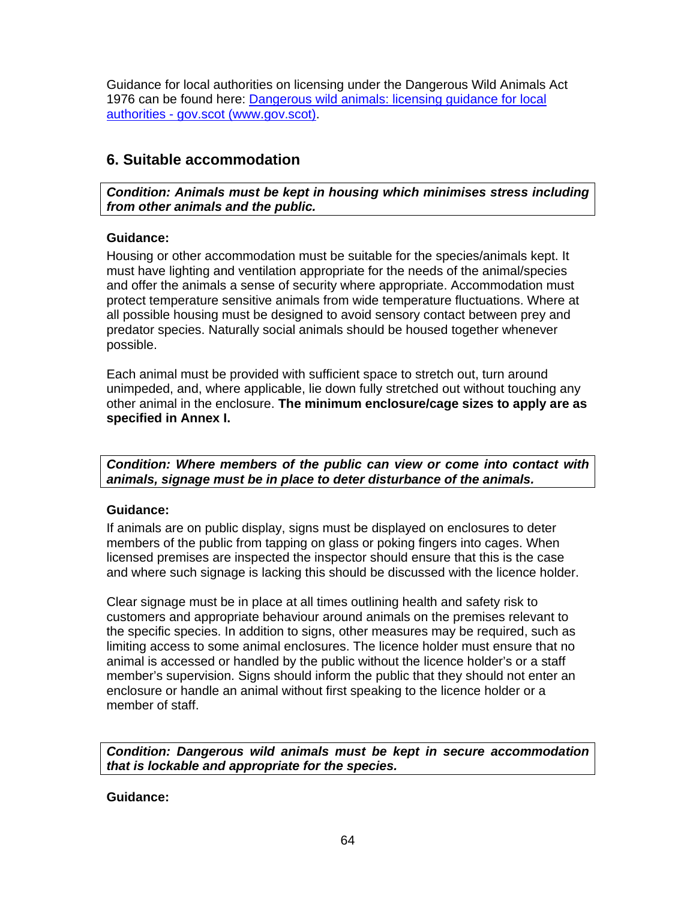Guidance for local authorities on licensing under the Dangerous Wild Animals Act 1976 can be found here: [Dangerous wild animals: licensing guidance for local authorities - gov.scot (www.gov.scot)](https://www.gov.scot).

## 6. Suitable accommodation

***Condition: Animals must be kept in housing which minimises stress including from other animals and the public.***

**Guidance:**

Housing or other accommodation must be suitable for the species/animals kept. It must have lighting and ventilation appropriate for the needs of the animal/species and offer the animals a sense of security where appropriate. Accommodation must protect temperature sensitive animals from wide temperature fluctuations. Where at all possible housing must be designed to avoid sensory contact between prey and predator species. Naturally social animals should be housed together whenever possible.

Each animal must be provided with sufficient space to stretch out, turn around unimpeded, and, where applicable, lie down fully stretched out without touching any other animal in the enclosure. **The minimum enclosure/cage sizes to apply are as specified in Annex I.**

***Condition: Where members of the public can view or come into contact with animals, signage must be in place to deter disturbance of the animals.***

**Guidance:**

If animals are on public display, signs must be displayed on enclosures to deter members of the public from tapping on glass or poking fingers into cages. When licensed premises are inspected the inspector should ensure that this is the case and where such signage is lacking this should be discussed with the licence holder.

Clear signage must be in place at all times outlining health and safety risk to customers and appropriate behaviour around animals on the premises relevant to the specific species. In addition to signs, other measures may be required, such as limiting access to some animal enclosures. The licence holder must ensure that no animal is accessed or handled by the public without the licence holder's or a staff member's supervision. Signs should inform the public that they should not enter an enclosure or handle an animal without first speaking to the licence holder or a member of staff.

***Condition: Dangerous wild animals must be kept in secure accommodation that is lockable and appropriate for the species.***

**Guidance:**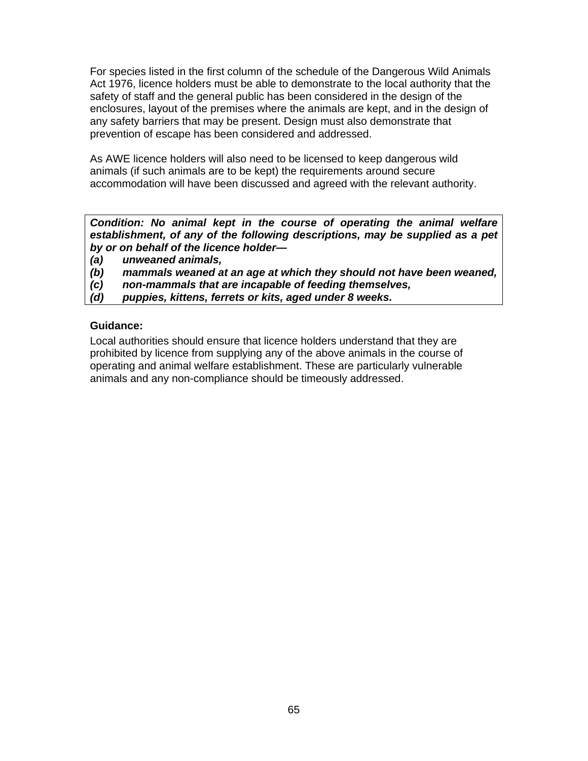For species listed in the first column of the schedule of the Dangerous Wild Animals Act 1976, licence holders must be able to demonstrate to the local authority that the safety of staff and the general public has been considered in the design of the enclosures, layout of the premises where the animals are kept, and in the design of any safety barriers that may be present. Design must also demonstrate that prevention of escape has been considered and addressed.

As AWE licence holders will also need to be licensed to keep dangerous wild animals (if such animals are to be kept) the requirements around secure accommodation will have been discussed and agreed with the relevant authority.

***Condition: No animal kept in the course of operating the animal welfare establishment, of any of the following descriptions, may be supplied as a pet by or on behalf of the licence holder—***

***(a) unweaned animals,***
***(b) mammals weaned at an age at which they should not have been weaned,***
***(c) non-mammals that are incapable of feeding themselves,***
***(d) puppies, kittens, ferrets or kits, aged under 8 weeks.***

**Guidance:**

Local authorities should ensure that licence holders understand that they are prohibited by licence from supplying any of the above animals in the course of operating and animal welfare establishment. These are particularly vulnerable animals and any non-compliance should be timeously addressed.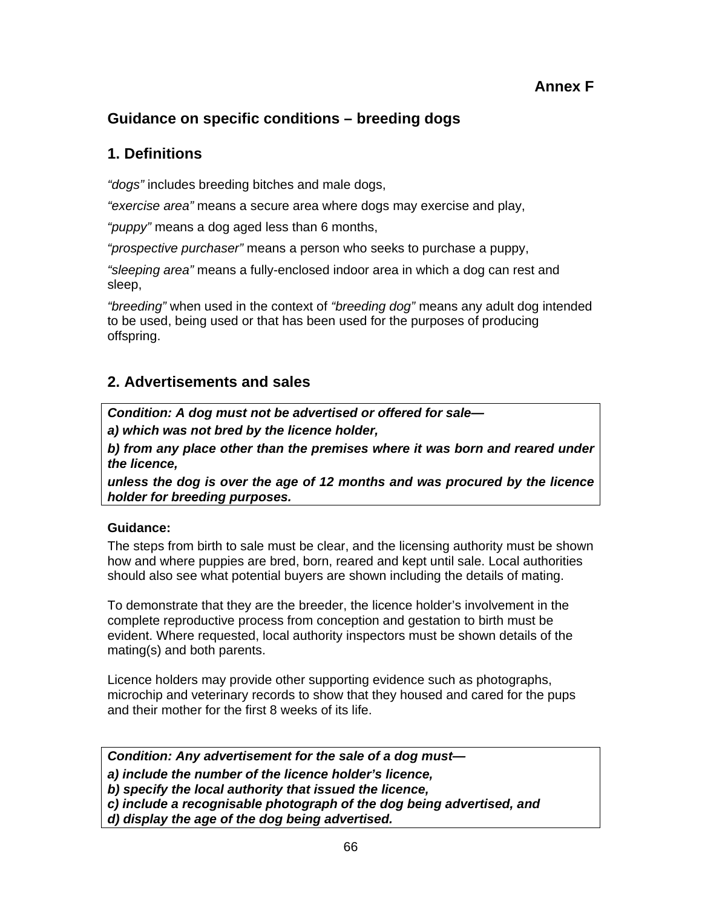**Annex F**

## Guidance on specific conditions – breeding dogs

## 1. Definitions

*"dogs"* includes breeding bitches and male dogs,

*"exercise area"* means a secure area where dogs may exercise and play,

*"puppy"* means a dog aged less than 6 months,

*"prospective purchaser"* means a person who seeks to purchase a puppy,

*"sleeping area"* means a fully-enclosed indoor area in which a dog can rest and sleep,

*"breeding"* when used in the context of *"breeding dog"* means any adult dog intended to be used, being used or that has been used for the purposes of producing offspring.

## 2. Advertisements and sales

***Condition: A dog must not be advertised or offered for sale—***

***a) which was not bred by the licence holder,***

***b) from any place other than the premises where it was born and reared under the licence,***

***unless the dog is over the age of 12 months and was procured by the licence holder for breeding purposes.***

**Guidance:**

The steps from birth to sale must be clear, and the licensing authority must be shown how and where puppies are bred, born, reared and kept until sale. Local authorities should also see what potential buyers are shown including the details of mating.

To demonstrate that they are the breeder, the licence holder's involvement in the complete reproductive process from conception and gestation to birth must be evident. Where requested, local authority inspectors must be shown details of the mating(s) and both parents.

Licence holders may provide other supporting evidence such as photographs, microchip and veterinary records to show that they housed and cared for the pups and their mother for the first 8 weeks of its life.

***Condition: Any advertisement for the sale of a dog must—***

***a) include the number of the licence holder's licence,***

***b) specify the local authority that issued the licence,***

***c) include a recognisable photograph of the dog being advertised, and***

***d) display the age of the dog being advertised.***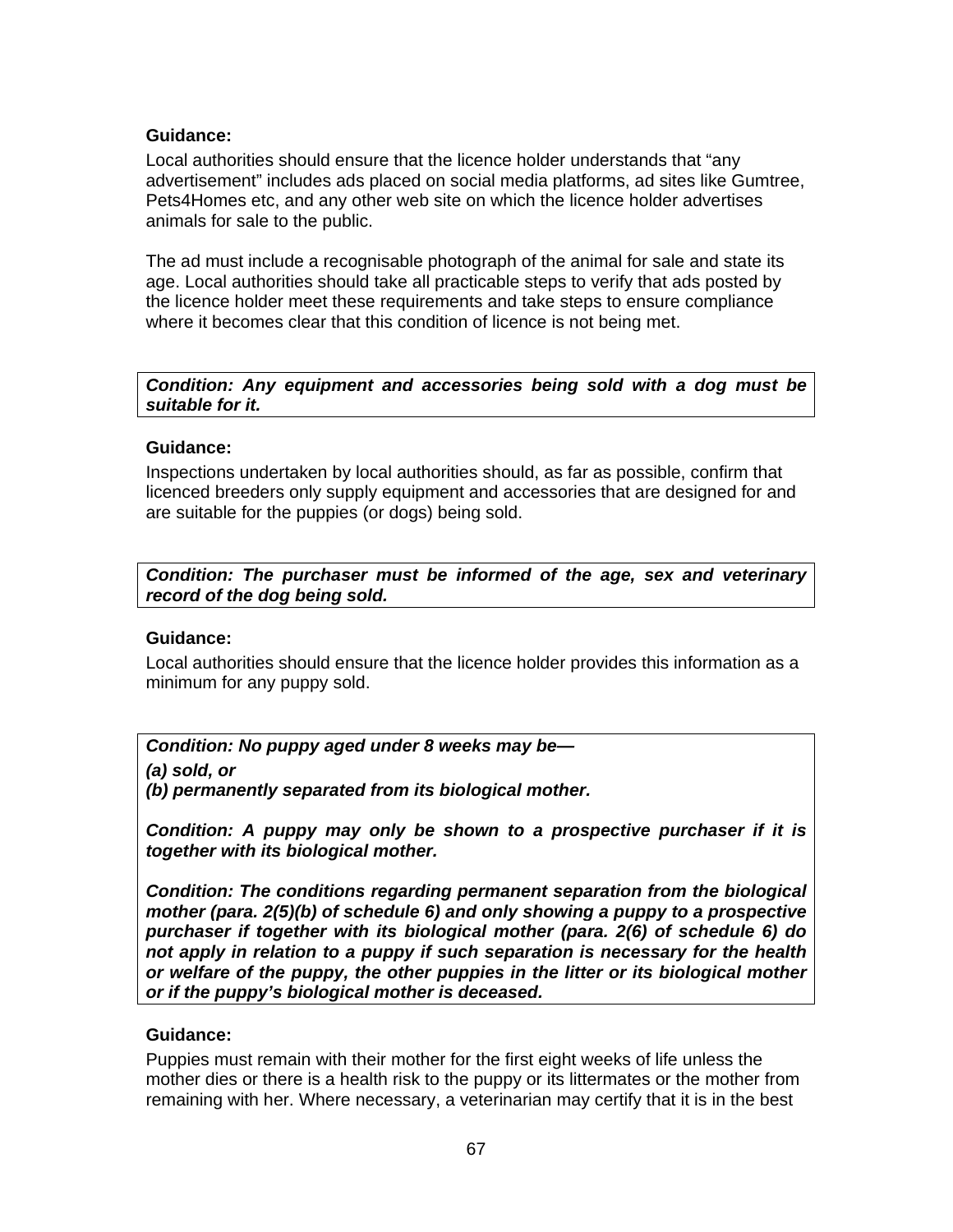**Guidance:**

Local authorities should ensure that the licence holder understands that “any advertisement” includes ads placed on social media platforms, ad sites like Gumtree, Pets4Homes etc, and any other web site on which the licence holder advertises animals for sale to the public.

The ad must include a recognisable photograph of the animal for sale and state its age. Local authorities should take all practicable steps to verify that ads posted by the licence holder meet these requirements and take steps to ensure compliance where it becomes clear that this condition of licence is not being met.

***Condition: Any equipment and accessories being sold with a dog must be suitable for it.***

**Guidance:**

Inspections undertaken by local authorities should, as far as possible, confirm that licenced breeders only supply equipment and accessories that are designed for and are suitable for the puppies (or dogs) being sold.

***Condition: The purchaser must be informed of the age, sex and veterinary record of the dog being sold.***

**Guidance:**

Local authorities should ensure that the licence holder provides this information as a minimum for any puppy sold.

***Condition: No puppy aged under 8 weeks may be—***

***(a) sold, or***

***(b) permanently separated from its biological mother.***

***Condition: A puppy may only be shown to a prospective purchaser if it is together with its biological mother.***

***Condition: The conditions regarding permanent separation from the biological mother (para. 2(5)(b) of schedule 6) and only showing a puppy to a prospective purchaser if together with its biological mother (para. 2(6) of schedule 6) do not apply in relation to a puppy if such separation is necessary for the health or welfare of the puppy, the other puppies in the litter or its biological mother or if the puppy’s biological mother is deceased.***

**Guidance:**

Puppies must remain with their mother for the first eight weeks of life unless the mother dies or there is a health risk to the puppy or its littermates or the mother from remaining with her. Where necessary, a veterinarian may certify that it is in the best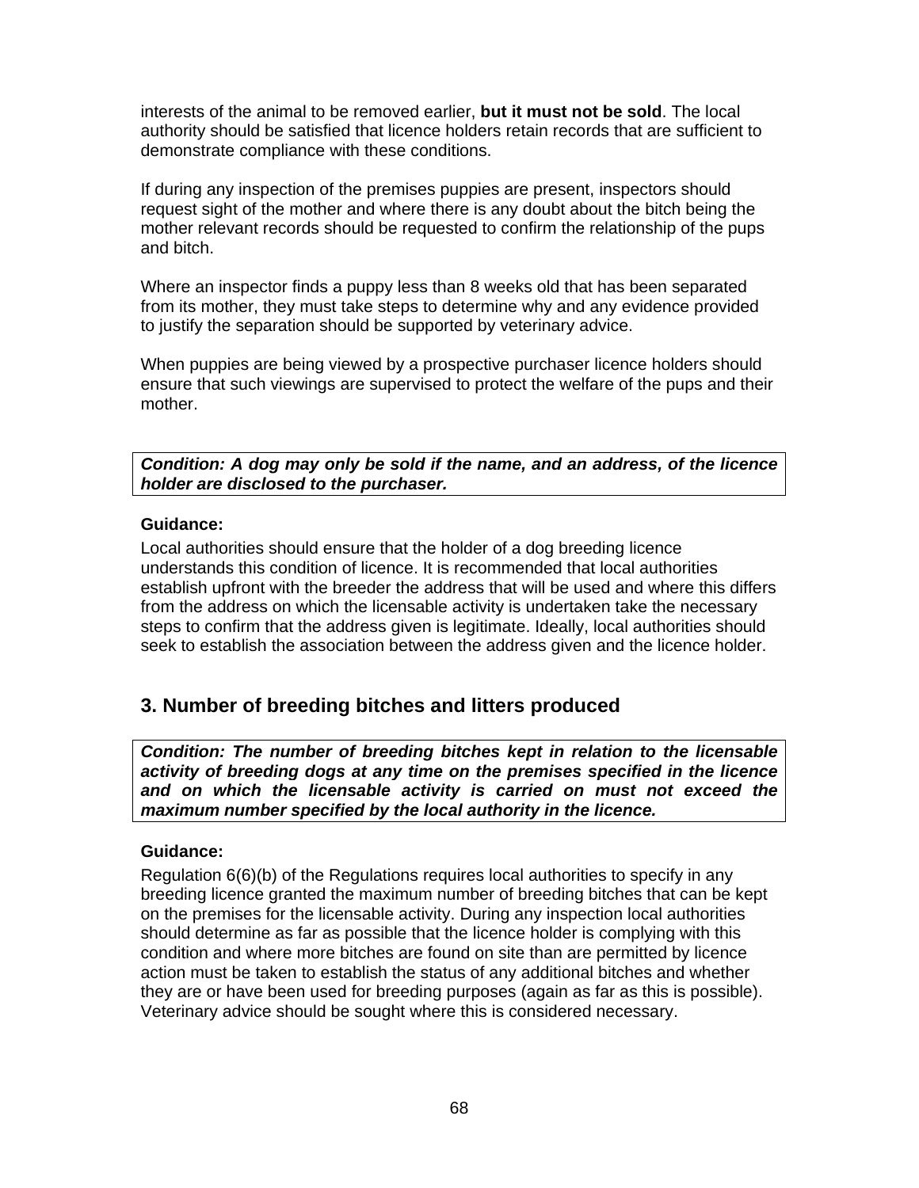interests of the animal to be removed earlier, **but it must not be sold**. The local authority should be satisfied that licence holders retain records that are sufficient to demonstrate compliance with these conditions.

If during any inspection of the premises puppies are present, inspectors should request sight of the mother and where there is any doubt about the bitch being the mother relevant records should be requested to confirm the relationship of the pups and bitch.

Where an inspector finds a puppy less than 8 weeks old that has been separated from its mother, they must take steps to determine why and any evidence provided to justify the separation should be supported by veterinary advice.

When puppies are being viewed by a prospective purchaser licence holders should ensure that such viewings are supervised to protect the welfare of the pups and their mother.

***Condition: A dog may only be sold if the name, and an address, of the licence holder are disclosed to the purchaser.***

**Guidance:**

Local authorities should ensure that the holder of a dog breeding licence understands this condition of licence. It is recommended that local authorities establish upfront with the breeder the address that will be used and where this differs from the address on which the licensable activity is undertaken take the necessary steps to confirm that the address given is legitimate. Ideally, local authorities should seek to establish the association between the address given and the licence holder.

## 3. Number of breeding bitches and litters produced

***Condition: The number of breeding bitches kept in relation to the licensable activity of breeding dogs at any time on the premises specified in the licence and on which the licensable activity is carried on must not exceed the maximum number specified by the local authority in the licence.***

**Guidance:**

Regulation 6(6)(b) of the Regulations requires local authorities to specify in any breeding licence granted the maximum number of breeding bitches that can be kept on the premises for the licensable activity. During any inspection local authorities should determine as far as possible that the licence holder is complying with this condition and where more bitches are found on site than are permitted by licence action must be taken to establish the status of any additional bitches and whether they are or have been used for breeding purposes (again as far as this is possible). Veterinary advice should be sought where this is considered necessary.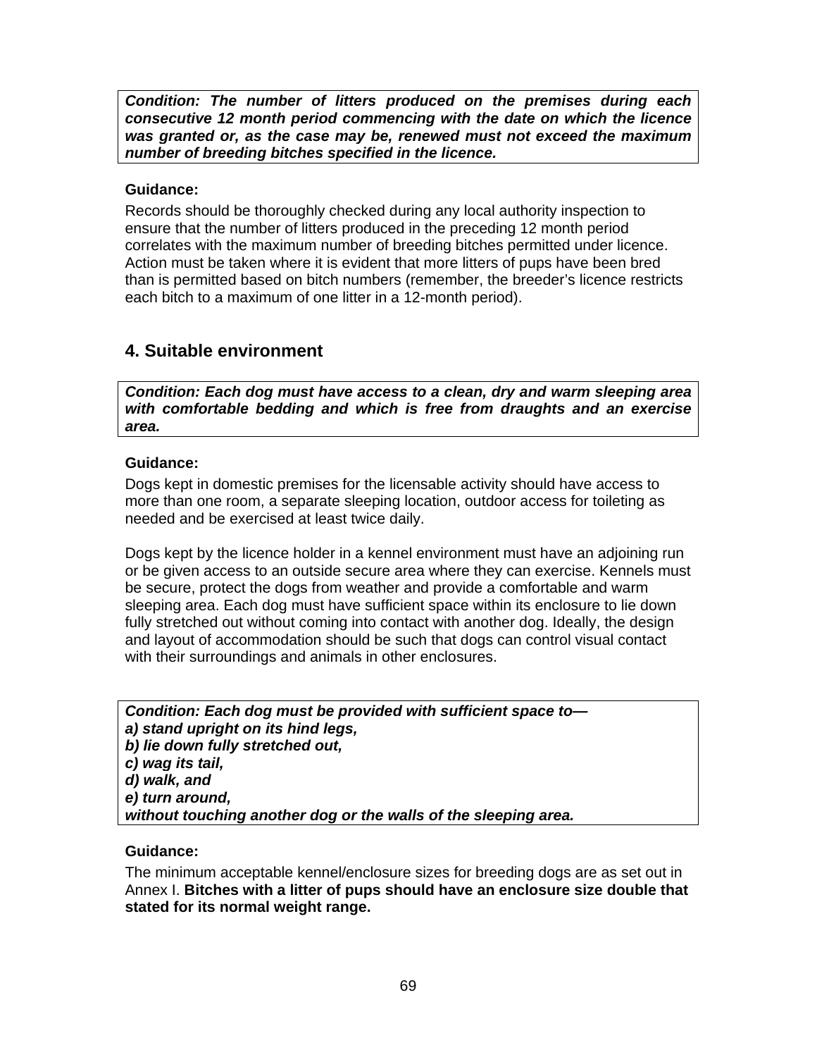***Condition: The number of litters produced on the premises during each consecutive 12 month period commencing with the date on which the licence was granted or, as the case may be, renewed must not exceed the maximum number of breeding bitches specified in the licence.***

**Guidance:**

Records should be thoroughly checked during any local authority inspection to ensure that the number of litters produced in the preceding 12 month period correlates with the maximum number of breeding bitches permitted under licence. Action must be taken where it is evident that more litters of pups have been bred than is permitted based on bitch numbers (remember, the breeder's licence restricts each bitch to a maximum of one litter in a 12-month period).

## 4. Suitable environment

***Condition: Each dog must have access to a clean, dry and warm sleeping area with comfortable bedding and which is free from draughts and an exercise area.***

**Guidance:**

Dogs kept in domestic premises for the licensable activity should have access to more than one room, a separate sleeping location, outdoor access for toileting as needed and be exercised at least twice daily.

Dogs kept by the licence holder in a kennel environment must have an adjoining run or be given access to an outside secure area where they can exercise. Kennels must be secure, protect the dogs from weather and provide a comfortable and warm sleeping area. Each dog must have sufficient space within its enclosure to lie down fully stretched out without coming into contact with another dog. Ideally, the design and layout of accommodation should be such that dogs can control visual contact with their surroundings and animals in other enclosures.

***Condition: Each dog must be provided with sufficient space to—***
***a) stand upright on its hind legs,***
***b) lie down fully stretched out,***
***c) wag its tail,***
***d) walk, and***
***e) turn around,***
***without touching another dog or the walls of the sleeping area.***

**Guidance:**

The minimum acceptable kennel/enclosure sizes for breeding dogs are as set out in Annex I. **Bitches with a litter of pups should have an enclosure size double that stated for its normal weight range.**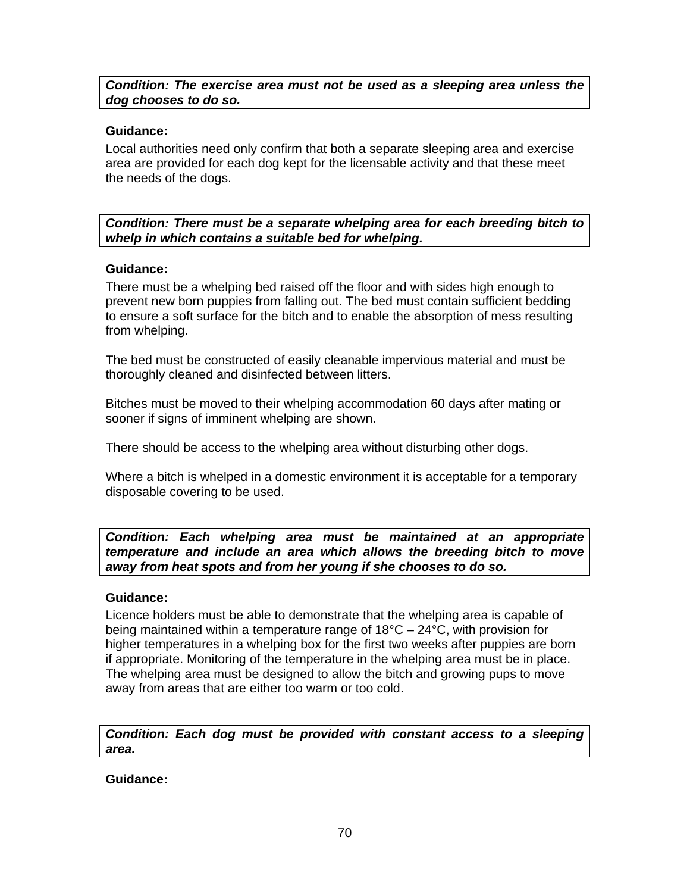***Condition: The exercise area must not be used as a sleeping area unless the dog chooses to do so.***

**Guidance:**

Local authorities need only confirm that both a separate sleeping area and exercise area are provided for each dog kept for the licensable activity and that these meet the needs of the dogs.

***Condition: There must be a separate whelping area for each breeding bitch to whelp in which contains a suitable bed for whelping.***

**Guidance:**

There must be a whelping bed raised off the floor and with sides high enough to prevent new born puppies from falling out. The bed must contain sufficient bedding to ensure a soft surface for the bitch and to enable the absorption of mess resulting from whelping.

The bed must be constructed of easily cleanable impervious material and must be thoroughly cleaned and disinfected between litters.

Bitches must be moved to their whelping accommodation 60 days after mating or sooner if signs of imminent whelping are shown.

There should be access to the whelping area without disturbing other dogs.

Where a bitch is whelped in a domestic environment it is acceptable for a temporary disposable covering to be used.

***Condition: Each whelping area must be maintained at an appropriate temperature and include an area which allows the breeding bitch to move away from heat spots and from her young if she chooses to do so.***

**Guidance:**

Licence holders must be able to demonstrate that the whelping area is capable of being maintained within a temperature range of 18°C – 24°C, with provision for higher temperatures in a whelping box for the first two weeks after puppies are born if appropriate. Monitoring of the temperature in the whelping area must be in place. The whelping area must be designed to allow the bitch and growing pups to move away from areas that are either too warm or too cold.

***Condition: Each dog must be provided with constant access to a sleeping area.***

**Guidance:**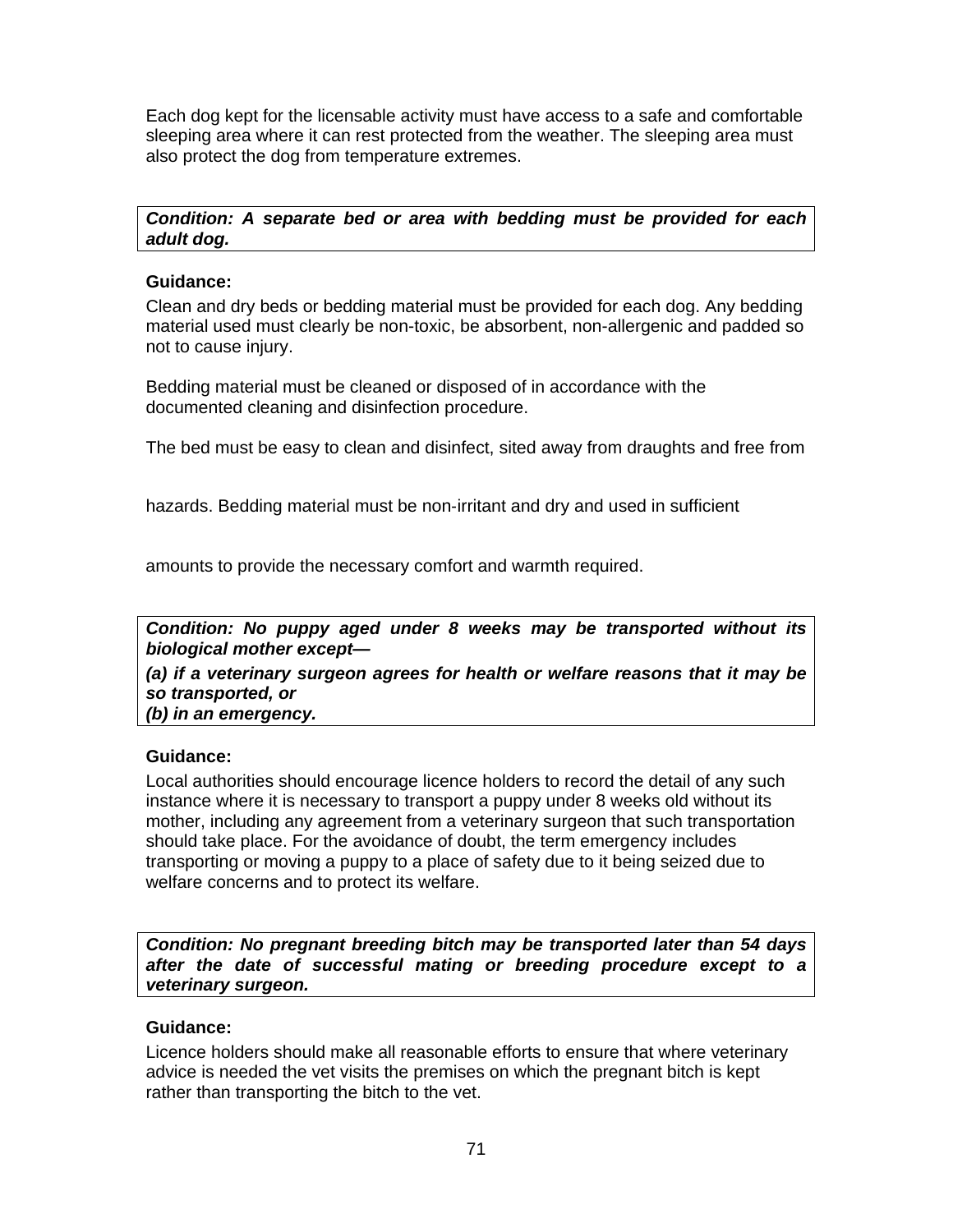Each dog kept for the licensable activity must have access to a safe and comfortable sleeping area where it can rest protected from the weather. The sleeping area must also protect the dog from temperature extremes.

***Condition: A separate bed or area with bedding must be provided for each adult dog.***

**Guidance:**

Clean and dry beds or bedding material must be provided for each dog. Any bedding material used must clearly be non-toxic, be absorbent, non-allergenic and padded so not to cause injury.

Bedding material must be cleaned or disposed of in accordance with the documented cleaning and disinfection procedure.

The bed must be easy to clean and disinfect, sited away from draughts and free from hazards. Bedding material must be non-irritant and dry and used in sufficient amounts to provide the necessary comfort and warmth required.

***Condition: No puppy aged under 8 weeks may be transported without its biological mother except—***

***(a) if a veterinary surgeon agrees for health or welfare reasons that it may be so transported, or***
***(b) in an emergency.***

**Guidance:**

Local authorities should encourage licence holders to record the detail of any such instance where it is necessary to transport a puppy under 8 weeks old without its mother, including any agreement from a veterinary surgeon that such transportation should take place. For the avoidance of doubt, the term emergency includes transporting or moving a puppy to a place of safety due to it being seized due to welfare concerns and to protect its welfare.

***Condition: No pregnant breeding bitch may be transported later than 54 days after the date of successful mating or breeding procedure except to a veterinary surgeon.***

**Guidance:**

Licence holders should make all reasonable efforts to ensure that where veterinary advice is needed the vet visits the premises on which the pregnant bitch is kept rather than transporting the bitch to the vet.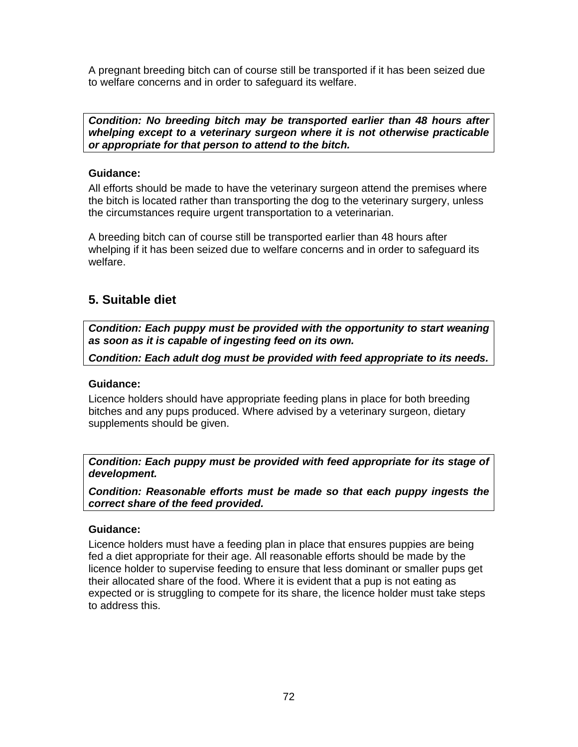A pregnant breeding bitch can of course still be transported if it has been seized due to welfare concerns and in order to safeguard its welfare.

***Condition: No breeding bitch may be transported earlier than 48 hours after whelping except to a veterinary surgeon where it is not otherwise practicable or appropriate for that person to attend to the bitch.***

**Guidance:**

All efforts should be made to have the veterinary surgeon attend the premises where the bitch is located rather than transporting the dog to the veterinary surgery, unless the circumstances require urgent transportation to a veterinarian.

A breeding bitch can of course still be transported earlier than 48 hours after whelping if it has been seized due to welfare concerns and in order to safeguard its welfare.

## 5. Suitable diet

***Condition: Each puppy must be provided with the opportunity to start weaning as soon as it is capable of ingesting feed on its own.***

***Condition: Each adult dog must be provided with feed appropriate to its needs.***

**Guidance:**

Licence holders should have appropriate feeding plans in place for both breeding bitches and any pups produced. Where advised by a veterinary surgeon, dietary supplements should be given.

***Condition: Each puppy must be provided with feed appropriate for its stage of development.***

***Condition: Reasonable efforts must be made so that each puppy ingests the correct share of the feed provided.***

**Guidance:**

Licence holders must have a feeding plan in place that ensures puppies are being fed a diet appropriate for their age. All reasonable efforts should be made by the licence holder to supervise feeding to ensure that less dominant or smaller pups get their allocated share of the food. Where it is evident that a pup is not eating as expected or is struggling to compete for its share, the licence holder must take steps to address this.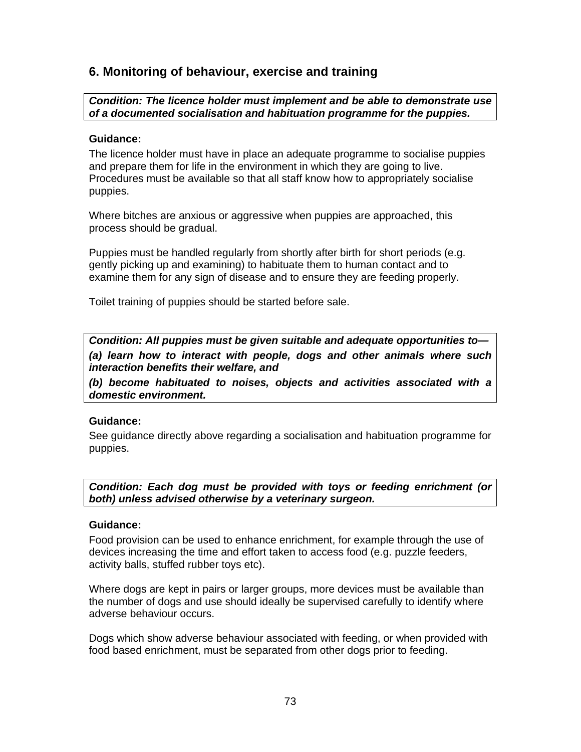## 6. Monitoring of behaviour, exercise and training

***Condition: The licence holder must implement and be able to demonstrate use of a documented socialisation and habituation programme for the puppies.***

**Guidance:**

The licence holder must have in place an adequate programme to socialise puppies and prepare them for life in the environment in which they are going to live. Procedures must be available so that all staff know how to appropriately socialise puppies.

Where bitches are anxious or aggressive when puppies are approached, this process should be gradual.

Puppies must be handled regularly from shortly after birth for short periods (e.g. gently picking up and examining) to habituate them to human contact and to examine them for any sign of disease and to ensure they are feeding properly.

Toilet training of puppies should be started before sale.

***Condition: All puppies must be given suitable and adequate opportunities to—***

***(a) learn how to interact with people, dogs and other animals where such interaction benefits their welfare, and***

***(b) become habituated to noises, objects and activities associated with a domestic environment.***

**Guidance:**

See guidance directly above regarding a socialisation and habituation programme for puppies.

***Condition: Each dog must be provided with toys or feeding enrichment (or both) unless advised otherwise by a veterinary surgeon.***

**Guidance:**

Food provision can be used to enhance enrichment, for example through the use of devices increasing the time and effort taken to access food (e.g. puzzle feeders, activity balls, stuffed rubber toys etc).

Where dogs are kept in pairs or larger groups, more devices must be available than the number of dogs and use should ideally be supervised carefully to identify where adverse behaviour occurs.

Dogs which show adverse behaviour associated with feeding, or when provided with food based enrichment, must be separated from other dogs prior to feeding.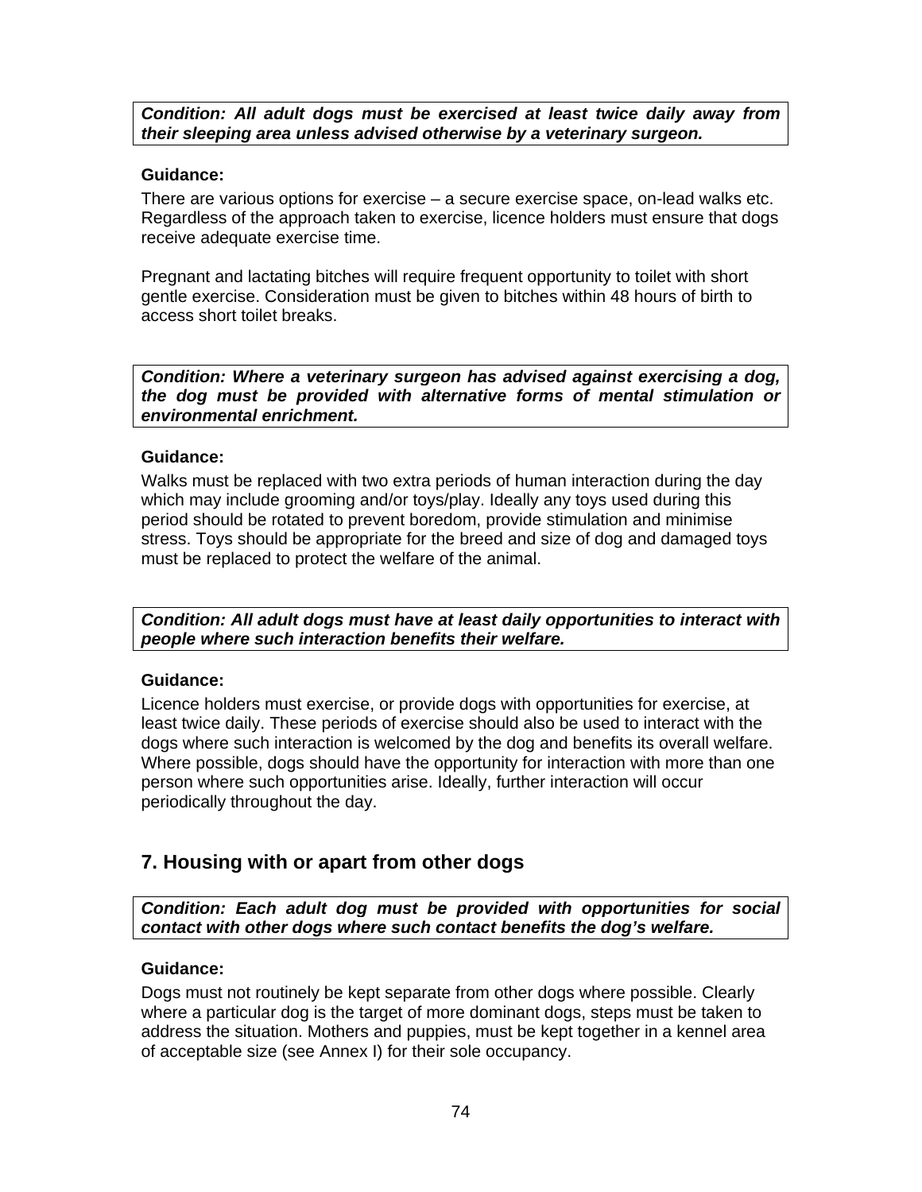***Condition: All adult dogs must be exercised at least twice daily away from their sleeping area unless advised otherwise by a veterinary surgeon.***

**Guidance:**

There are various options for exercise – a secure exercise space, on-lead walks etc. Regardless of the approach taken to exercise, licence holders must ensure that dogs receive adequate exercise time.

Pregnant and lactating bitches will require frequent opportunity to toilet with short gentle exercise. Consideration must be given to bitches within 48 hours of birth to access short toilet breaks.

***Condition: Where a veterinary surgeon has advised against exercising a dog, the dog must be provided with alternative forms of mental stimulation or environmental enrichment.***

**Guidance:**

Walks must be replaced with two extra periods of human interaction during the day which may include grooming and/or toys/play. Ideally any toys used during this period should be rotated to prevent boredom, provide stimulation and minimise stress. Toys should be appropriate for the breed and size of dog and damaged toys must be replaced to protect the welfare of the animal.

***Condition: All adult dogs must have at least daily opportunities to interact with people where such interaction benefits their welfare.***

**Guidance:**

Licence holders must exercise, or provide dogs with opportunities for exercise, at least twice daily. These periods of exercise should also be used to interact with the dogs where such interaction is welcomed by the dog and benefits its overall welfare. Where possible, dogs should have the opportunity for interaction with more than one person where such opportunities arise. Ideally, further interaction will occur periodically throughout the day.

## 7. Housing with or apart from other dogs

***Condition: Each adult dog must be provided with opportunities for social contact with other dogs where such contact benefits the dog's welfare.***

**Guidance:**

Dogs must not routinely be kept separate from other dogs where possible. Clearly where a particular dog is the target of more dominant dogs, steps must be taken to address the situation. Mothers and puppies, must be kept together in a kennel area of acceptable size (see Annex I) for their sole occupancy.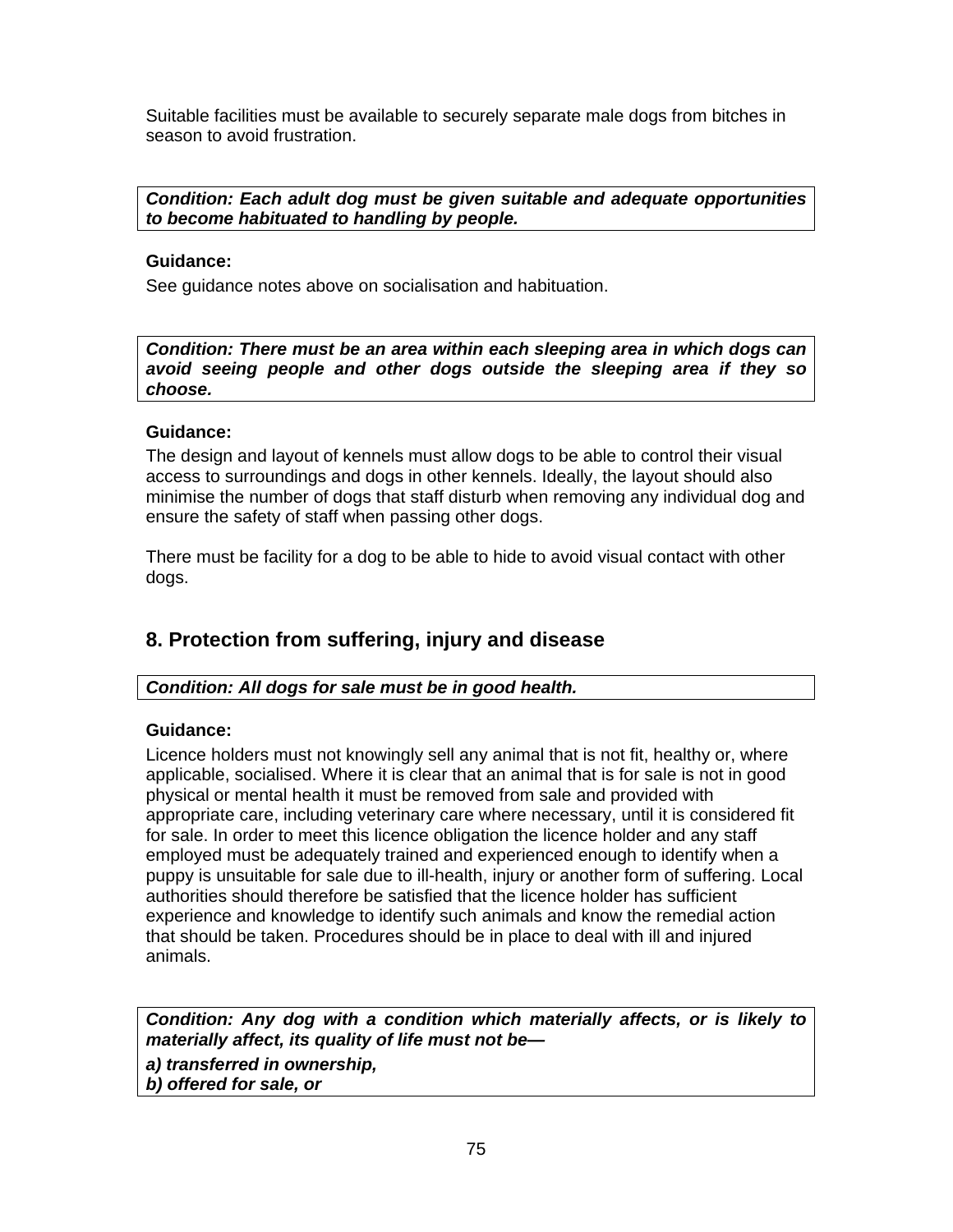Suitable facilities must be available to securely separate male dogs from bitches in season to avoid frustration.

***Condition: Each adult dog must be given suitable and adequate opportunities to become habituated to handling by people.***

**Guidance:**

See guidance notes above on socialisation and habituation.

***Condition: There must be an area within each sleeping area in which dogs can avoid seeing people and other dogs outside the sleeping area if they so choose.***

**Guidance:**

The design and layout of kennels must allow dogs to be able to control their visual access to surroundings and dogs in other kennels. Ideally, the layout should also minimise the number of dogs that staff disturb when removing any individual dog and ensure the safety of staff when passing other dogs.

There must be facility for a dog to be able to hide to avoid visual contact with other dogs.

## 8. Protection from suffering, injury and disease

***Condition: All dogs for sale must be in good health.***

**Guidance:**

Licence holders must not knowingly sell any animal that is not fit, healthy or, where applicable, socialised. Where it is clear that an animal that is for sale is not in good physical or mental health it must be removed from sale and provided with appropriate care, including veterinary care where necessary, until it is considered fit for sale. In order to meet this licence obligation the licence holder and any staff employed must be adequately trained and experienced enough to identify when a puppy is unsuitable for sale due to ill-health, injury or another form of suffering. Local authorities should therefore be satisfied that the licence holder has sufficient experience and knowledge to identify such animals and know the remedial action that should be taken. Procedures should be in place to deal with ill and injured animals.

***Condition: Any dog with a condition which materially affects, or is likely to materially affect, its quality of life must not be—***

***a) transferred in ownership,***
***b) offered for sale, or***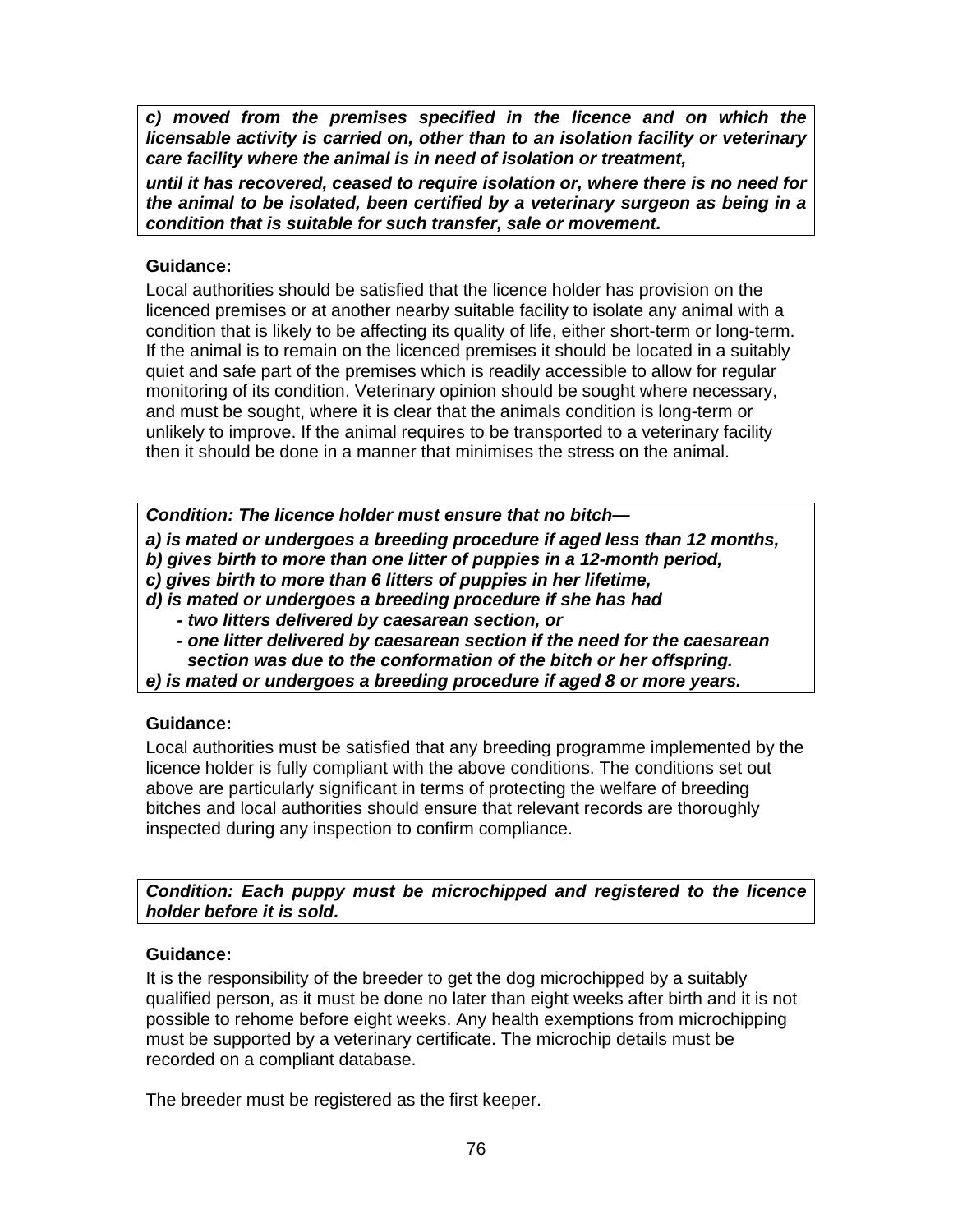***c) moved from the premises specified in the licence and on which the licensable activity is carried on, other than to an isolation facility or veterinary care facility where the animal is in need of isolation or treatment,***

***until it has recovered, ceased to require isolation or, where there is no need for the animal to be isolated, been certified by a veterinary surgeon as being in a condition that is suitable for such transfer, sale or movement.***

**Guidance:**

Local authorities should be satisfied that the licence holder has provision on the licenced premises or at another nearby suitable facility to isolate any animal with a condition that is likely to be affecting its quality of life, either short-term or long-term. If the animal is to remain on the licenced premises it should be located in a suitably quiet and safe part of the premises which is readily accessible to allow for regular monitoring of its condition. Veterinary opinion should be sought where necessary, and must be sought, where it is clear that the animals condition is long-term or unlikely to improve. If the animal requires to be transported to a veterinary facility then it should be done in a manner that minimises the stress on the animal.

***Condition: The licence holder must ensure that no bitch—***

***a) is mated or undergoes a breeding procedure if aged less than 12 months,***
***b) gives birth to more than one litter of puppies in a 12-month period,***
***c) gives birth to more than 6 litters of puppies in her lifetime,***
***d) is mated or undergoes a breeding procedure if she has had***
- ***two litters delivered by caesarean section, or***
- ***one litter delivered by caesarean section if the need for the caesarean section was due to the conformation of the bitch or her offspring.***

***e) is mated or undergoes a breeding procedure if aged 8 or more years.***

**Guidance:**

Local authorities must be satisfied that any breeding programme implemented by the licence holder is fully compliant with the above conditions. The conditions set out above are particularly significant in terms of protecting the welfare of breeding bitches and local authorities should ensure that relevant records are thoroughly inspected during any inspection to confirm compliance.

***Condition: Each puppy must be microchipped and registered to the licence holder before it is sold.***

**Guidance:**

It is the responsibility of the breeder to get the dog microchipped by a suitably qualified person, as it must be done no later than eight weeks after birth and it is not possible to rehome before eight weeks. Any health exemptions from microchipping must be supported by a veterinary certificate. The microchip details must be recorded on a compliant database.

The breeder must be registered as the first keeper.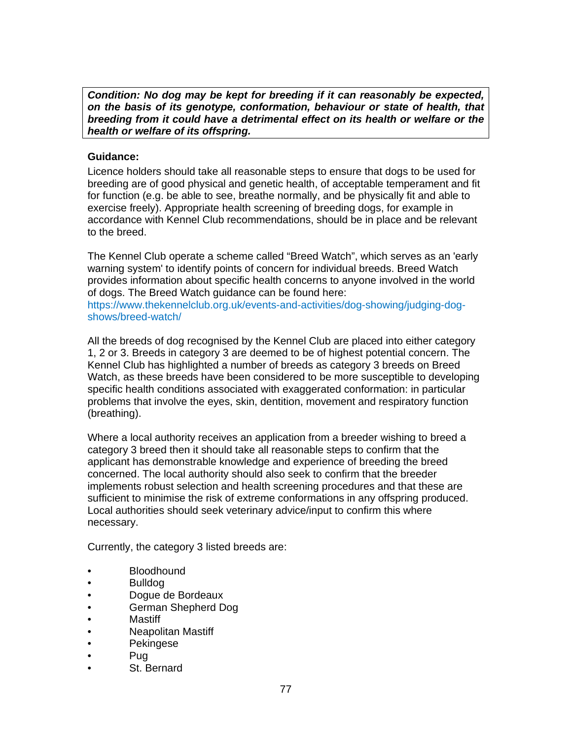***Condition: No dog may be kept for breeding if it can reasonably be expected, on the basis of its genotype, conformation, behaviour or state of health, that breeding from it could have a detrimental effect on its health or welfare or the health or welfare of its offspring.***

**Guidance:**

Licence holders should take all reasonable steps to ensure that dogs to be used for breeding are of good physical and genetic health, of acceptable temperament and fit for function (e.g. be able to see, breathe normally, and be physically fit and able to exercise freely). Appropriate health screening of breeding dogs, for example in accordance with Kennel Club recommendations, should be in place and be relevant to the breed.

The Kennel Club operate a scheme called "Breed Watch", which serves as an 'early warning system' to identify points of concern for individual breeds. Breed Watch provides information about specific health concerns to anyone involved in the world of dogs. The Breed Watch guidance can be found here:
https://www.thekennelclub.org.uk/events-and-activities/dog-showing/judging-dog-shows/breed-watch/

All the breeds of dog recognised by the Kennel Club are placed into either category 1, 2 or 3. Breeds in category 3 are deemed to be of highest potential concern. The Kennel Club has highlighted a number of breeds as category 3 breeds on Breed Watch, as these breeds have been considered to be more susceptible to developing specific health conditions associated with exaggerated conformation: in particular problems that involve the eyes, skin, dentition, movement and respiratory function (breathing).

Where a local authority receives an application from a breeder wishing to breed a category 3 breed then it should take all reasonable steps to confirm that the applicant has demonstrable knowledge and experience of breeding the breed concerned. The local authority should also seek to confirm that the breeder implements robust selection and health screening procedures and that these are sufficient to minimise the risk of extreme conformations in any offspring produced. Local authorities should seek veterinary advice/input to confirm this where necessary.

Currently, the category 3 listed breeds are:

- Bloodhound
- Bulldog
- Dogue de Bordeaux
- German Shepherd Dog
- Mastiff
- Neapolitan Mastiff
- Pekingese
- Pug
- St. Bernard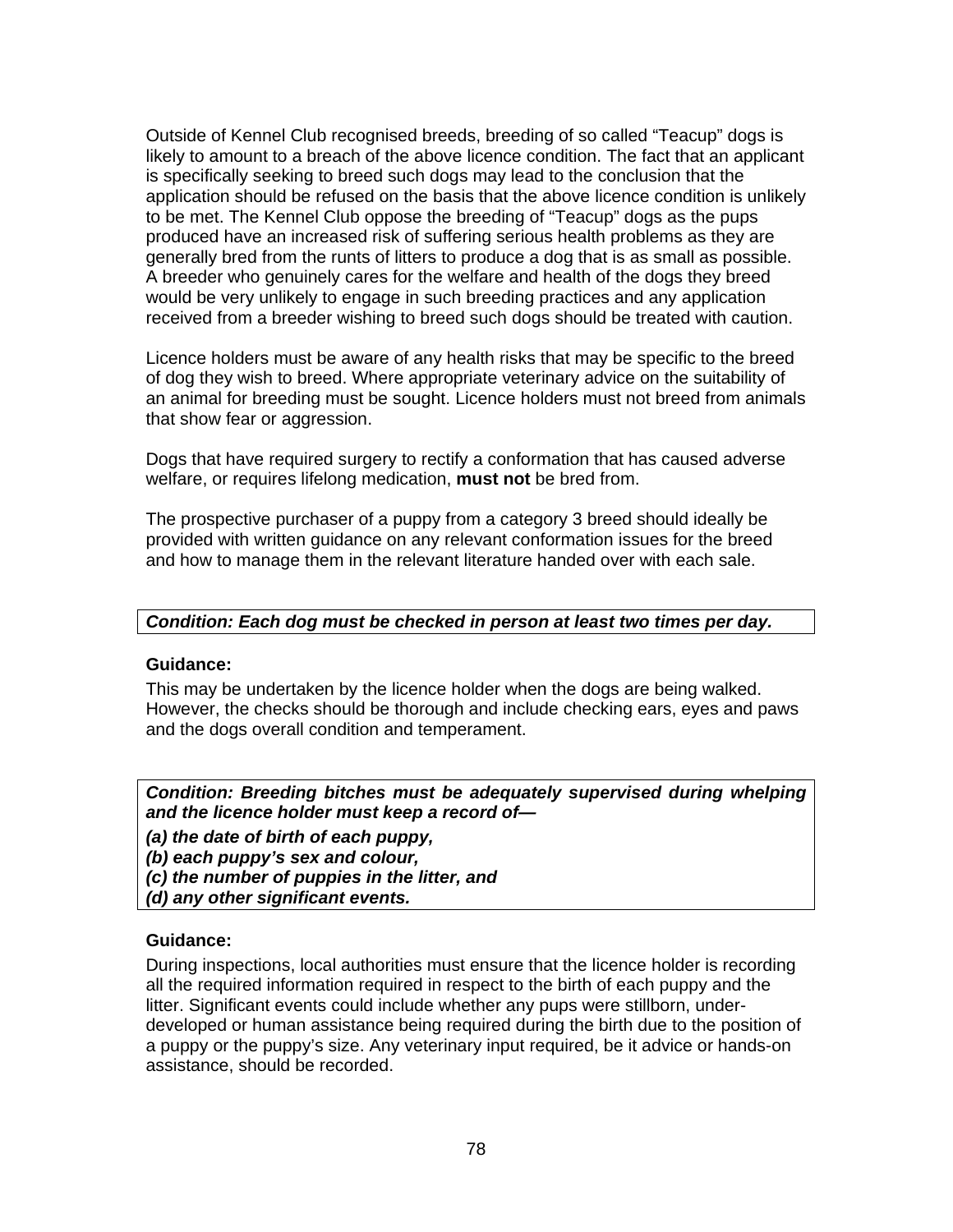Outside of Kennel Club recognised breeds, breeding of so called "Teacup" dogs is likely to amount to a breach of the above licence condition. The fact that an applicant is specifically seeking to breed such dogs may lead to the conclusion that the application should be refused on the basis that the above licence condition is unlikely to be met. The Kennel Club oppose the breeding of "Teacup" dogs as the pups produced have an increased risk of suffering serious health problems as they are generally bred from the runts of litters to produce a dog that is as small as possible. A breeder who genuinely cares for the welfare and health of the dogs they breed would be very unlikely to engage in such breeding practices and any application received from a breeder wishing to breed such dogs should be treated with caution.

Licence holders must be aware of any health risks that may be specific to the breed of dog they wish to breed. Where appropriate veterinary advice on the suitability of an animal for breeding must be sought. Licence holders must not breed from animals that show fear or aggression.

Dogs that have required surgery to rectify a conformation that has caused adverse welfare, or requires lifelong medication, **must not** be bred from.

The prospective purchaser of a puppy from a category 3 breed should ideally be provided with written guidance on any relevant conformation issues for the breed and how to manage them in the relevant literature handed over with each sale.

***Condition: Each dog must be checked in person at least two times per day.***

**Guidance:**

This may be undertaken by the licence holder when the dogs are being walked. However, the checks should be thorough and include checking ears, eyes and paws and the dogs overall condition and temperament.

***Condition: Breeding bitches must be adequately supervised during whelping and the licence holder must keep a record of—***

***(a) the date of birth of each puppy,***
***(b) each puppy's sex and colour,***
***(c) the number of puppies in the litter, and***
***(d) any other significant events.***

**Guidance:**

During inspections, local authorities must ensure that the licence holder is recording all the required information required in respect to the birth of each puppy and the litter. Significant events could include whether any pups were stillborn, under-developed or human assistance being required during the birth due to the position of a puppy or the puppy's size. Any veterinary input required, be it advice or hands-on assistance, should be recorded.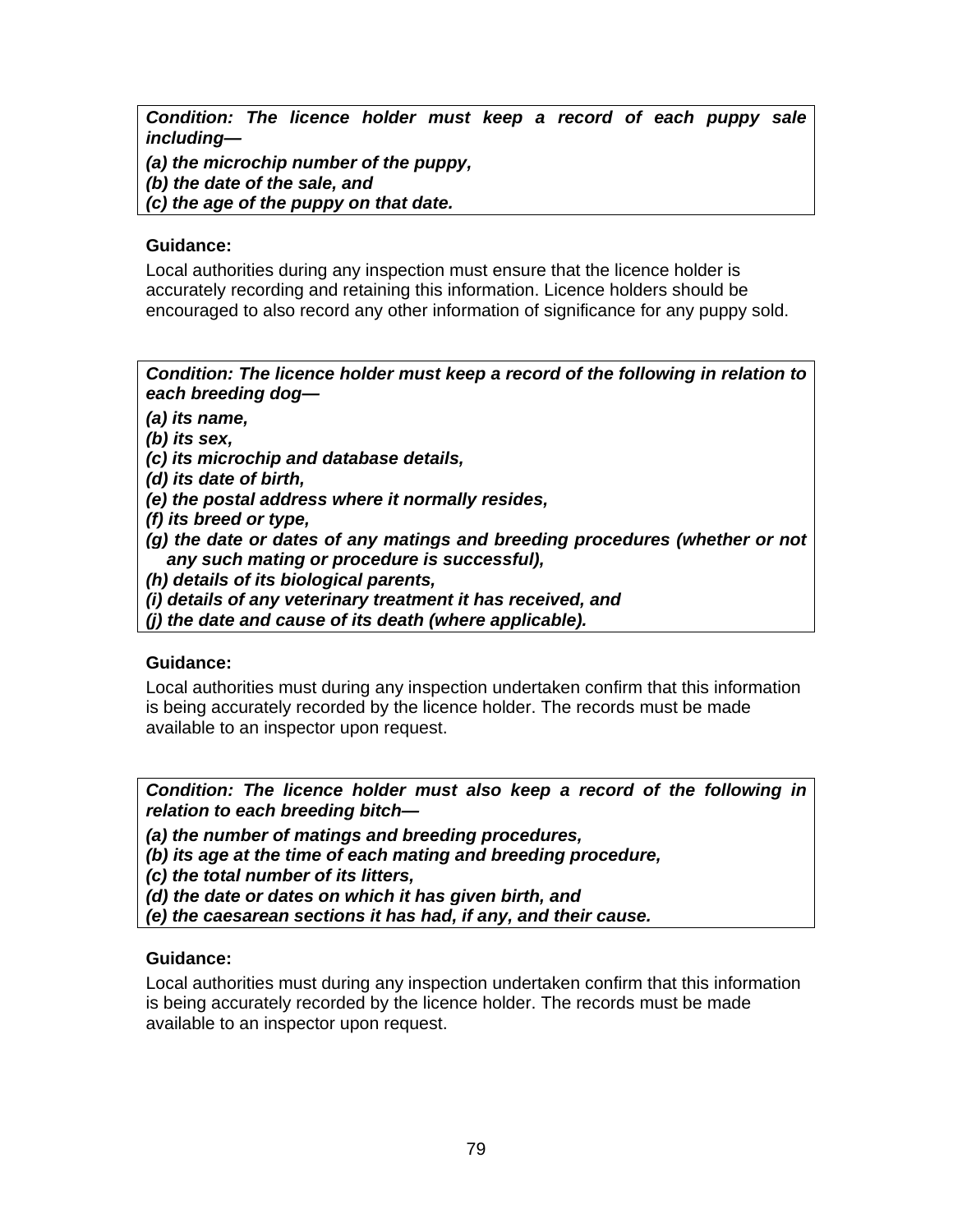***Condition: The licence holder must keep a record of each puppy sale including—***

***(a) the microchip number of the puppy,***
***(b) the date of the sale, and***
***(c) the age of the puppy on that date.***

**Guidance:**

Local authorities during any inspection must ensure that the licence holder is accurately recording and retaining this information. Licence holders should be encouraged to also record any other information of significance for any puppy sold.

***Condition: The licence holder must keep a record of the following in relation to each breeding dog—***

***(a) its name,***
***(b) its sex,***
***(c) its microchip and database details,***
***(d) its date of birth,***
***(e) the postal address where it normally resides,***
***(f) its breed or type,***
***(g) the date or dates of any matings and breeding procedures (whether or not any such mating or procedure is successful),***
***(h) details of its biological parents,***
***(i) details of any veterinary treatment it has received, and***
***(j) the date and cause of its death (where applicable).***

**Guidance:**

Local authorities must during any inspection undertaken confirm that this information is being accurately recorded by the licence holder. The records must be made available to an inspector upon request.

***Condition: The licence holder must also keep a record of the following in relation to each breeding bitch—***

***(a) the number of matings and breeding procedures,***
***(b) its age at the time of each mating and breeding procedure,***
***(c) the total number of its litters,***
***(d) the date or dates on which it has given birth, and***
***(e) the caesarean sections it has had, if any, and their cause.***

**Guidance:**

Local authorities must during any inspection undertaken confirm that this information is being accurately recorded by the licence holder. The records must be made available to an inspector upon request.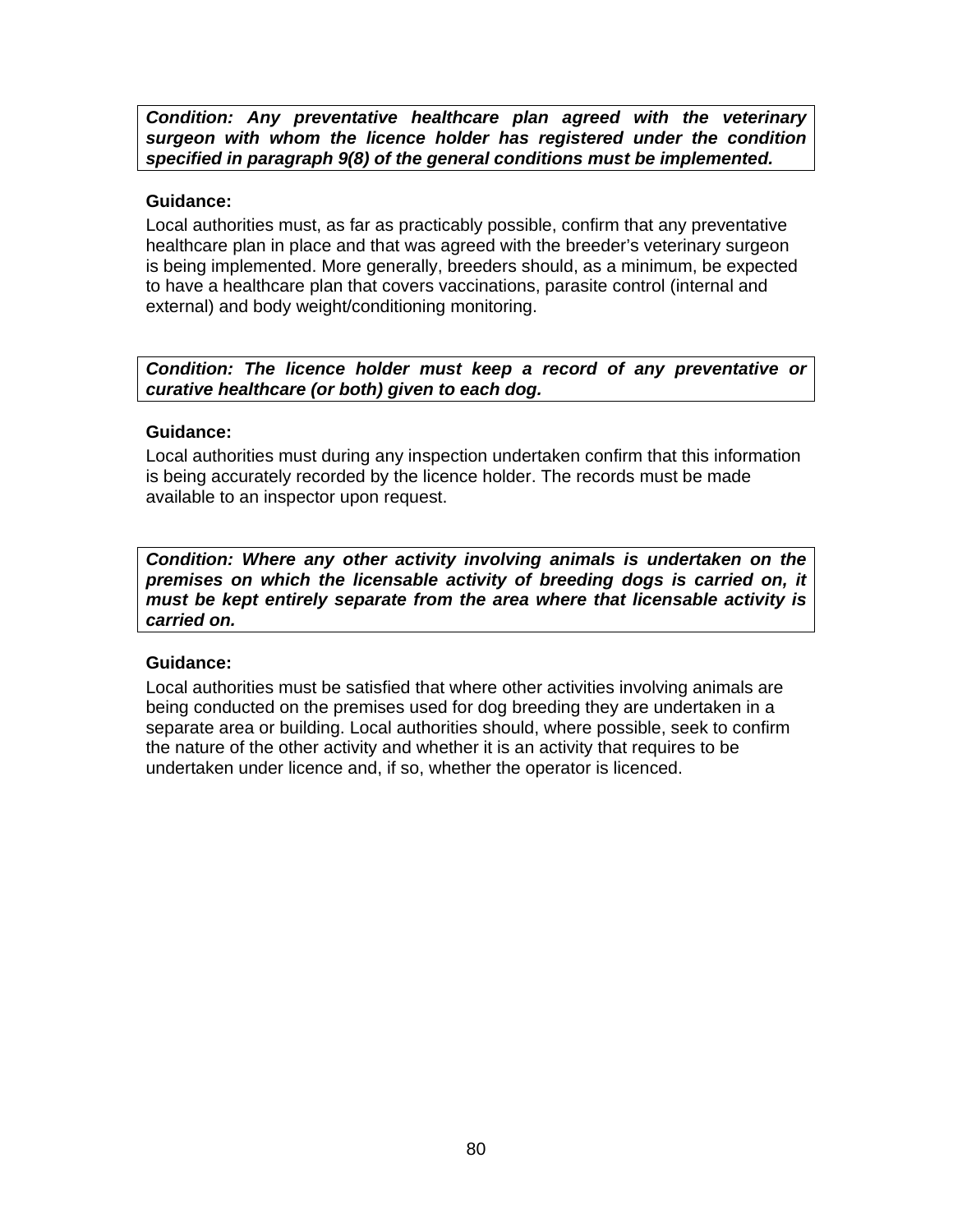***Condition: Any preventative healthcare plan agreed with the veterinary surgeon with whom the licence holder has registered under the condition specified in paragraph 9(8) of the general conditions must be implemented.***

**Guidance:**

Local authorities must, as far as practicably possible, confirm that any preventative healthcare plan in place and that was agreed with the breeder's veterinary surgeon is being implemented. More generally, breeders should, as a minimum, be expected to have a healthcare plan that covers vaccinations, parasite control (internal and external) and body weight/conditioning monitoring.

***Condition: The licence holder must keep a record of any preventative or curative healthcare (or both) given to each dog.***

**Guidance:**

Local authorities must during any inspection undertaken confirm that this information is being accurately recorded by the licence holder. The records must be made available to an inspector upon request.

***Condition: Where any other activity involving animals is undertaken on the premises on which the licensable activity of breeding dogs is carried on, it must be kept entirely separate from the area where that licensable activity is carried on.***

**Guidance:**

Local authorities must be satisfied that where other activities involving animals are being conducted on the premises used for dog breeding they are undertaken in a separate area or building. Local authorities should, where possible, seek to confirm the nature of the other activity and whether it is an activity that requires to be undertaken under licence and, if so, whether the operator is licenced.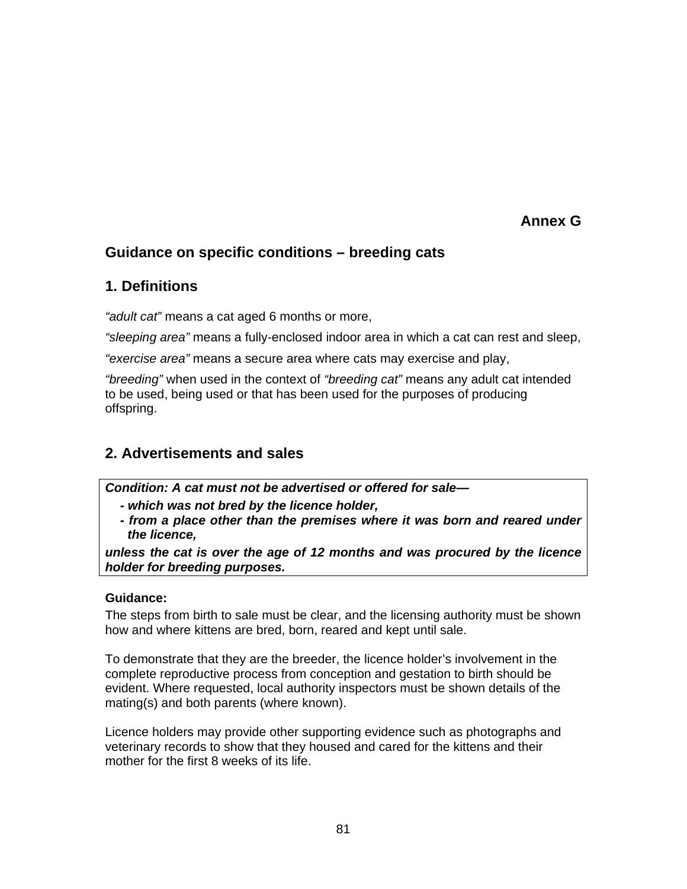**Annex G**

## Guidance on specific conditions – breeding cats

## 1. Definitions

*"adult cat"* means a cat aged 6 months or more,

*"sleeping area"* means a fully-enclosed indoor area in which a cat can rest and sleep,

*"exercise area"* means a secure area where cats may exercise and play,

*"breeding"* when used in the context of *"breeding cat"* means any adult cat intended to be used, being used or that has been used for the purposes of producing offspring.

## 2. Advertisements and sales

***Condition: A cat must not be advertised or offered for sale—***

- ***which was not bred by the licence holder,***
- ***from a place other than the premises where it was born and reared under the licence,***

***unless the cat is over the age of 12 months and was procured by the licence holder for breeding purposes.***

**Guidance:**

The steps from birth to sale must be clear, and the licensing authority must be shown how and where kittens are bred, born, reared and kept until sale.

To demonstrate that they are the breeder, the licence holder's involvement in the complete reproductive process from conception and gestation to birth should be evident. Where requested, local authority inspectors must be shown details of the mating(s) and both parents (where known).

Licence holders may provide other supporting evidence such as photographs and veterinary records to show that they housed and cared for the kittens and their mother for the first 8 weeks of its life.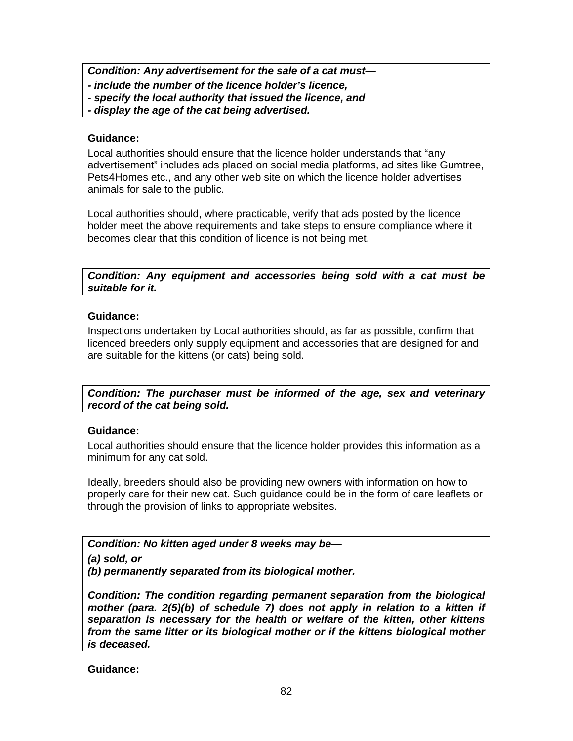***Condition: Any advertisement for the sale of a cat must—***
***- include the number of the licence holder's licence,***
***- specify the local authority that issued the licence, and***
***- display the age of the cat being advertised.***

**Guidance:**

Local authorities should ensure that the licence holder understands that "any advertisement" includes ads placed on social media platforms, ad sites like Gumtree, Pets4Homes etc., and any other web site on which the licence holder advertises animals for sale to the public.

Local authorities should, where practicable, verify that ads posted by the licence holder meet the above requirements and take steps to ensure compliance where it becomes clear that this condition of licence is not being met.

***Condition: Any equipment and accessories being sold with a cat must be suitable for it.***

**Guidance:**

Inspections undertaken by Local authorities should, as far as possible, confirm that licenced breeders only supply equipment and accessories that are designed for and are suitable for the kittens (or cats) being sold.

***Condition: The purchaser must be informed of the age, sex and veterinary record of the cat being sold.***

**Guidance:**

Local authorities should ensure that the licence holder provides this information as a minimum for any cat sold.

Ideally, breeders should also be providing new owners with information on how to properly care for their new cat. Such guidance could be in the form of care leaflets or through the provision of links to appropriate websites.

***Condition: No kitten aged under 8 weeks may be—***
***(a) sold, or***
***(b) permanently separated from its biological mother.***

***Condition: The condition regarding permanent separation from the biological mother (para. 2(5)(b) of schedule 7) does not apply in relation to a kitten if separation is necessary for the health or welfare of the kitten, other kittens from the same litter or its biological mother or if the kittens biological mother is deceased.***

**Guidance:**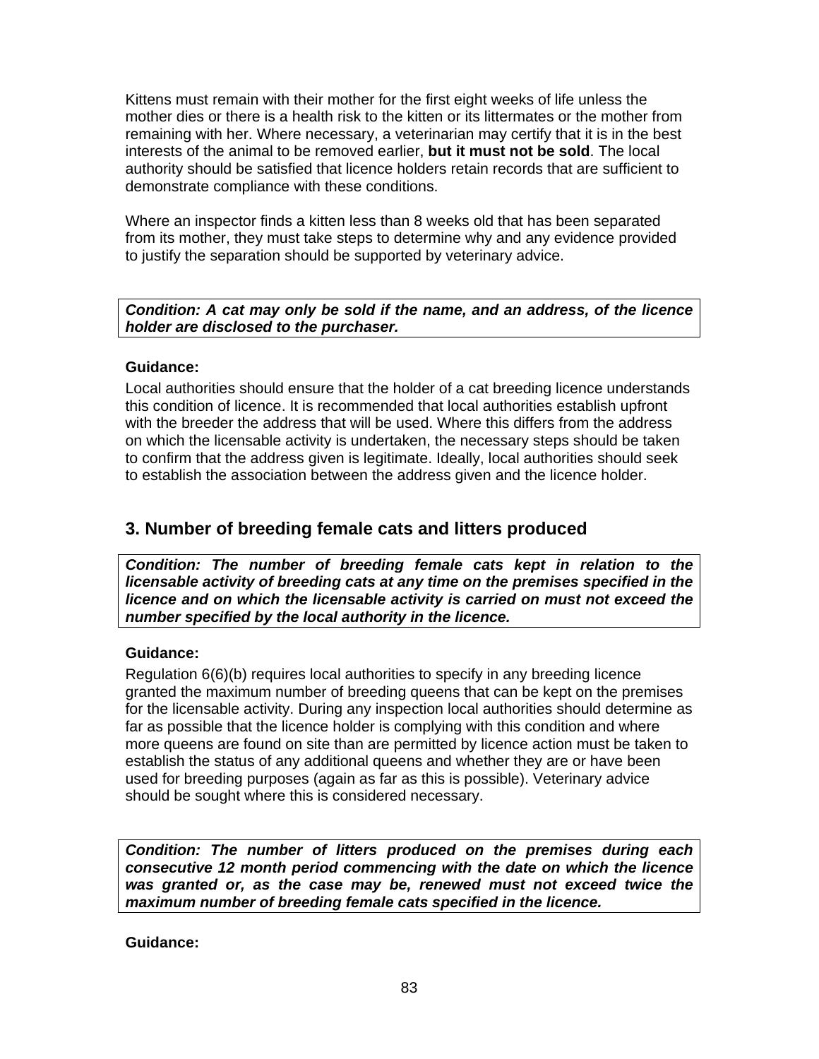Kittens must remain with their mother for the first eight weeks of life unless the mother dies or there is a health risk to the kitten or its littermates or the mother from remaining with her. Where necessary, a veterinarian may certify that it is in the best interests of the animal to be removed earlier, **but it must not be sold**. The local authority should be satisfied that licence holders retain records that are sufficient to demonstrate compliance with these conditions.

Where an inspector finds a kitten less than 8 weeks old that has been separated from its mother, they must take steps to determine why and any evidence provided to justify the separation should be supported by veterinary advice.

***Condition: A cat may only be sold if the name, and an address, of the licence holder are disclosed to the purchaser.***

**Guidance:**

Local authorities should ensure that the holder of a cat breeding licence understands this condition of licence. It is recommended that local authorities establish upfront with the breeder the address that will be used. Where this differs from the address on which the licensable activity is undertaken, the necessary steps should be taken to confirm that the address given is legitimate. Ideally, local authorities should seek to establish the association between the address given and the licence holder.

## 3. Number of breeding female cats and litters produced

***Condition: The number of breeding female cats kept in relation to the licensable activity of breeding cats at any time on the premises specified in the licence and on which the licensable activity is carried on must not exceed the number specified by the local authority in the licence.***

**Guidance:**

Regulation 6(6)(b) requires local authorities to specify in any breeding licence granted the maximum number of breeding queens that can be kept on the premises for the licensable activity. During any inspection local authorities should determine as far as possible that the licence holder is complying with this condition and where more queens are found on site than are permitted by licence action must be taken to establish the status of any additional queens and whether they are or have been used for breeding purposes (again as far as this is possible). Veterinary advice should be sought where this is considered necessary.

***Condition: The number of litters produced on the premises during each consecutive 12 month period commencing with the date on which the licence was granted or, as the case may be, renewed must not exceed twice the maximum number of breeding female cats specified in the licence.***

**Guidance:**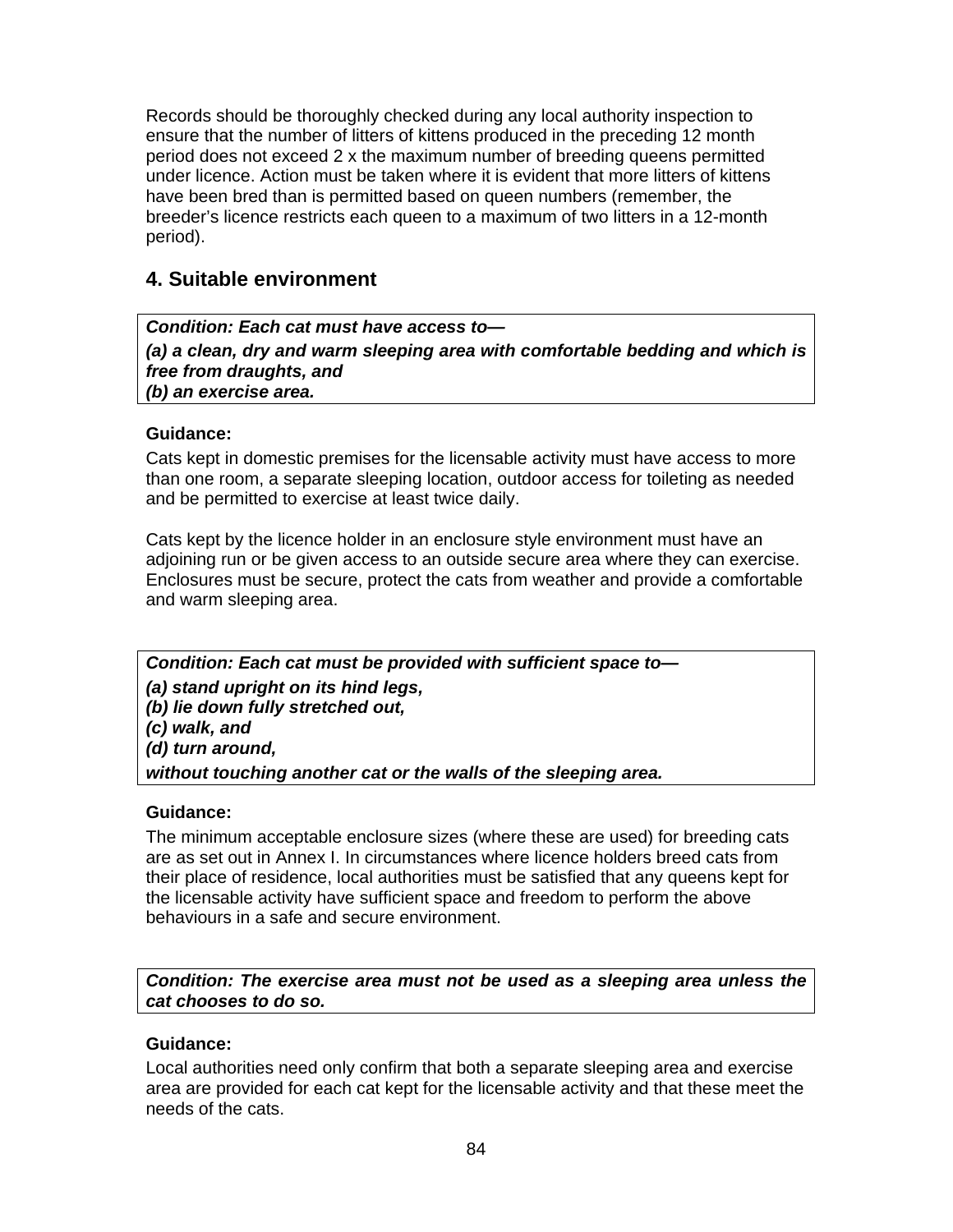Records should be thoroughly checked during any local authority inspection to ensure that the number of litters of kittens produced in the preceding 12 month period does not exceed 2 x the maximum number of breeding queens permitted under licence. Action must be taken where it is evident that more litters of kittens have been bred than is permitted based on queen numbers (remember, the breeder's licence restricts each queen to a maximum of two litters in a 12-month period).

## 4. Suitable environment

***Condition: Each cat must have access to—***
***(a) a clean, dry and warm sleeping area with comfortable bedding and which is free from draughts, and***
***(b) an exercise area.***

**Guidance:**

Cats kept in domestic premises for the licensable activity must have access to more than one room, a separate sleeping location, outdoor access for toileting as needed and be permitted to exercise at least twice daily.

Cats kept by the licence holder in an enclosure style environment must have an adjoining run or be given access to an outside secure area where they can exercise. Enclosures must be secure, protect the cats from weather and provide a comfortable and warm sleeping area.

***Condition: Each cat must be provided with sufficient space to—***
***(a) stand upright on its hind legs,***
***(b) lie down fully stretched out,***
***(c) walk, and***
***(d) turn around,***
***without touching another cat or the walls of the sleeping area.***

**Guidance:**

The minimum acceptable enclosure sizes (where these are used) for breeding cats are as set out in Annex I. In circumstances where licence holders breed cats from their place of residence, local authorities must be satisfied that any queens kept for the licensable activity have sufficient space and freedom to perform the above behaviours in a safe and secure environment.

***Condition: The exercise area must not be used as a sleeping area unless the cat chooses to do so.***

**Guidance:**

Local authorities need only confirm that both a separate sleeping area and exercise area are provided for each cat kept for the licensable activity and that these meet the needs of the cats.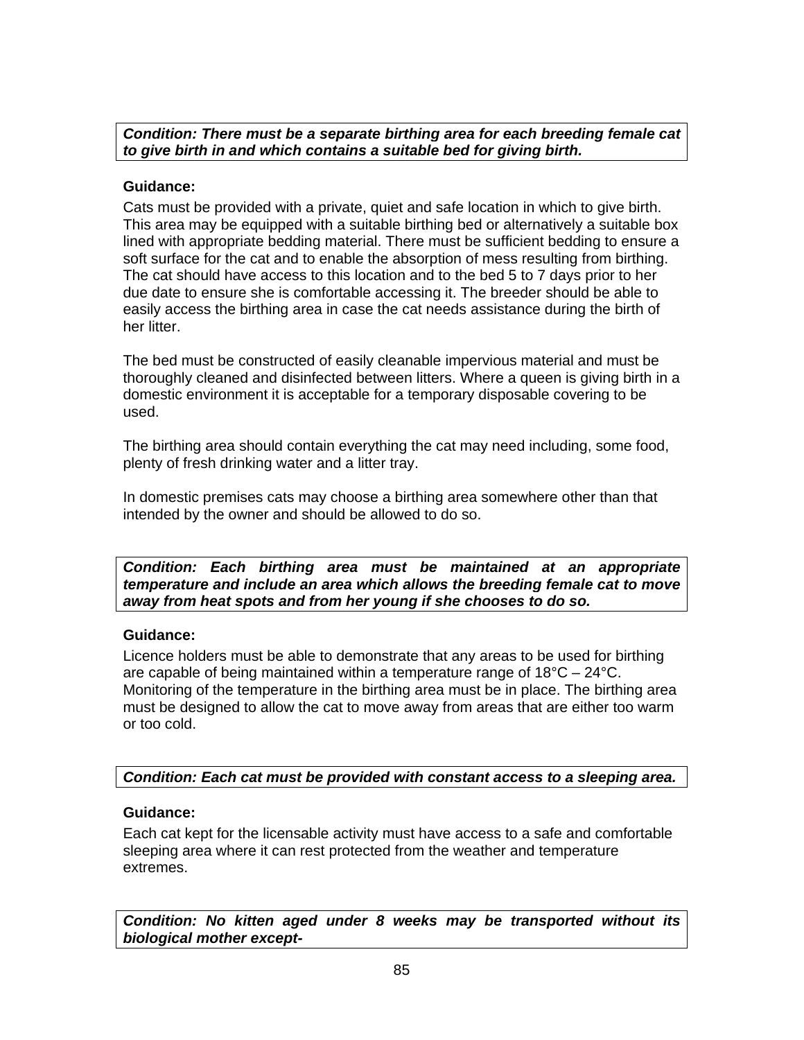***Condition: There must be a separate birthing area for each breeding female cat to give birth in and which contains a suitable bed for giving birth.***

**Guidance:**

Cats must be provided with a private, quiet and safe location in which to give birth. This area may be equipped with a suitable birthing bed or alternatively a suitable box lined with appropriate bedding material. There must be sufficient bedding to ensure a soft surface for the cat and to enable the absorption of mess resulting from birthing. The cat should have access to this location and to the bed 5 to 7 days prior to her due date to ensure she is comfortable accessing it. The breeder should be able to easily access the birthing area in case the cat needs assistance during the birth of her litter.

The bed must be constructed of easily cleanable impervious material and must be thoroughly cleaned and disinfected between litters. Where a queen is giving birth in a domestic environment it is acceptable for a temporary disposable covering to be used.

The birthing area should contain everything the cat may need including, some food, plenty of fresh drinking water and a litter tray.

In domestic premises cats may choose a birthing area somewhere other than that intended by the owner and should be allowed to do so.

***Condition: Each birthing area must be maintained at an appropriate temperature and include an area which allows the breeding female cat to move away from heat spots and from her young if she chooses to do so.***

**Guidance:**

Licence holders must be able to demonstrate that any areas to be used for birthing are capable of being maintained within a temperature range of 18°C – 24°C. Monitoring of the temperature in the birthing area must be in place. The birthing area must be designed to allow the cat to move away from areas that are either too warm or too cold.

***Condition: Each cat must be provided with constant access to a sleeping area.***

**Guidance:**

Each cat kept for the licensable activity must have access to a safe and comfortable sleeping area where it can rest protected from the weather and temperature extremes.

***Condition: No kitten aged under 8 weeks may be transported without its biological mother except-***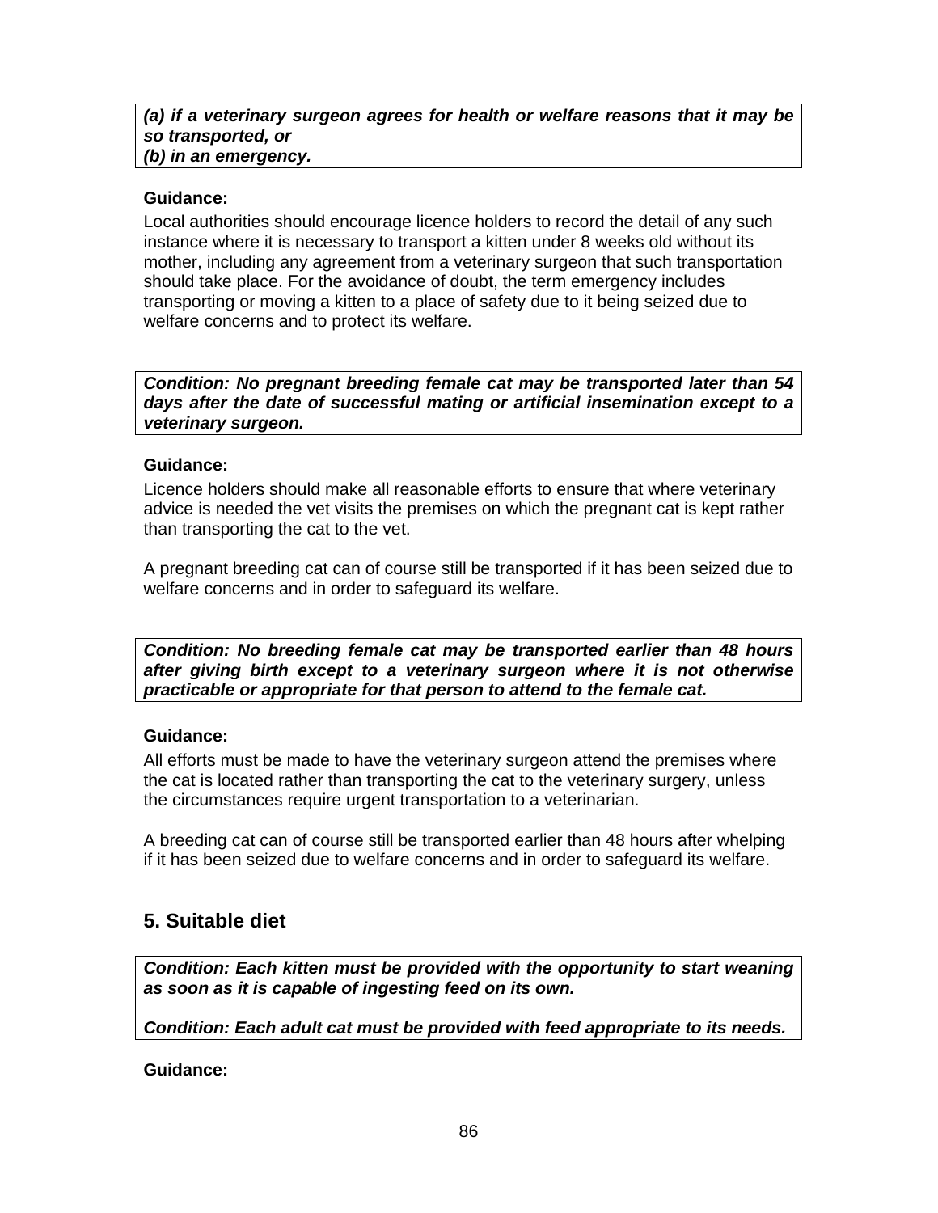***(a) if a veterinary surgeon agrees for health or welfare reasons that it may be so transported, or***
***(b) in an emergency.***

**Guidance:**

Local authorities should encourage licence holders to record the detail of any such instance where it is necessary to transport a kitten under 8 weeks old without its mother, including any agreement from a veterinary surgeon that such transportation should take place. For the avoidance of doubt, the term emergency includes transporting or moving a kitten to a place of safety due to it being seized due to welfare concerns and to protect its welfare.

***Condition: No pregnant breeding female cat may be transported later than 54 days after the date of successful mating or artificial insemination except to a veterinary surgeon.***

**Guidance:**

Licence holders should make all reasonable efforts to ensure that where veterinary advice is needed the vet visits the premises on which the pregnant cat is kept rather than transporting the cat to the vet.

A pregnant breeding cat can of course still be transported if it has been seized due to welfare concerns and in order to safeguard its welfare.

***Condition: No breeding female cat may be transported earlier than 48 hours after giving birth except to a veterinary surgeon where it is not otherwise practicable or appropriate for that person to attend to the female cat.***

**Guidance:**

All efforts must be made to have the veterinary surgeon attend the premises where the cat is located rather than transporting the cat to the veterinary surgery, unless the circumstances require urgent transportation to a veterinarian.

A breeding cat can of course still be transported earlier than 48 hours after whelping if it has been seized due to welfare concerns and in order to safeguard its welfare.

## 5. Suitable diet

***Condition: Each kitten must be provided with the opportunity to start weaning as soon as it is capable of ingesting feed on its own.***

***Condition: Each adult cat must be provided with feed appropriate to its needs.***

**Guidance:**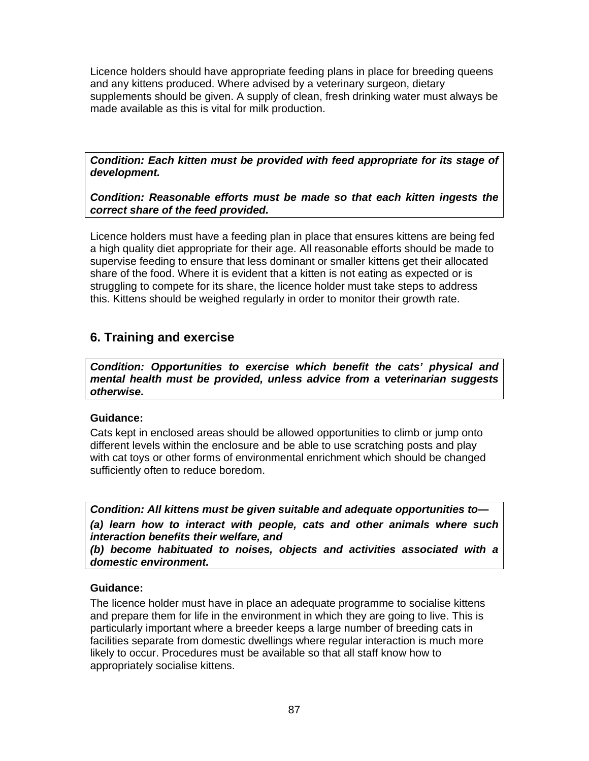Licence holders should have appropriate feeding plans in place for breeding queens and any kittens produced. Where advised by a veterinary surgeon, dietary supplements should be given. A supply of clean, fresh drinking water must always be made available as this is vital for milk production.

***Condition: Each kitten must be provided with feed appropriate for its stage of development.***

***Condition: Reasonable efforts must be made so that each kitten ingests the correct share of the feed provided.***

Licence holders must have a feeding plan in place that ensures kittens are being fed a high quality diet appropriate for their age. All reasonable efforts should be made to supervise feeding to ensure that less dominant or smaller kittens get their allocated share of the food. Where it is evident that a kitten is not eating as expected or is struggling to compete for its share, the licence holder must take steps to address this. Kittens should be weighed regularly in order to monitor their growth rate.

## 6. Training and exercise

***Condition: Opportunities to exercise which benefit the cats' physical and mental health must be provided, unless advice from a veterinarian suggests otherwise.***

**Guidance:**

Cats kept in enclosed areas should be allowed opportunities to climb or jump onto different levels within the enclosure and be able to use scratching posts and play with cat toys or other forms of environmental enrichment which should be changed sufficiently often to reduce boredom.

***Condition: All kittens must be given suitable and adequate opportunities to—***

***(a) learn how to interact with people, cats and other animals where such interaction benefits their welfare, and***

***(b) become habituated to noises, objects and activities associated with a domestic environment.***

**Guidance:**

The licence holder must have in place an adequate programme to socialise kittens and prepare them for life in the environment in which they are going to live. This is particularly important where a breeder keeps a large number of breeding cats in facilities separate from domestic dwellings where regular interaction is much more likely to occur. Procedures must be available so that all staff know how to appropriately socialise kittens.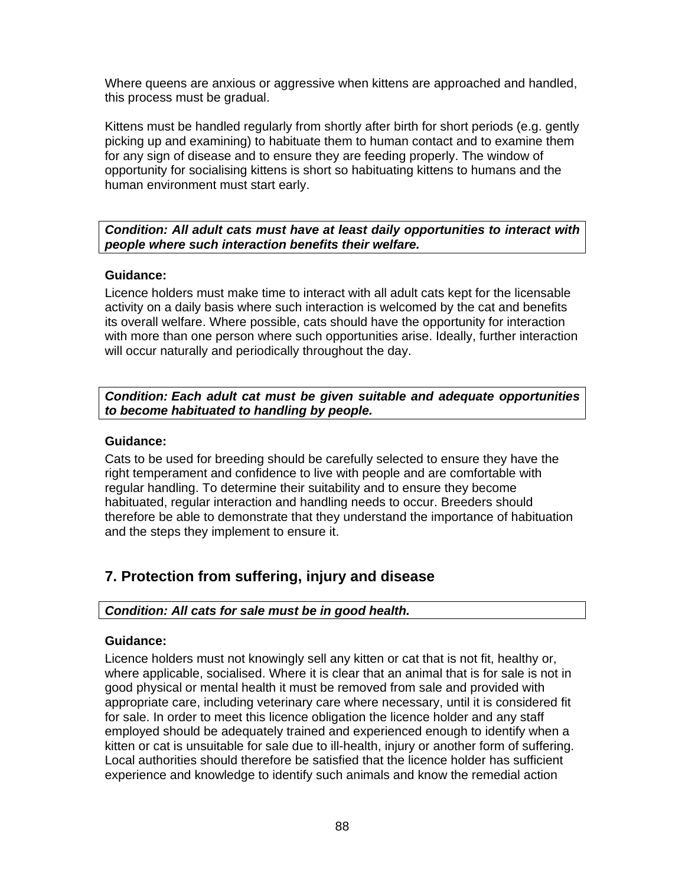Where queens are anxious or aggressive when kittens are approached and handled, this process must be gradual.

Kittens must be handled regularly from shortly after birth for short periods (e.g. gently picking up and examining) to habituate them to human contact and to examine them for any sign of disease and to ensure they are feeding properly. The window of opportunity for socialising kittens is short so habituating kittens to humans and the human environment must start early.

***Condition: All adult cats must have at least daily opportunities to interact with people where such interaction benefits their welfare.***

**Guidance:**

Licence holders must make time to interact with all adult cats kept for the licensable activity on a daily basis where such interaction is welcomed by the cat and benefits its overall welfare. Where possible, cats should have the opportunity for interaction with more than one person where such opportunities arise. Ideally, further interaction will occur naturally and periodically throughout the day.

***Condition: Each adult cat must be given suitable and adequate opportunities to become habituated to handling by people.***

**Guidance:**

Cats to be used for breeding should be carefully selected to ensure they have the right temperament and confidence to live with people and are comfortable with regular handling. To determine their suitability and to ensure they become habituated, regular interaction and handling needs to occur. Breeders should therefore be able to demonstrate that they understand the importance of habituation and the steps they implement to ensure it.

## 7. Protection from suffering, injury and disease

***Condition: All cats for sale must be in good health.***

**Guidance:**

Licence holders must not knowingly sell any kitten or cat that is not fit, healthy or, where applicable, socialised. Where it is clear that an animal that is for sale is not in good physical or mental health it must be removed from sale and provided with appropriate care, including veterinary care where necessary, until it is considered fit for sale. In order to meet this licence obligation the licence holder and any staff employed should be adequately trained and experienced enough to identify when a kitten or cat is unsuitable for sale due to ill-health, injury or another form of suffering. Local authorities should therefore be satisfied that the licence holder has sufficient experience and knowledge to identify such animals and know the remedial action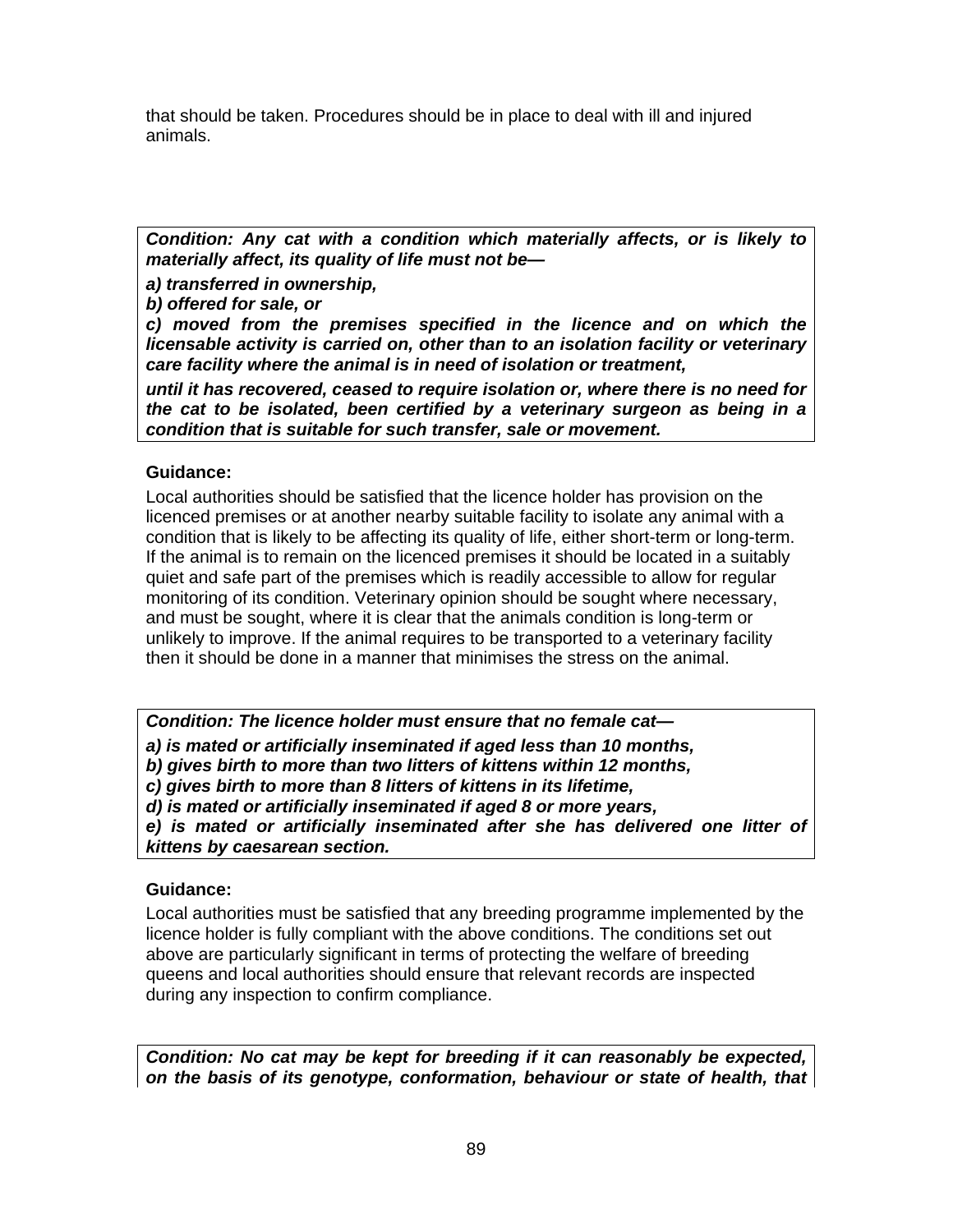that should be taken. Procedures should be in place to deal with ill and injured animals.

***Condition: Any cat with a condition which materially affects, or is likely to materially affect, its quality of life must not be—***

***a) transferred in ownership,***

***b) offered for sale, or***

***c) moved from the premises specified in the licence and on which the licensable activity is carried on, other than to an isolation facility or veterinary care facility where the animal is in need of isolation or treatment,***

***until it has recovered, ceased to require isolation or, where there is no need for the cat to be isolated, been certified by a veterinary surgeon as being in a condition that is suitable for such transfer, sale or movement.***

**Guidance:**

Local authorities should be satisfied that the licence holder has provision on the licenced premises or at another nearby suitable facility to isolate any animal with a condition that is likely to be affecting its quality of life, either short-term or long-term. If the animal is to remain on the licenced premises it should be located in a suitably quiet and safe part of the premises which is readily accessible to allow for regular monitoring of its condition. Veterinary opinion should be sought where necessary, and must be sought, where it is clear that the animals condition is long-term or unlikely to improve. If the animal requires to be transported to a veterinary facility then it should be done in a manner that minimises the stress on the animal.

***Condition: The licence holder must ensure that no female cat—***

***a) is mated or artificially inseminated if aged less than 10 months,***

***b) gives birth to more than two litters of kittens within 12 months,***

***c) gives birth to more than 8 litters of kittens in its lifetime,***

***d) is mated or artificially inseminated if aged 8 or more years,***

***e) is mated or artificially inseminated after she has delivered one litter of kittens by caesarean section.***

**Guidance:**

Local authorities must be satisfied that any breeding programme implemented by the licence holder is fully compliant with the above conditions. The conditions set out above are particularly significant in terms of protecting the welfare of breeding queens and local authorities should ensure that relevant records are inspected during any inspection to confirm compliance.

***Condition: No cat may be kept for breeding if it can reasonably be expected, on the basis of its genotype, conformation, behaviour or state of health, that***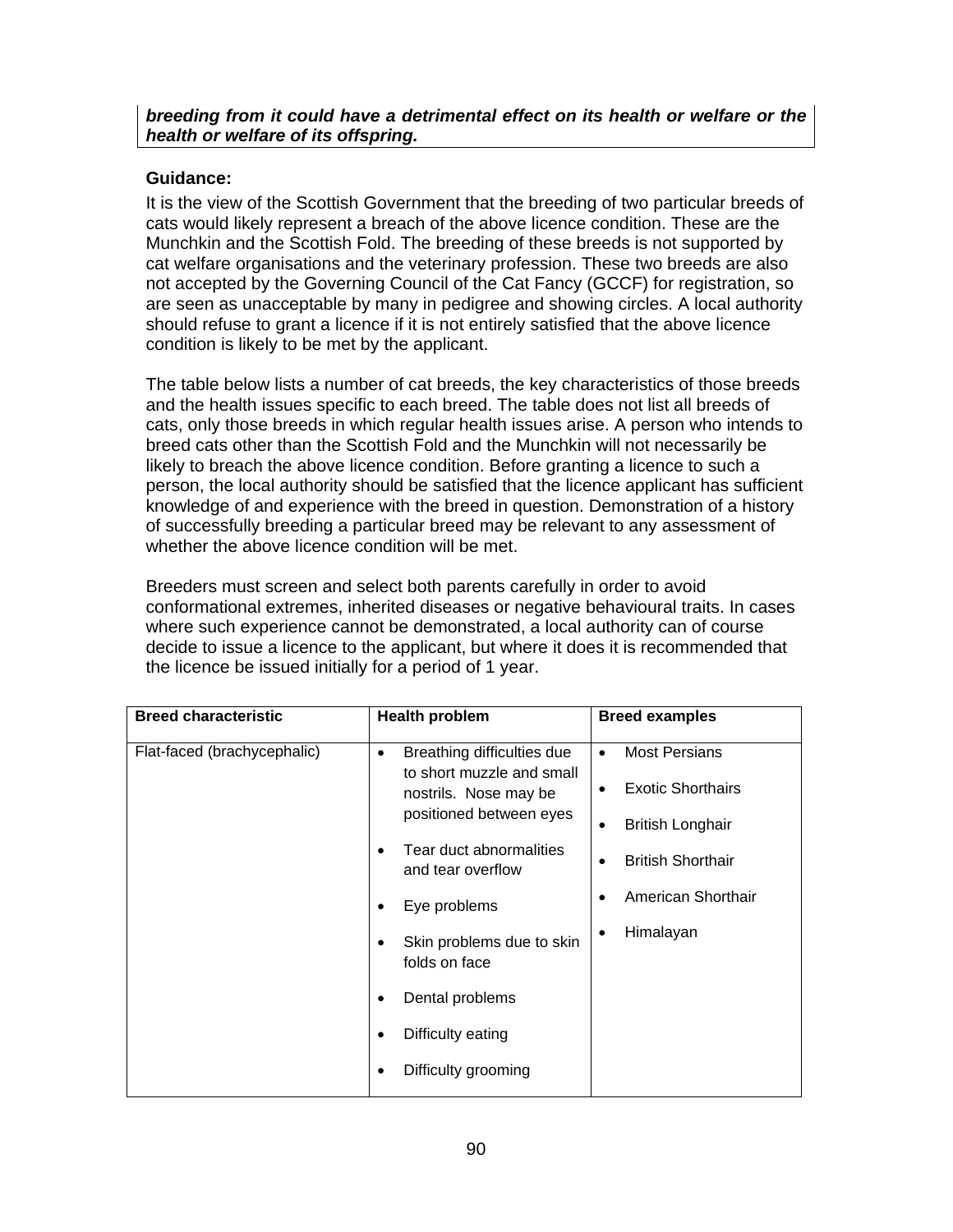***breeding from it could have a detrimental effect on its health or welfare or the health or welfare of its offspring.***

**Guidance:**

It is the view of the Scottish Government that the breeding of two particular breeds of cats would likely represent a breach of the above licence condition. These are the Munchkin and the Scottish Fold. The breeding of these breeds is not supported by cat welfare organisations and the veterinary profession. These two breeds are also not accepted by the Governing Council of the Cat Fancy (GCCF) for registration, so are seen as unacceptable by many in pedigree and showing circles. A local authority should refuse to grant a licence if it is not entirely satisfied that the above licence condition is likely to be met by the applicant.

The table below lists a number of cat breeds, the key characteristics of those breeds and the health issues specific to each breed. The table does not list all breeds of cats, only those breeds in which regular health issues arise. A person who intends to breed cats other than the Scottish Fold and the Munchkin will not necessarily be likely to breach the above licence condition. Before granting a licence to such a person, the local authority should be satisfied that the licence applicant has sufficient knowledge of and experience with the breed in question. Demonstration of a history of successfully breeding a particular breed may be relevant to any assessment of whether the above licence condition will be met.

Breeders must screen and select both parents carefully in order to avoid conformational extremes, inherited diseases or negative behavioural traits. In cases where such experience cannot be demonstrated, a local authority can of course decide to issue a licence to the applicant, but where it does it is recommended that the licence be issued initially for a period of 1 year.

| Breed characteristic | Health problem | Breed examples |
|---|---|---|
| Flat-faced (brachycephalic) | • Breathing difficulties due to short muzzle and small nostrils. Nose may be positioned between eyes<br>• Tear duct abnormalities and tear overflow<br>• Eye problems<br>• Skin problems due to skin folds on face<br>• Dental problems<br>• Difficulty eating<br>• Difficulty grooming | • Most Persians<br>• Exotic Shorthairs<br>• British Longhair<br>• British Shorthair<br>• American Shorthair<br>• Himalayan |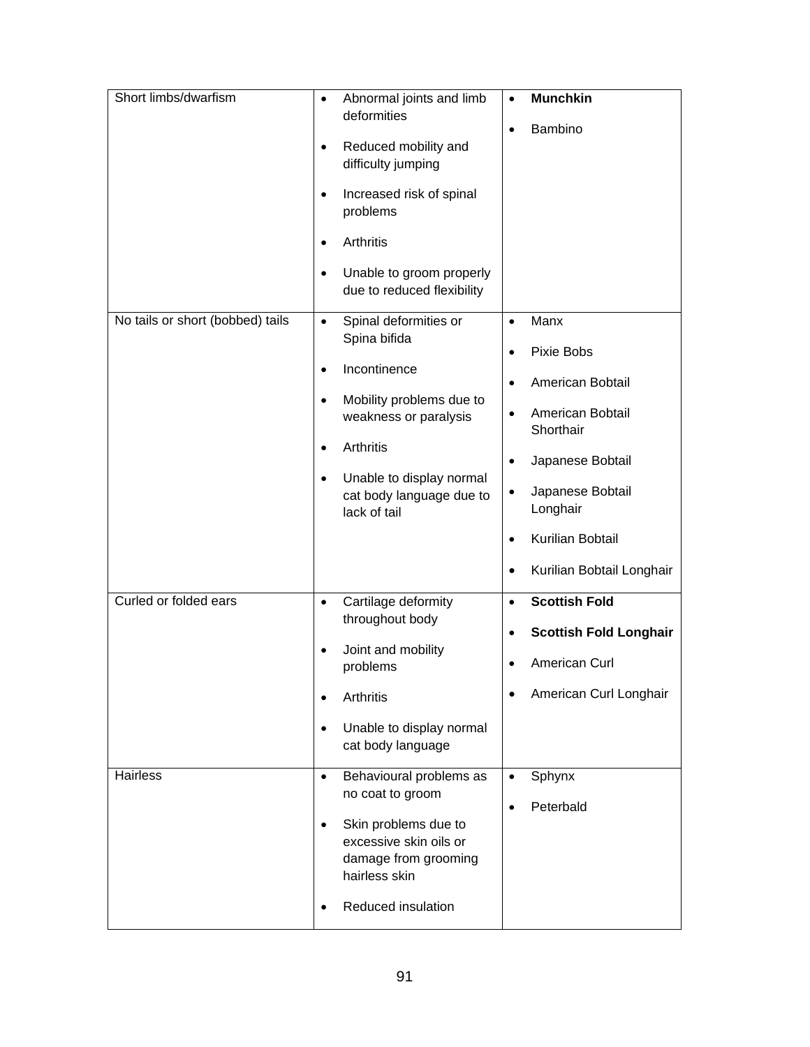| | | |
|---|---|---|
| Short limbs/dwarfism | • Abnormal joints and limb deformities<br>• Reduced mobility and difficulty jumping<br>• Increased risk of spinal problems<br>• Arthritis<br>• Unable to groom properly due to reduced flexibility | • **Munchkin**<br>• Bambino |
| No tails or short (bobbed) tails | • Spinal deformities or Spina bifida<br>• Incontinence<br>• Mobility problems due to weakness or paralysis<br>• Arthritis<br>• Unable to display normal cat body language due to lack of tail | • Manx<br>• Pixie Bobs<br>• American Bobtail<br>• American Bobtail Shorthair<br>• Japanese Bobtail<br>• Japanese Bobtail Longhair<br>• Kurilian Bobtail<br>• Kurilian Bobtail Longhair |
| Curled or folded ears | • Cartilage deformity throughout body<br>• Joint and mobility problems<br>• Arthritis<br>• Unable to display normal cat body language | • **Scottish Fold**<br>• **Scottish Fold Longhair**<br>• American Curl<br>• American Curl Longhair |
| Hairless | • Behavioural problems as no coat to groom<br>• Skin problems due to excessive skin oils or damage from grooming hairless skin<br>• Reduced insulation | • Sphynx<br>• Peterbald |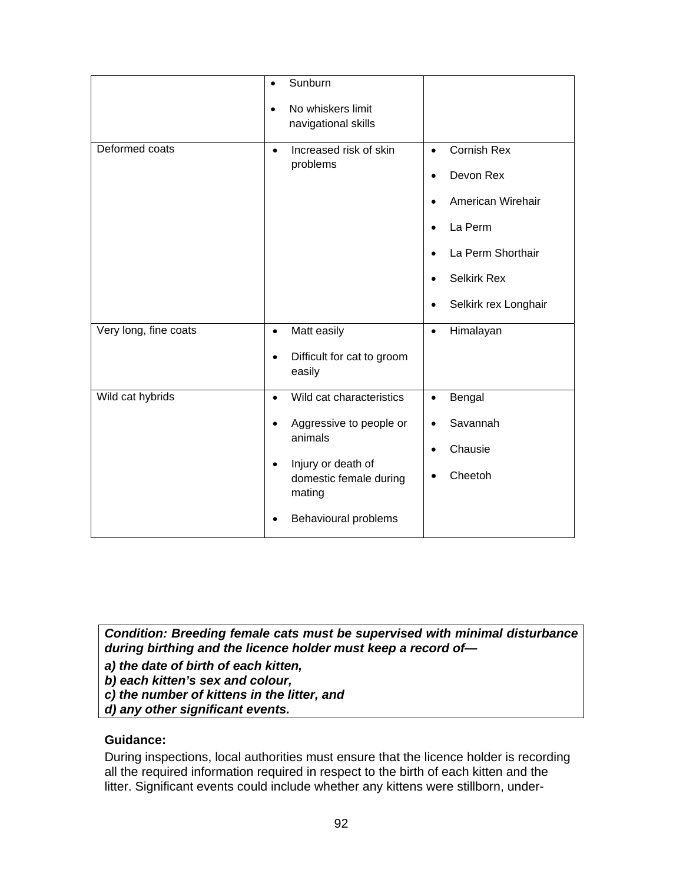| | | |
|---|---|---|
| | • Sunburn<br>• No whiskers limit navigational skills | |
| Deformed coats | • Increased risk of skin problems | • Cornish Rex<br>• Devon Rex<br>• American Wirehair<br>• La Perm<br>• La Perm Shorthair<br>• Selkirk Rex<br>• Selkirk rex Longhair |
| Very long, fine coats | • Matt easily<br>• Difficult for cat to groom easily | • Himalayan |
| Wild cat hybrids | • Wild cat characteristics<br>• Aggressive to people or animals<br>• Injury or death of domestic female during mating<br>• Behavioural problems | • Bengal<br>• Savannah<br>• Chausie<br>• Cheetoh |

***Condition: Breeding female cats must be supervised with minimal disturbance during birthing and the licence holder must keep a record of—***

***a) the date of birth of each kitten,***
***b) each kitten's sex and colour,***
***c) the number of kittens in the litter, and***
***d) any other significant events.***

**Guidance:**

During inspections, local authorities must ensure that the licence holder is recording all the required information required in respect to the birth of each kitten and the litter. Significant events could include whether any kittens were stillborn, under-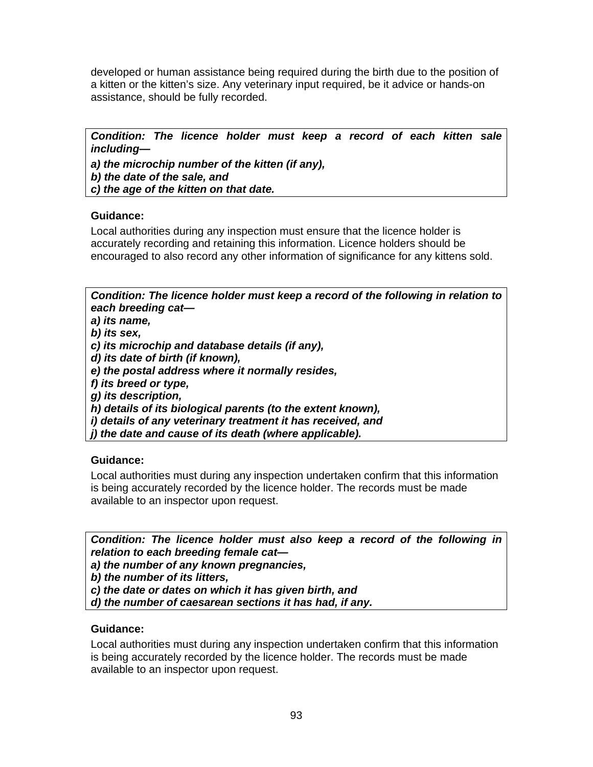developed or human assistance being required during the birth due to the position of a kitten or the kitten's size. Any veterinary input required, be it advice or hands-on assistance, should be fully recorded.

***Condition: The licence holder must keep a record of each kitten sale including—***
***a) the microchip number of the kitten (if any),***
***b) the date of the sale, and***
***c) the age of the kitten on that date.***

**Guidance:**

Local authorities during any inspection must ensure that the licence holder is accurately recording and retaining this information. Licence holders should be encouraged to also record any other information of significance for any kittens sold.

***Condition: The licence holder must keep a record of the following in relation to each breeding cat—***
***a) its name,***
***b) its sex,***
***c) its microchip and database details (if any),***
***d) its date of birth (if known),***
***e) the postal address where it normally resides,***
***f) its breed or type,***
***g) its description,***
***h) details of its biological parents (to the extent known),***
***i) details of any veterinary treatment it has received, and***
***j) the date and cause of its death (where applicable).***

**Guidance:**

Local authorities must during any inspection undertaken confirm that this information is being accurately recorded by the licence holder. The records must be made available to an inspector upon request.

***Condition: The licence holder must also keep a record of the following in relation to each breeding female cat—***
***a) the number of any known pregnancies,***
***b) the number of its litters,***
***c) the date or dates on which it has given birth, and***
***d) the number of caesarean sections it has had, if any.***

**Guidance:**

Local authorities must during any inspection undertaken confirm that this information is being accurately recorded by the licence holder. The records must be made available to an inspector upon request.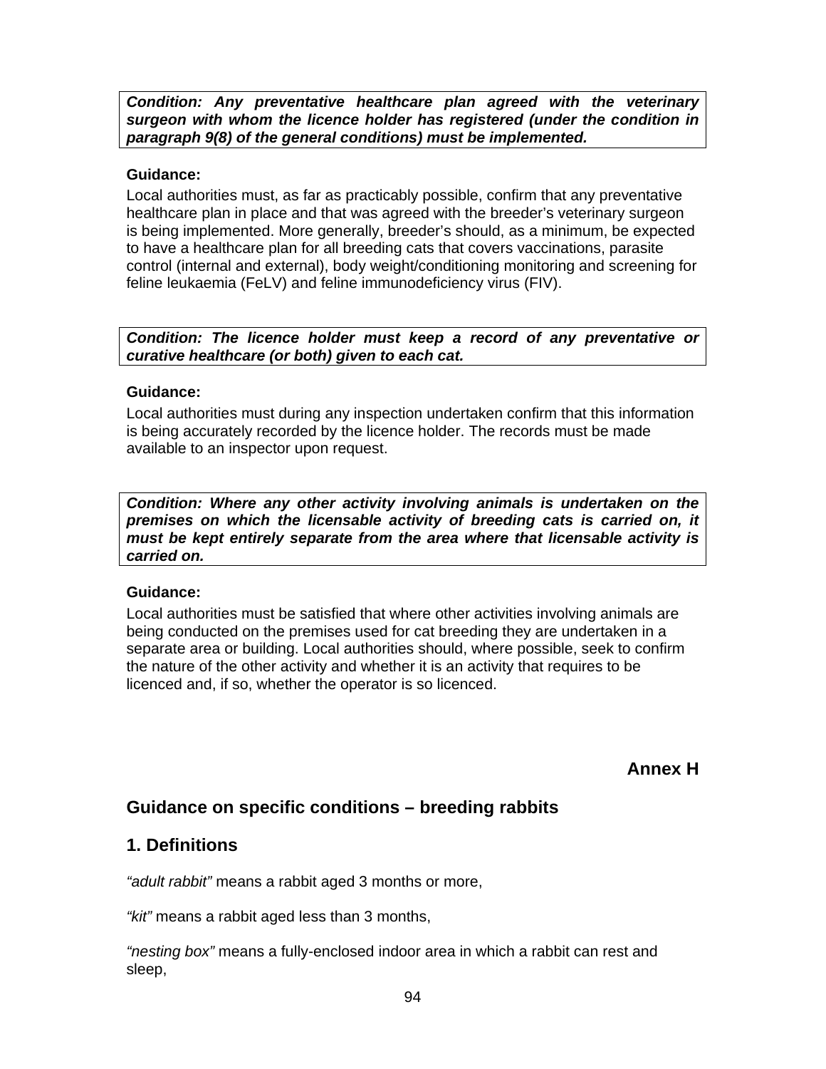***Condition: Any preventative healthcare plan agreed with the veterinary surgeon with whom the licence holder has registered (under the condition in paragraph 9(8) of the general conditions) must be implemented.***

**Guidance:**

Local authorities must, as far as practicably possible, confirm that any preventative healthcare plan in place and that was agreed with the breeder's veterinary surgeon is being implemented. More generally, breeder's should, as a minimum, be expected to have a healthcare plan for all breeding cats that covers vaccinations, parasite control (internal and external), body weight/conditioning monitoring and screening for feline leukaemia (FeLV) and feline immunodeficiency virus (FIV).

***Condition: The licence holder must keep a record of any preventative or curative healthcare (or both) given to each cat.***

**Guidance:**

Local authorities must during any inspection undertaken confirm that this information is being accurately recorded by the licence holder. The records must be made available to an inspector upon request.

***Condition: Where any other activity involving animals is undertaken on the premises on which the licensable activity of breeding cats is carried on, it must be kept entirely separate from the area where that licensable activity is carried on.***

**Guidance:**

Local authorities must be satisfied that where other activities involving animals are being conducted on the premises used for cat breeding they are undertaken in a separate area or building. Local authorities should, where possible, seek to confirm the nature of the other activity and whether it is an activity that requires to be licenced and, if so, whether the operator is so licenced.

**Annex H**

## Guidance on specific conditions – breeding rabbits

## 1. Definitions

*"adult rabbit"* means a rabbit aged 3 months or more,

*"kit"* means a rabbit aged less than 3 months,

*"nesting box"* means a fully-enclosed indoor area in which a rabbit can rest and sleep,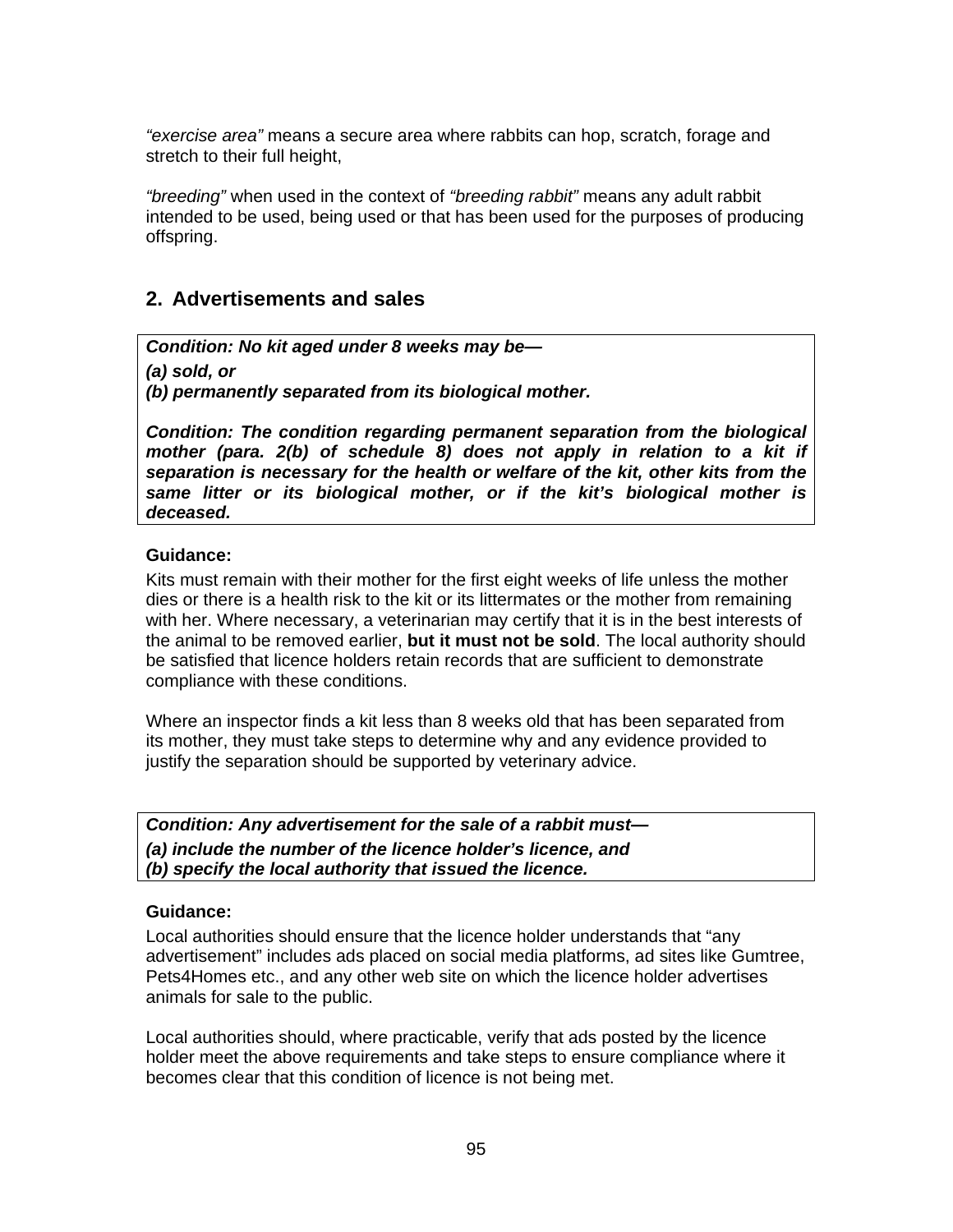*“exercise area”* means a secure area where rabbits can hop, scratch, forage and stretch to their full height,

*“breeding”* when used in the context of *“breeding rabbit”* means any adult rabbit intended to be used, being used or that has been used for the purposes of producing offspring.

## 2. Advertisements and sales

***Condition: No kit aged under 8 weeks may be—***

***(a) sold, or***

***(b) permanently separated from its biological mother.***

***Condition: The condition regarding permanent separation from the biological mother (para. 2(b) of schedule 8) does not apply in relation to a kit if separation is necessary for the health or welfare of the kit, other kits from the same litter or its biological mother, or if the kit’s biological mother is deceased.***

**Guidance:**

Kits must remain with their mother for the first eight weeks of life unless the mother dies or there is a health risk to the kit or its littermates or the mother from remaining with her. Where necessary, a veterinarian may certify that it is in the best interests of the animal to be removed earlier, **but it must not be sold**. The local authority should be satisfied that licence holders retain records that are sufficient to demonstrate compliance with these conditions.

Where an inspector finds a kit less than 8 weeks old that has been separated from its mother, they must take steps to determine why and any evidence provided to justify the separation should be supported by veterinary advice.

***Condition: Any advertisement for the sale of a rabbit must—***

***(a) include the number of the licence holder’s licence, and***

***(b) specify the local authority that issued the licence.***

**Guidance:**

Local authorities should ensure that the licence holder understands that “any advertisement” includes ads placed on social media platforms, ad sites like Gumtree, Pets4Homes etc., and any other web site on which the licence holder advertises animals for sale to the public.

Local authorities should, where practicable, verify that ads posted by the licence holder meet the above requirements and take steps to ensure compliance where it becomes clear that this condition of licence is not being met.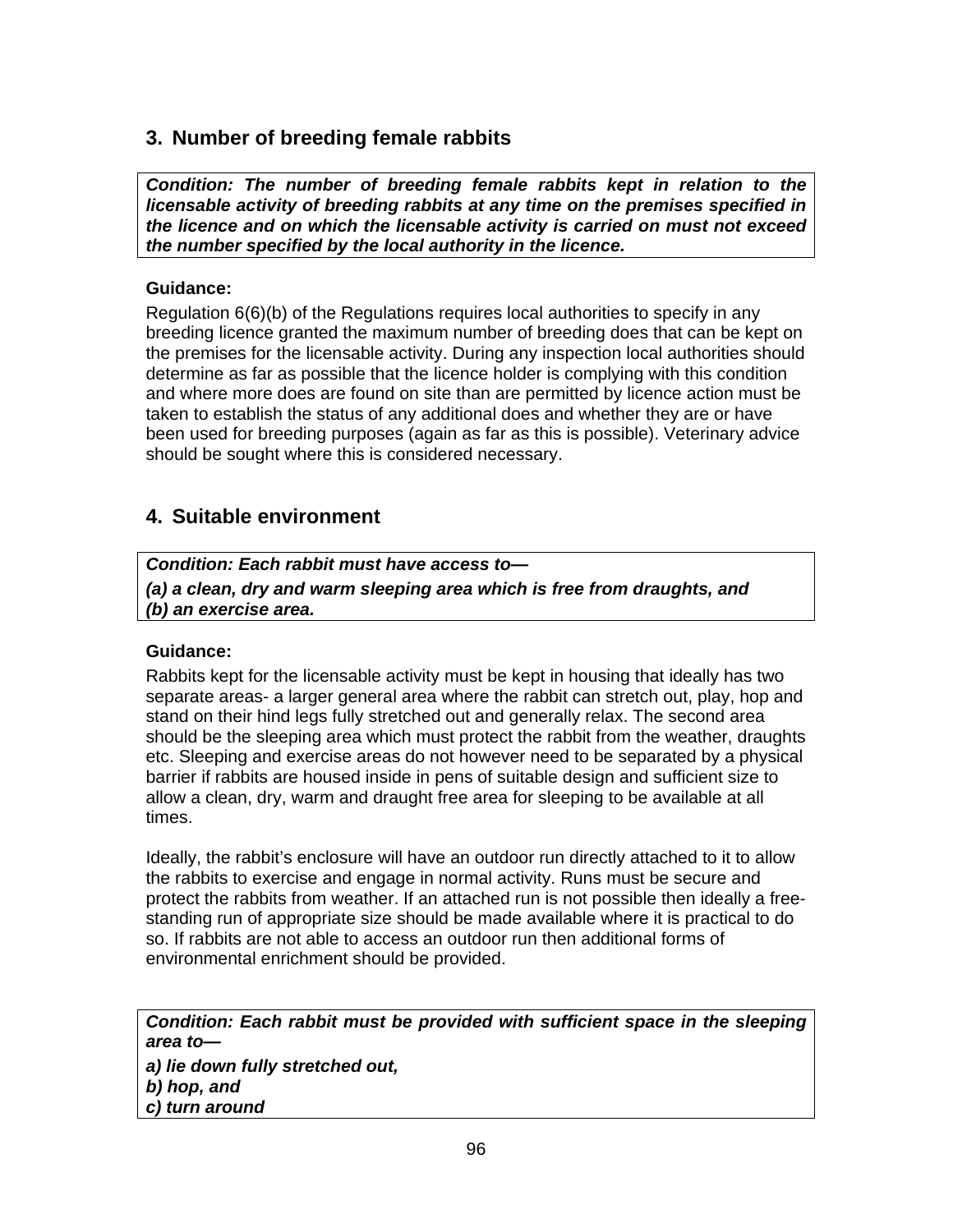## 3. Number of breeding female rabbits

***Condition: The number of breeding female rabbits kept in relation to the licensable activity of breeding rabbits at any time on the premises specified in the licence and on which the licensable activity is carried on must not exceed the number specified by the local authority in the licence.***

**Guidance:**

Regulation 6(6)(b) of the Regulations requires local authorities to specify in any breeding licence granted the maximum number of breeding does that can be kept on the premises for the licensable activity. During any inspection local authorities should determine as far as possible that the licence holder is complying with this condition and where more does are found on site than are permitted by licence action must be taken to establish the status of any additional does and whether they are or have been used for breeding purposes (again as far as this is possible). Veterinary advice should be sought where this is considered necessary.

## 4. Suitable environment

***Condition: Each rabbit must have access to—***

***(a) a clean, dry and warm sleeping area which is free from draughts, and***
***(b) an exercise area.***

**Guidance:**

Rabbits kept for the licensable activity must be kept in housing that ideally has two separate areas- a larger general area where the rabbit can stretch out, play, hop and stand on their hind legs fully stretched out and generally relax. The second area should be the sleeping area which must protect the rabbit from the weather, draughts etc. Sleeping and exercise areas do not however need to be separated by a physical barrier if rabbits are housed inside in pens of suitable design and sufficient size to allow a clean, dry, warm and draught free area for sleeping to be available at all times.

Ideally, the rabbit's enclosure will have an outdoor run directly attached to it to allow the rabbits to exercise and engage in normal activity. Runs must be secure and protect the rabbits from weather. If an attached run is not possible then ideally a free-standing run of appropriate size should be made available where it is practical to do so. If rabbits are not able to access an outdoor run then additional forms of environmental enrichment should be provided.

***Condition: Each rabbit must be provided with sufficient space in the sleeping area to—***

***a) lie down fully stretched out,***
***b) hop, and***
***c) turn around***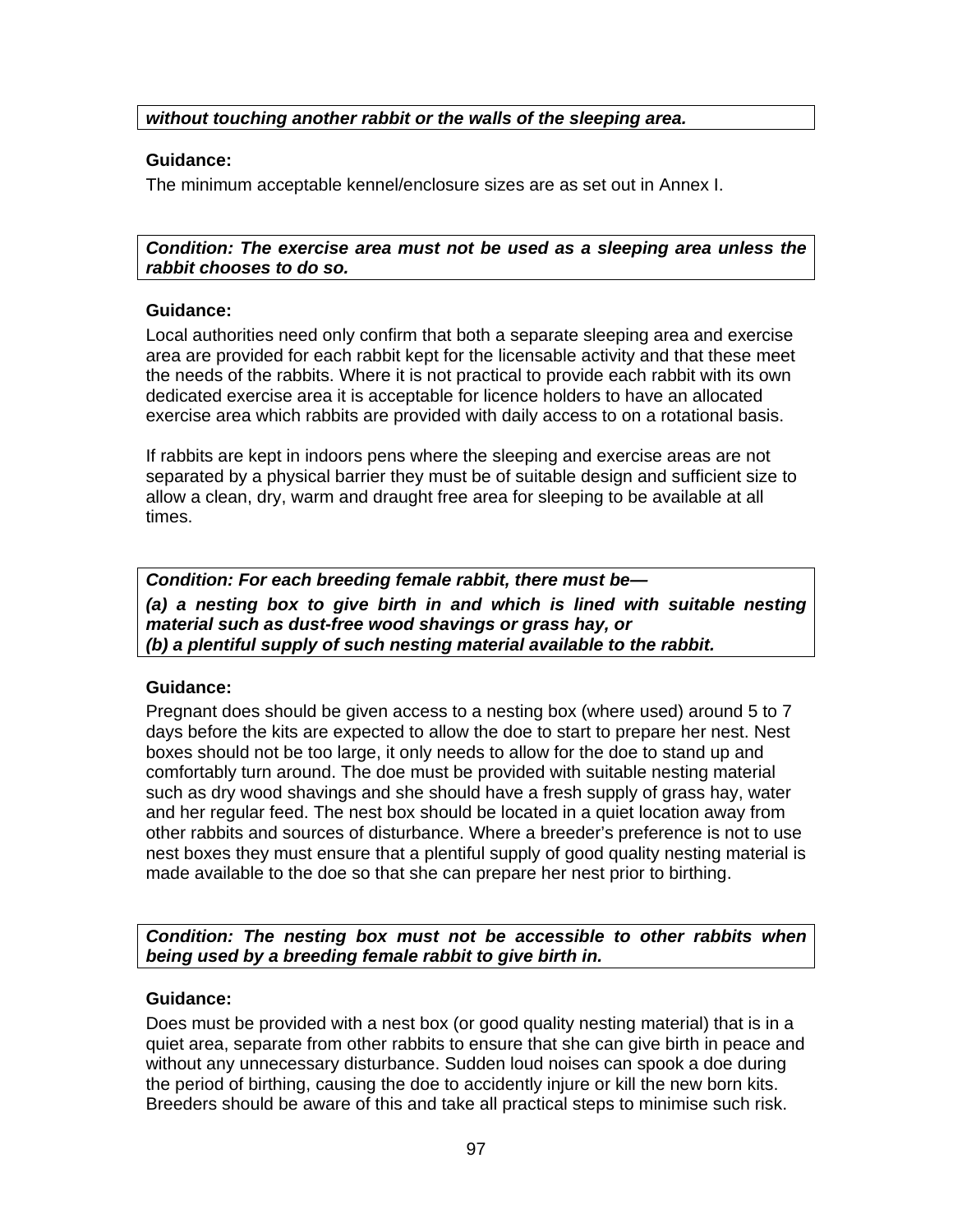***without touching another rabbit or the walls of the sleeping area.***

**Guidance:**

The minimum acceptable kennel/enclosure sizes are as set out in Annex I.

***Condition: The exercise area must not be used as a sleeping area unless the rabbit chooses to do so.***

**Guidance:**

Local authorities need only confirm that both a separate sleeping area and exercise area are provided for each rabbit kept for the licensable activity and that these meet the needs of the rabbits. Where it is not practical to provide each rabbit with its own dedicated exercise area it is acceptable for licence holders to have an allocated exercise area which rabbits are provided with daily access to on a rotational basis.

If rabbits are kept in indoors pens where the sleeping and exercise areas are not separated by a physical barrier they must be of suitable design and sufficient size to allow a clean, dry, warm and draught free area for sleeping to be available at all times.

***Condition: For each breeding female rabbit, there must be—***

***(a) a nesting box to give birth in and which is lined with suitable nesting material such as dust-free wood shavings or grass hay, or***

***(b) a plentiful supply of such nesting material available to the rabbit.***

**Guidance:**

Pregnant does should be given access to a nesting box (where used) around 5 to 7 days before the kits are expected to allow the doe to start to prepare her nest. Nest boxes should not be too large, it only needs to allow for the doe to stand up and comfortably turn around. The doe must be provided with suitable nesting material such as dry wood shavings and she should have a fresh supply of grass hay, water and her regular feed. The nest box should be located in a quiet location away from other rabbits and sources of disturbance. Where a breeder's preference is not to use nest boxes they must ensure that a plentiful supply of good quality nesting material is made available to the doe so that she can prepare her nest prior to birthing.

***Condition: The nesting box must not be accessible to other rabbits when being used by a breeding female rabbit to give birth in.***

**Guidance:**

Does must be provided with a nest box (or good quality nesting material) that is in a quiet area, separate from other rabbits to ensure that she can give birth in peace and without any unnecessary disturbance. Sudden loud noises can spook a doe during the period of birthing, causing the doe to accidently injure or kill the new born kits. Breeders should be aware of this and take all practical steps to minimise such risk.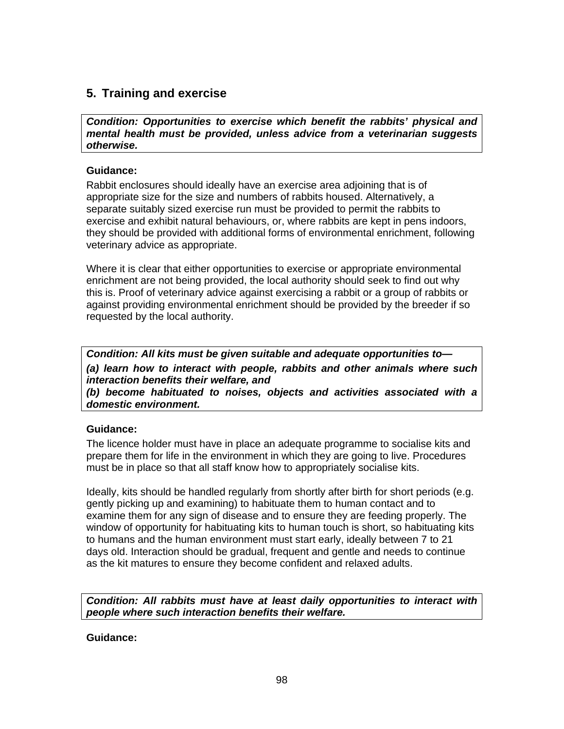## 5. Training and exercise

***Condition: Opportunities to exercise which benefit the rabbits' physical and mental health must be provided, unless advice from a veterinarian suggests otherwise.***

**Guidance:**

Rabbit enclosures should ideally have an exercise area adjoining that is of appropriate size for the size and numbers of rabbits housed. Alternatively, a separate suitably sized exercise run must be provided to permit the rabbits to exercise and exhibit natural behaviours, or, where rabbits are kept in pens indoors, they should be provided with additional forms of environmental enrichment, following veterinary advice as appropriate.

Where it is clear that either opportunities to exercise or appropriate environmental enrichment are not being provided, the local authority should seek to find out why this is. Proof of veterinary advice against exercising a rabbit or a group of rabbits or against providing environmental enrichment should be provided by the breeder if so requested by the local authority.

***Condition: All kits must be given suitable and adequate opportunities to—***

***(a) learn how to interact with people, rabbits and other animals where such interaction benefits their welfare, and***

***(b) become habituated to noises, objects and activities associated with a domestic environment.***

**Guidance:**

The licence holder must have in place an adequate programme to socialise kits and prepare them for life in the environment in which they are going to live. Procedures must be in place so that all staff know how to appropriately socialise kits.

Ideally, kits should be handled regularly from shortly after birth for short periods (e.g. gently picking up and examining) to habituate them to human contact and to examine them for any sign of disease and to ensure they are feeding properly. The window of opportunity for habituating kits to human touch is short, so habituating kits to humans and the human environment must start early, ideally between 7 to 21 days old. Interaction should be gradual, frequent and gentle and needs to continue as the kit matures to ensure they become confident and relaxed adults.

***Condition: All rabbits must have at least daily opportunities to interact with people where such interaction benefits their welfare.***

**Guidance:**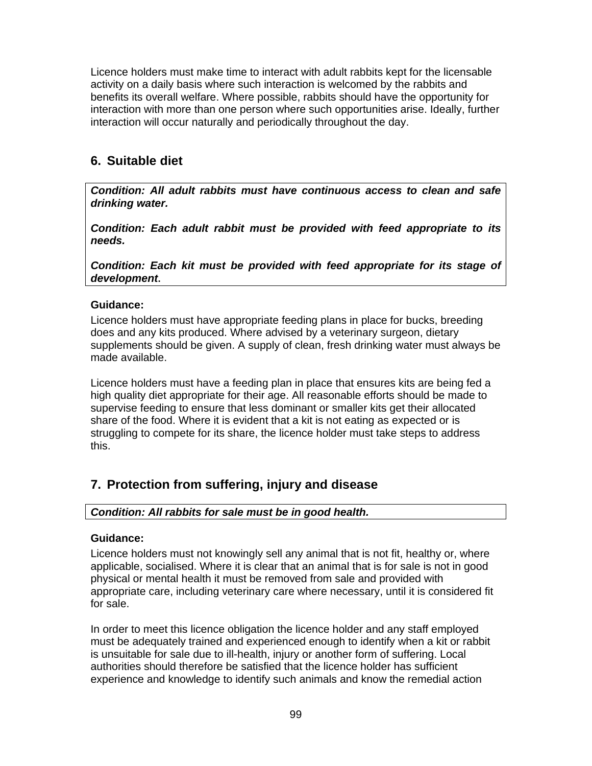Licence holders must make time to interact with adult rabbits kept for the licensable activity on a daily basis where such interaction is welcomed by the rabbits and benefits its overall welfare. Where possible, rabbits should have the opportunity for interaction with more than one person where such opportunities arise. Ideally, further interaction will occur naturally and periodically throughout the day.

## 6. Suitable diet

***Condition: All adult rabbits must have continuous access to clean and safe drinking water.***

***Condition: Each adult rabbit must be provided with feed appropriate to its needs.***

***Condition: Each kit must be provided with feed appropriate for its stage of development.***

**Guidance:**

Licence holders must have appropriate feeding plans in place for bucks, breeding does and any kits produced. Where advised by a veterinary surgeon, dietary supplements should be given. A supply of clean, fresh drinking water must always be made available.

Licence holders must have a feeding plan in place that ensures kits are being fed a high quality diet appropriate for their age. All reasonable efforts should be made to supervise feeding to ensure that less dominant or smaller kits get their allocated share of the food. Where it is evident that a kit is not eating as expected or is struggling to compete for its share, the licence holder must take steps to address this.

## 7. Protection from suffering, injury and disease

***Condition: All rabbits for sale must be in good health.***

**Guidance:**

Licence holders must not knowingly sell any animal that is not fit, healthy or, where applicable, socialised. Where it is clear that an animal that is for sale is not in good physical or mental health it must be removed from sale and provided with appropriate care, including veterinary care where necessary, until it is considered fit for sale.

In order to meet this licence obligation the licence holder and any staff employed must be adequately trained and experienced enough to identify when a kit or rabbit is unsuitable for sale due to ill-health, injury or another form of suffering. Local authorities should therefore be satisfied that the licence holder has sufficient experience and knowledge to identify such animals and know the remedial action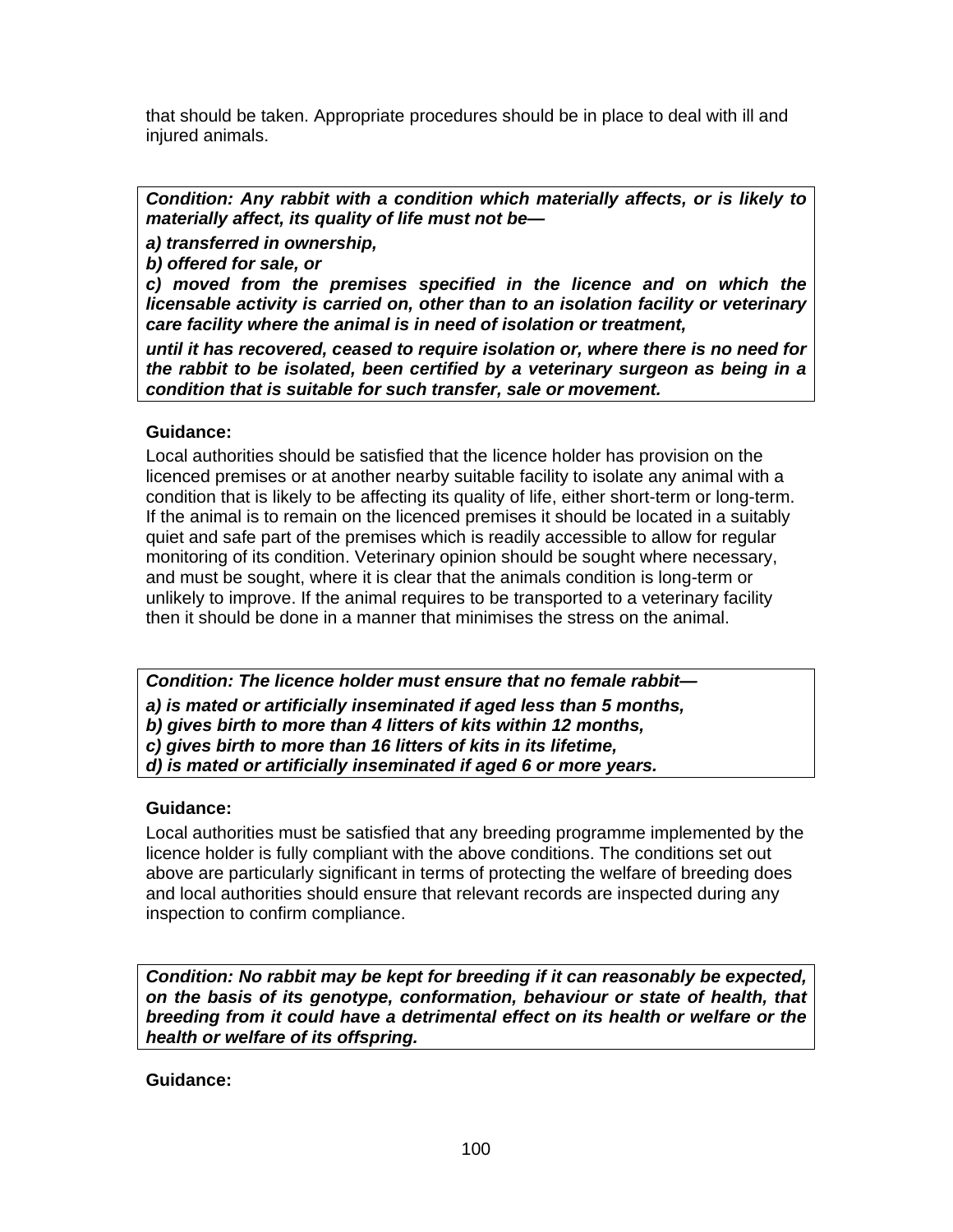that should be taken. Appropriate procedures should be in place to deal with ill and injured animals.

***Condition: Any rabbit with a condition which materially affects, or is likely to materially affect, its quality of life must not be—***

***a) transferred in ownership,***

***b) offered for sale, or***

***c) moved from the premises specified in the licence and on which the licensable activity is carried on, other than to an isolation facility or veterinary care facility where the animal is in need of isolation or treatment,***

***until it has recovered, ceased to require isolation or, where there is no need for the rabbit to be isolated, been certified by a veterinary surgeon as being in a condition that is suitable for such transfer, sale or movement.***

**Guidance:**

Local authorities should be satisfied that the licence holder has provision on the licenced premises or at another nearby suitable facility to isolate any animal with a condition that is likely to be affecting its quality of life, either short-term or long-term. If the animal is to remain on the licenced premises it should be located in a suitably quiet and safe part of the premises which is readily accessible to allow for regular monitoring of its condition. Veterinary opinion should be sought where necessary, and must be sought, where it is clear that the animals condition is long-term or unlikely to improve. If the animal requires to be transported to a veterinary facility then it should be done in a manner that minimises the stress on the animal.

***Condition: The licence holder must ensure that no female rabbit—***

***a) is mated or artificially inseminated if aged less than 5 months,***

***b) gives birth to more than 4 litters of kits within 12 months,***

***c) gives birth to more than 16 litters of kits in its lifetime,***

***d) is mated or artificially inseminated if aged 6 or more years.***

**Guidance:**

Local authorities must be satisfied that any breeding programme implemented by the licence holder is fully compliant with the above conditions. The conditions set out above are particularly significant in terms of protecting the welfare of breeding does and local authorities should ensure that relevant records are inspected during any inspection to confirm compliance.

***Condition: No rabbit may be kept for breeding if it can reasonably be expected, on the basis of its genotype, conformation, behaviour or state of health, that breeding from it could have a detrimental effect on its health or welfare or the health or welfare of its offspring.***

**Guidance:**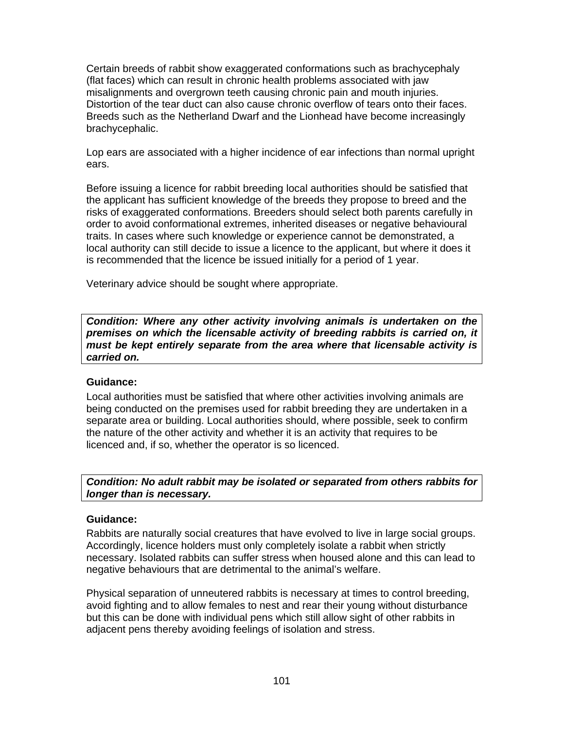Certain breeds of rabbit show exaggerated conformations such as brachycephaly (flat faces) which can result in chronic health problems associated with jaw misalignments and overgrown teeth causing chronic pain and mouth injuries. Distortion of the tear duct can also cause chronic overflow of tears onto their faces. Breeds such as the Netherland Dwarf and the Lionhead have become increasingly brachycephalic.

Lop ears are associated with a higher incidence of ear infections than normal upright ears.

Before issuing a licence for rabbit breeding local authorities should be satisfied that the applicant has sufficient knowledge of the breeds they propose to breed and the risks of exaggerated conformations. Breeders should select both parents carefully in order to avoid conformational extremes, inherited diseases or negative behavioural traits. In cases where such knowledge or experience cannot be demonstrated, a local authority can still decide to issue a licence to the applicant, but where it does it is recommended that the licence be issued initially for a period of 1 year.

Veterinary advice should be sought where appropriate.

***Condition: Where any other activity involving animals is undertaken on the premises on which the licensable activity of breeding rabbits is carried on, it must be kept entirely separate from the area where that licensable activity is carried on.***

**Guidance:**

Local authorities must be satisfied that where other activities involving animals are being conducted on the premises used for rabbit breeding they are undertaken in a separate area or building. Local authorities should, where possible, seek to confirm the nature of the other activity and whether it is an activity that requires to be licenced and, if so, whether the operator is so licenced.

***Condition: No adult rabbit may be isolated or separated from others rabbits for longer than is necessary.***

**Guidance:**

Rabbits are naturally social creatures that have evolved to live in large social groups. Accordingly, licence holders must only completely isolate a rabbit when strictly necessary. Isolated rabbits can suffer stress when housed alone and this can lead to negative behaviours that are detrimental to the animal's welfare.

Physical separation of unneutered rabbits is necessary at times to control breeding, avoid fighting and to allow females to nest and rear their young without disturbance but this can be done with individual pens which still allow sight of other rabbits in adjacent pens thereby avoiding feelings of isolation and stress.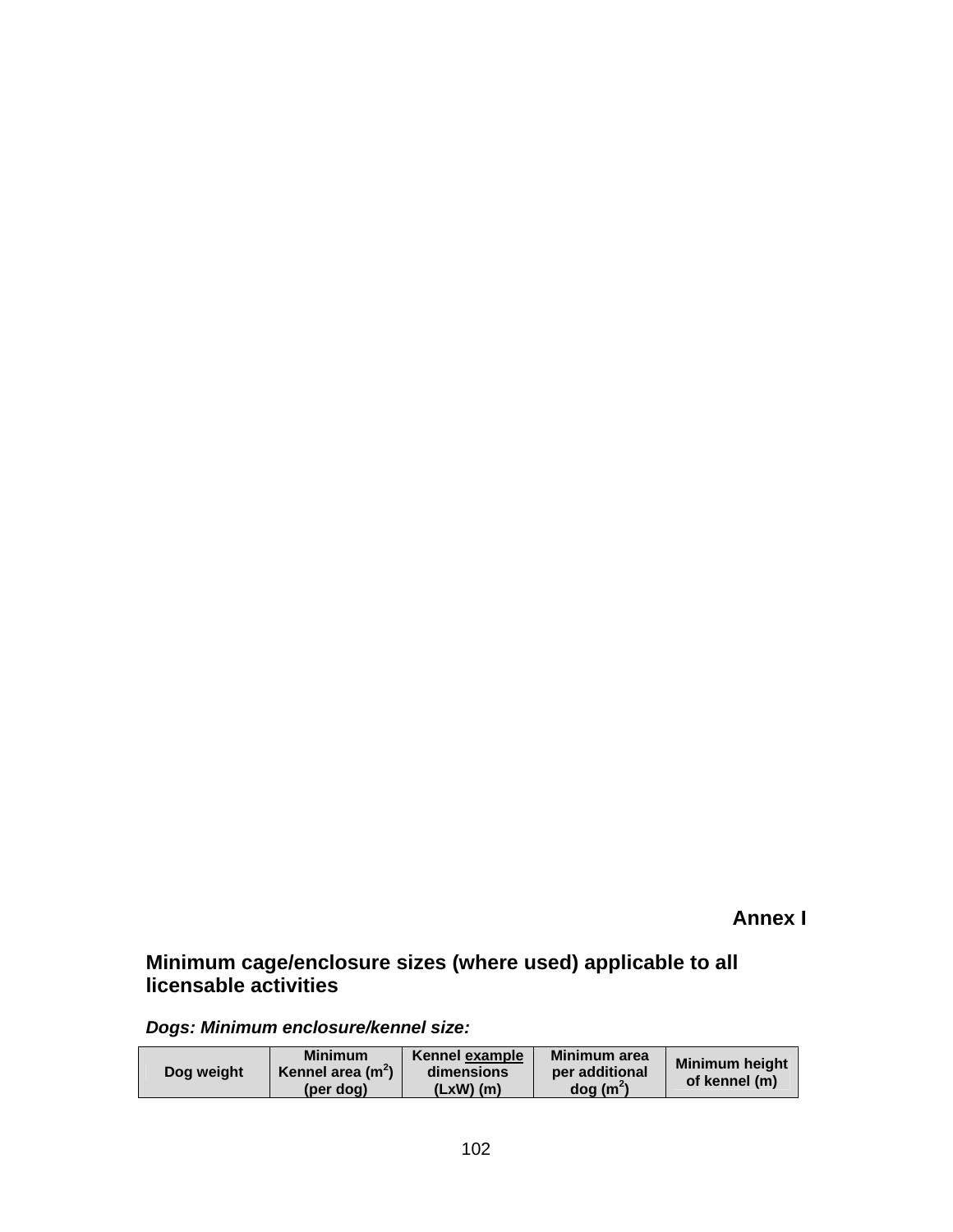**Annex I**

## Minimum cage/enclosure sizes (where used) applicable to all licensable activities

***Dogs: Minimum enclosure/kennel size:***

| Dog weight | Minimum Kennel area ($m^2$) (per dog) | Kennel example dimensions (LxW) (m) | Minimum area per additional dog ($m^2$) | Minimum height of kennel (m) |
|---|---|---|---|---|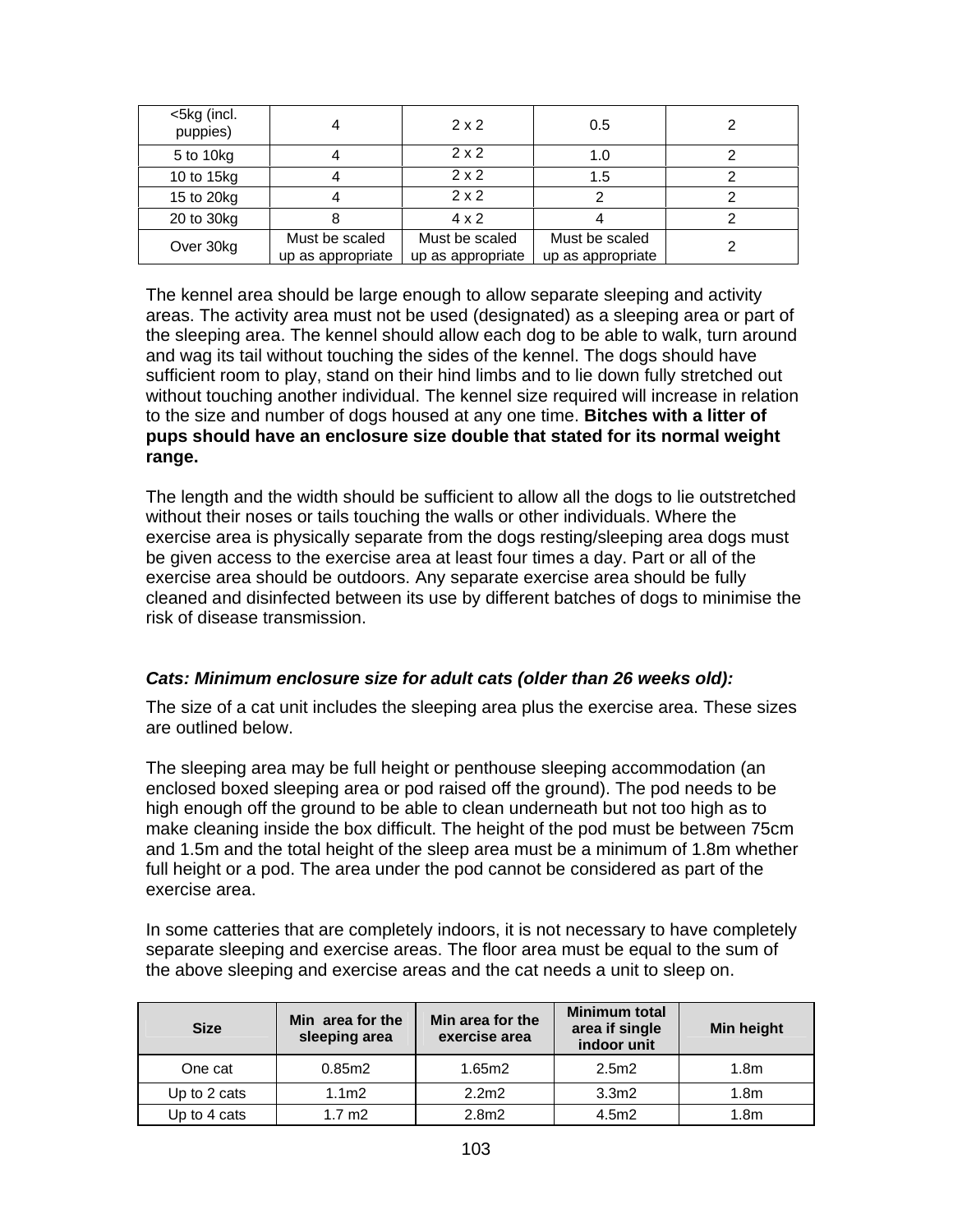| <5kg (incl. puppies) | 4 | 2 x 2 | 0.5 | 2 |
|---|---|---|---|---|
| 5 to 10kg | 4 | 2 x 2 | 1.0 | 2 |
| 10 to 15kg | 4 | 2 x 2 | 1.5 | 2 |
| 15 to 20kg | 4 | 2 x 2 | 2 | 2 |
| 20 to 30kg | 8 | 4 x 2 | 4 | 2 |
| Over 30kg | Must be scaled up as appropriate | Must be scaled up as appropriate | Must be scaled up as appropriate | 2 |

The kennel area should be large enough to allow separate sleeping and activity areas. The activity area must not be used (designated) as a sleeping area or part of the sleeping area. The kennel should allow each dog to be able to walk, turn around and wag its tail without touching the sides of the kennel. The dogs should have sufficient room to play, stand on their hind limbs and to lie down fully stretched out without touching another individual. The kennel size required will increase in relation to the size and number of dogs housed at any one time. **Bitches with a litter of pups should have an enclosure size double that stated for its normal weight range.**

The length and the width should be sufficient to allow all the dogs to lie outstretched without their noses or tails touching the walls or other individuals. Where the exercise area is physically separate from the dogs resting/sleeping area dogs must be given access to the exercise area at least four times a day. Part or all of the exercise area should be outdoors. Any separate exercise area should be fully cleaned and disinfected between its use by different batches of dogs to minimise the risk of disease transmission.

***Cats: Minimum enclosure size for adult cats (older than 26 weeks old):***

The size of a cat unit includes the sleeping area plus the exercise area. These sizes are outlined below.

The sleeping area may be full height or penthouse sleeping accommodation (an enclosed boxed sleeping area or pod raised off the ground). The pod needs to be high enough off the ground to be able to clean underneath but not too high as to make cleaning inside the box difficult. The height of the pod must be between 75cm and 1.5m and the total height of the sleep area must be a minimum of 1.8m whether full height or a pod. The area under the pod cannot be considered as part of the exercise area.

In some catteries that are completely indoors, it is not necessary to have completely separate sleeping and exercise areas. The floor area must be equal to the sum of the above sleeping and exercise areas and the cat needs a unit to sleep on.

| Size | Min area for the sleeping area | Min area for the exercise area | Minimum total area if single indoor unit | Min height |
|---|---|---|---|---|
| One cat | 0.85m2 | 1.65m2 | 2.5m2 | 1.8m |
| Up to 2 cats | 1.1m2 | 2.2m2 | 3.3m2 | 1.8m |
| Up to 4 cats | 1.7 m2 | 2.8m2 | 4.5m2 | 1.8m |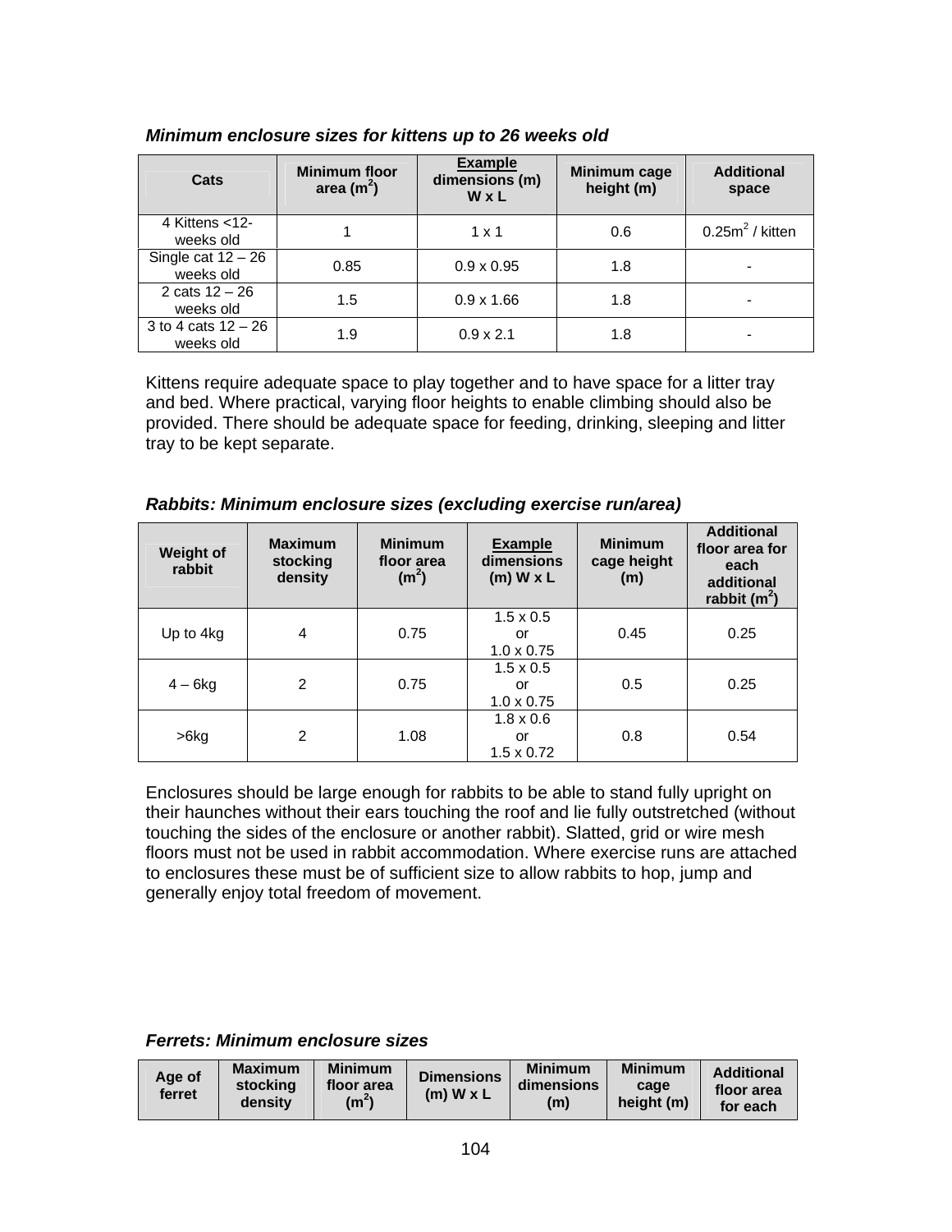***Minimum enclosure sizes for kittens up to 26 weeks old***

| Cats | Minimum floor area ($m^2$) | Example dimensions (m) W x L | Minimum cage height (m) | Additional space |
|---|---|---|---|---|
| 4 Kittens <12-weeks old | 1 | 1 x 1 | 0.6 | 0.25$m^2$ / kitten |
| Single cat 12 – 26 weeks old | 0.85 | 0.9 x 0.95 | 1.8 | - |
| 2 cats 12 – 26 weeks old | 1.5 | 0.9 x 1.66 | 1.8 | - |
| 3 to 4 cats 12 – 26 weeks old | 1.9 | 0.9 x 2.1 | 1.8 | - |

Kittens require adequate space to play together and to have space for a litter tray and bed. Where practical, varying floor heights to enable climbing should also be provided. There should be adequate space for feeding, drinking, sleeping and litter tray to be kept separate.

***Rabbits: Minimum enclosure sizes (excluding exercise run/area)***

| Weight of rabbit | Maximum stocking density | Minimum floor area ($m^2$) | Example dimensions (m) W x L | Minimum cage height (m) | Additional floor area for each additional rabbit ($m^2$) |
|---|---|---|---|---|---|
| Up to 4kg | 4 | 0.75 | 1.5 x 0.5 or 1.0 x 0.75 | 0.45 | 0.25 |
| 4 – 6kg | 2 | 0.75 | 1.5 x 0.5 or 1.0 x 0.75 | 0.5 | 0.25 |
| >6kg | 2 | 1.08 | 1.8 x 0.6 or 1.5 x 0.72 | 0.8 | 0.54 |

Enclosures should be large enough for rabbits to be able to stand fully upright on their haunches without their ears touching the roof and lie fully outstretched (without touching the sides of the enclosure or another rabbit). Slatted, grid or wire mesh floors must not be used in rabbit accommodation. Where exercise runs are attached to enclosures these must be of sufficient size to allow rabbits to hop, jump and generally enjoy total freedom of movement.

***Ferrets: Minimum enclosure sizes***

| Age of ferret | Maximum stocking density | Minimum floor area ($m^2$) | Dimensions (m) W x L | Minimum dimensions (m) | Minimum cage height (m) | Additional floor area for each |
|---|---|---|---|---|---|---|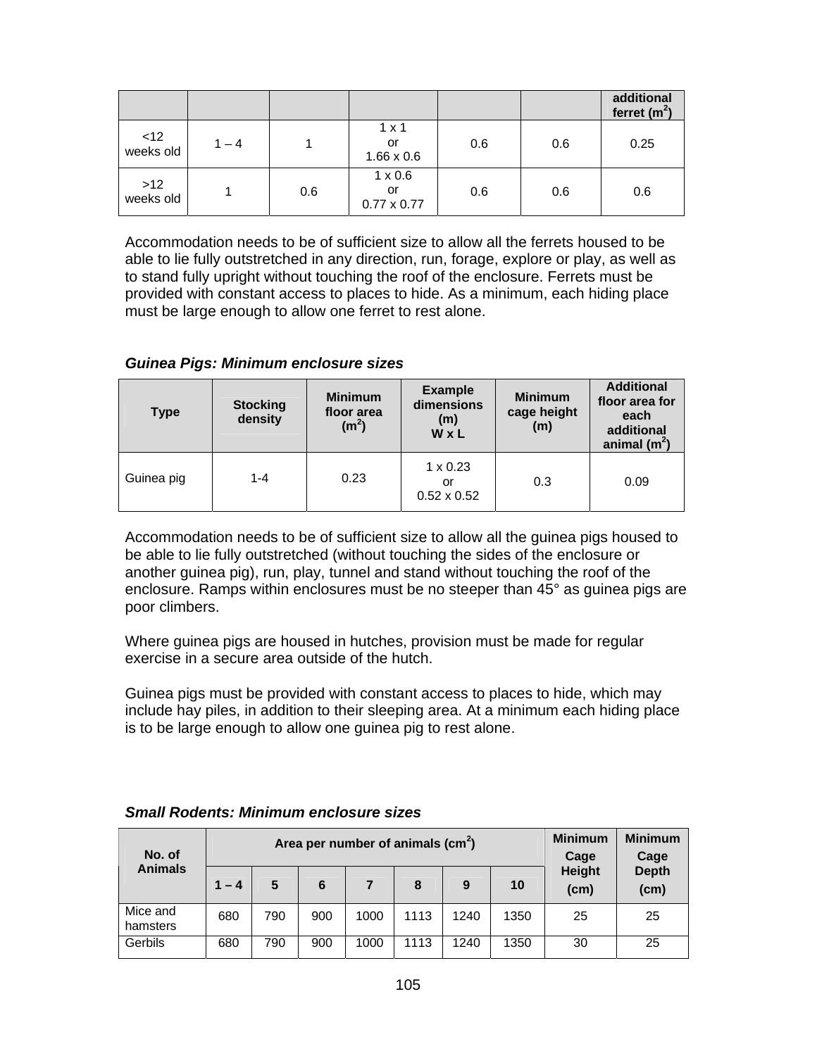| | | | | | | additional ferret ($m^2$) |
|---|---|---|---|---|---|---|
| <12 weeks old | 1 – 4 | 1 | 1 x 1 or 1.66 x 0.6 | 0.6 | 0.6 | 0.25 |
| >12 weeks old | 1 | 0.6 | 1 x 0.6 or 0.77 x 0.77 | 0.6 | 0.6 | 0.6 |

Accommodation needs to be of sufficient size to allow all the ferrets housed to be able to lie fully outstretched in any direction, run, forage, explore or play, as well as to stand fully upright without touching the roof of the enclosure. Ferrets must be provided with constant access to places to hide. As a minimum, each hiding place must be large enough to allow one ferret to rest alone.

***Guinea Pigs: Minimum enclosure sizes***

| Type | Stocking density | Minimum floor area ($m^2$) | Example dimensions (m) W x L | Minimum cage height (m) | Additional floor area for each additional animal ($m^2$) |
|---|---|---|---|---|---|
| Guinea pig | 1-4 | 0.23 | 1 x 0.23 or 0.52 x 0.52 | 0.3 | 0.09 |

Accommodation needs to be of sufficient size to allow all the guinea pigs housed to be able to lie fully outstretched (without touching the sides of the enclosure or another guinea pig), run, play, tunnel and stand without touching the roof of the enclosure. Ramps within enclosures must be no steeper than 45° as guinea pigs are poor climbers.

Where guinea pigs are housed in hutches, provision must be made for regular exercise in a secure area outside of the hutch.

Guinea pigs must be provided with constant access to places to hide, which may include hay piles, in addition to their sleeping area. At a minimum each hiding place is to be large enough to allow one guinea pig to rest alone.

***Small Rodents: Minimum enclosure sizes***

| No. of Animals | Area per number of animals ($cm^2$) | | | | | | | Minimum Cage Height (cm) | Minimum Cage Depth (cm) |
|---|---|---|---|---|---|---|---|---|---|
| | 1 – 4 | 5 | 6 | 7 | 8 | 9 | 10 | | |
| Mice and hamsters | 680 | 790 | 900 | 1000 | 1113 | 1240 | 1350 | 25 | 25 |
| Gerbils | 680 | 790 | 900 | 1000 | 1113 | 1240 | 1350 | 30 | 25 |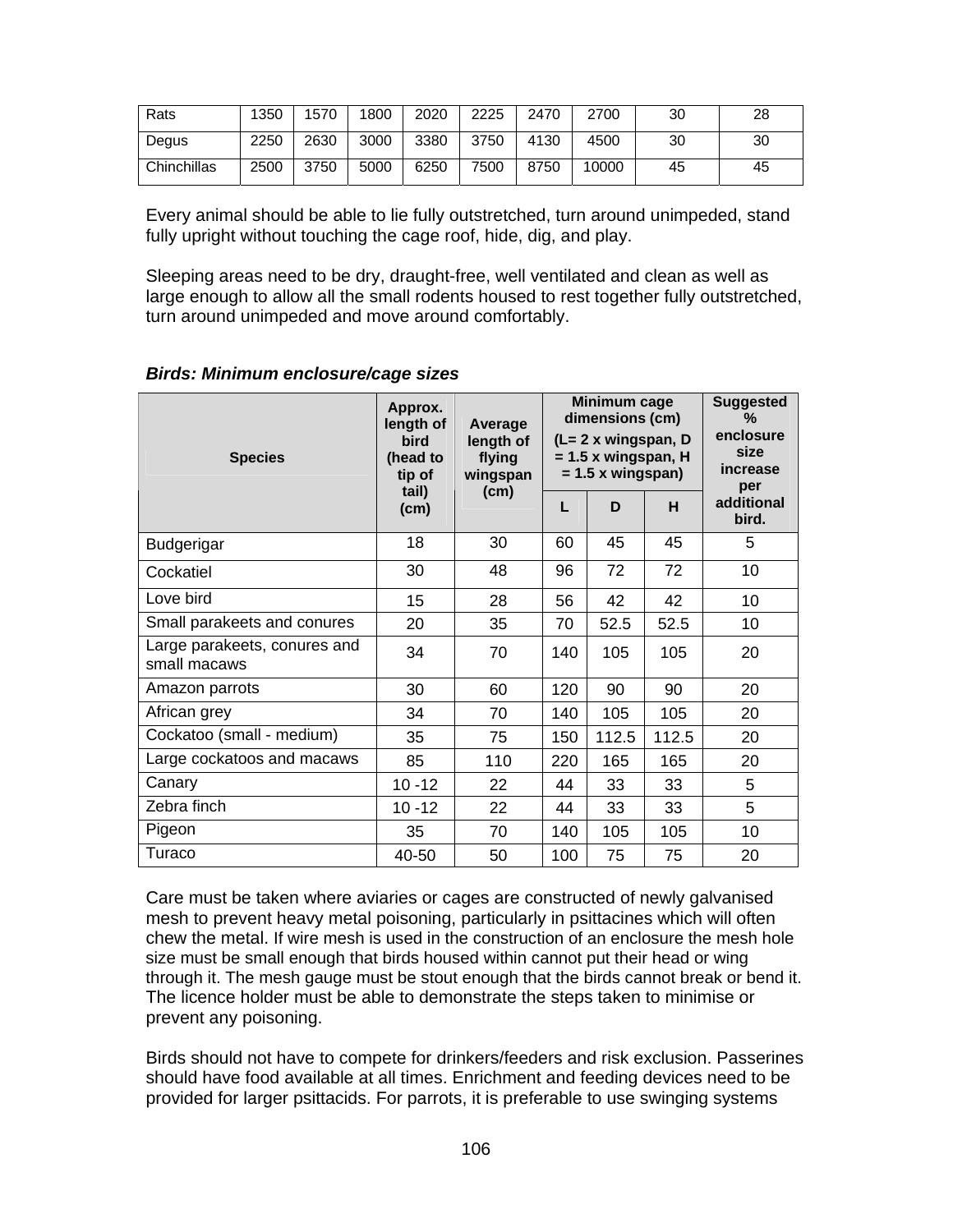| Rats | 1350 | 1570 | 1800 | 2020 | 2225 | 2470 | 2700 | 30 | 28 |
|---|---|---|---|---|---|---|---|---|---|
| Degus | 2250 | 2630 | 3000 | 3380 | 3750 | 4130 | 4500 | 30 | 30 |
| Chinchillas | 2500 | 3750 | 5000 | 6250 | 7500 | 8750 | 10000 | 45 | 45 |

Every animal should be able to lie fully outstretched, turn around unimpeded, stand fully upright without touching the cage roof, hide, dig, and play.

Sleeping areas need to be dry, draught-free, well ventilated and clean as well as large enough to allow all the small rodents housed to rest together fully outstretched, turn around unimpeded and move around comfortably.

***Birds: Minimum enclosure/cage sizes***

| Species | Approx. length of bird (head to tip of tail) (cm) | Average length of flying wingspan (cm) | Minimum cage dimensions (cm) (L= 2 x wingspan, D = 1.5 x wingspan, H = 1.5 x wingspan) | | | Suggested % enclosure size increase per additional bird. |
|---|---|---|---|---|---|---|
| | | | L | D | H | |
| Budgerigar | 18 | 30 | 60 | 45 | 45 | 5 |
| Cockatiel | 30 | 48 | 96 | 72 | 72 | 10 |
| Love bird | 15 | 28 | 56 | 42 | 42 | 10 |
| Small parakeets and conures | 20 | 35 | 70 | 52.5 | 52.5 | 10 |
| Large parakeets, conures and small macaws | 34 | 70 | 140 | 105 | 105 | 20 |
| Amazon parrots | 30 | 60 | 120 | 90 | 90 | 20 |
| African grey | 34 | 70 | 140 | 105 | 105 | 20 |
| Cockatoo (small - medium) | 35 | 75 | 150 | 112.5 | 112.5 | 20 |
| Large cockatoos and macaws | 85 | 110 | 220 | 165 | 165 | 20 |
| Canary | 10 -12 | 22 | 44 | 33 | 33 | 5 |
| Zebra finch | 10 -12 | 22 | 44 | 33 | 33 | 5 |
| Pigeon | 35 | 70 | 140 | 105 | 105 | 10 |
| Turaco | 40-50 | 50 | 100 | 75 | 75 | 20 |

Care must be taken where aviaries or cages are constructed of newly galvanised mesh to prevent heavy metal poisoning, particularly in psittacines which will often chew the metal. If wire mesh is used in the construction of an enclosure the mesh hole size must be small enough that birds housed within cannot put their head or wing through it. The mesh gauge must be stout enough that the birds cannot break or bend it. The licence holder must be able to demonstrate the steps taken to minimise or prevent any poisoning.

Birds should not have to compete for drinkers/feeders and risk exclusion. Passerines should have food available at all times. Enrichment and feeding devices need to be provided for larger psittacids. For parrots, it is preferable to use swinging systems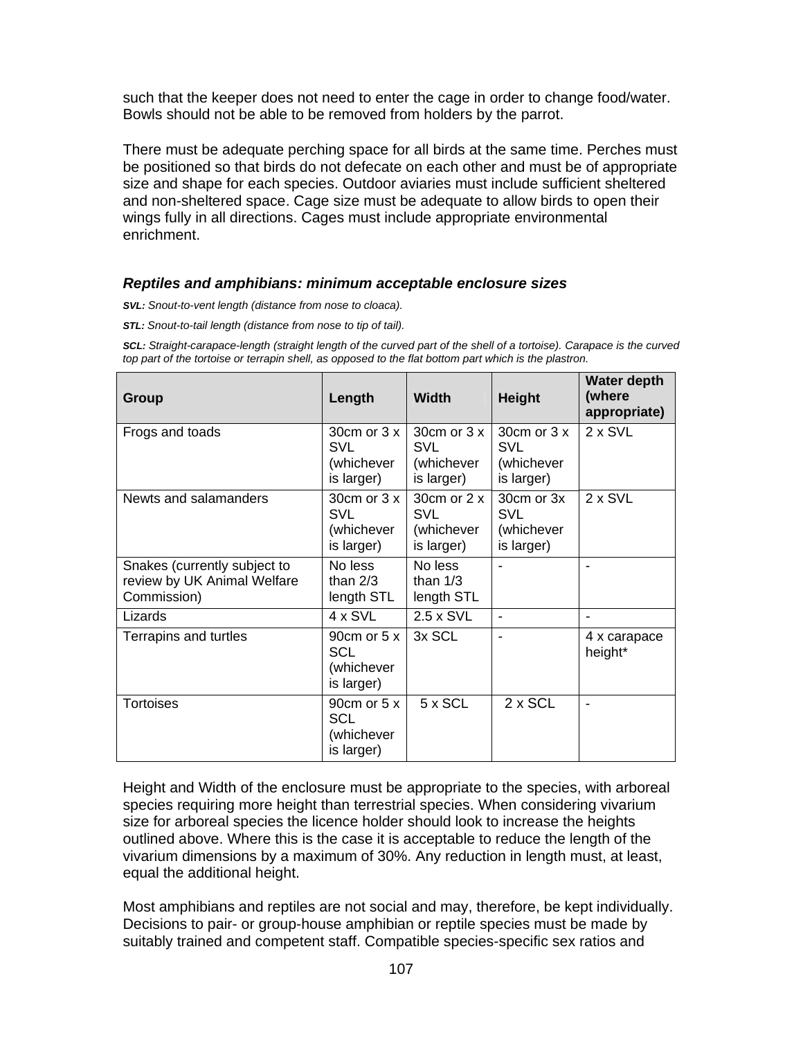such that the keeper does not need to enter the cage in order to change food/water. Bowls should not be able to be removed from holders by the parrot.

There must be adequate perching space for all birds at the same time. Perches must be positioned so that birds do not defecate on each other and must be of appropriate size and shape for each species. Outdoor aviaries must include sufficient sheltered and non-sheltered space. Cage size must be adequate to allow birds to open their wings fully in all directions. Cages must include appropriate environmental enrichment.

### *Reptiles and amphibians: minimum acceptable enclosure sizes*

***SVL:*** *Snout-to-vent length (distance from nose to cloaca).*

***STL:*** *Snout-to-tail length (distance from nose to tip of tail).*

***SCL:*** *Straight-carapace-length (straight length of the curved part of the shell of a tortoise). Carapace is the curved top part of the tortoise or terrapin shell, as opposed to the flat bottom part which is the plastron.*

| Group | Length | Width | Height | Water depth (where appropriate) |
|---|---|---|---|---|
| Frogs and toads | 30cm or 3 x SVL (whichever is larger) | 30cm or 3 x SVL (whichever is larger) | 30cm or 3 x SVL (whichever is larger) | 2 x SVL |
| Newts and salamanders | 30cm or 3 x SVL (whichever is larger) | 30cm or 2 x SVL (whichever is larger) | 30cm or 3x SVL (whichever is larger) | 2 x SVL |
| Snakes (currently subject to review by UK Animal Welfare Commission) | No less than 2/3 length STL | No less than 1/3 length STL | - | - |
| Lizards | 4 x SVL | 2.5 x SVL | - | - |
| Terrapins and turtles | 90cm or 5 x SCL (whichever is larger) | 3x SCL | - | 4 x carapace height* |
| Tortoises | 90cm or 5 x SCL (whichever is larger) | 5 x SCL | 2 x SCL | - |

Height and Width of the enclosure must be appropriate to the species, with arboreal species requiring more height than terrestrial species. When considering vivarium size for arboreal species the licence holder should look to increase the heights outlined above. Where this is the case it is acceptable to reduce the length of the vivarium dimensions by a maximum of 30%. Any reduction in length must, at least, equal the additional height.

Most amphibians and reptiles are not social and may, therefore, be kept individually. Decisions to pair- or group-house amphibian or reptile species must be made by suitably trained and competent staff. Compatible species-specific sex ratios and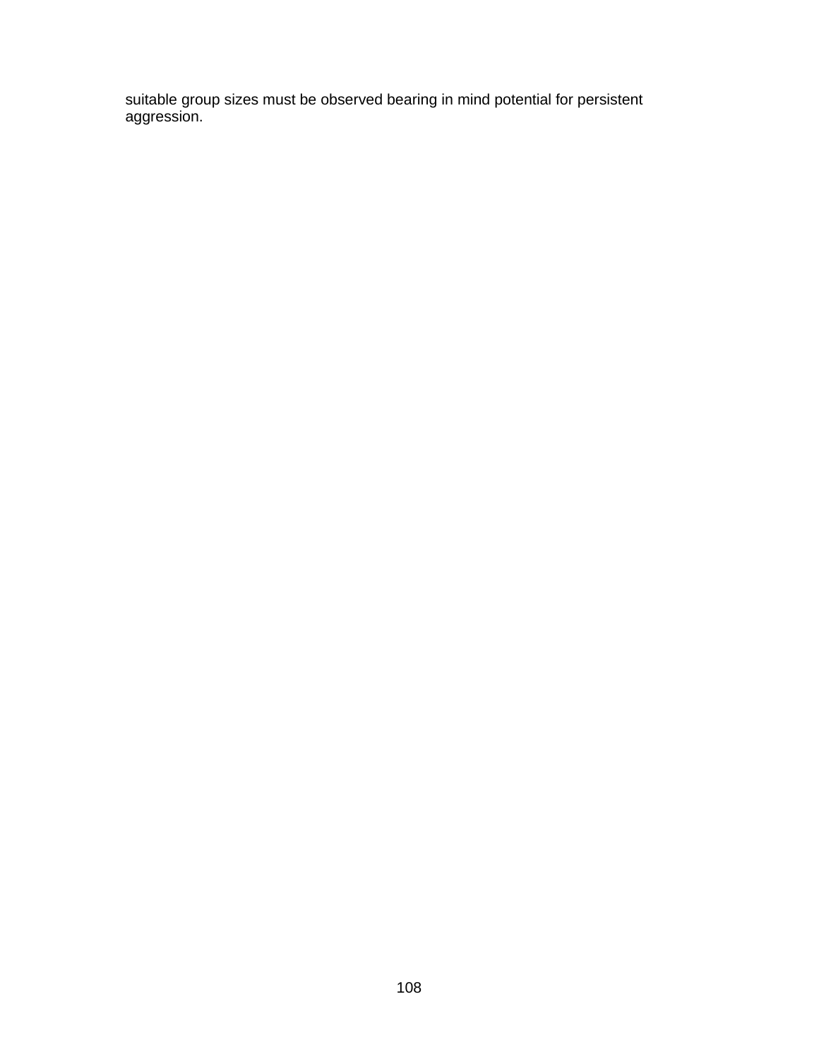suitable group sizes must be observed bearing in mind potential for persistent aggression.